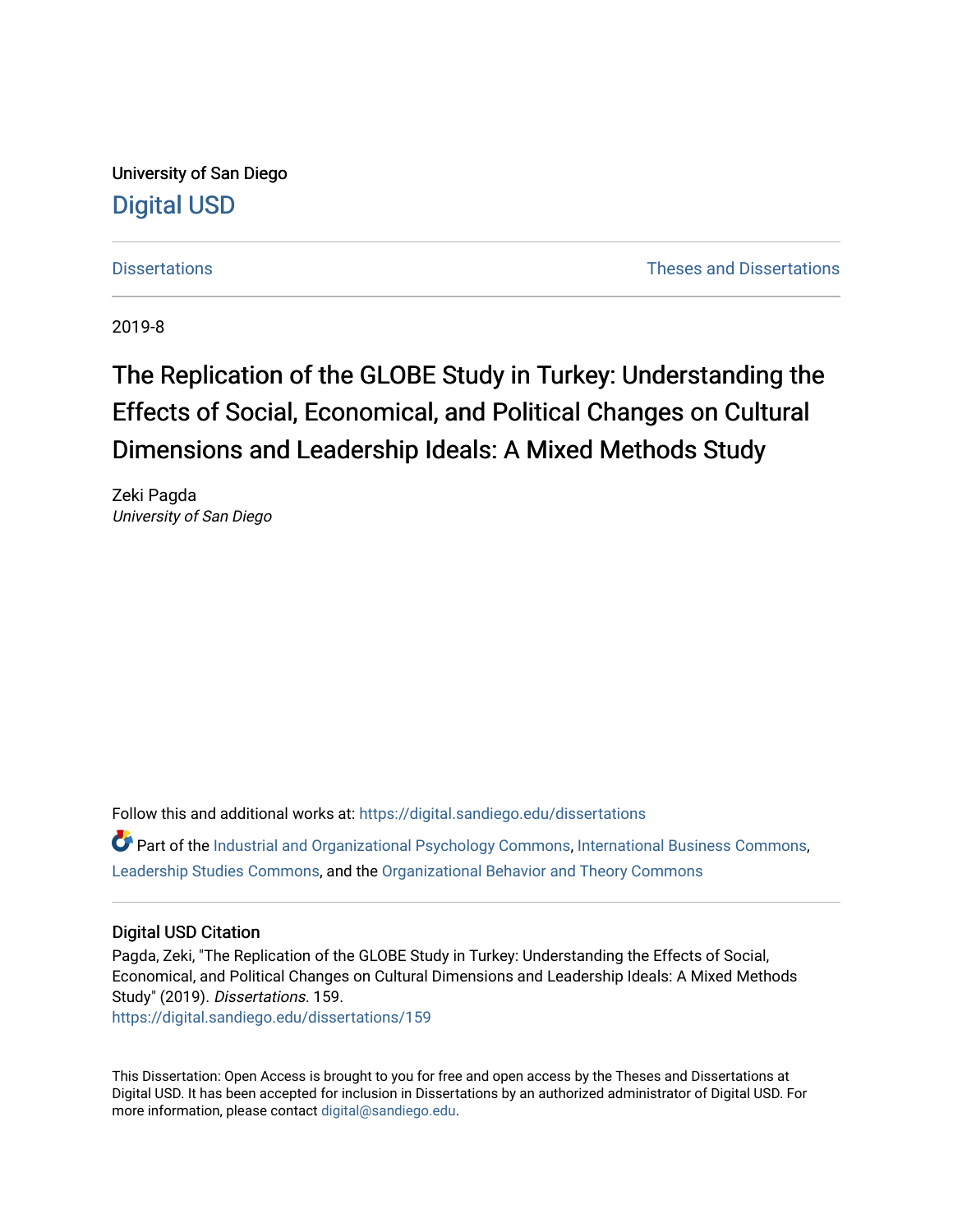University of San Diego

Digital USD

Dissertations | Theses and Dissertations

2019-8

# The Replication of the GLOBE Study in Turkey: Understanding the Effects of Social, Economical, and Political Changes on Cultural Dimensions and Leadership Ideals: A Mixed Methods Study

Zeki Pagda

*University of San Diego*

Follow this and additional works at: https://digital.sandiego.edu/dissertations

Part of the Industrial and Organizational Psychology Commons, International Business Commons, Leadership Studies Commons, and the Organizational Behavior and Theory Commons

## Digital USD Citation

Pagda, Zeki, "The Replication of the GLOBE Study in Turkey: Understanding the Effects of Social, Economical, and Political Changes on Cultural Dimensions and Leadership Ideals: A Mixed Methods Study" (2019). *Dissertations*. 159.

https://digital.sandiego.edu/dissertations/159

This Dissertation: Open Access is brought to you for free and open access by the Theses and Dissertations at Digital USD. It has been accepted for inclusion in Dissertations by an authorized administrator of Digital USD. For more information, please contact digital@sandiego.edu.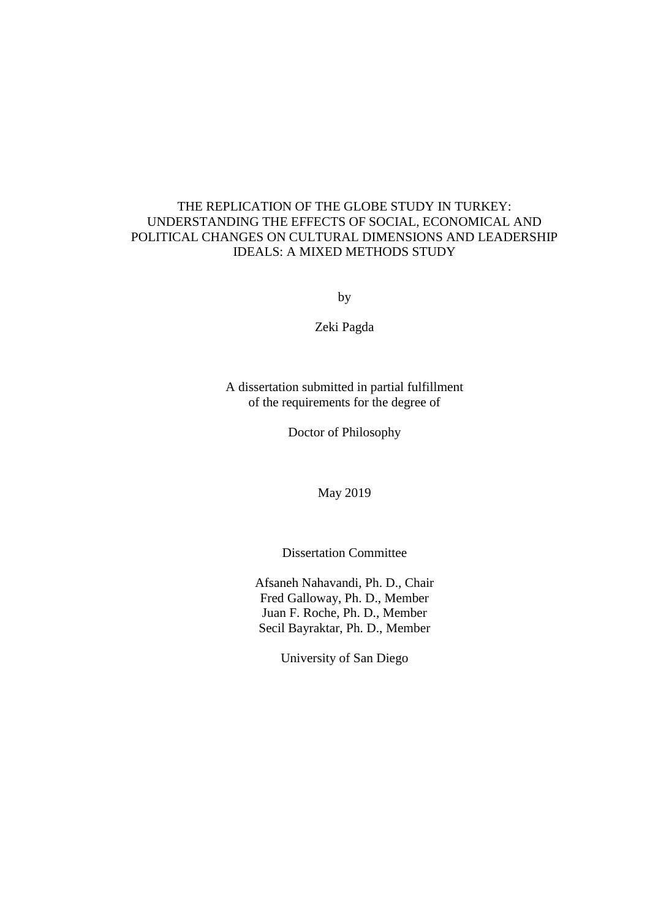THE REPLICATION OF THE GLOBE STUDY IN TURKEY: UNDERSTANDING THE EFFECTS OF SOCIAL, ECONOMICAL AND POLITICAL CHANGES ON CULTURAL DIMENSIONS AND LEADERSHIP IDEALS: A MIXED METHODS STUDY

by

Zeki Pagda

A dissertation submitted in partial fulfillment
of the requirements for the degree of

Doctor of Philosophy

May 2019

Dissertation Committee

Afsaneh Nahavandi, Ph. D., Chair
Fred Galloway, Ph. D., Member
Juan F. Roche, Ph. D., Member
Secil Bayraktar, Ph. D., Member

University of San Diego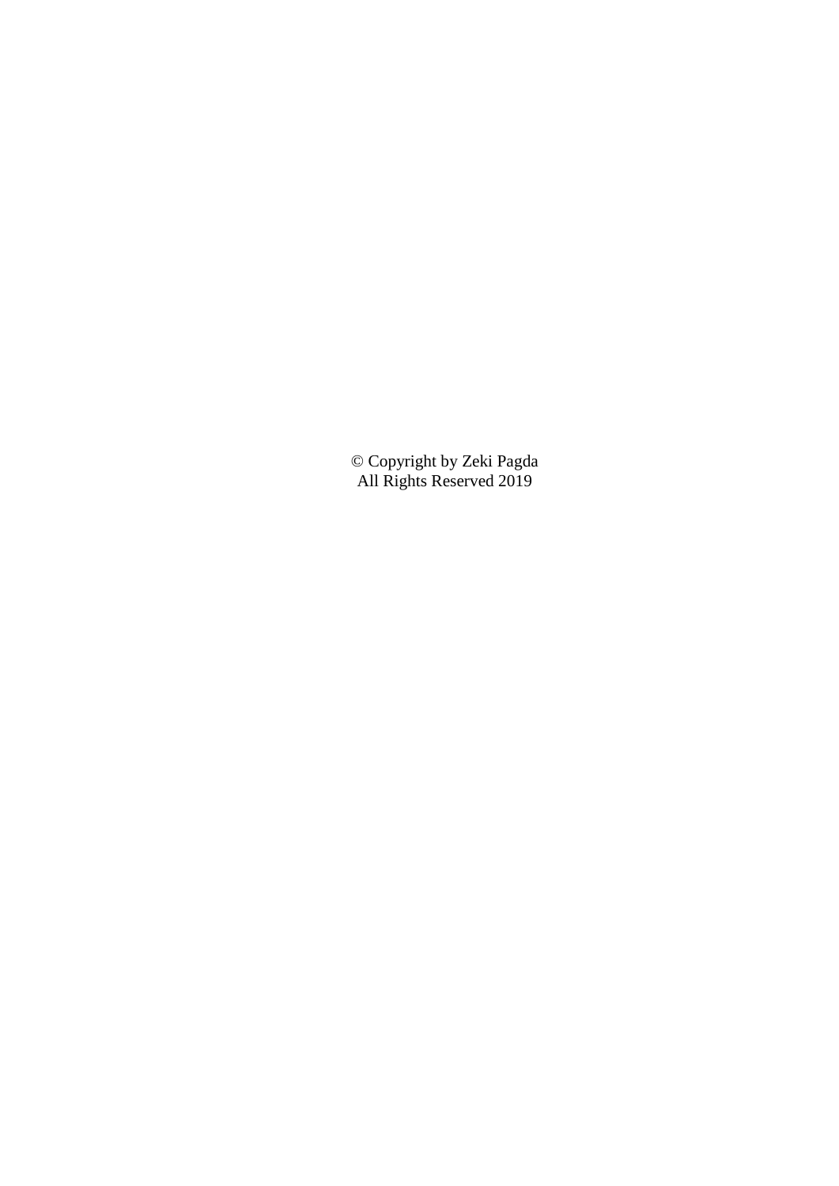© Copyright by Zeki Pagda
All Rights Reserved 2019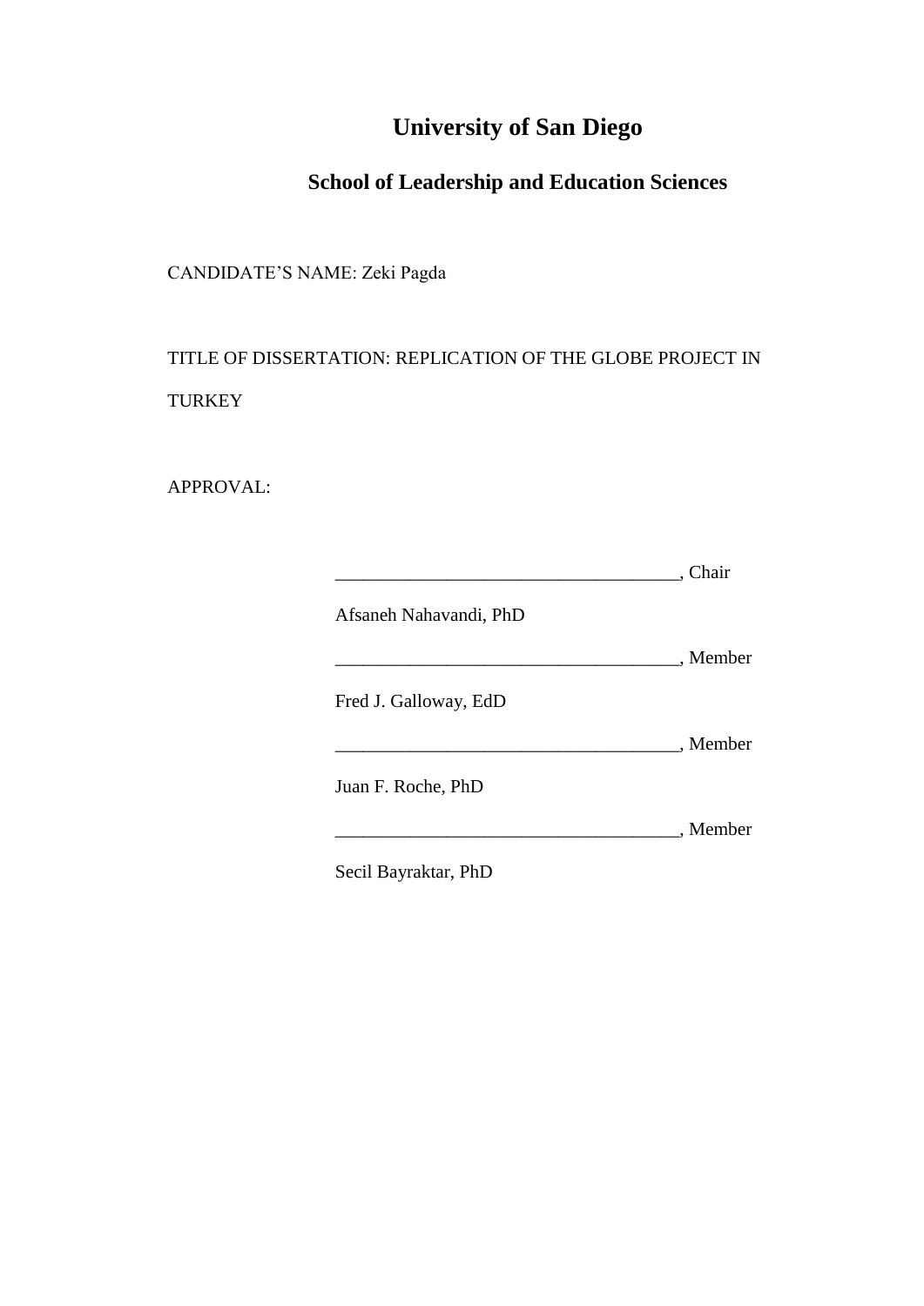# University of San Diego

## School of Leadership and Education Sciences

CANDIDATE'S NAME: Zeki Pagda

TITLE OF DISSERTATION: REPLICATION OF THE GLOBE PROJECT IN TURKEY

APPROVAL:

_____________________________________, Chair

Afsaneh Nahavandi, PhD

_____________________________________, Member

Fred J. Galloway, EdD

_____________________________________, Member

Juan F. Roche, PhD

_____________________________________, Member

Secil Bayraktar, PhD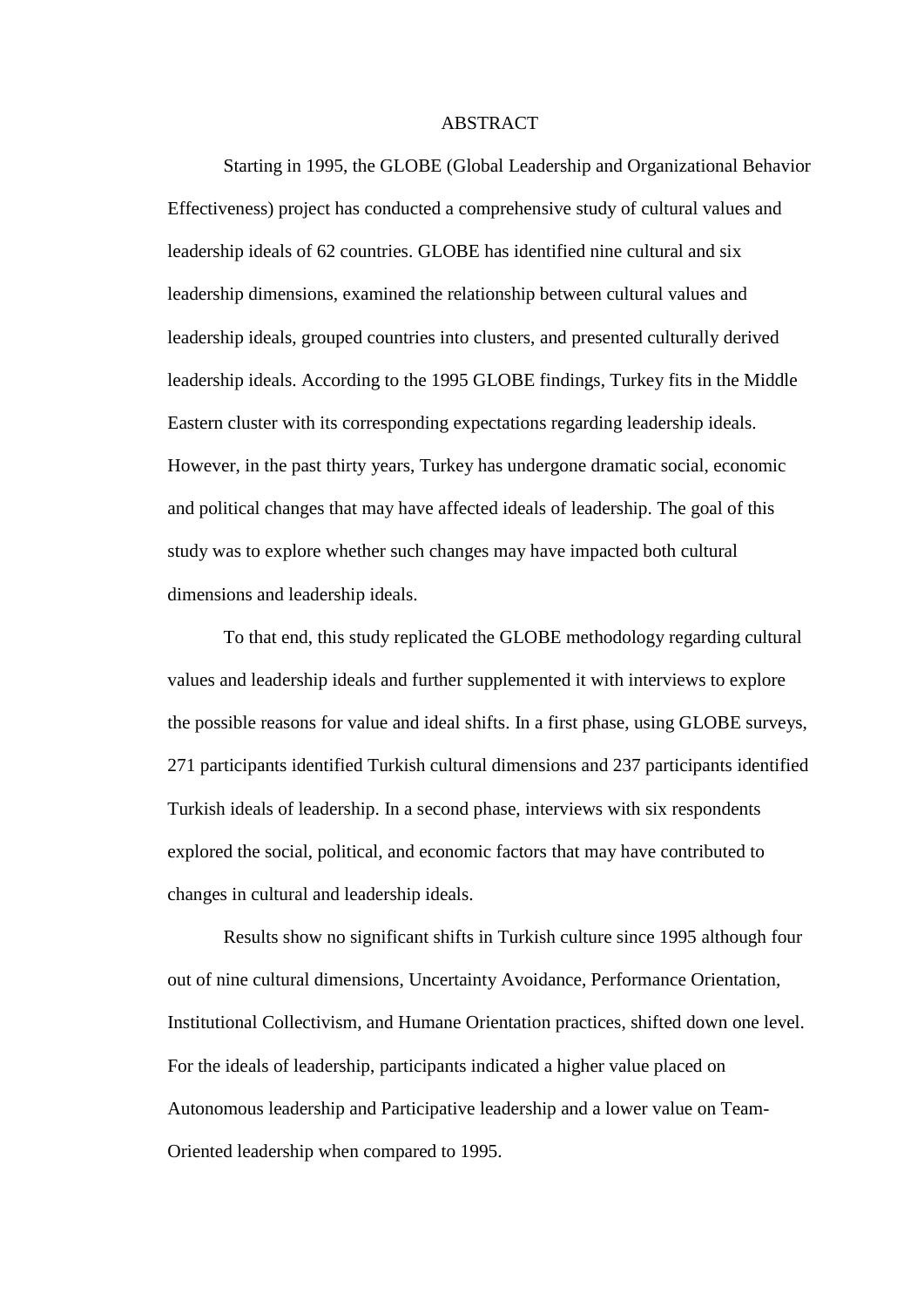# ABSTRACT

Starting in 1995, the GLOBE (Global Leadership and Organizational Behavior Effectiveness) project has conducted a comprehensive study of cultural values and leadership ideals of 62 countries. GLOBE has identified nine cultural and six leadership dimensions, examined the relationship between cultural values and leadership ideals, grouped countries into clusters, and presented culturally derived leadership ideals. According to the 1995 GLOBE findings, Turkey fits in the Middle Eastern cluster with its corresponding expectations regarding leadership ideals. However, in the past thirty years, Turkey has undergone dramatic social, economic and political changes that may have affected ideals of leadership. The goal of this study was to explore whether such changes may have impacted both cultural dimensions and leadership ideals.

To that end, this study replicated the GLOBE methodology regarding cultural values and leadership ideals and further supplemented it with interviews to explore the possible reasons for value and ideal shifts. In a first phase, using GLOBE surveys, 271 participants identified Turkish cultural dimensions and 237 participants identified Turkish ideals of leadership. In a second phase, interviews with six respondents explored the social, political, and economic factors that may have contributed to changes in cultural and leadership ideals.

Results show no significant shifts in Turkish culture since 1995 although four out of nine cultural dimensions, Uncertainty Avoidance, Performance Orientation, Institutional Collectivism, and Humane Orientation practices, shifted down one level. For the ideals of leadership, participants indicated a higher value placed on Autonomous leadership and Participative leadership and a lower value on Team-Oriented leadership when compared to 1995.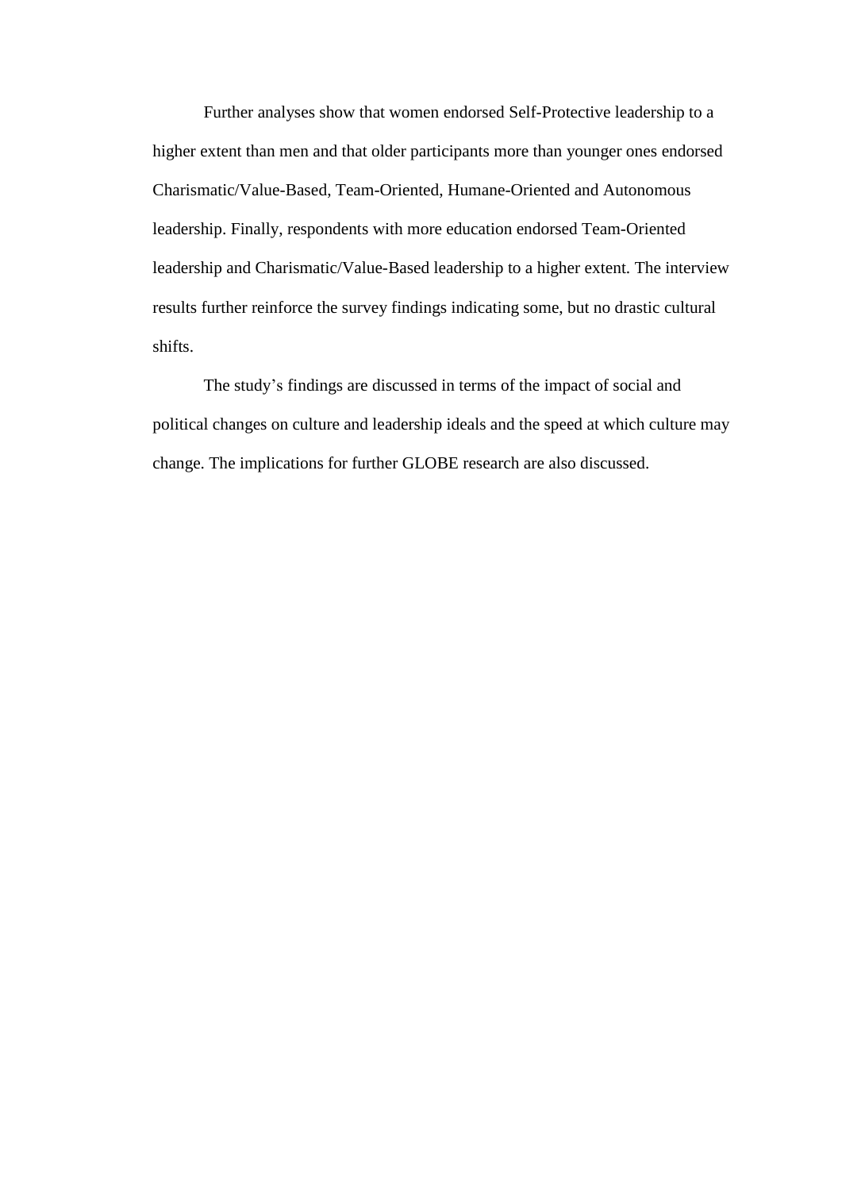Further analyses show that women endorsed Self-Protective leadership to a higher extent than men and that older participants more than younger ones endorsed Charismatic/Value-Based, Team-Oriented, Humane-Oriented and Autonomous leadership. Finally, respondents with more education endorsed Team-Oriented leadership and Charismatic/Value-Based leadership to a higher extent. The interview results further reinforce the survey findings indicating some, but no drastic cultural shifts.

The study's findings are discussed in terms of the impact of social and political changes on culture and leadership ideals and the speed at which culture may change. The implications for further GLOBE research are also discussed.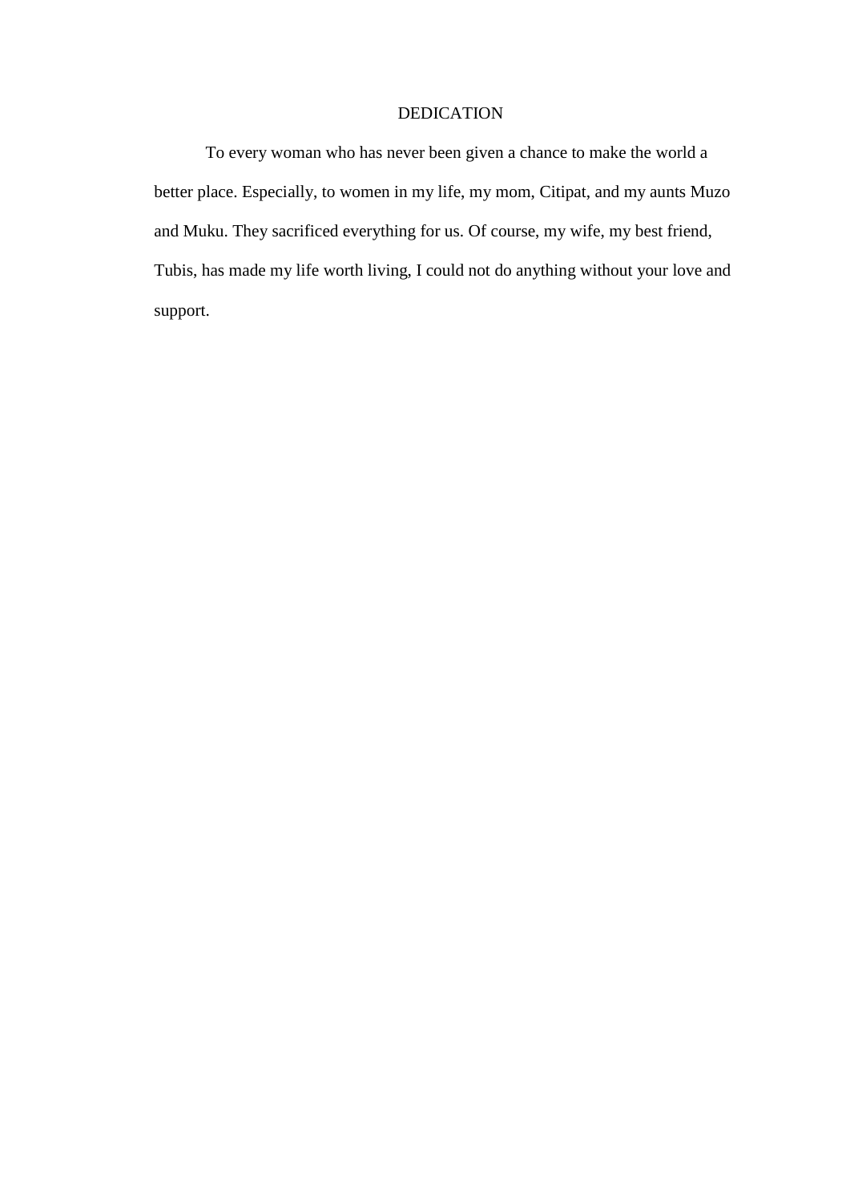# DEDICATION

To every woman who has never been given a chance to make the world a better place. Especially, to women in my life, my mom, Citipat, and my aunts Muzo and Muku. They sacrificed everything for us. Of course, my wife, my best friend, Tubis, has made my life worth living, I could not do anything without your love and support.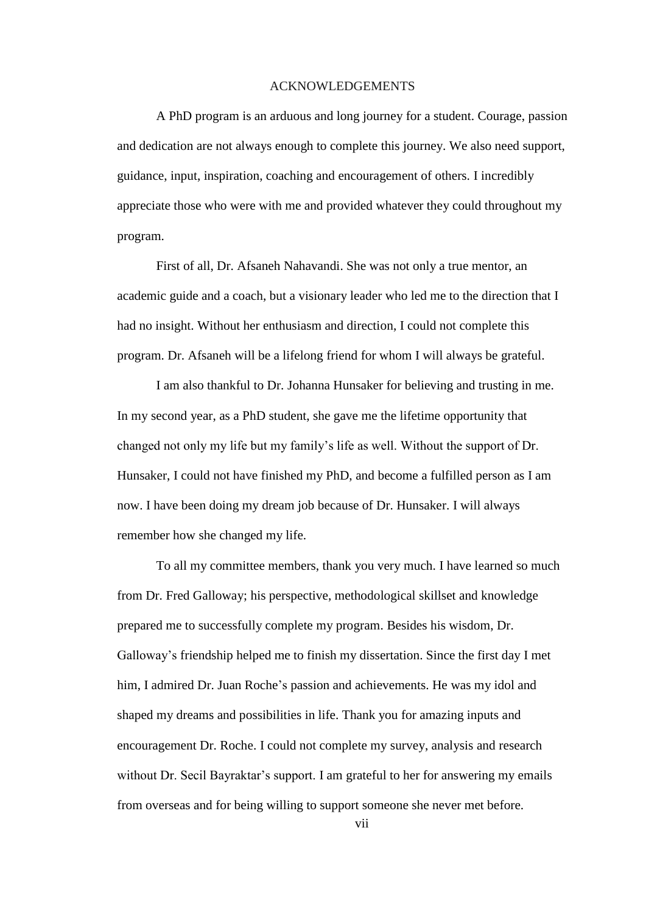# ACKNOWLEDGEMENTS

A PhD program is an arduous and long journey for a student. Courage, passion and dedication are not always enough to complete this journey. We also need support, guidance, input, inspiration, coaching and encouragement of others. I incredibly appreciate those who were with me and provided whatever they could throughout my program.

First of all, Dr. Afsaneh Nahavandi. She was not only a true mentor, an academic guide and a coach, but a visionary leader who led me to the direction that I had no insight. Without her enthusiasm and direction, I could not complete this program. Dr. Afsaneh will be a lifelong friend for whom I will always be grateful.

I am also thankful to Dr. Johanna Hunsaker for believing and trusting in me. In my second year, as a PhD student, she gave me the lifetime opportunity that changed not only my life but my family's life as well. Without the support of Dr. Hunsaker, I could not have finished my PhD, and become a fulfilled person as I am now. I have been doing my dream job because of Dr. Hunsaker. I will always remember how she changed my life.

To all my committee members, thank you very much. I have learned so much from Dr. Fred Galloway; his perspective, methodological skillset and knowledge prepared me to successfully complete my program. Besides his wisdom, Dr. Galloway's friendship helped me to finish my dissertation. Since the first day I met him, I admired Dr. Juan Roche's passion and achievements. He was my idol and shaped my dreams and possibilities in life. Thank you for amazing inputs and encouragement Dr. Roche. I could not complete my survey, analysis and research without Dr. Secil Bayraktar's support. I am grateful to her for answering my emails from overseas and for being willing to support someone she never met before.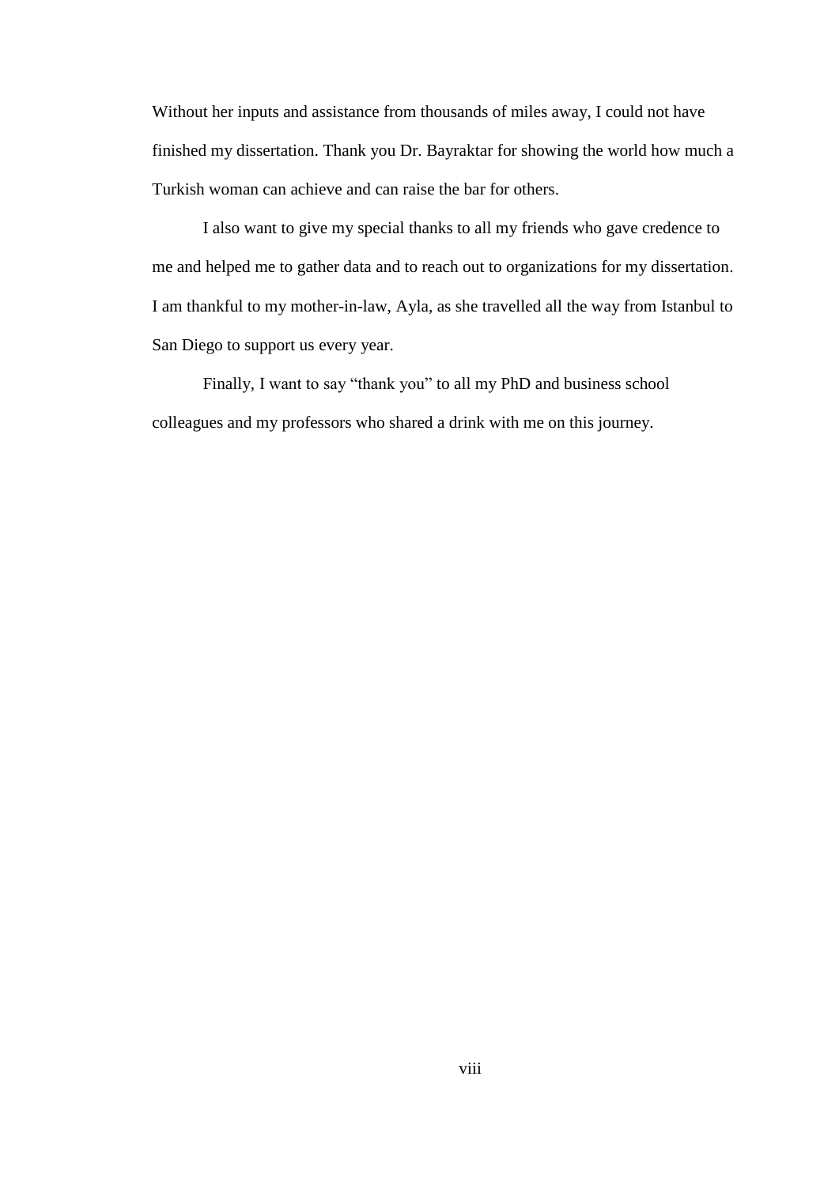Without her inputs and assistance from thousands of miles away, I could not have finished my dissertation. Thank you Dr. Bayraktar for showing the world how much a Turkish woman can achieve and can raise the bar for others.

I also want to give my special thanks to all my friends who gave credence to me and helped me to gather data and to reach out to organizations for my dissertation. I am thankful to my mother-in-law, Ayla, as she travelled all the way from Istanbul to San Diego to support us every year.

Finally, I want to say "thank you" to all my PhD and business school colleagues and my professors who shared a drink with me on this journey.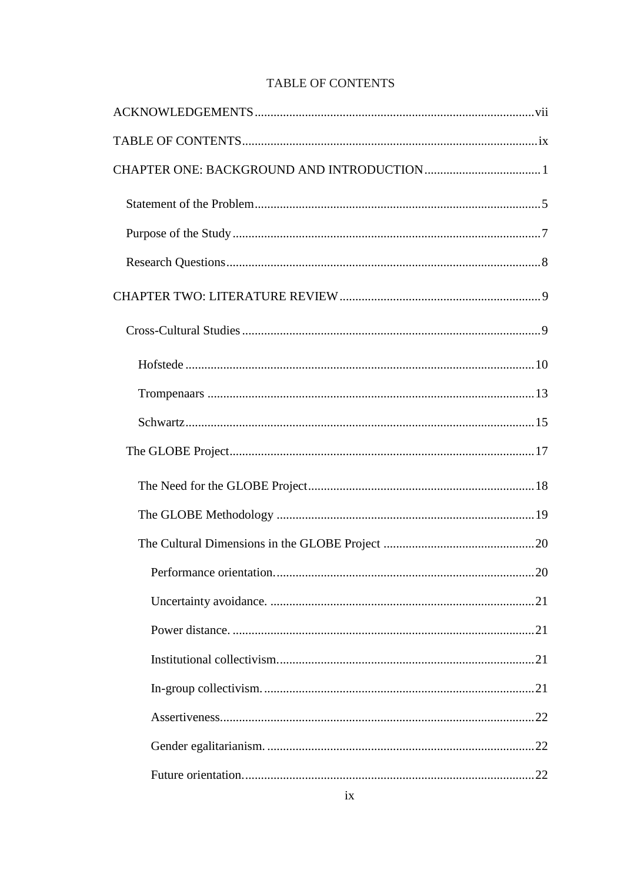# TABLE OF CONTENTS

ACKNOWLEDGEMENTS ........ vii

TABLE OF CONTENTS ........ ix

CHAPTER ONE: BACKGROUND AND INTRODUCTION ........ 1

- Statement of the Problem ........ 5
- Purpose of the Study ........ 7
- Research Questions ........ 8

CHAPTER TWO: LITERATURE REVIEW ........ 9

- Cross-Cultural Studies ........ 9
  - Hofstede ........ 10
  - Trompenaars ........ 13
  - Schwartz ........ 15
- The GLOBE Project ........ 17
  - The Need for the GLOBE Project ........ 18
  - The GLOBE Methodology ........ 19
  - The Cultural Dimensions in the GLOBE Project ........ 20
    - Performance orientation. ........ 20
    - Uncertainty avoidance. ........ 21
    - Power distance. ........ 21
    - Institutional collectivism. ........ 21
    - In-group collectivism. ........ 21
    - Assertiveness. ........ 22
    - Gender egalitarianism. ........ 22
    - Future orientation. ........ 22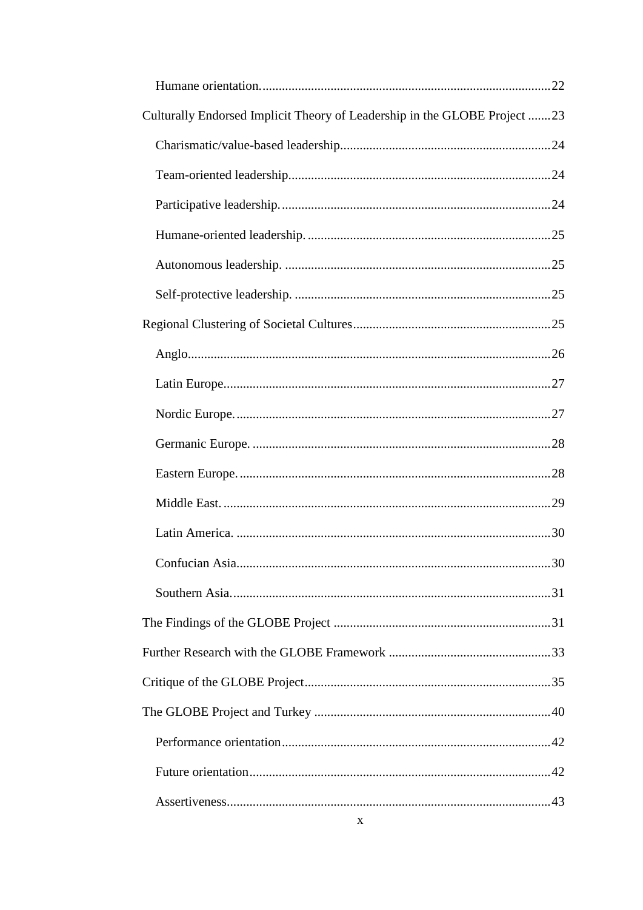Humane orientation. 22

Culturally Endorsed Implicit Theory of Leadership in the GLOBE Project 23

Charismatic/value-based leadership 24

Team-oriented leadership 24

Participative leadership. 24

Humane-oriented leadership. 25

Autonomous leadership. 25

Self-protective leadership. 25

Regional Clustering of Societal Cultures 25

Anglo 26

Latin Europe 27

Nordic Europe. 27

Germanic Europe. 28

Eastern Europe. 28

Middle East. 29

Latin America. 30

Confucian Asia 30

Southern Asia. 31

The Findings of the GLOBE Project 31

Further Research with the GLOBE Framework 33

Critique of the GLOBE Project 35

The GLOBE Project and Turkey 40

Performance orientation 42

Future orientation 42

Assertiveness 43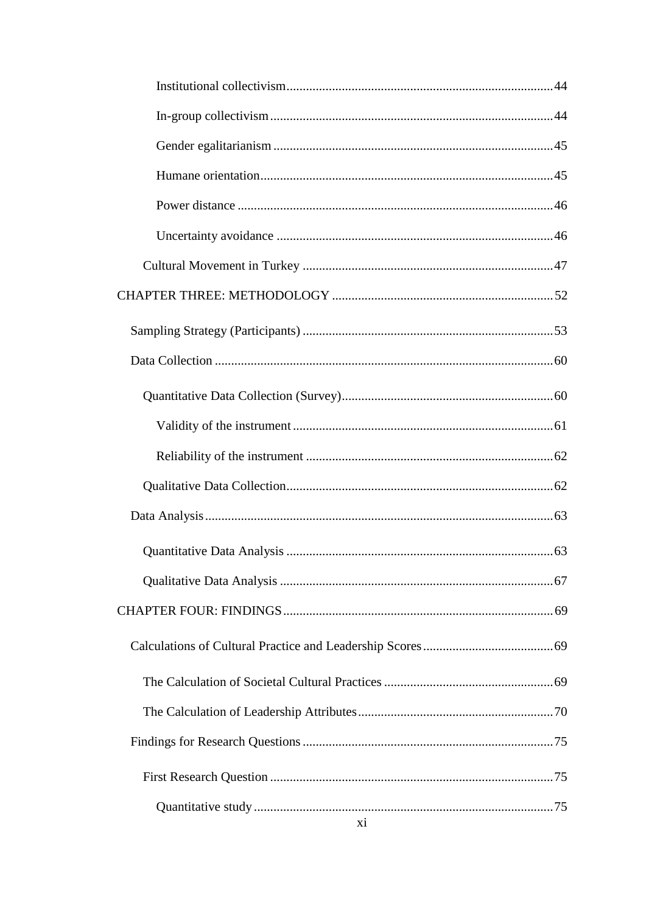Institutional collectivism ............................................................................... 44

In-group collectivism ...................................................................................... 44

Gender egalitarianism ..................................................................................... 45

Humane orientation ......................................................................................... 45

Power distance ................................................................................................ 46

Uncertainty avoidance ..................................................................................... 46

Cultural Movement in Turkey ............................................................................ 47

CHAPTER THREE: METHODOLOGY ................................................................... 52

Sampling Strategy (Participants) ............................................................................ 53

Data Collection ....................................................................................................... 60

Quantitative Data Collection (Survey) ................................................................ 60

Validity of the instrument ............................................................................... 61

Reliability of the instrument ........................................................................... 62

Qualitative Data Collection ................................................................................. 62

Data Analysis .......................................................................................................... 63

Quantitative Data Analysis ................................................................................. 63

Qualitative Data Analysis ................................................................................... 67

CHAPTER FOUR: FINDINGS .................................................................................. 69

Calculations of Cultural Practice and Leadership Scores ....................................... 69

The Calculation of Societal Cultural Practices ................................................... 69

The Calculation of Leadership Attributes ........................................................... 70

Findings for Research Questions ............................................................................ 75

First Research Question ...................................................................................... 75

Quantitative study ........................................................................................... 75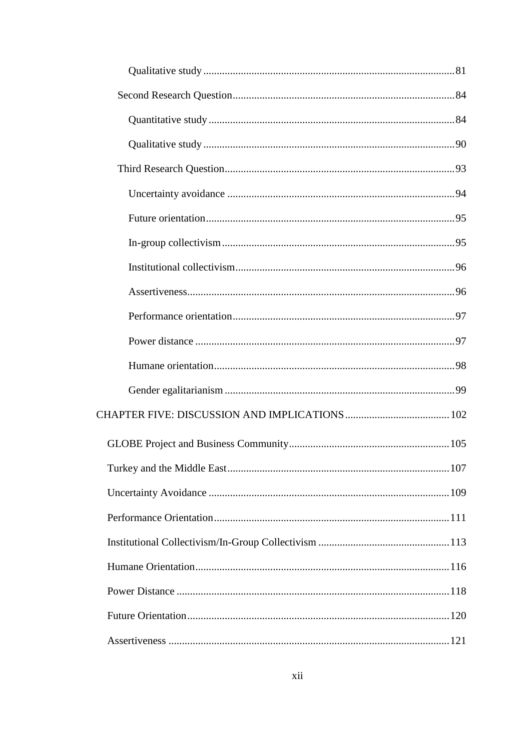Qualitative study ..... 81

Second Research Question ..... 84

Quantitative study ..... 84

Qualitative study ..... 90

Third Research Question ..... 93

Uncertainty avoidance ..... 94

Future orientation ..... 95

In-group collectivism ..... 95

Institutional collectivism ..... 96

Assertiveness ..... 96

Performance orientation ..... 97

Power distance ..... 97

Humane orientation ..... 98

Gender egalitarianism ..... 99

CHAPTER FIVE: DISCUSSION AND IMPLICATIONS ..... 102

GLOBE Project and Business Community ..... 105

Turkey and the Middle East ..... 107

Uncertainty Avoidance ..... 109

Performance Orientation ..... 111

Institutional Collectivism/In-Group Collectivism ..... 113

Humane Orientation ..... 116

Power Distance ..... 118

Future Orientation ..... 120

Assertiveness ..... 121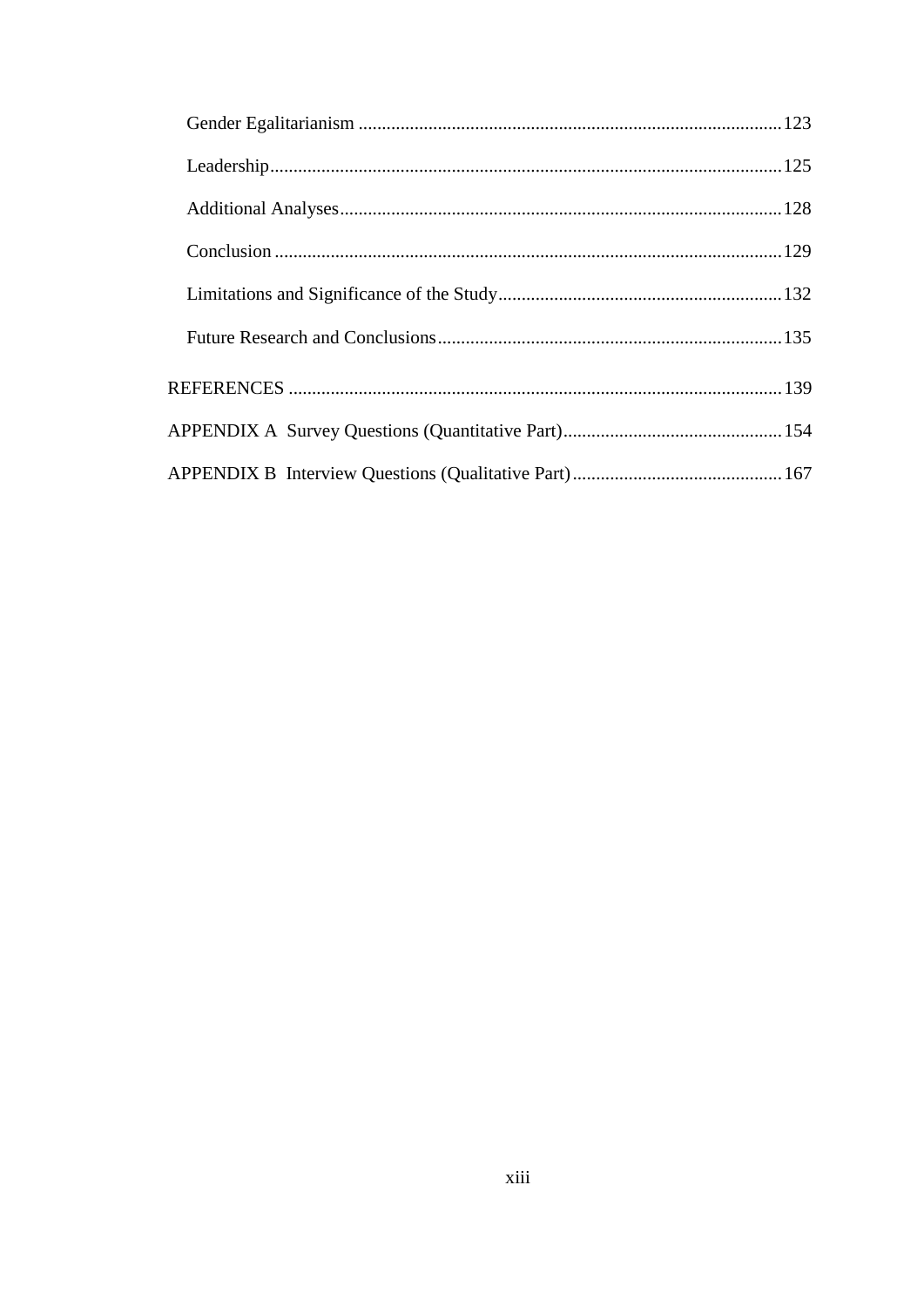Gender Egalitarianism ........................................................................................ 123

Leadership........................................................................................................... 125

Additional Analyses............................................................................................ 128

Conclusion .......................................................................................................... 129

Limitations and Significance of the Study.......................................................... 132

Future Research and Conclusions....................................................................... 135

REFERENCES ........................................................................................................ 139

APPENDIX A Survey Questions (Quantitative Part)............................................... 154

APPENDIX B Interview Questions (Qualitative Part)............................................. 167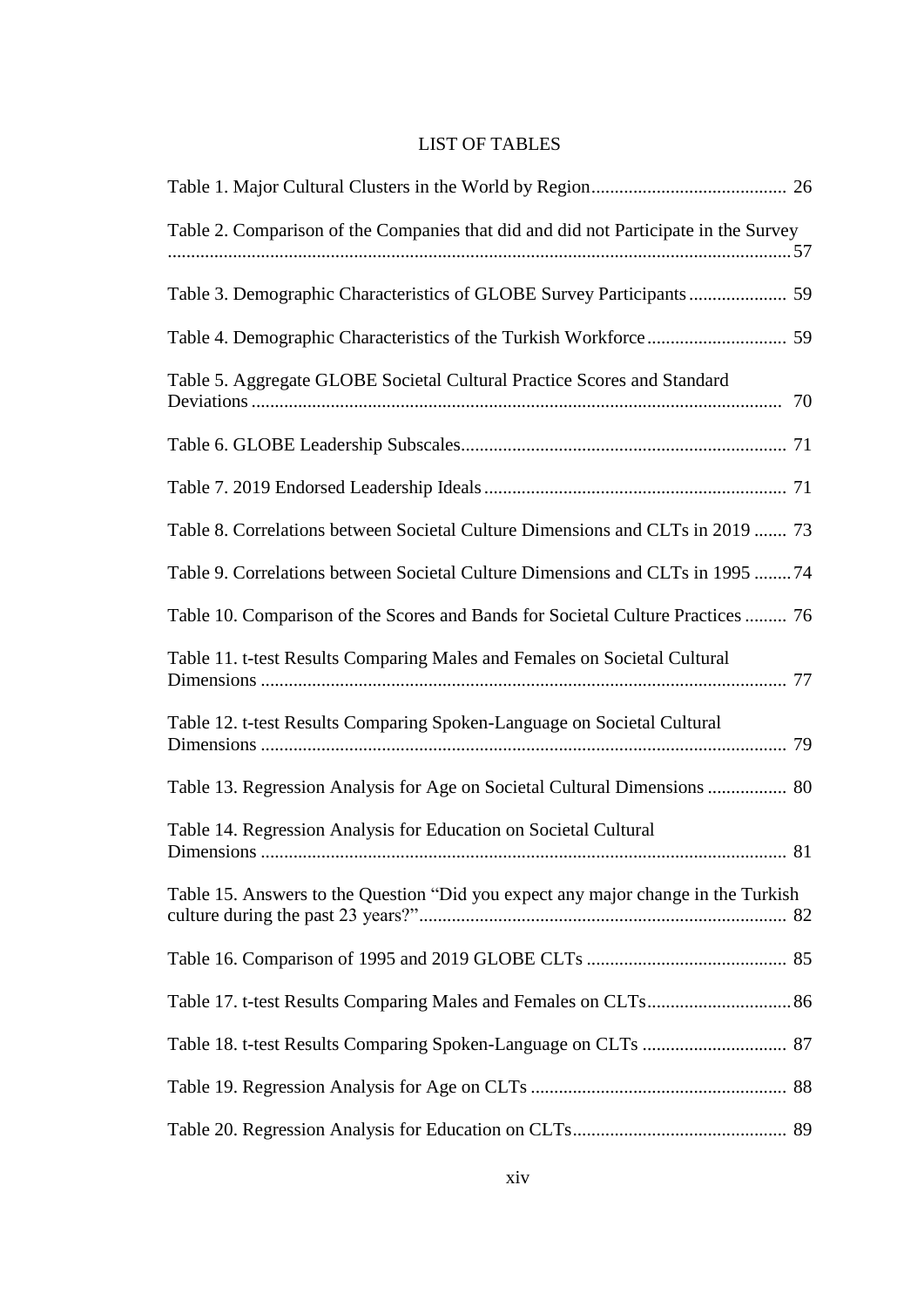# LIST OF TABLES

Table 1. Major Cultural Clusters in the World by Region .......................................... 26

Table 2. Comparison of the Companies that did and did not Participate in the Survey ..................................................................................................................... 57

Table 3. Demographic Characteristics of GLOBE Survey Participants ..................... 59

Table 4. Demographic Characteristics of the Turkish Workforce .............................. 59

Table 5. Aggregate GLOBE Societal Cultural Practice Scores and Standard Deviations ................................................................................................. 70

Table 6. GLOBE Leadership Subscales ..................................................................... 71

Table 7. 2019 Endorsed Leadership Ideals ................................................................. 71

Table 8. Correlations between Societal Culture Dimensions and CLTs in 2019 ....... 73

Table 9. Correlations between Societal Culture Dimensions and CLTs in 1995 ........ 74

Table 10. Comparison of the Scores and Bands for Societal Culture Practices ......... 76

Table 11. t-test Results Comparing Males and Females on Societal Cultural Dimensions ................................................................................................. 77

Table 12. t-test Results Comparing Spoken-Language on Societal Cultural Dimensions ................................................................................................. 79

Table 13. Regression Analysis for Age on Societal Cultural Dimensions ................. 80

Table 14. Regression Analysis for Education on Societal Cultural Dimensions ................................................................................................. 81

Table 15. Answers to the Question "Did you expect any major change in the Turkish culture during the past 23 years?" .............................................................................. 82

Table 16. Comparison of 1995 and 2019 GLOBE CLTs ........................................... 85

Table 17. t-test Results Comparing Males and Females on CLTs .............................. 86

Table 18. t-test Results Comparing Spoken-Language on CLTs ............................... 87

Table 19. Regression Analysis for Age on CLTs ....................................................... 88

Table 20. Regression Analysis for Education on CLTs .............................................. 89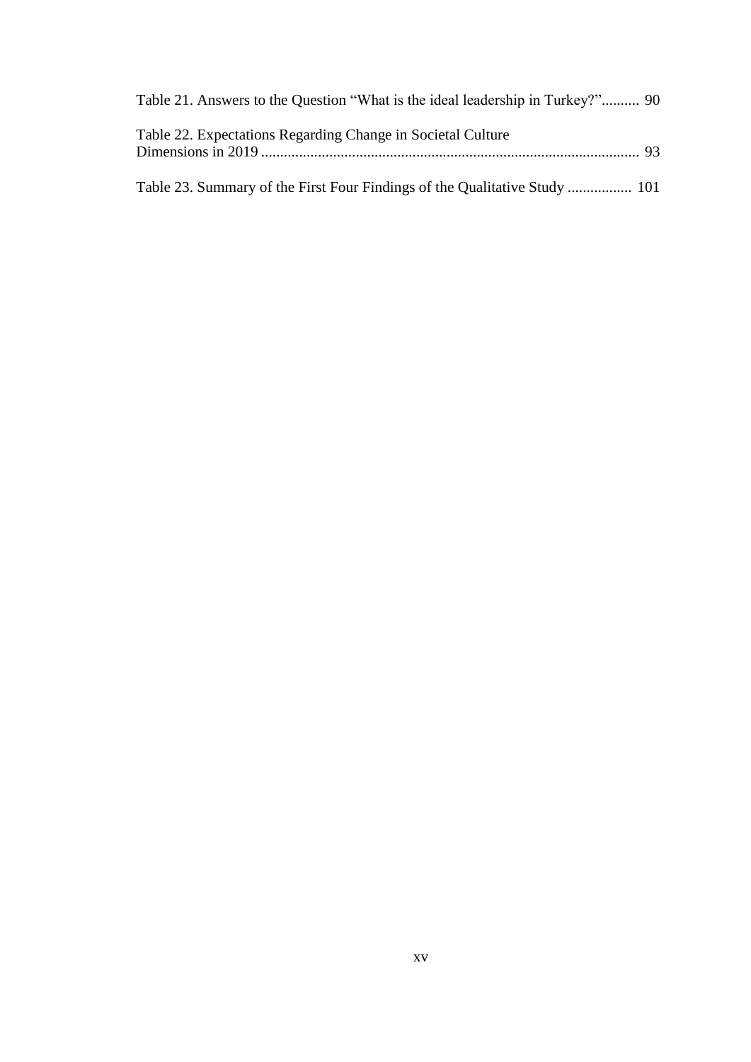Table 21. Answers to the Question “What is the ideal leadership in Turkey?” .......... 90

Table 22. Expectations Regarding Change in Societal Culture Dimensions in 2019 ........................................................................................................ 93

Table 23. Summary of the First Four Findings of the Qualitative Study ................. 101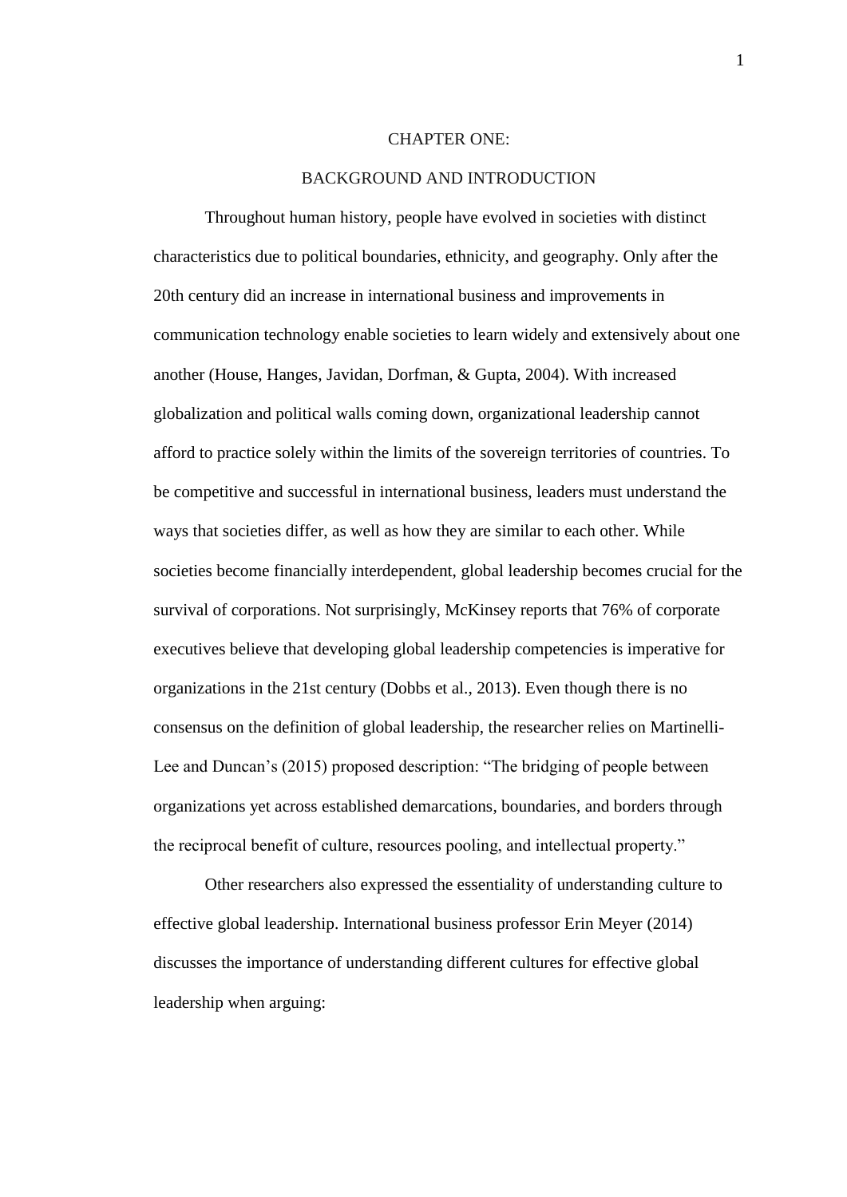# CHAPTER ONE:

# BACKGROUND AND INTRODUCTION

Throughout human history, people have evolved in societies with distinct characteristics due to political boundaries, ethnicity, and geography. Only after the 20th century did an increase in international business and improvements in communication technology enable societies to learn widely and extensively about one another (House, Hanges, Javidan, Dorfman, & Gupta, 2004). With increased globalization and political walls coming down, organizational leadership cannot afford to practice solely within the limits of the sovereign territories of countries. To be competitive and successful in international business, leaders must understand the ways that societies differ, as well as how they are similar to each other. While societies become financially interdependent, global leadership becomes crucial for the survival of corporations. Not surprisingly, McKinsey reports that 76% of corporate executives believe that developing global leadership competencies is imperative for organizations in the 21st century (Dobbs et al., 2013). Even though there is no consensus on the definition of global leadership, the researcher relies on Martinelli-Lee and Duncan's (2015) proposed description: "The bridging of people between organizations yet across established demarcations, boundaries, and borders through the reciprocal benefit of culture, resources pooling, and intellectual property."

Other researchers also expressed the essentiality of understanding culture to effective global leadership. International business professor Erin Meyer (2014) discusses the importance of understanding different cultures for effective global leadership when arguing: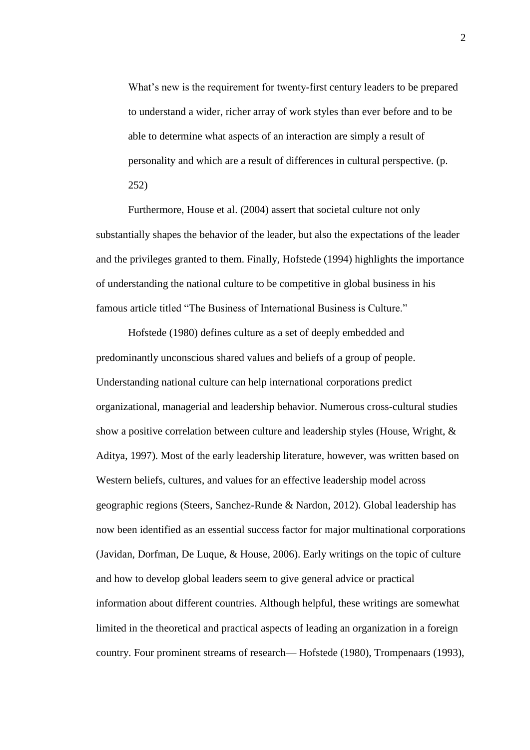> What's new is the requirement for twenty-first century leaders to be prepared to understand a wider, richer array of work styles than ever before and to be able to determine what aspects of an interaction are simply a result of personality and which are a result of differences in cultural perspective. (p. 252)

Furthermore, House et al. (2004) assert that societal culture not only substantially shapes the behavior of the leader, but also the expectations of the leader and the privileges granted to them. Finally, Hofstede (1994) highlights the importance of understanding the national culture to be competitive in global business in his famous article titled "The Business of International Business is Culture."

Hofstede (1980) defines culture as a set of deeply embedded and predominantly unconscious shared values and beliefs of a group of people. Understanding national culture can help international corporations predict organizational, managerial and leadership behavior. Numerous cross-cultural studies show a positive correlation between culture and leadership styles (House, Wright, & Aditya, 1997). Most of the early leadership literature, however, was written based on Western beliefs, cultures, and values for an effective leadership model across geographic regions (Steers, Sanchez-Runde & Nardon, 2012). Global leadership has now been identified as an essential success factor for major multinational corporations (Javidan, Dorfman, De Luque, & House, 2006). Early writings on the topic of culture and how to develop global leaders seem to give general advice or practical information about different countries. Although helpful, these writings are somewhat limited in the theoretical and practical aspects of leading an organization in a foreign country. Four prominent streams of research— Hofstede (1980), Trompenaars (1993),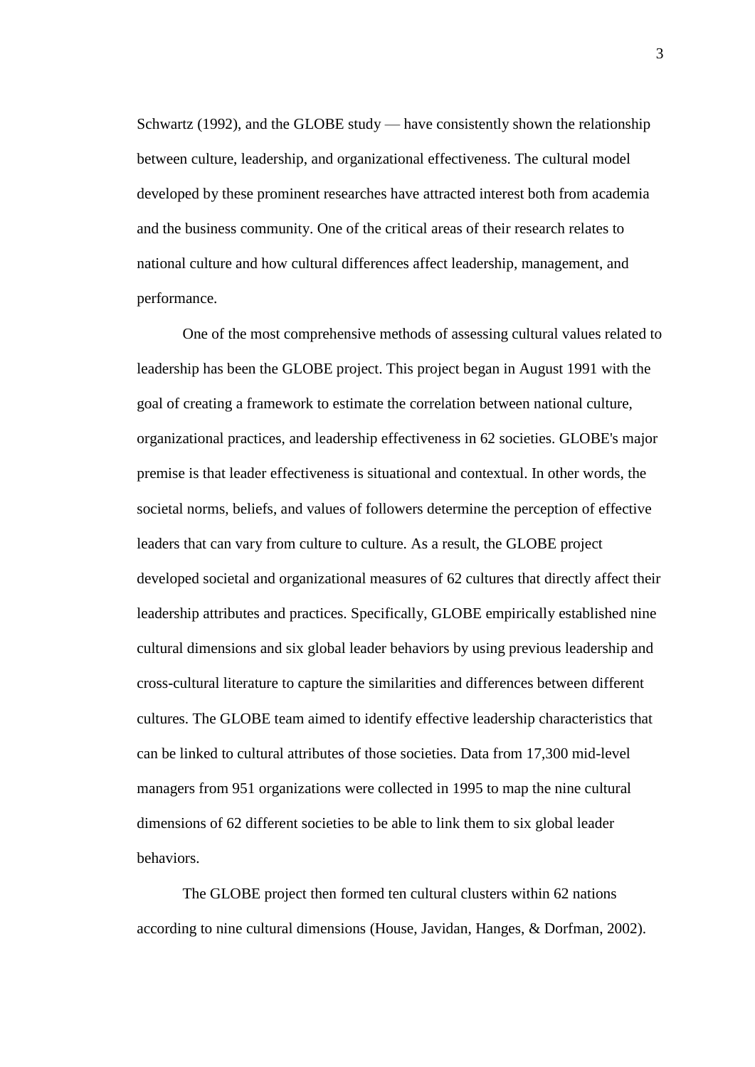Schwartz (1992), and the GLOBE study — have consistently shown the relationship between culture, leadership, and organizational effectiveness. The cultural model developed by these prominent researches have attracted interest both from academia and the business community. One of the critical areas of their research relates to national culture and how cultural differences affect leadership, management, and performance.

One of the most comprehensive methods of assessing cultural values related to leadership has been the GLOBE project. This project began in August 1991 with the goal of creating a framework to estimate the correlation between national culture, organizational practices, and leadership effectiveness in 62 societies. GLOBE's major premise is that leader effectiveness is situational and contextual. In other words, the societal norms, beliefs, and values of followers determine the perception of effective leaders that can vary from culture to culture. As a result, the GLOBE project developed societal and organizational measures of 62 cultures that directly affect their leadership attributes and practices. Specifically, GLOBE empirically established nine cultural dimensions and six global leader behaviors by using previous leadership and cross-cultural literature to capture the similarities and differences between different cultures. The GLOBE team aimed to identify effective leadership characteristics that can be linked to cultural attributes of those societies. Data from 17,300 mid-level managers from 951 organizations were collected in 1995 to map the nine cultural dimensions of 62 different societies to be able to link them to six global leader behaviors.

The GLOBE project then formed ten cultural clusters within 62 nations according to nine cultural dimensions (House, Javidan, Hanges, & Dorfman, 2002).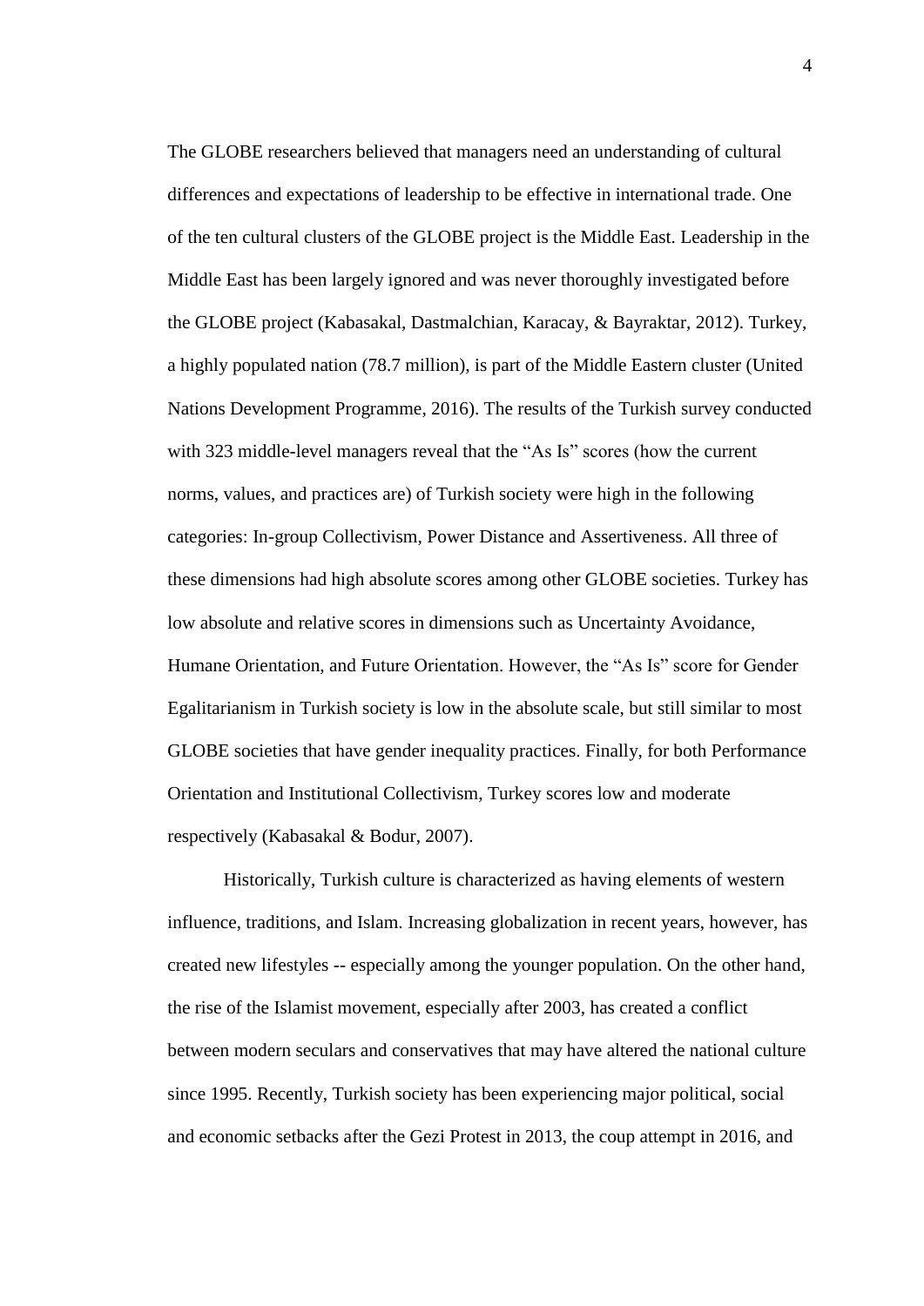The GLOBE researchers believed that managers need an understanding of cultural differences and expectations of leadership to be effective in international trade. One of the ten cultural clusters of the GLOBE project is the Middle East. Leadership in the Middle East has been largely ignored and was never thoroughly investigated before the GLOBE project (Kabasakal, Dastmalchian, Karacay, & Bayraktar, 2012). Turkey, a highly populated nation (78.7 million), is part of the Middle Eastern cluster (United Nations Development Programme, 2016). The results of the Turkish survey conducted with 323 middle-level managers reveal that the "As Is" scores (how the current norms, values, and practices are) of Turkish society were high in the following categories: In-group Collectivism, Power Distance and Assertiveness. All three of these dimensions had high absolute scores among other GLOBE societies. Turkey has low absolute and relative scores in dimensions such as Uncertainty Avoidance, Humane Orientation, and Future Orientation. However, the "As Is" score for Gender Egalitarianism in Turkish society is low in the absolute scale, but still similar to most GLOBE societies that have gender inequality practices. Finally, for both Performance Orientation and Institutional Collectivism, Turkey scores low and moderate respectively (Kabasakal & Bodur, 2007).

Historically, Turkish culture is characterized as having elements of western influence, traditions, and Islam. Increasing globalization in recent years, however, has created new lifestyles -- especially among the younger population. On the other hand, the rise of the Islamist movement, especially after 2003, has created a conflict between modern seculars and conservatives that may have altered the national culture since 1995. Recently, Turkish society has been experiencing major political, social and economic setbacks after the Gezi Protest in 2013, the coup attempt in 2016, and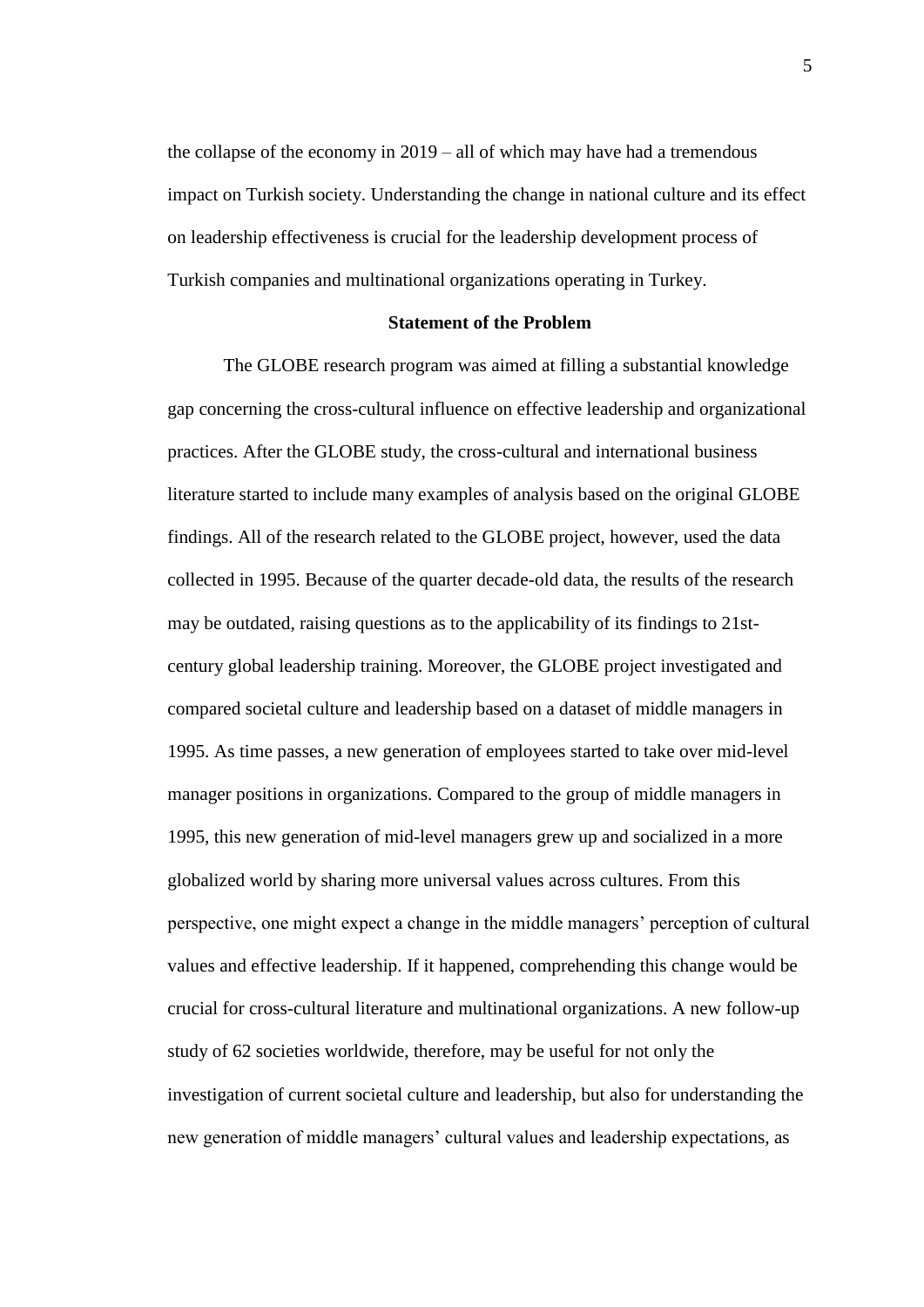the collapse of the economy in 2019 – all of which may have had a tremendous impact on Turkish society. Understanding the change in national culture and its effect on leadership effectiveness is crucial for the leadership development process of Turkish companies and multinational organizations operating in Turkey.

## Statement of the Problem

The GLOBE research program was aimed at filling a substantial knowledge gap concerning the cross-cultural influence on effective leadership and organizational practices. After the GLOBE study, the cross-cultural and international business literature started to include many examples of analysis based on the original GLOBE findings. All of the research related to the GLOBE project, however, used the data collected in 1995. Because of the quarter decade-old data, the results of the research may be outdated, raising questions as to the applicability of its findings to 21st-century global leadership training. Moreover, the GLOBE project investigated and compared societal culture and leadership based on a dataset of middle managers in 1995. As time passes, a new generation of employees started to take over mid-level manager positions in organizations. Compared to the group of middle managers in 1995, this new generation of mid-level managers grew up and socialized in a more globalized world by sharing more universal values across cultures. From this perspective, one might expect a change in the middle managers' perception of cultural values and effective leadership. If it happened, comprehending this change would be crucial for cross-cultural literature and multinational organizations. A new follow-up study of 62 societies worldwide, therefore, may be useful for not only the investigation of current societal culture and leadership, but also for understanding the new generation of middle managers' cultural values and leadership expectations, as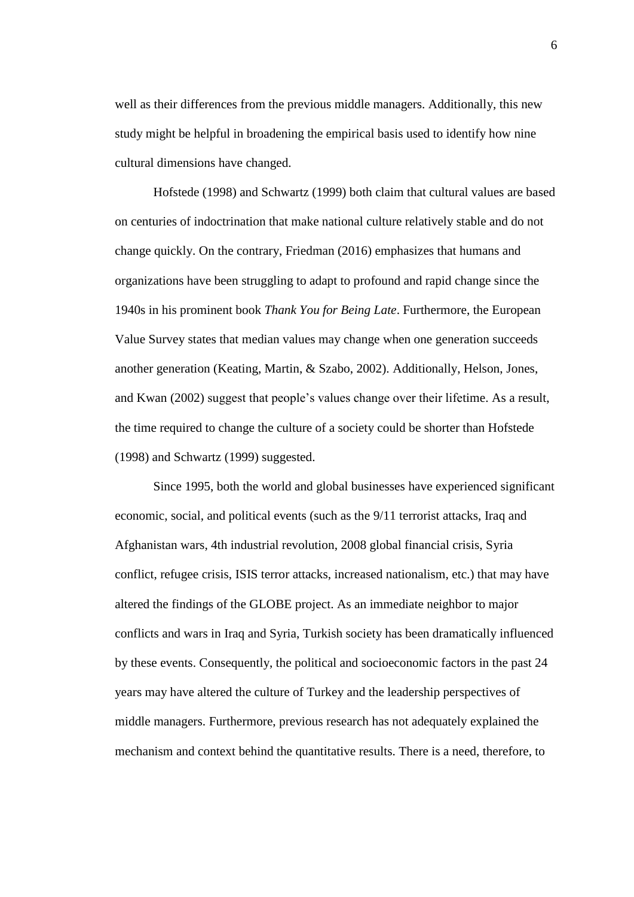well as their differences from the previous middle managers. Additionally, this new study might be helpful in broadening the empirical basis used to identify how nine cultural dimensions have changed.

Hofstede (1998) and Schwartz (1999) both claim that cultural values are based on centuries of indoctrination that make national culture relatively stable and do not change quickly. On the contrary, Friedman (2016) emphasizes that humans and organizations have been struggling to adapt to profound and rapid change since the 1940s in his prominent book *Thank You for Being Late*. Furthermore, the European Value Survey states that median values may change when one generation succeeds another generation (Keating, Martin, & Szabo, 2002). Additionally, Helson, Jones, and Kwan (2002) suggest that people's values change over their lifetime. As a result, the time required to change the culture of a society could be shorter than Hofstede (1998) and Schwartz (1999) suggested.

Since 1995, both the world and global businesses have experienced significant economic, social, and political events (such as the 9/11 terrorist attacks, Iraq and Afghanistan wars, 4th industrial revolution, 2008 global financial crisis, Syria conflict, refugee crisis, ISIS terror attacks, increased nationalism, etc.) that may have altered the findings of the GLOBE project. As an immediate neighbor to major conflicts and wars in Iraq and Syria, Turkish society has been dramatically influenced by these events. Consequently, the political and socioeconomic factors in the past 24 years may have altered the culture of Turkey and the leadership perspectives of middle managers. Furthermore, previous research has not adequately explained the mechanism and context behind the quantitative results. There is a need, therefore, to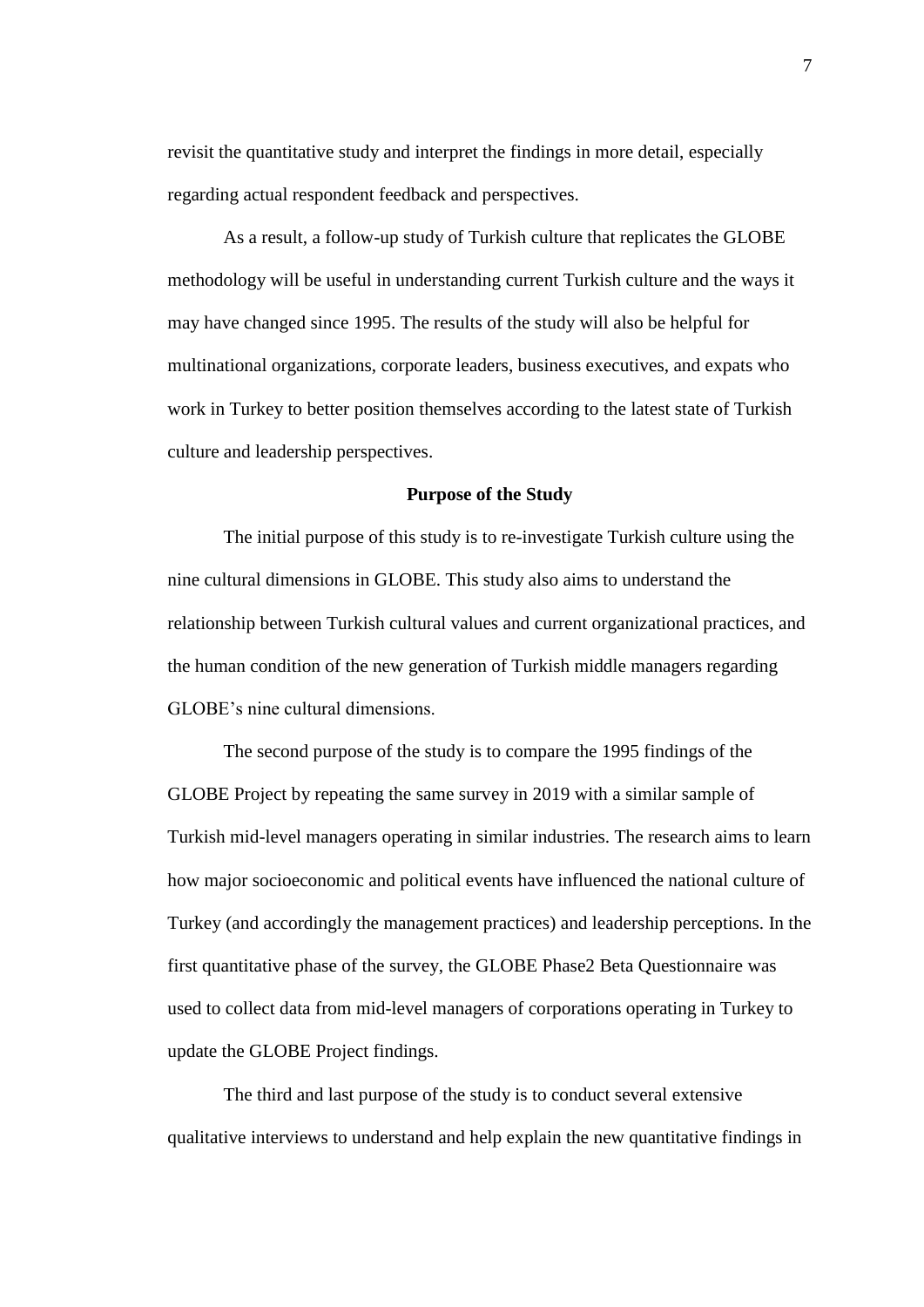revisit the quantitative study and interpret the findings in more detail, especially regarding actual respondent feedback and perspectives.

As a result, a follow-up study of Turkish culture that replicates the GLOBE methodology will be useful in understanding current Turkish culture and the ways it may have changed since 1995. The results of the study will also be helpful for multinational organizations, corporate leaders, business executives, and expats who work in Turkey to better position themselves according to the latest state of Turkish culture and leadership perspectives.

## Purpose of the Study

The initial purpose of this study is to re-investigate Turkish culture using the nine cultural dimensions in GLOBE. This study also aims to understand the relationship between Turkish cultural values and current organizational practices, and the human condition of the new generation of Turkish middle managers regarding GLOBE's nine cultural dimensions.

The second purpose of the study is to compare the 1995 findings of the GLOBE Project by repeating the same survey in 2019 with a similar sample of Turkish mid-level managers operating in similar industries. The research aims to learn how major socioeconomic and political events have influenced the national culture of Turkey (and accordingly the management practices) and leadership perceptions. In the first quantitative phase of the survey, the GLOBE Phase2 Beta Questionnaire was used to collect data from mid-level managers of corporations operating in Turkey to update the GLOBE Project findings.

The third and last purpose of the study is to conduct several extensive qualitative interviews to understand and help explain the new quantitative findings in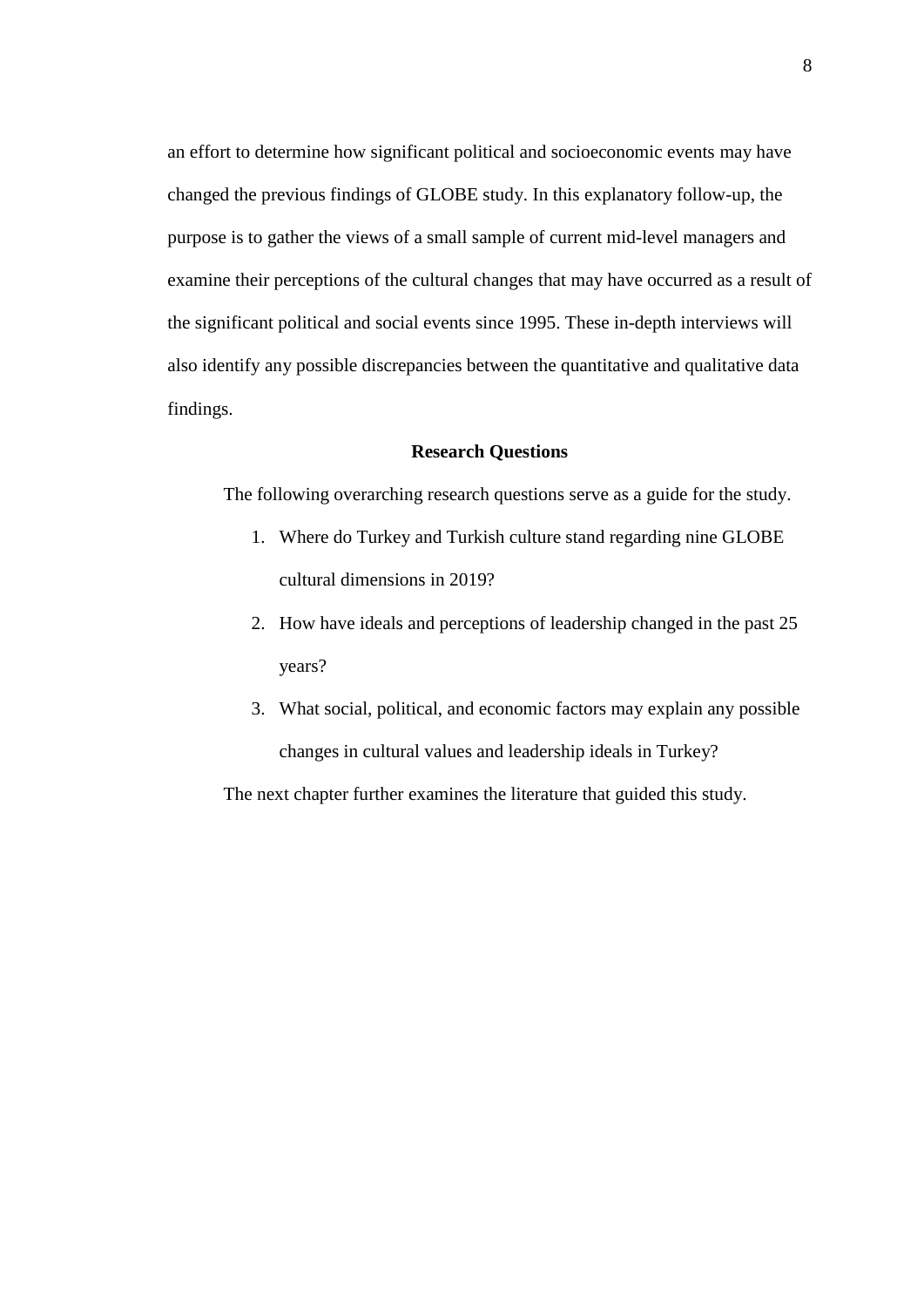an effort to determine how significant political and socioeconomic events may have changed the previous findings of GLOBE study. In this explanatory follow-up, the purpose is to gather the views of a small sample of current mid-level managers and examine their perceptions of the cultural changes that may have occurred as a result of the significant political and social events since 1995. These in-depth interviews will also identify any possible discrepancies between the quantitative and qualitative data findings.

## Research Questions

The following overarching research questions serve as a guide for the study.

1. Where do Turkey and Turkish culture stand regarding nine GLOBE cultural dimensions in 2019?
2. How have ideals and perceptions of leadership changed in the past 25 years?
3. What social, political, and economic factors may explain any possible changes in cultural values and leadership ideals in Turkey?

The next chapter further examines the literature that guided this study.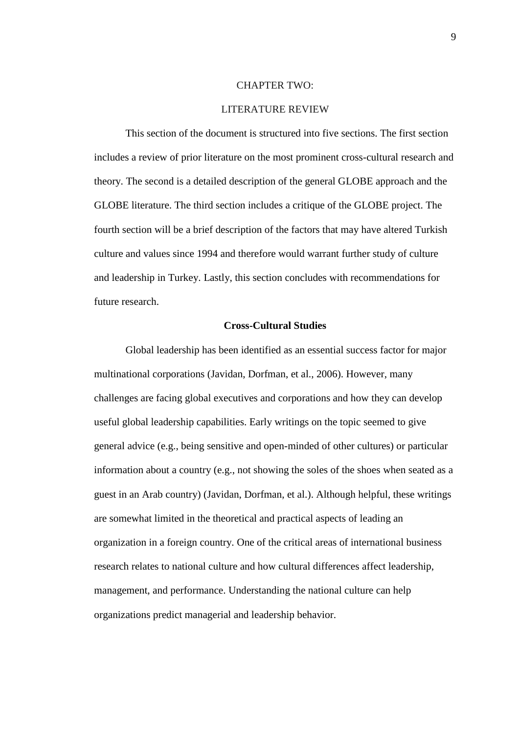# CHAPTER TWO:

# LITERATURE REVIEW

This section of the document is structured into five sections. The first section includes a review of prior literature on the most prominent cross-cultural research and theory. The second is a detailed description of the general GLOBE approach and the GLOBE literature. The third section includes a critique of the GLOBE project. The fourth section will be a brief description of the factors that may have altered Turkish culture and values since 1994 and therefore would warrant further study of culture and leadership in Turkey. Lastly, this section concludes with recommendations for future research.

## Cross-Cultural Studies

Global leadership has been identified as an essential success factor for major multinational corporations (Javidan, Dorfman, et al., 2006). However, many challenges are facing global executives and corporations and how they can develop useful global leadership capabilities. Early writings on the topic seemed to give general advice (e.g., being sensitive and open-minded of other cultures) or particular information about a country (e.g., not showing the soles of the shoes when seated as a guest in an Arab country) (Javidan, Dorfman, et al.). Although helpful, these writings are somewhat limited in the theoretical and practical aspects of leading an organization in a foreign country. One of the critical areas of international business research relates to national culture and how cultural differences affect leadership, management, and performance. Understanding the national culture can help organizations predict managerial and leadership behavior.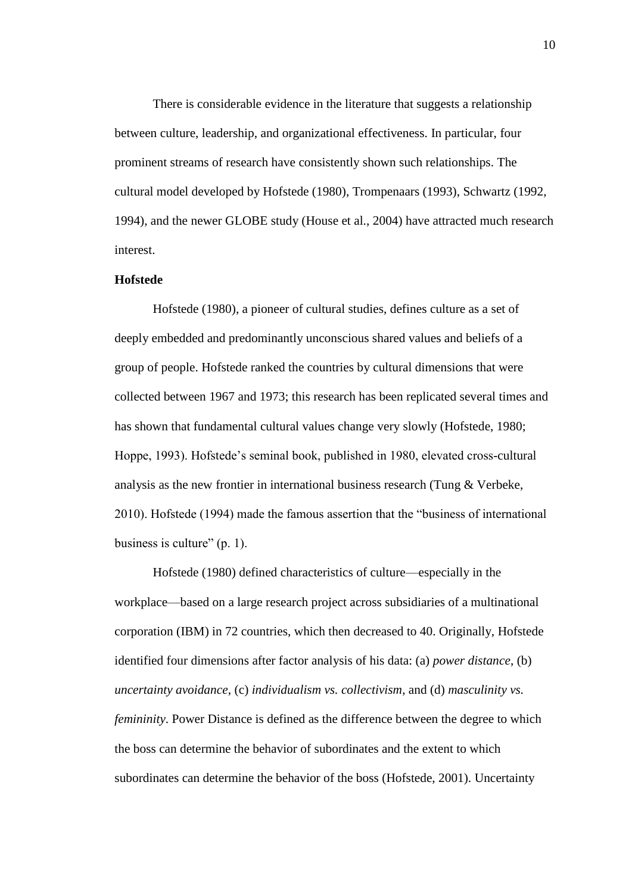There is considerable evidence in the literature that suggests a relationship between culture, leadership, and organizational effectiveness. In particular, four prominent streams of research have consistently shown such relationships. The cultural model developed by Hofstede (1980), Trompenaars (1993), Schwartz (1992, 1994), and the newer GLOBE study (House et al., 2004) have attracted much research interest.

**Hofstede**

Hofstede (1980), a pioneer of cultural studies, defines culture as a set of deeply embedded and predominantly unconscious shared values and beliefs of a group of people. Hofstede ranked the countries by cultural dimensions that were collected between 1967 and 1973; this research has been replicated several times and has shown that fundamental cultural values change very slowly (Hofstede, 1980; Hoppe, 1993). Hofstede's seminal book, published in 1980, elevated cross-cultural analysis as the new frontier in international business research (Tung & Verbeke, 2010). Hofstede (1994) made the famous assertion that the "business of international business is culture" (p. 1).

Hofstede (1980) defined characteristics of culture—especially in the workplace—based on a large research project across subsidiaries of a multinational corporation (IBM) in 72 countries, which then decreased to 40. Originally, Hofstede identified four dimensions after factor analysis of his data: (a) *power distance*, (b) *uncertainty avoidance*, (c) *individualism vs. collectivism*, and (d) *masculinity vs. femininity*. Power Distance is defined as the difference between the degree to which the boss can determine the behavior of subordinates and the extent to which subordinates can determine the behavior of the boss (Hofstede, 2001). Uncertainty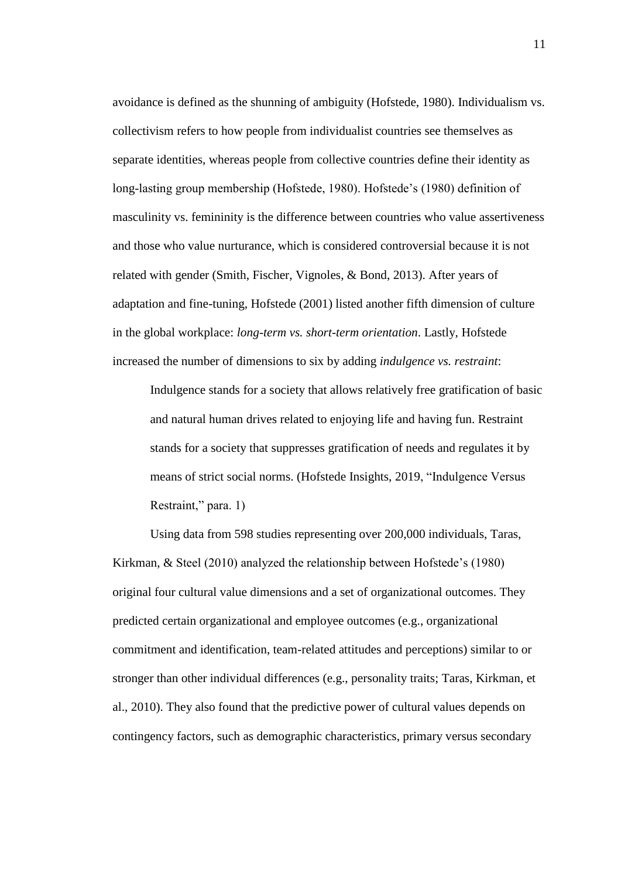avoidance is defined as the shunning of ambiguity (Hofstede, 1980). Individualism vs. collectivism refers to how people from individualist countries see themselves as separate identities, whereas people from collective countries define their identity as long-lasting group membership (Hofstede, 1980). Hofstede's (1980) definition of masculinity vs. femininity is the difference between countries who value assertiveness and those who value nurturance, which is considered controversial because it is not related with gender (Smith, Fischer, Vignoles, & Bond, 2013). After years of adaptation and fine-tuning, Hofstede (2001) listed another fifth dimension of culture in the global workplace: *long-term vs. short-term orientation*. Lastly, Hofstede increased the number of dimensions to six by adding *indulgence vs. restraint*:

> Indulgence stands for a society that allows relatively free gratification of basic and natural human drives related to enjoying life and having fun. Restraint stands for a society that suppresses gratification of needs and regulates it by means of strict social norms. (Hofstede Insights, 2019, "Indulgence Versus Restraint," para. 1)

Using data from 598 studies representing over 200,000 individuals, Taras, Kirkman, & Steel (2010) analyzed the relationship between Hofstede's (1980) original four cultural value dimensions and a set of organizational outcomes. They predicted certain organizational and employee outcomes (e.g., organizational commitment and identification, team-related attitudes and perceptions) similar to or stronger than other individual differences (e.g., personality traits; Taras, Kirkman, et al., 2010). They also found that the predictive power of cultural values depends on contingency factors, such as demographic characteristics, primary versus secondary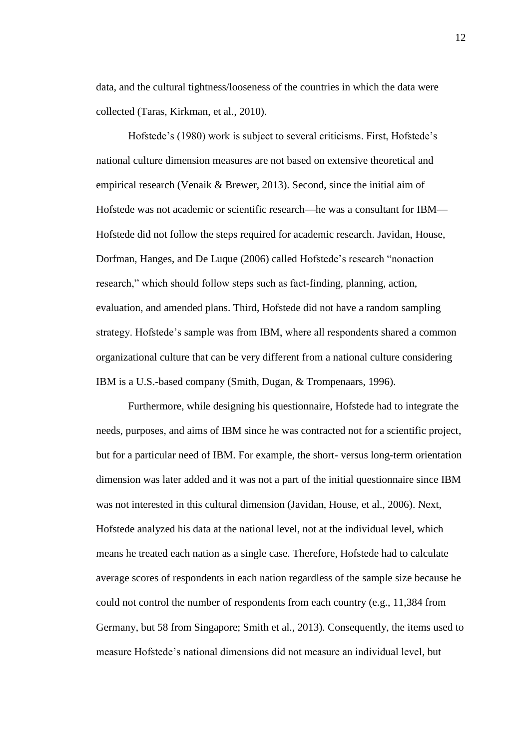data, and the cultural tightness/looseness of the countries in which the data were collected (Taras, Kirkman, et al., 2010).

Hofstede's (1980) work is subject to several criticisms. First, Hofstede's national culture dimension measures are not based on extensive theoretical and empirical research (Venaik & Brewer, 2013). Second, since the initial aim of Hofstede was not academic or scientific research—he was a consultant for IBM—Hofstede did not follow the steps required for academic research. Javidan, House, Dorfman, Hanges, and De Luque (2006) called Hofstede's research "nonaction research," which should follow steps such as fact-finding, planning, action, evaluation, and amended plans. Third, Hofstede did not have a random sampling strategy. Hofstede's sample was from IBM, where all respondents shared a common organizational culture that can be very different from a national culture considering IBM is a U.S.-based company (Smith, Dugan, & Trompenaars, 1996).

Furthermore, while designing his questionnaire, Hofstede had to integrate the needs, purposes, and aims of IBM since he was contracted not for a scientific project, but for a particular need of IBM. For example, the short- versus long-term orientation dimension was later added and it was not a part of the initial questionnaire since IBM was not interested in this cultural dimension (Javidan, House, et al., 2006). Next, Hofstede analyzed his data at the national level, not at the individual level, which means he treated each nation as a single case. Therefore, Hofstede had to calculate average scores of respondents in each nation regardless of the sample size because he could not control the number of respondents from each country (e.g., 11,384 from Germany, but 58 from Singapore; Smith et al., 2013). Consequently, the items used to measure Hofstede's national dimensions did not measure an individual level, but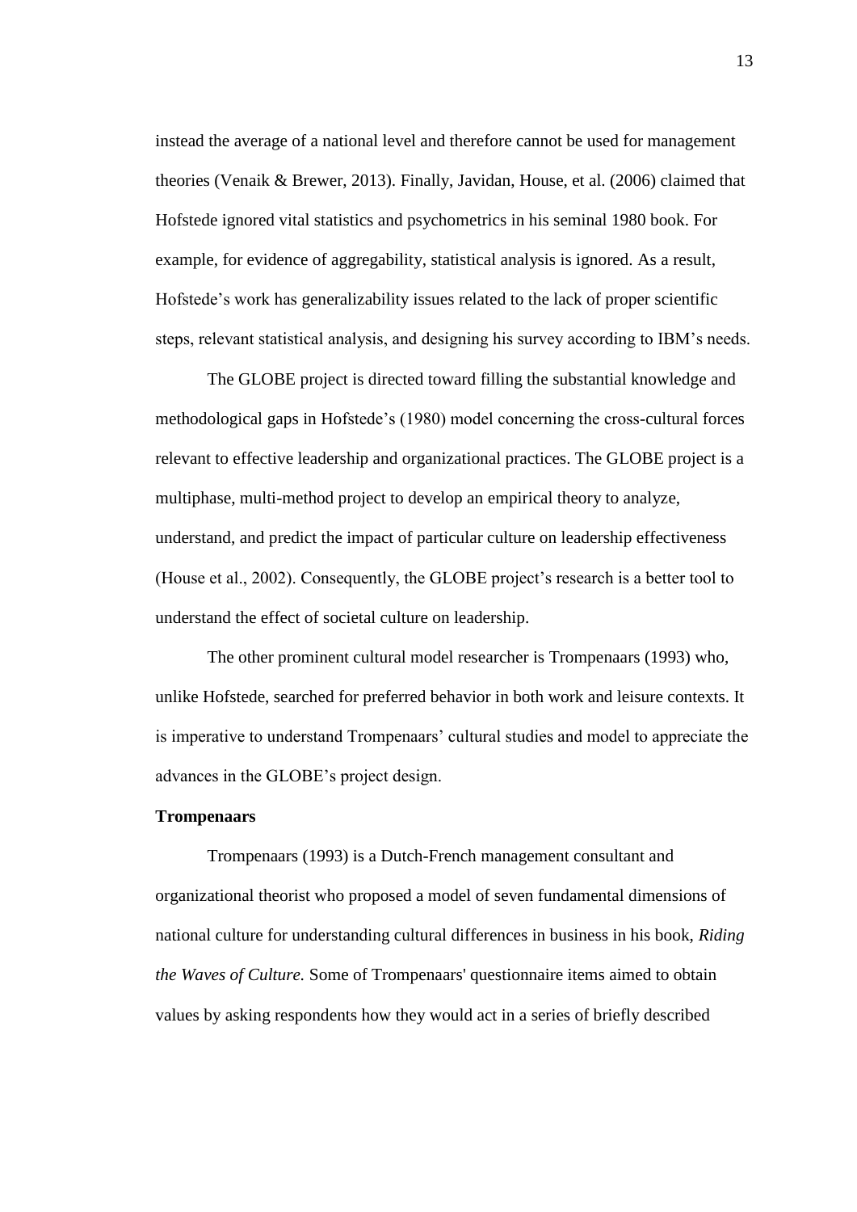instead the average of a national level and therefore cannot be used for management theories (Venaik & Brewer, 2013). Finally, Javidan, House, et al. (2006) claimed that Hofstede ignored vital statistics and psychometrics in his seminal 1980 book. For example, for evidence of aggregability, statistical analysis is ignored. As a result, Hofstede's work has generalizability issues related to the lack of proper scientific steps, relevant statistical analysis, and designing his survey according to IBM's needs.

The GLOBE project is directed toward filling the substantial knowledge and methodological gaps in Hofstede's (1980) model concerning the cross-cultural forces relevant to effective leadership and organizational practices. The GLOBE project is a multiphase, multi-method project to develop an empirical theory to analyze, understand, and predict the impact of particular culture on leadership effectiveness (House et al., 2002). Consequently, the GLOBE project's research is a better tool to understand the effect of societal culture on leadership.

The other prominent cultural model researcher is Trompenaars (1993) who, unlike Hofstede, searched for preferred behavior in both work and leisure contexts. It is imperative to understand Trompenaars' cultural studies and model to appreciate the advances in the GLOBE's project design.

**Trompenaars**

Trompenaars (1993) is a Dutch-French management consultant and organizational theorist who proposed a model of seven fundamental dimensions of national culture for understanding cultural differences in business in his book, *Riding the Waves of Culture.* Some of Trompenaars' questionnaire items aimed to obtain values by asking respondents how they would act in a series of briefly described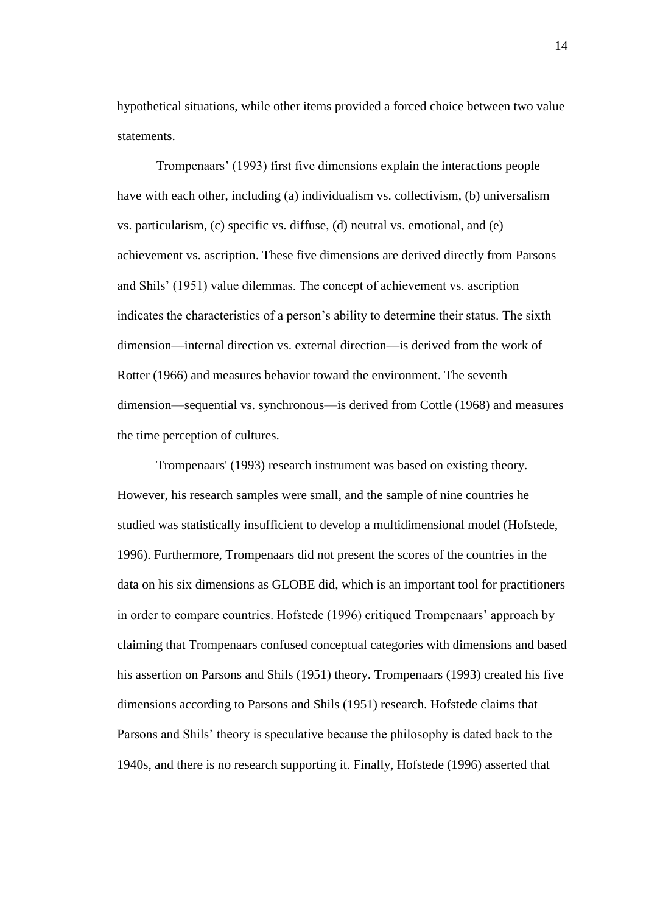hypothetical situations, while other items provided a forced choice between two value statements.

Trompenaars' (1993) first five dimensions explain the interactions people have with each other, including (a) individualism vs. collectivism, (b) universalism vs. particularism, (c) specific vs. diffuse, (d) neutral vs. emotional, and (e) achievement vs. ascription. These five dimensions are derived directly from Parsons and Shils' (1951) value dilemmas. The concept of achievement vs. ascription indicates the characteristics of a person's ability to determine their status. The sixth dimension—internal direction vs. external direction—is derived from the work of Rotter (1966) and measures behavior toward the environment. The seventh dimension—sequential vs. synchronous—is derived from Cottle (1968) and measures the time perception of cultures.

Trompenaars' (1993) research instrument was based on existing theory. However, his research samples were small, and the sample of nine countries he studied was statistically insufficient to develop a multidimensional model (Hofstede, 1996). Furthermore, Trompenaars did not present the scores of the countries in the data on his six dimensions as GLOBE did, which is an important tool for practitioners in order to compare countries. Hofstede (1996) critiqued Trompenaars' approach by claiming that Trompenaars confused conceptual categories with dimensions and based his assertion on Parsons and Shils (1951) theory. Trompenaars (1993) created his five dimensions according to Parsons and Shils (1951) research. Hofstede claims that Parsons and Shils' theory is speculative because the philosophy is dated back to the 1940s, and there is no research supporting it. Finally, Hofstede (1996) asserted that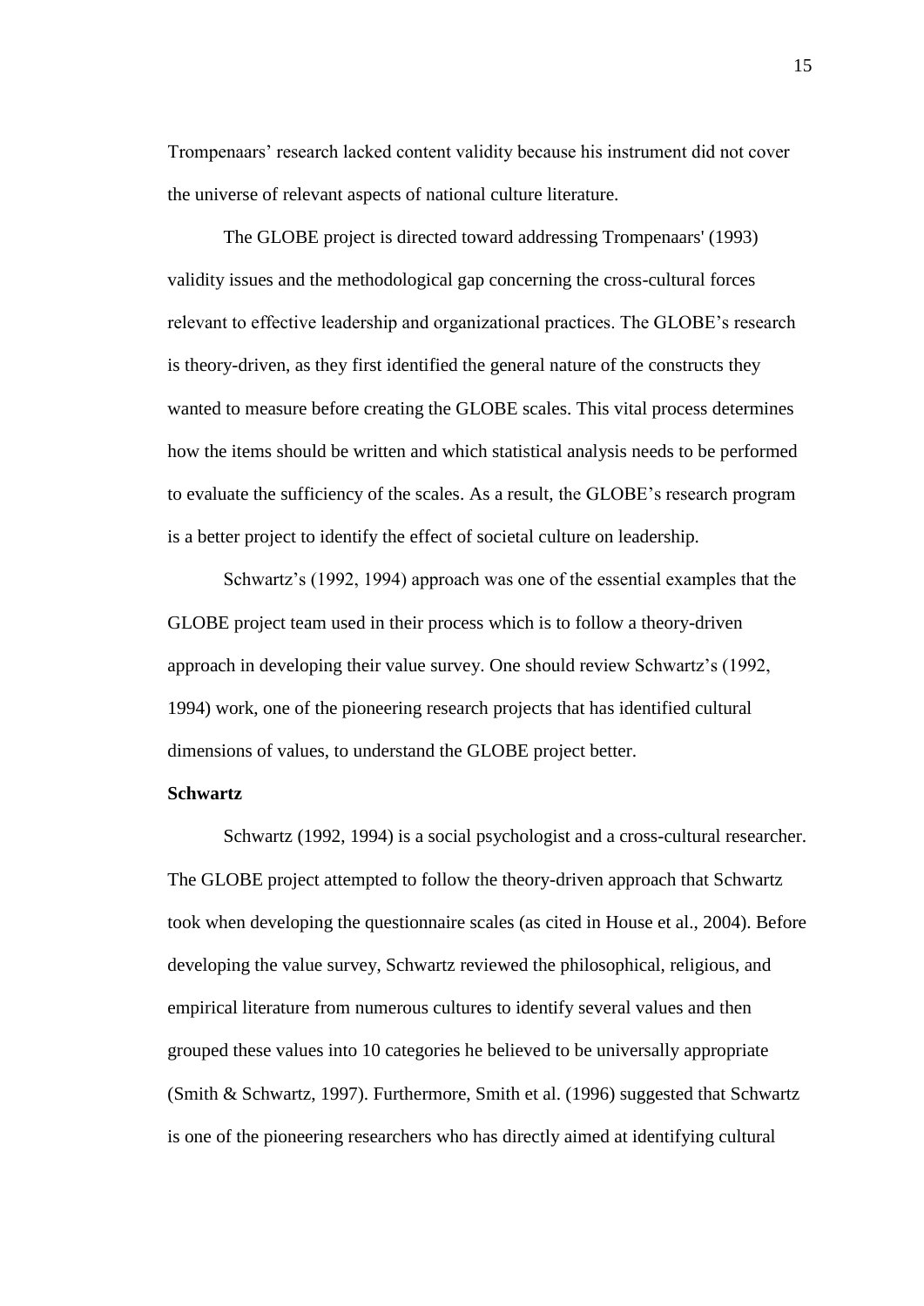Trompenaars' research lacked content validity because his instrument did not cover the universe of relevant aspects of national culture literature.

The GLOBE project is directed toward addressing Trompenaars' (1993) validity issues and the methodological gap concerning the cross-cultural forces relevant to effective leadership and organizational practices. The GLOBE's research is theory-driven, as they first identified the general nature of the constructs they wanted to measure before creating the GLOBE scales. This vital process determines how the items should be written and which statistical analysis needs to be performed to evaluate the sufficiency of the scales. As a result, the GLOBE's research program is a better project to identify the effect of societal culture on leadership.

Schwartz's (1992, 1994) approach was one of the essential examples that the GLOBE project team used in their process which is to follow a theory-driven approach in developing their value survey. One should review Schwartz's (1992, 1994) work, one of the pioneering research projects that has identified cultural dimensions of values, to understand the GLOBE project better.

### Schwartz

Schwartz (1992, 1994) is a social psychologist and a cross-cultural researcher. The GLOBE project attempted to follow the theory-driven approach that Schwartz took when developing the questionnaire scales (as cited in House et al., 2004). Before developing the value survey, Schwartz reviewed the philosophical, religious, and empirical literature from numerous cultures to identify several values and then grouped these values into 10 categories he believed to be universally appropriate (Smith & Schwartz, 1997). Furthermore, Smith et al. (1996) suggested that Schwartz is one of the pioneering researchers who has directly aimed at identifying cultural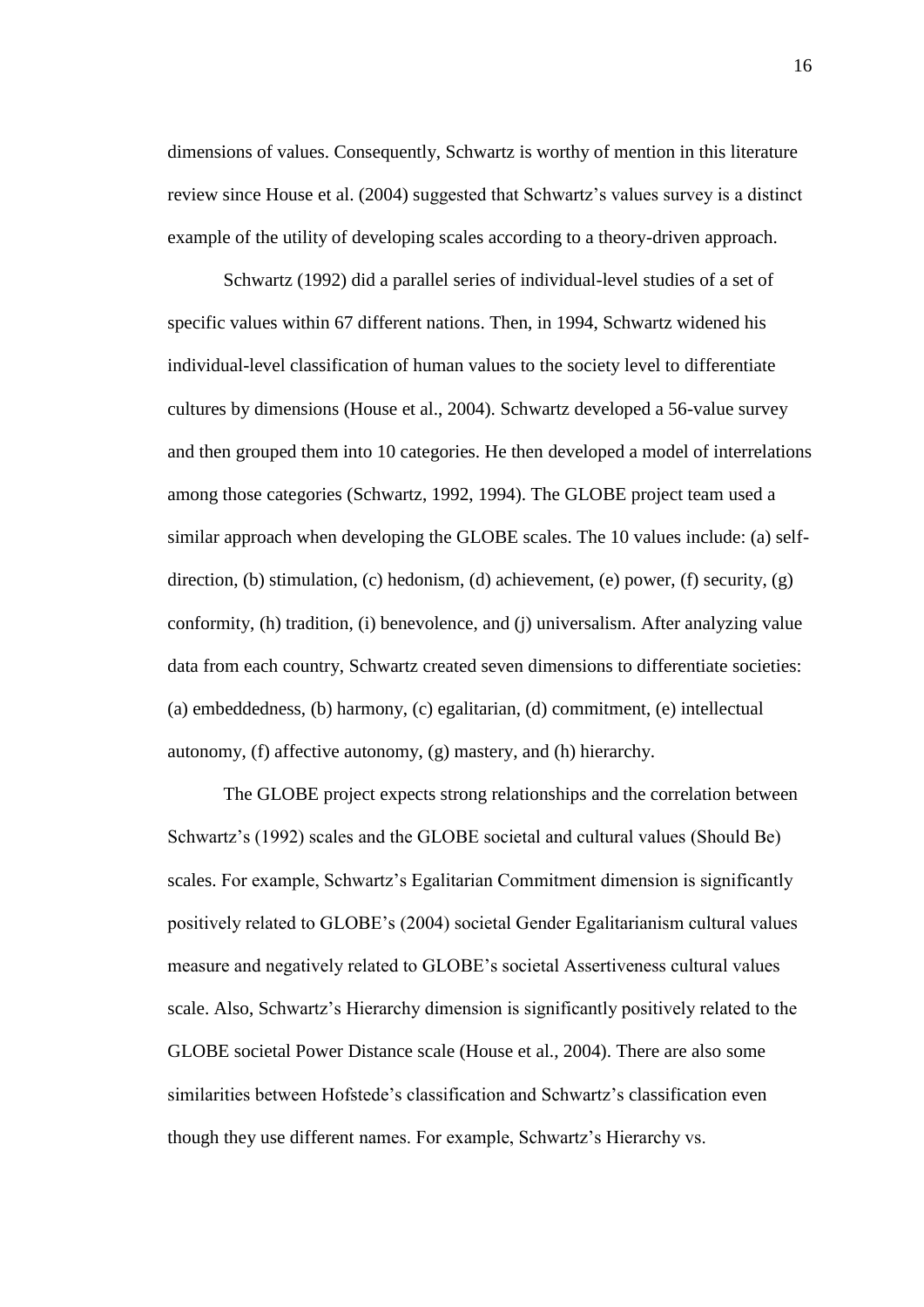dimensions of values. Consequently, Schwartz is worthy of mention in this literature review since House et al. (2004) suggested that Schwartz's values survey is a distinct example of the utility of developing scales according to a theory-driven approach.

Schwartz (1992) did a parallel series of individual-level studies of a set of specific values within 67 different nations. Then, in 1994, Schwartz widened his individual-level classification of human values to the society level to differentiate cultures by dimensions (House et al., 2004). Schwartz developed a 56-value survey and then grouped them into 10 categories. He then developed a model of interrelations among those categories (Schwartz, 1992, 1994). The GLOBE project team used a similar approach when developing the GLOBE scales. The 10 values include: (a) self-direction, (b) stimulation, (c) hedonism, (d) achievement, (e) power, (f) security, (g) conformity, (h) tradition, (i) benevolence, and (j) universalism. After analyzing value data from each country, Schwartz created seven dimensions to differentiate societies: (a) embeddedness, (b) harmony, (c) egalitarian, (d) commitment, (e) intellectual autonomy, (f) affective autonomy, (g) mastery, and (h) hierarchy.

The GLOBE project expects strong relationships and the correlation between Schwartz's (1992) scales and the GLOBE societal and cultural values (Should Be) scales. For example, Schwartz's Egalitarian Commitment dimension is significantly positively related to GLOBE's (2004) societal Gender Egalitarianism cultural values measure and negatively related to GLOBE's societal Assertiveness cultural values scale. Also, Schwartz's Hierarchy dimension is significantly positively related to the GLOBE societal Power Distance scale (House et al., 2004). There are also some similarities between Hofstede's classification and Schwartz's classification even though they use different names. For example, Schwartz's Hierarchy vs.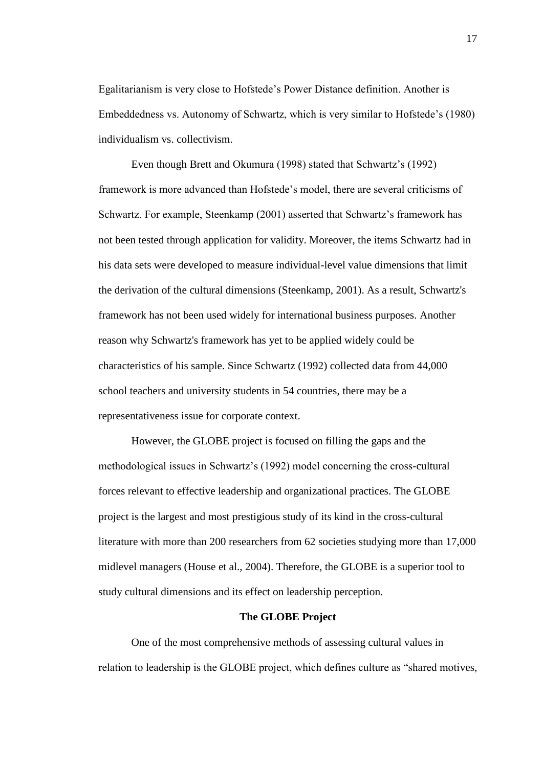Egalitarianism is very close to Hofstede's Power Distance definition. Another is Embeddedness vs. Autonomy of Schwartz, which is very similar to Hofstede's (1980) individualism vs. collectivism.

Even though Brett and Okumura (1998) stated that Schwartz's (1992) framework is more advanced than Hofstede's model, there are several criticisms of Schwartz. For example, Steenkamp (2001) asserted that Schwartz's framework has not been tested through application for validity. Moreover, the items Schwartz had in his data sets were developed to measure individual-level value dimensions that limit the derivation of the cultural dimensions (Steenkamp, 2001). As a result, Schwartz's framework has not been used widely for international business purposes. Another reason why Schwartz's framework has yet to be applied widely could be characteristics of his sample. Since Schwartz (1992) collected data from 44,000 school teachers and university students in 54 countries, there may be a representativeness issue for corporate context.

However, the GLOBE project is focused on filling the gaps and the methodological issues in Schwartz's (1992) model concerning the cross-cultural forces relevant to effective leadership and organizational practices. The GLOBE project is the largest and most prestigious study of its kind in the cross-cultural literature with more than 200 researchers from 62 societies studying more than 17,000 midlevel managers (House et al., 2004). Therefore, the GLOBE is a superior tool to study cultural dimensions and its effect on leadership perception.

## The GLOBE Project

One of the most comprehensive methods of assessing cultural values in relation to leadership is the GLOBE project, which defines culture as "shared motives,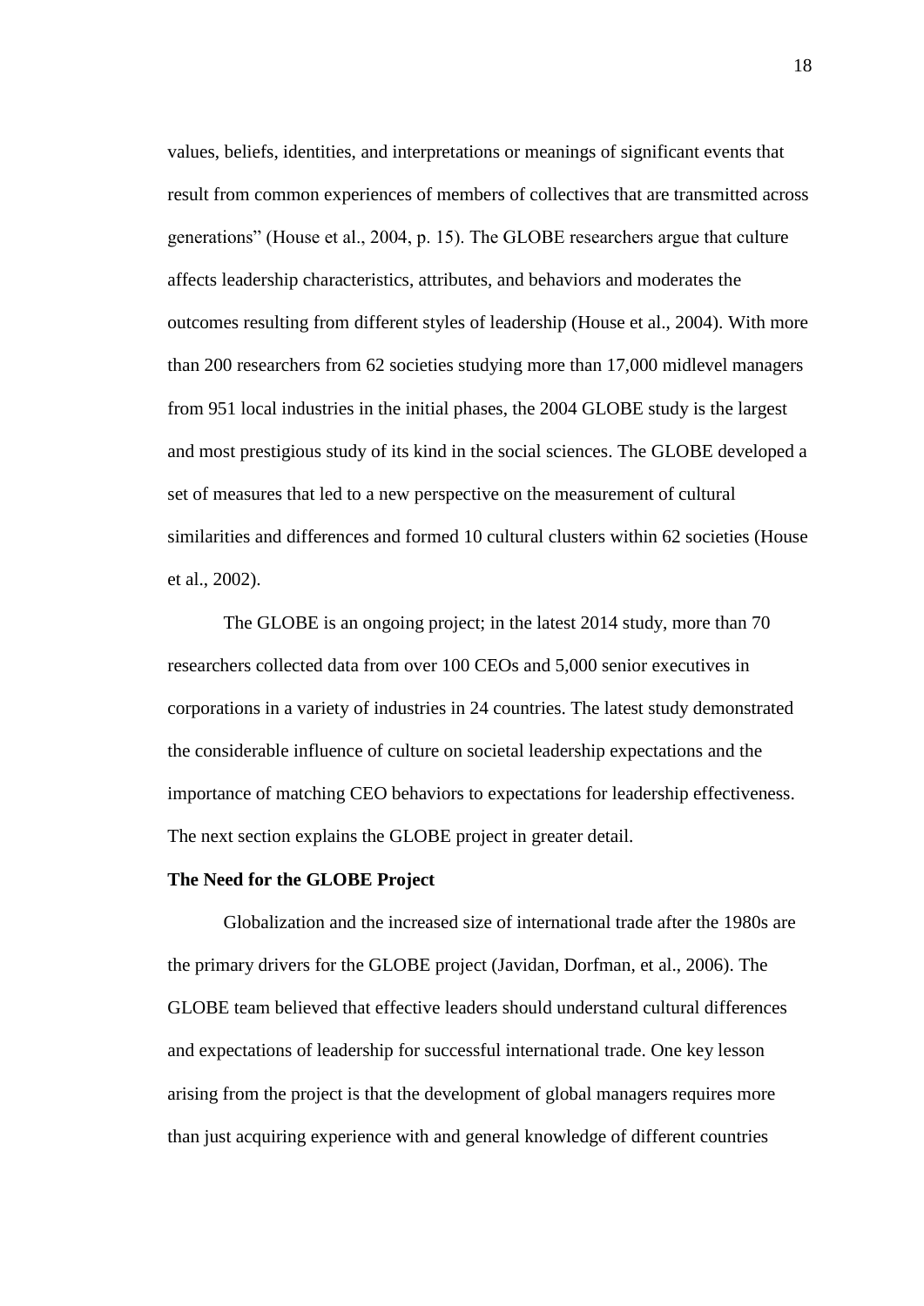values, beliefs, identities, and interpretations or meanings of significant events that result from common experiences of members of collectives that are transmitted across generations" (House et al., 2004, p. 15). The GLOBE researchers argue that culture affects leadership characteristics, attributes, and behaviors and moderates the outcomes resulting from different styles of leadership (House et al., 2004). With more than 200 researchers from 62 societies studying more than 17,000 midlevel managers from 951 local industries in the initial phases, the 2004 GLOBE study is the largest and most prestigious study of its kind in the social sciences. The GLOBE developed a set of measures that led to a new perspective on the measurement of cultural similarities and differences and formed 10 cultural clusters within 62 societies (House et al., 2002).

The GLOBE is an ongoing project; in the latest 2014 study, more than 70 researchers collected data from over 100 CEOs and 5,000 senior executives in corporations in a variety of industries in 24 countries. The latest study demonstrated the considerable influence of culture on societal leadership expectations and the importance of matching CEO behaviors to expectations for leadership effectiveness. The next section explains the GLOBE project in greater detail.

**The Need for the GLOBE Project**

Globalization and the increased size of international trade after the 1980s are the primary drivers for the GLOBE project (Javidan, Dorfman, et al., 2006). The GLOBE team believed that effective leaders should understand cultural differences and expectations of leadership for successful international trade. One key lesson arising from the project is that the development of global managers requires more than just acquiring experience with and general knowledge of different countries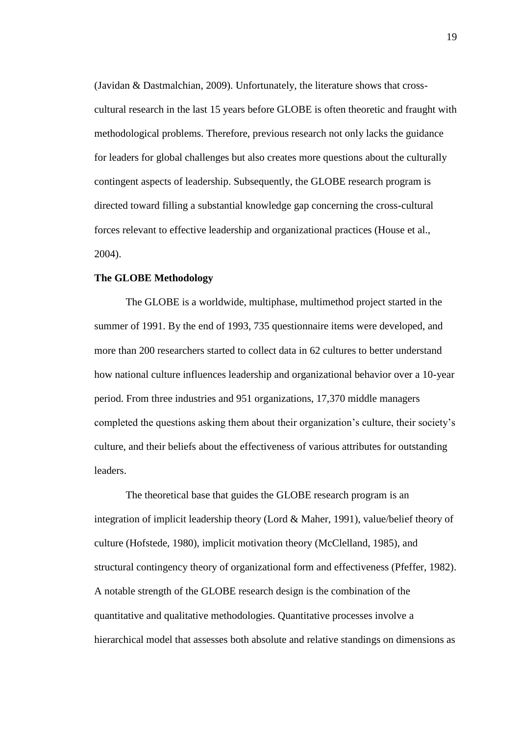(Javidan & Dastmalchian, 2009). Unfortunately, the literature shows that cross-cultural research in the last 15 years before GLOBE is often theoretic and fraught with methodological problems. Therefore, previous research not only lacks the guidance for leaders for global challenges but also creates more questions about the culturally contingent aspects of leadership. Subsequently, the GLOBE research program is directed toward filling a substantial knowledge gap concerning the cross-cultural forces relevant to effective leadership and organizational practices (House et al., 2004).

**The GLOBE Methodology**

The GLOBE is a worldwide, multiphase, multimethod project started in the summer of 1991. By the end of 1993, 735 questionnaire items were developed, and more than 200 researchers started to collect data in 62 cultures to better understand how national culture influences leadership and organizational behavior over a 10-year period. From three industries and 951 organizations, 17,370 middle managers completed the questions asking them about their organization's culture, their society's culture, and their beliefs about the effectiveness of various attributes for outstanding leaders.

The theoretical base that guides the GLOBE research program is an integration of implicit leadership theory (Lord & Maher, 1991), value/belief theory of culture (Hofstede, 1980), implicit motivation theory (McClelland, 1985), and structural contingency theory of organizational form and effectiveness (Pfeffer, 1982). A notable strength of the GLOBE research design is the combination of the quantitative and qualitative methodologies. Quantitative processes involve a hierarchical model that assesses both absolute and relative standings on dimensions as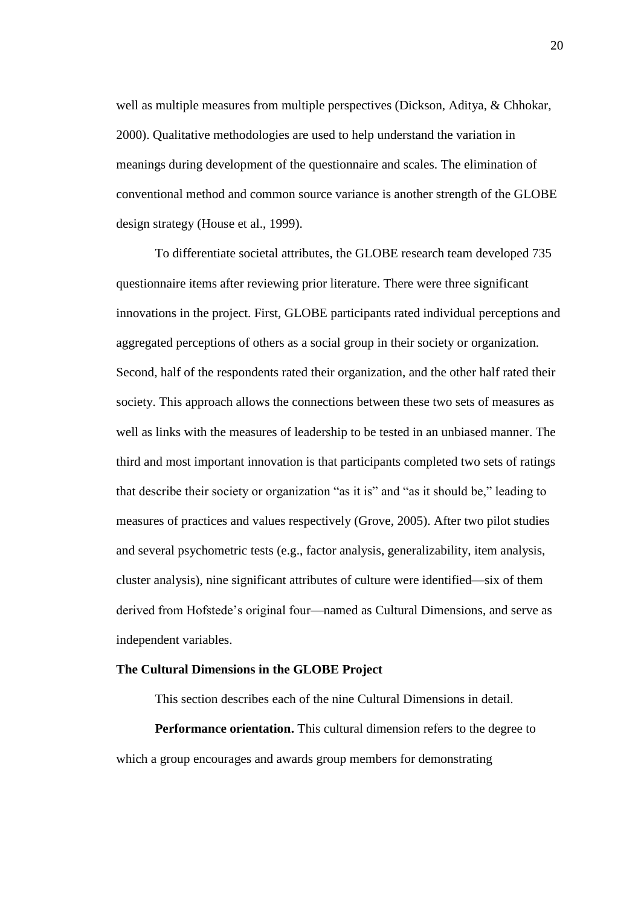well as multiple measures from multiple perspectives (Dickson, Aditya, & Chhokar, 2000). Qualitative methodologies are used to help understand the variation in meanings during development of the questionnaire and scales. The elimination of conventional method and common source variance is another strength of the GLOBE design strategy (House et al., 1999).

To differentiate societal attributes, the GLOBE research team developed 735 questionnaire items after reviewing prior literature. There were three significant innovations in the project. First, GLOBE participants rated individual perceptions and aggregated perceptions of others as a social group in their society or organization. Second, half of the respondents rated their organization, and the other half rated their society. This approach allows the connections between these two sets of measures as well as links with the measures of leadership to be tested in an unbiased manner. The third and most important innovation is that participants completed two sets of ratings that describe their society or organization "as it is" and "as it should be," leading to measures of practices and values respectively (Grove, 2005). After two pilot studies and several psychometric tests (e.g., factor analysis, generalizability, item analysis, cluster analysis), nine significant attributes of culture were identified—six of them derived from Hofstede's original four—named as Cultural Dimensions, and serve as independent variables.

### The Cultural Dimensions in the GLOBE Project

This section describes each of the nine Cultural Dimensions in detail.

**Performance orientation.** This cultural dimension refers to the degree to which a group encourages and awards group members for demonstrating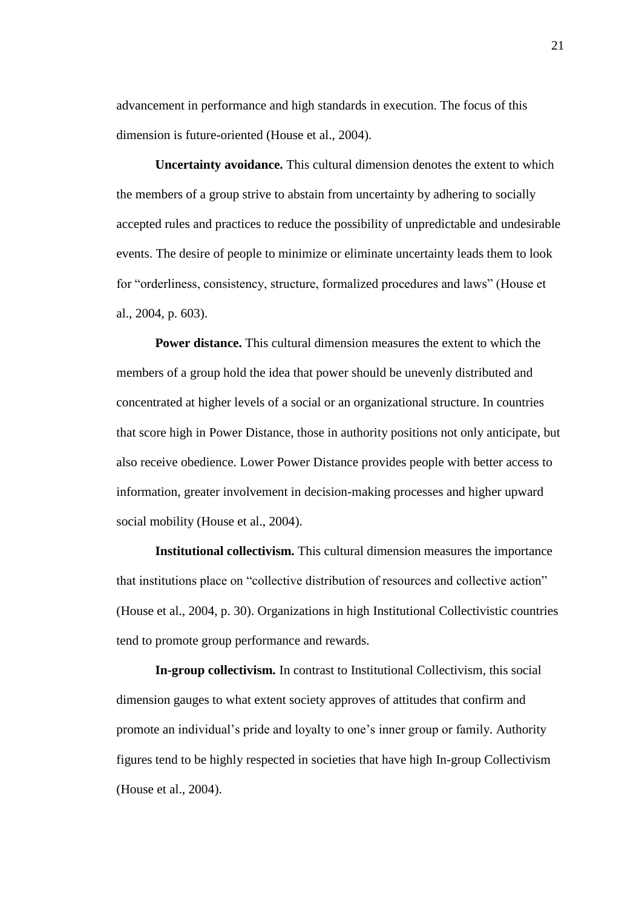advancement in performance and high standards in execution. The focus of this dimension is future-oriented (House et al., 2004).

**Uncertainty avoidance.** This cultural dimension denotes the extent to which the members of a group strive to abstain from uncertainty by adhering to socially accepted rules and practices to reduce the possibility of unpredictable and undesirable events. The desire of people to minimize or eliminate uncertainty leads them to look for "orderliness, consistency, structure, formalized procedures and laws" (House et al., 2004, p. 603).

**Power distance.** This cultural dimension measures the extent to which the members of a group hold the idea that power should be unevenly distributed and concentrated at higher levels of a social or an organizational structure. In countries that score high in Power Distance, those in authority positions not only anticipate, but also receive obedience. Lower Power Distance provides people with better access to information, greater involvement in decision-making processes and higher upward social mobility (House et al., 2004).

**Institutional collectivism.** This cultural dimension measures the importance that institutions place on "collective distribution of resources and collective action" (House et al., 2004, p. 30). Organizations in high Institutional Collectivistic countries tend to promote group performance and rewards.

**In-group collectivism.** In contrast to Institutional Collectivism, this social dimension gauges to what extent society approves of attitudes that confirm and promote an individual's pride and loyalty to one's inner group or family. Authority figures tend to be highly respected in societies that have high In-group Collectivism (House et al., 2004).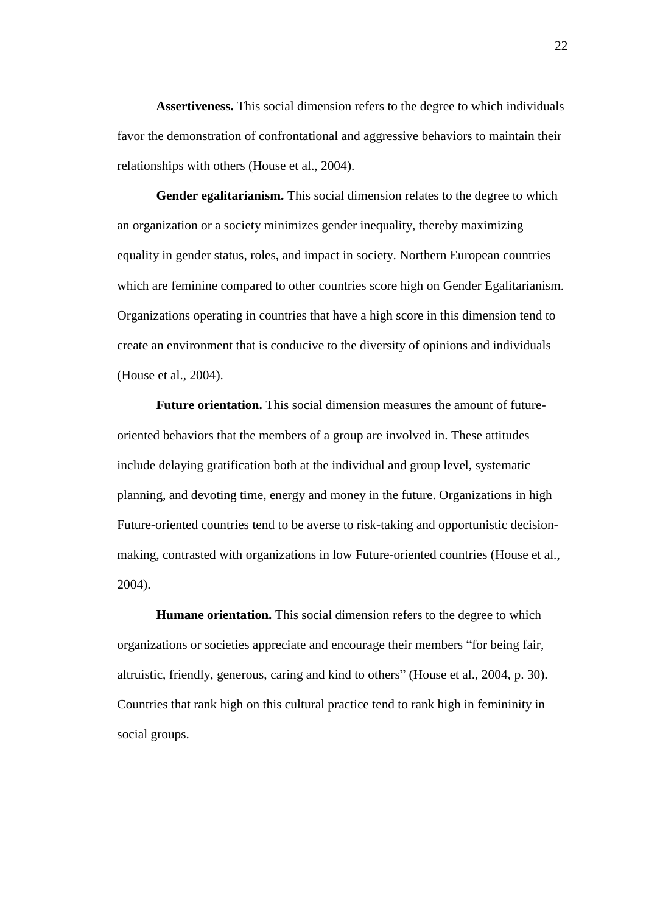**Assertiveness.** This social dimension refers to the degree to which individuals favor the demonstration of confrontational and aggressive behaviors to maintain their relationships with others (House et al., 2004).

**Gender egalitarianism.** This social dimension relates to the degree to which an organization or a society minimizes gender inequality, thereby maximizing equality in gender status, roles, and impact in society. Northern European countries which are feminine compared to other countries score high on Gender Egalitarianism. Organizations operating in countries that have a high score in this dimension tend to create an environment that is conducive to the diversity of opinions and individuals (House et al., 2004).

**Future orientation.** This social dimension measures the amount of future-oriented behaviors that the members of a group are involved in. These attitudes include delaying gratification both at the individual and group level, systematic planning, and devoting time, energy and money in the future. Organizations in high Future-oriented countries tend to be averse to risk-taking and opportunistic decision-making, contrasted with organizations in low Future-oriented countries (House et al., 2004).

**Humane orientation.** This social dimension refers to the degree to which organizations or societies appreciate and encourage their members "for being fair, altruistic, friendly, generous, caring and kind to others" (House et al., 2004, p. 30). Countries that rank high on this cultural practice tend to rank high in femininity in social groups.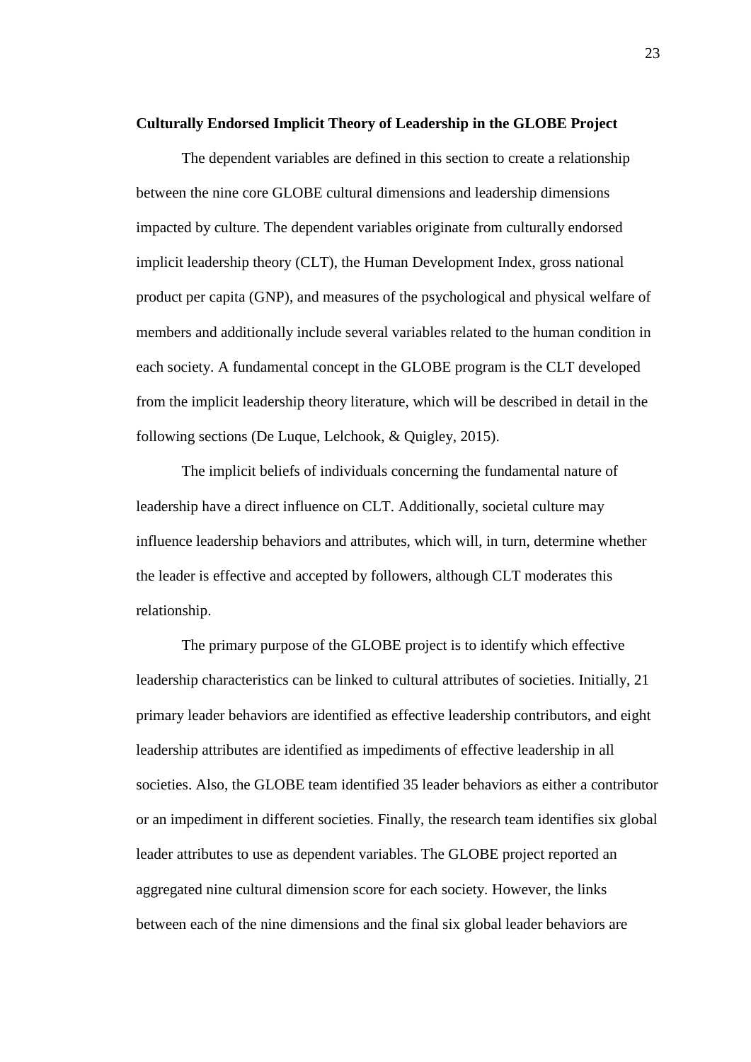**Culturally Endorsed Implicit Theory of Leadership in the GLOBE Project**

The dependent variables are defined in this section to create a relationship between the nine core GLOBE cultural dimensions and leadership dimensions impacted by culture. The dependent variables originate from culturally endorsed implicit leadership theory (CLT), the Human Development Index, gross national product per capita (GNP), and measures of the psychological and physical welfare of members and additionally include several variables related to the human condition in each society. A fundamental concept in the GLOBE program is the CLT developed from the implicit leadership theory literature, which will be described in detail in the following sections (De Luque, Lelchook, & Quigley, 2015).

The implicit beliefs of individuals concerning the fundamental nature of leadership have a direct influence on CLT. Additionally, societal culture may influence leadership behaviors and attributes, which will, in turn, determine whether the leader is effective and accepted by followers, although CLT moderates this relationship.

The primary purpose of the GLOBE project is to identify which effective leadership characteristics can be linked to cultural attributes of societies. Initially, 21 primary leader behaviors are identified as effective leadership contributors, and eight leadership attributes are identified as impediments of effective leadership in all societies. Also, the GLOBE team identified 35 leader behaviors as either a contributor or an impediment in different societies. Finally, the research team identifies six global leader attributes to use as dependent variables. The GLOBE project reported an aggregated nine cultural dimension score for each society. However, the links between each of the nine dimensions and the final six global leader behaviors are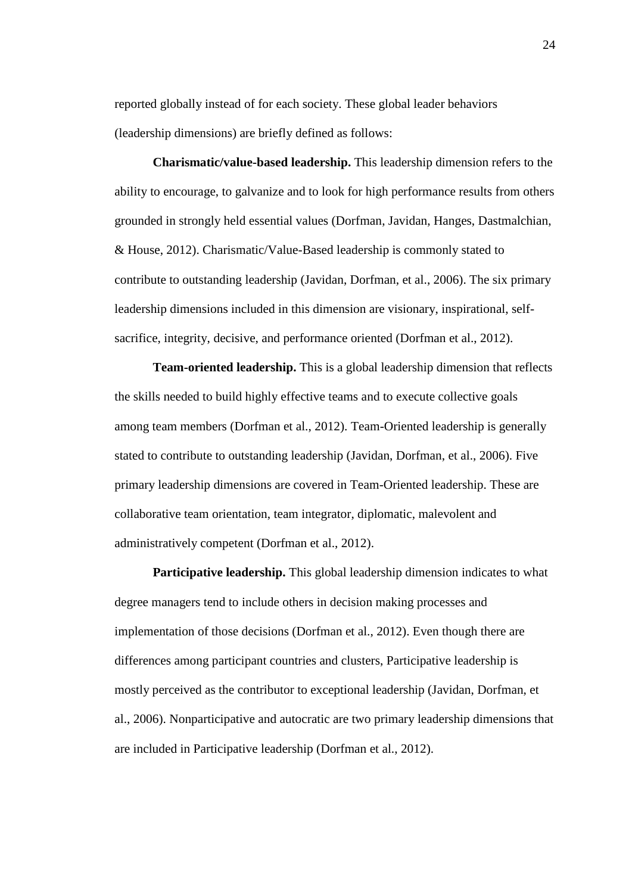reported globally instead of for each society. These global leader behaviors (leadership dimensions) are briefly defined as follows:

**Charismatic/value-based leadership.** This leadership dimension refers to the ability to encourage, to galvanize and to look for high performance results from others grounded in strongly held essential values (Dorfman, Javidan, Hanges, Dastmalchian, & House, 2012). Charismatic/Value-Based leadership is commonly stated to contribute to outstanding leadership (Javidan, Dorfman, et al., 2006). The six primary leadership dimensions included in this dimension are visionary, inspirational, self-sacrifice, integrity, decisive, and performance oriented (Dorfman et al., 2012).

**Team-oriented leadership.** This is a global leadership dimension that reflects the skills needed to build highly effective teams and to execute collective goals among team members (Dorfman et al., 2012). Team-Oriented leadership is generally stated to contribute to outstanding leadership (Javidan, Dorfman, et al., 2006). Five primary leadership dimensions are covered in Team-Oriented leadership. These are collaborative team orientation, team integrator, diplomatic, malevolent and administratively competent (Dorfman et al., 2012).

**Participative leadership.** This global leadership dimension indicates to what degree managers tend to include others in decision making processes and implementation of those decisions (Dorfman et al., 2012). Even though there are differences among participant countries and clusters, Participative leadership is mostly perceived as the contributor to exceptional leadership (Javidan, Dorfman, et al., 2006). Nonparticipative and autocratic are two primary leadership dimensions that are included in Participative leadership (Dorfman et al., 2012).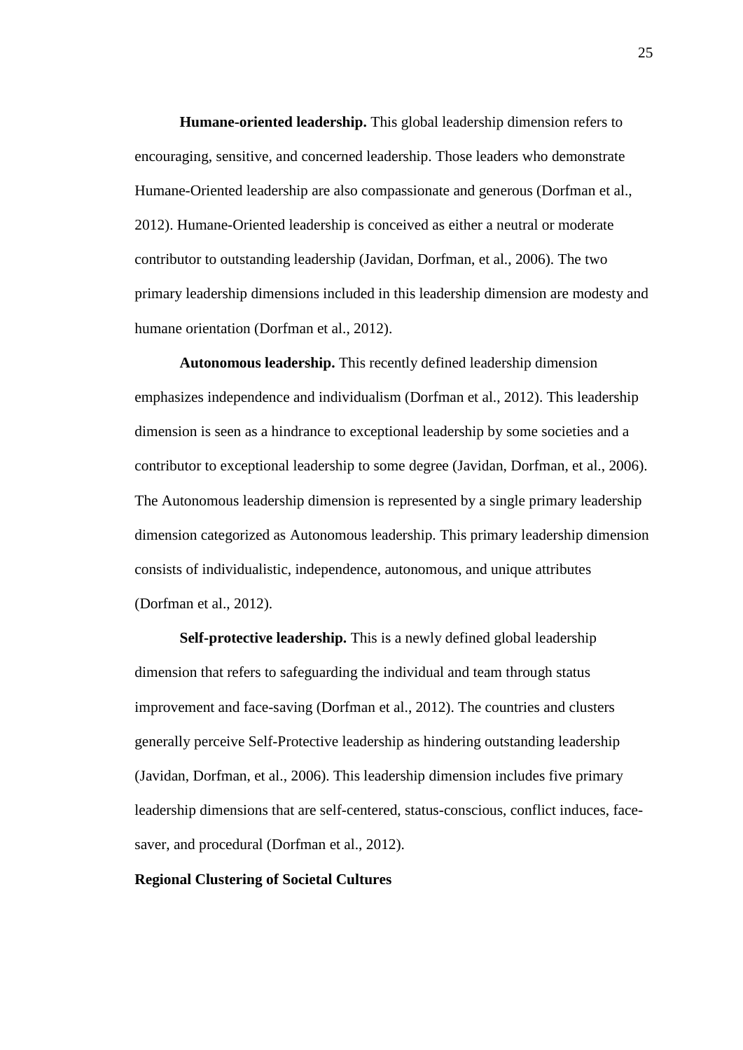**Humane-oriented leadership.** This global leadership dimension refers to encouraging, sensitive, and concerned leadership. Those leaders who demonstrate Humane-Oriented leadership are also compassionate and generous (Dorfman et al., 2012). Humane-Oriented leadership is conceived as either a neutral or moderate contributor to outstanding leadership (Javidan, Dorfman, et al., 2006). The two primary leadership dimensions included in this leadership dimension are modesty and humane orientation (Dorfman et al., 2012).

**Autonomous leadership.** This recently defined leadership dimension emphasizes independence and individualism (Dorfman et al., 2012). This leadership dimension is seen as a hindrance to exceptional leadership by some societies and a contributor to exceptional leadership to some degree (Javidan, Dorfman, et al., 2006). The Autonomous leadership dimension is represented by a single primary leadership dimension categorized as Autonomous leadership. This primary leadership dimension consists of individualistic, independence, autonomous, and unique attributes (Dorfman et al., 2012).

**Self-protective leadership.** This is a newly defined global leadership dimension that refers to safeguarding the individual and team through status improvement and face-saving (Dorfman et al., 2012). The countries and clusters generally perceive Self-Protective leadership as hindering outstanding leadership (Javidan, Dorfman, et al., 2006). This leadership dimension includes five primary leadership dimensions that are self-centered, status-conscious, conflict induces, face-saver, and procedural (Dorfman et al., 2012).

## Regional Clustering of Societal Cultures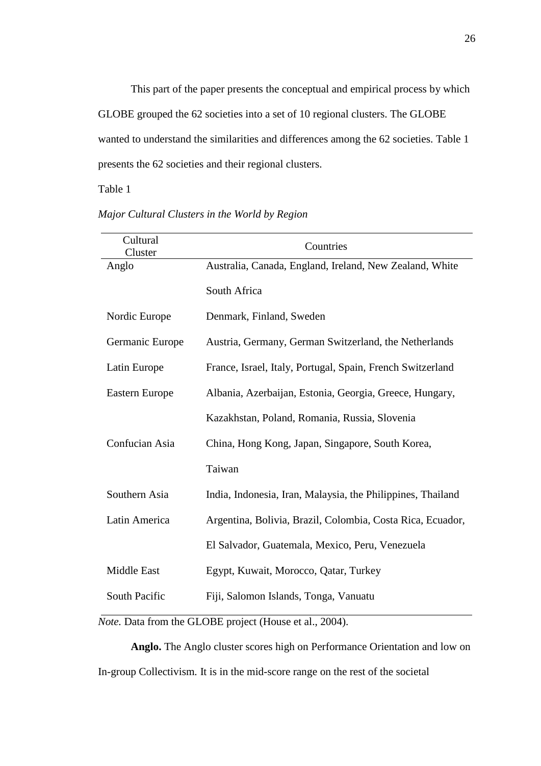This part of the paper presents the conceptual and empirical process by which GLOBE grouped the 62 societies into a set of 10 regional clusters. The GLOBE wanted to understand the similarities and differences among the 62 societies. Table 1 presents the 62 societies and their regional clusters.

Table 1

*Major Cultural Clusters in the World by Region*

| Cultural Cluster | Countries |
|---|---|
| Anglo | Australia, Canada, England, Ireland, New Zealand, White South Africa |
| Nordic Europe | Denmark, Finland, Sweden |
| Germanic Europe | Austria, Germany, German Switzerland, the Netherlands |
| Latin Europe | France, Israel, Italy, Portugal, Spain, French Switzerland |
| Eastern Europe | Albania, Azerbaijan, Estonia, Georgia, Greece, Hungary, Kazakhstan, Poland, Romania, Russia, Slovenia |
| Confucian Asia | China, Hong Kong, Japan, Singapore, South Korea, Taiwan |
| Southern Asia | India, Indonesia, Iran, Malaysia, the Philippines, Thailand |
| Latin America | Argentina, Bolivia, Brazil, Colombia, Costa Rica, Ecuador, El Salvador, Guatemala, Mexico, Peru, Venezuela |
| Middle East | Egypt, Kuwait, Morocco, Qatar, Turkey |
| South Pacific | Fiji, Salomon Islands, Tonga, Vanuatu |

*Note.* Data from the GLOBE project (House et al., 2004).

**Anglo.** The Anglo cluster scores high on Performance Orientation and low on In-group Collectivism. It is in the mid-score range on the rest of the societal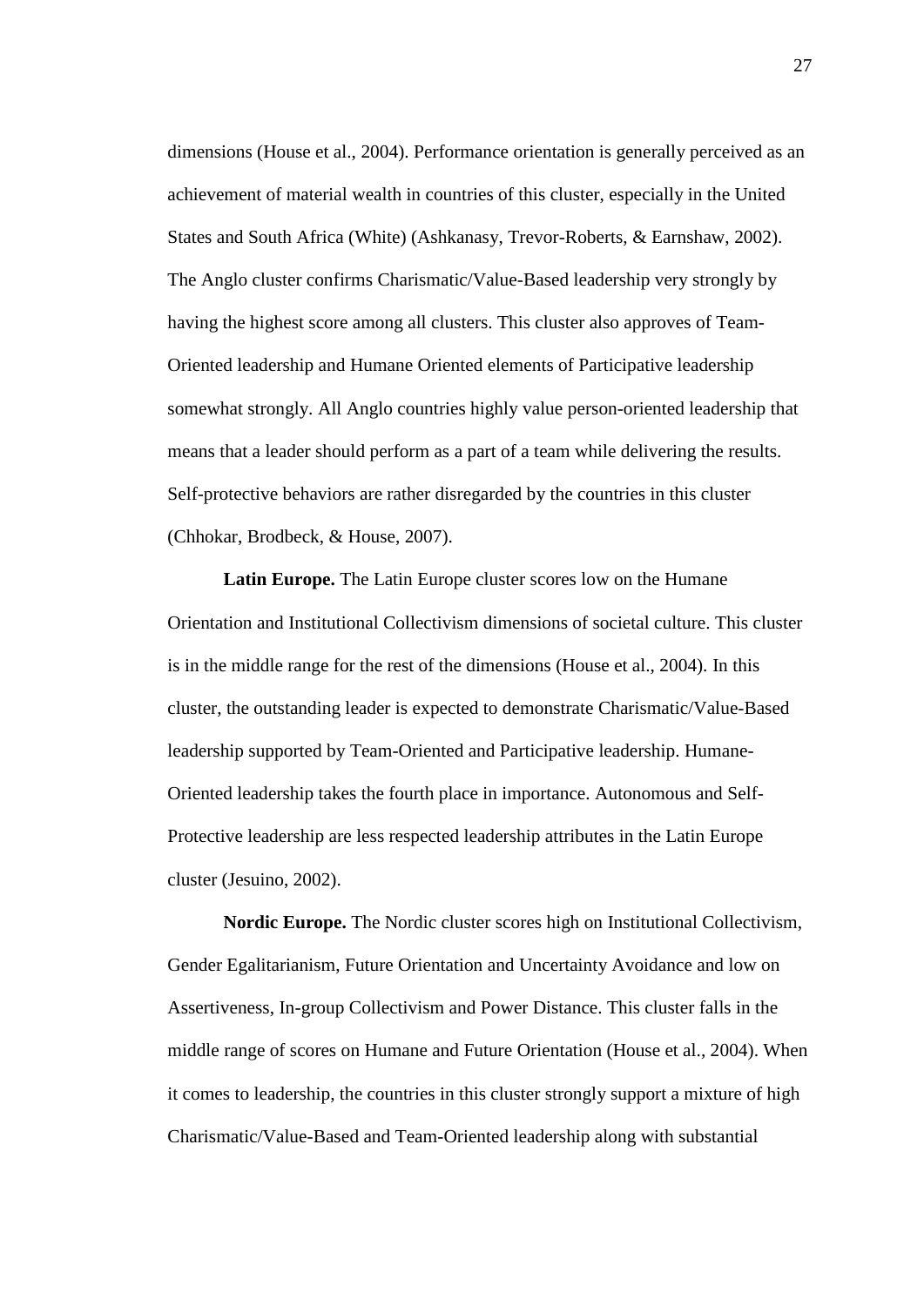dimensions (House et al., 2004). Performance orientation is generally perceived as an achievement of material wealth in countries of this cluster, especially in the United States and South Africa (White) (Ashkanasy, Trevor-Roberts, & Earnshaw, 2002). The Anglo cluster confirms Charismatic/Value-Based leadership very strongly by having the highest score among all clusters. This cluster also approves of Team-Oriented leadership and Humane Oriented elements of Participative leadership somewhat strongly. All Anglo countries highly value person-oriented leadership that means that a leader should perform as a part of a team while delivering the results. Self-protective behaviors are rather disregarded by the countries in this cluster (Chhokar, Brodbeck, & House, 2007).

**Latin Europe.** The Latin Europe cluster scores low on the Humane Orientation and Institutional Collectivism dimensions of societal culture. This cluster is in the middle range for the rest of the dimensions (House et al., 2004). In this cluster, the outstanding leader is expected to demonstrate Charismatic/Value-Based leadership supported by Team-Oriented and Participative leadership. Humane-Oriented leadership takes the fourth place in importance. Autonomous and Self-Protective leadership are less respected leadership attributes in the Latin Europe cluster (Jesuino, 2002).

**Nordic Europe.** The Nordic cluster scores high on Institutional Collectivism, Gender Egalitarianism, Future Orientation and Uncertainty Avoidance and low on Assertiveness, In-group Collectivism and Power Distance. This cluster falls in the middle range of scores on Humane and Future Orientation (House et al., 2004). When it comes to leadership, the countries in this cluster strongly support a mixture of high Charismatic/Value-Based and Team-Oriented leadership along with substantial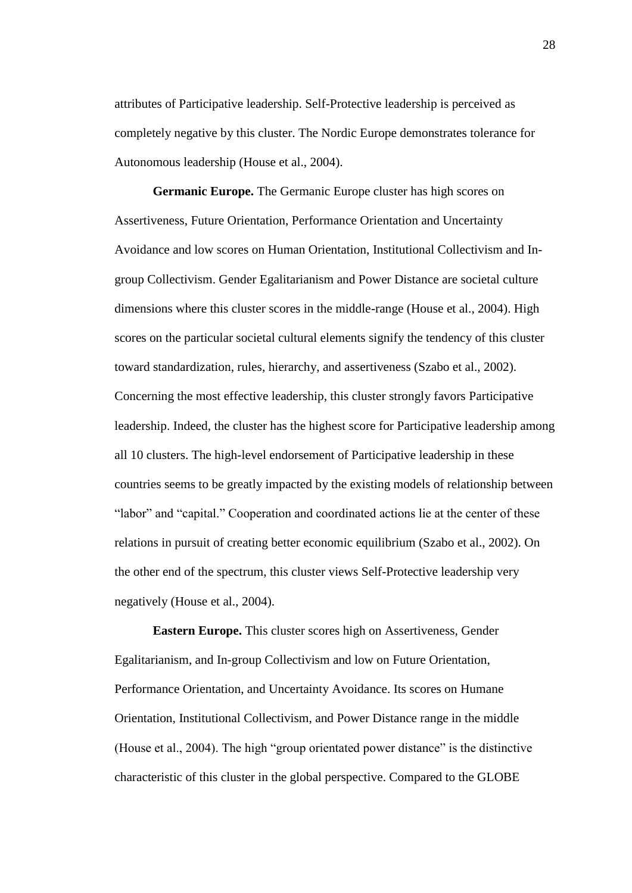attributes of Participative leadership. Self-Protective leadership is perceived as completely negative by this cluster. The Nordic Europe demonstrates tolerance for Autonomous leadership (House et al., 2004).

**Germanic Europe.** The Germanic Europe cluster has high scores on Assertiveness, Future Orientation, Performance Orientation and Uncertainty Avoidance and low scores on Human Orientation, Institutional Collectivism and In-group Collectivism. Gender Egalitarianism and Power Distance are societal culture dimensions where this cluster scores in the middle-range (House et al., 2004). High scores on the particular societal cultural elements signify the tendency of this cluster toward standardization, rules, hierarchy, and assertiveness (Szabo et al., 2002). Concerning the most effective leadership, this cluster strongly favors Participative leadership. Indeed, the cluster has the highest score for Participative leadership among all 10 clusters. The high-level endorsement of Participative leadership in these countries seems to be greatly impacted by the existing models of relationship between "labor" and "capital." Cooperation and coordinated actions lie at the center of these relations in pursuit of creating better economic equilibrium (Szabo et al., 2002). On the other end of the spectrum, this cluster views Self-Protective leadership very negatively (House et al., 2004).

**Eastern Europe.** This cluster scores high on Assertiveness, Gender Egalitarianism, and In-group Collectivism and low on Future Orientation, Performance Orientation, and Uncertainty Avoidance. Its scores on Humane Orientation, Institutional Collectivism, and Power Distance range in the middle (House et al., 2004). The high "group orientated power distance" is the distinctive characteristic of this cluster in the global perspective. Compared to the GLOBE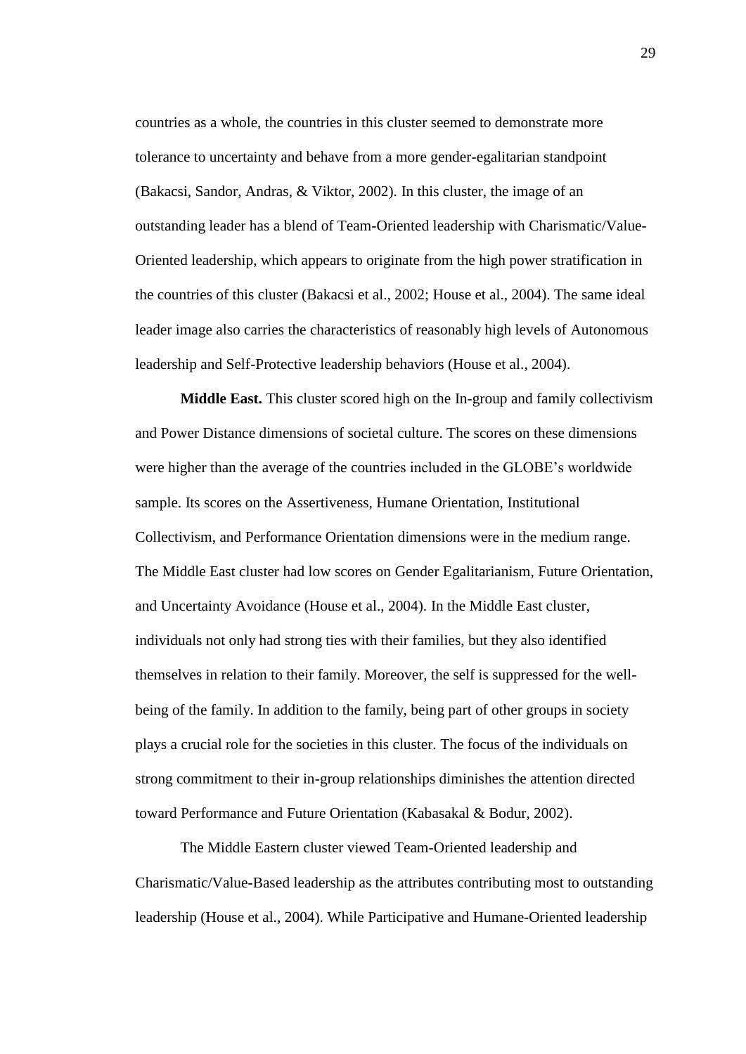countries as a whole, the countries in this cluster seemed to demonstrate more tolerance to uncertainty and behave from a more gender-egalitarian standpoint (Bakacsi, Sandor, Andras, & Viktor, 2002). In this cluster, the image of an outstanding leader has a blend of Team-Oriented leadership with Charismatic/Value-Oriented leadership, which appears to originate from the high power stratification in the countries of this cluster (Bakacsi et al., 2002; House et al., 2004). The same ideal leader image also carries the characteristics of reasonably high levels of Autonomous leadership and Self-Protective leadership behaviors (House et al., 2004).

**Middle East.** This cluster scored high on the In-group and family collectivism and Power Distance dimensions of societal culture. The scores on these dimensions were higher than the average of the countries included in the GLOBE's worldwide sample. Its scores on the Assertiveness, Humane Orientation, Institutional Collectivism, and Performance Orientation dimensions were in the medium range. The Middle East cluster had low scores on Gender Egalitarianism, Future Orientation, and Uncertainty Avoidance (House et al., 2004). In the Middle East cluster, individuals not only had strong ties with their families, but they also identified themselves in relation to their family. Moreover, the self is suppressed for the well-being of the family. In addition to the family, being part of other groups in society plays a crucial role for the societies in this cluster. The focus of the individuals on strong commitment to their in-group relationships diminishes the attention directed toward Performance and Future Orientation (Kabasakal & Bodur, 2002).

The Middle Eastern cluster viewed Team-Oriented leadership and Charismatic/Value-Based leadership as the attributes contributing most to outstanding leadership (House et al., 2004). While Participative and Humane-Oriented leadership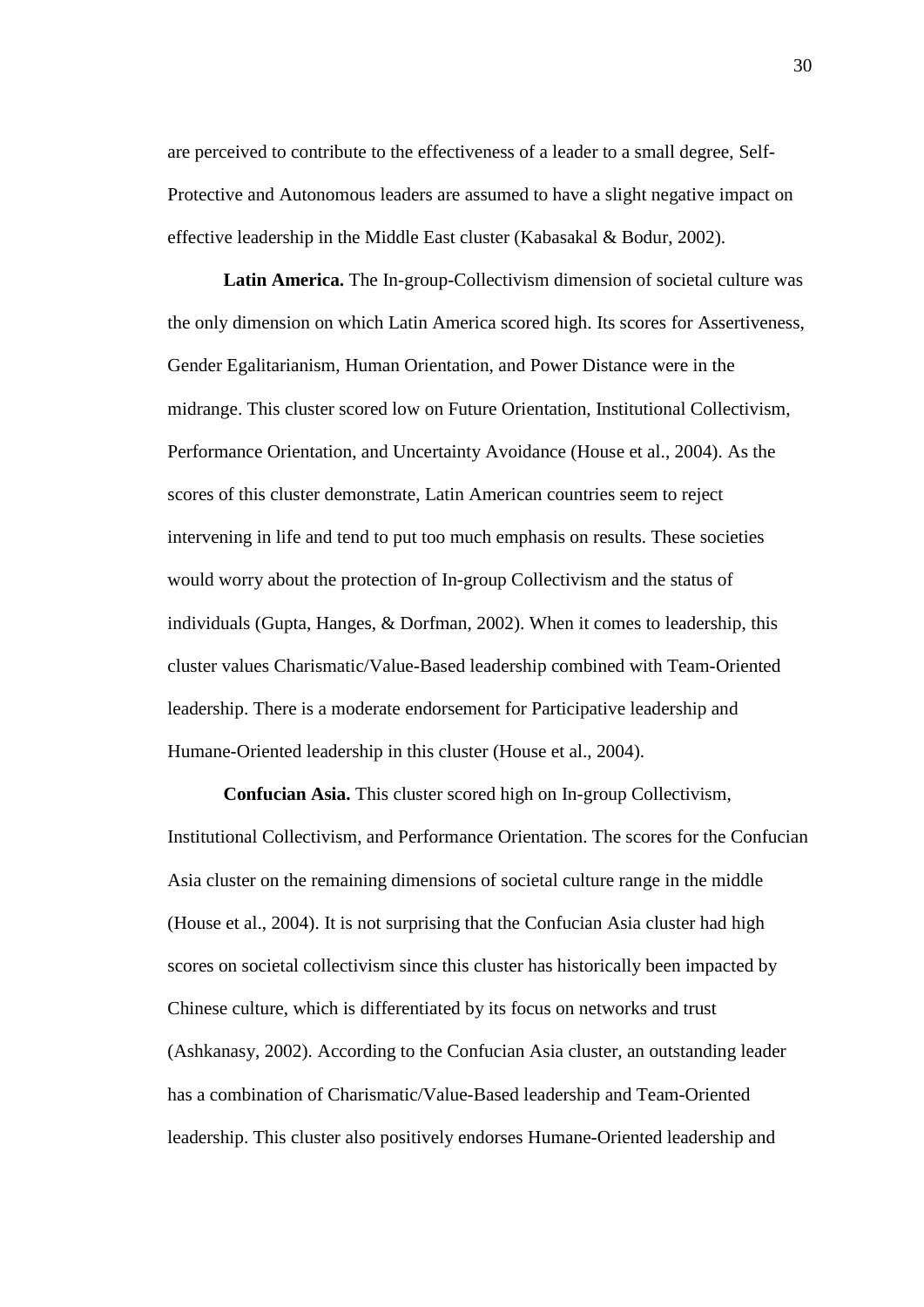are perceived to contribute to the effectiveness of a leader to a small degree, Self-Protective and Autonomous leaders are assumed to have a slight negative impact on effective leadership in the Middle East cluster (Kabasakal & Bodur, 2002).

**Latin America.** The In-group-Collectivism dimension of societal culture was the only dimension on which Latin America scored high. Its scores for Assertiveness, Gender Egalitarianism, Human Orientation, and Power Distance were in the midrange. This cluster scored low on Future Orientation, Institutional Collectivism, Performance Orientation, and Uncertainty Avoidance (House et al., 2004). As the scores of this cluster demonstrate, Latin American countries seem to reject intervening in life and tend to put too much emphasis on results. These societies would worry about the protection of In-group Collectivism and the status of individuals (Gupta, Hanges, & Dorfman, 2002). When it comes to leadership, this cluster values Charismatic/Value-Based leadership combined with Team-Oriented leadership. There is a moderate endorsement for Participative leadership and Humane-Oriented leadership in this cluster (House et al., 2004).

**Confucian Asia.** This cluster scored high on In-group Collectivism, Institutional Collectivism, and Performance Orientation. The scores for the Confucian Asia cluster on the remaining dimensions of societal culture range in the middle (House et al., 2004). It is not surprising that the Confucian Asia cluster had high scores on societal collectivism since this cluster has historically been impacted by Chinese culture, which is differentiated by its focus on networks and trust (Ashkanasy, 2002). According to the Confucian Asia cluster, an outstanding leader has a combination of Charismatic/Value-Based leadership and Team-Oriented leadership. This cluster also positively endorses Humane-Oriented leadership and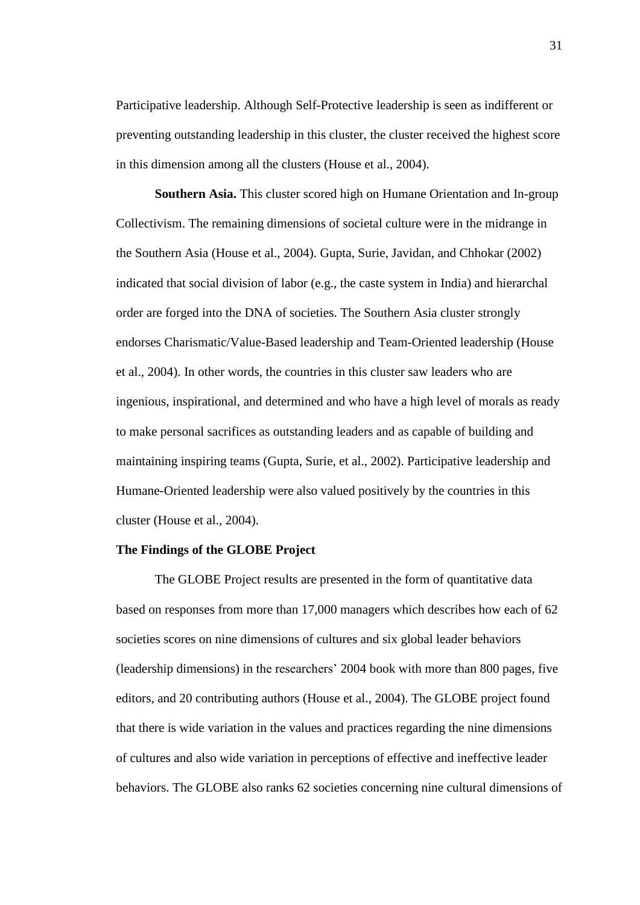Participative leadership. Although Self-Protective leadership is seen as indifferent or preventing outstanding leadership in this cluster, the cluster received the highest score in this dimension among all the clusters (House et al., 2004).

**Southern Asia.** This cluster scored high on Humane Orientation and In-group Collectivism. The remaining dimensions of societal culture were in the midrange in the Southern Asia (House et al., 2004). Gupta, Surie, Javidan, and Chhokar (2002) indicated that social division of labor (e.g., the caste system in India) and hierarchal order are forged into the DNA of societies. The Southern Asia cluster strongly endorses Charismatic/Value-Based leadership and Team-Oriented leadership (House et al., 2004). In other words, the countries in this cluster saw leaders who are ingenious, inspirational, and determined and who have a high level of morals as ready to make personal sacrifices as outstanding leaders and as capable of building and maintaining inspiring teams (Gupta, Surie, et al., 2002). Participative leadership and Humane-Oriented leadership were also valued positively by the countries in this cluster (House et al., 2004).

### The Findings of the GLOBE Project

The GLOBE Project results are presented in the form of quantitative data based on responses from more than 17,000 managers which describes how each of 62 societies scores on nine dimensions of cultures and six global leader behaviors (leadership dimensions) in the researchers' 2004 book with more than 800 pages, five editors, and 20 contributing authors (House et al., 2004). The GLOBE project found that there is wide variation in the values and practices regarding the nine dimensions of cultures and also wide variation in perceptions of effective and ineffective leader behaviors. The GLOBE also ranks 62 societies concerning nine cultural dimensions of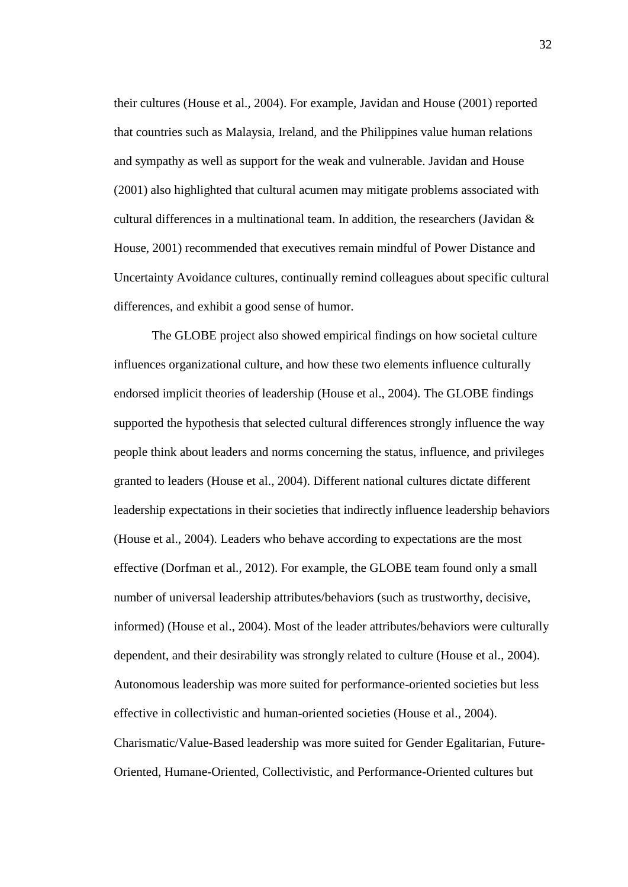their cultures (House et al., 2004). For example, Javidan and House (2001) reported that countries such as Malaysia, Ireland, and the Philippines value human relations and sympathy as well as support for the weak and vulnerable. Javidan and House (2001) also highlighted that cultural acumen may mitigate problems associated with cultural differences in a multinational team. In addition, the researchers (Javidan & House, 2001) recommended that executives remain mindful of Power Distance and Uncertainty Avoidance cultures, continually remind colleagues about specific cultural differences, and exhibit a good sense of humor.

The GLOBE project also showed empirical findings on how societal culture influences organizational culture, and how these two elements influence culturally endorsed implicit theories of leadership (House et al., 2004). The GLOBE findings supported the hypothesis that selected cultural differences strongly influence the way people think about leaders and norms concerning the status, influence, and privileges granted to leaders (House et al., 2004). Different national cultures dictate different leadership expectations in their societies that indirectly influence leadership behaviors (House et al., 2004). Leaders who behave according to expectations are the most effective (Dorfman et al., 2012). For example, the GLOBE team found only a small number of universal leadership attributes/behaviors (such as trustworthy, decisive, informed) (House et al., 2004). Most of the leader attributes/behaviors were culturally dependent, and their desirability was strongly related to culture (House et al., 2004). Autonomous leadership was more suited for performance-oriented societies but less effective in collectivistic and human-oriented societies (House et al., 2004). Charismatic/Value-Based leadership was more suited for Gender Egalitarian, Future-Oriented, Humane-Oriented, Collectivistic, and Performance-Oriented cultures but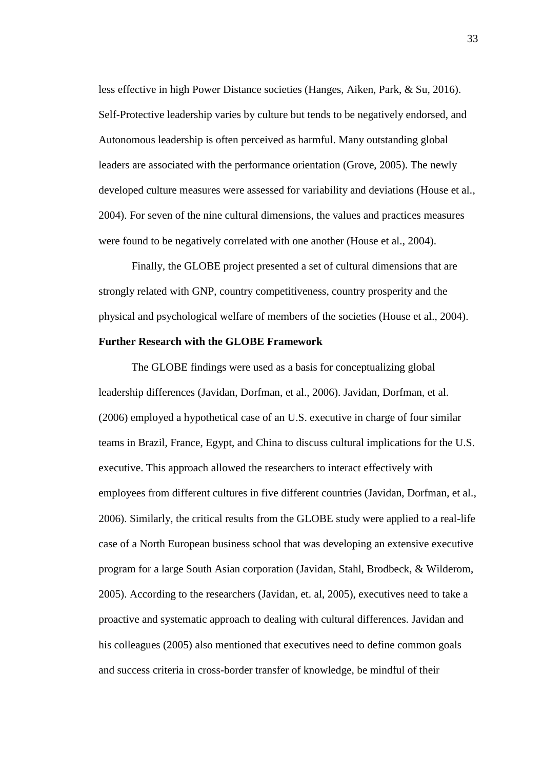less effective in high Power Distance societies (Hanges, Aiken, Park, & Su, 2016). Self-Protective leadership varies by culture but tends to be negatively endorsed, and Autonomous leadership is often perceived as harmful. Many outstanding global leaders are associated with the performance orientation (Grove, 2005). The newly developed culture measures were assessed for variability and deviations (House et al., 2004). For seven of the nine cultural dimensions, the values and practices measures were found to be negatively correlated with one another (House et al., 2004).

Finally, the GLOBE project presented a set of cultural dimensions that are strongly related with GNP, country competitiveness, country prosperity and the physical and psychological welfare of members of the societies (House et al., 2004).

**Further Research with the GLOBE Framework**

The GLOBE findings were used as a basis for conceptualizing global leadership differences (Javidan, Dorfman, et al., 2006). Javidan, Dorfman, et al. (2006) employed a hypothetical case of an U.S. executive in charge of four similar teams in Brazil, France, Egypt, and China to discuss cultural implications for the U.S. executive. This approach allowed the researchers to interact effectively with employees from different cultures in five different countries (Javidan, Dorfman, et al., 2006). Similarly, the critical results from the GLOBE study were applied to a real-life case of a North European business school that was developing an extensive executive program for a large South Asian corporation (Javidan, Stahl, Brodbeck, & Wilderom, 2005). According to the researchers (Javidan, et. al, 2005), executives need to take a proactive and systematic approach to dealing with cultural differences. Javidan and his colleagues (2005) also mentioned that executives need to define common goals and success criteria in cross-border transfer of knowledge, be mindful of their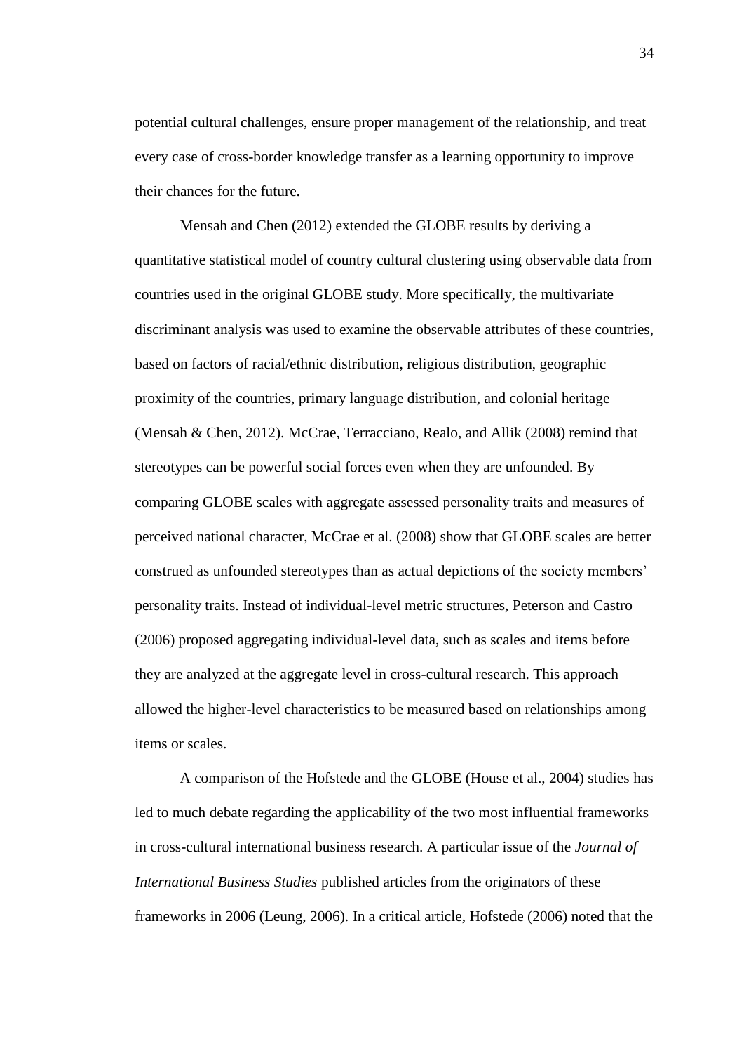potential cultural challenges, ensure proper management of the relationship, and treat every case of cross-border knowledge transfer as a learning opportunity to improve their chances for the future.

Mensah and Chen (2012) extended the GLOBE results by deriving a quantitative statistical model of country cultural clustering using observable data from countries used in the original GLOBE study. More specifically, the multivariate discriminant analysis was used to examine the observable attributes of these countries, based on factors of racial/ethnic distribution, religious distribution, geographic proximity of the countries, primary language distribution, and colonial heritage (Mensah & Chen, 2012). McCrae, Terracciano, Realo, and Allik (2008) remind that stereotypes can be powerful social forces even when they are unfounded. By comparing GLOBE scales with aggregate assessed personality traits and measures of perceived national character, McCrae et al. (2008) show that GLOBE scales are better construed as unfounded stereotypes than as actual depictions of the society members' personality traits. Instead of individual-level metric structures, Peterson and Castro (2006) proposed aggregating individual-level data, such as scales and items before they are analyzed at the aggregate level in cross-cultural research. This approach allowed the higher-level characteristics to be measured based on relationships among items or scales.

A comparison of the Hofstede and the GLOBE (House et al., 2004) studies has led to much debate regarding the applicability of the two most influential frameworks in cross-cultural international business research. A particular issue of the *Journal of International Business Studies* published articles from the originators of these frameworks in 2006 (Leung, 2006). In a critical article, Hofstede (2006) noted that the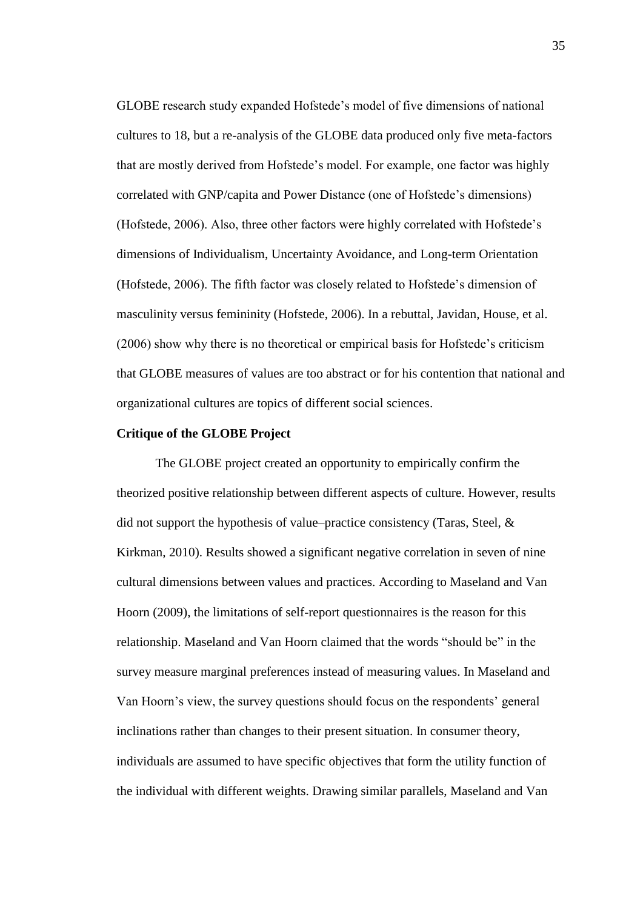GLOBE research study expanded Hofstede's model of five dimensions of national cultures to 18, but a re-analysis of the GLOBE data produced only five meta-factors that are mostly derived from Hofstede's model. For example, one factor was highly correlated with GNP/capita and Power Distance (one of Hofstede's dimensions) (Hofstede, 2006). Also, three other factors were highly correlated with Hofstede's dimensions of Individualism, Uncertainty Avoidance, and Long-term Orientation (Hofstede, 2006). The fifth factor was closely related to Hofstede's dimension of masculinity versus femininity (Hofstede, 2006). In a rebuttal, Javidan, House, et al. (2006) show why there is no theoretical or empirical basis for Hofstede's criticism that GLOBE measures of values are too abstract or for his contention that national and organizational cultures are topics of different social sciences.

**Critique of the GLOBE Project**

The GLOBE project created an opportunity to empirically confirm the theorized positive relationship between different aspects of culture. However, results did not support the hypothesis of value–practice consistency (Taras, Steel, & Kirkman, 2010). Results showed a significant negative correlation in seven of nine cultural dimensions between values and practices. According to Maseland and Van Hoorn (2009), the limitations of self-report questionnaires is the reason for this relationship. Maseland and Van Hoorn claimed that the words "should be" in the survey measure marginal preferences instead of measuring values. In Maseland and Van Hoorn's view, the survey questions should focus on the respondents' general inclinations rather than changes to their present situation. In consumer theory, individuals are assumed to have specific objectives that form the utility function of the individual with different weights. Drawing similar parallels, Maseland and Van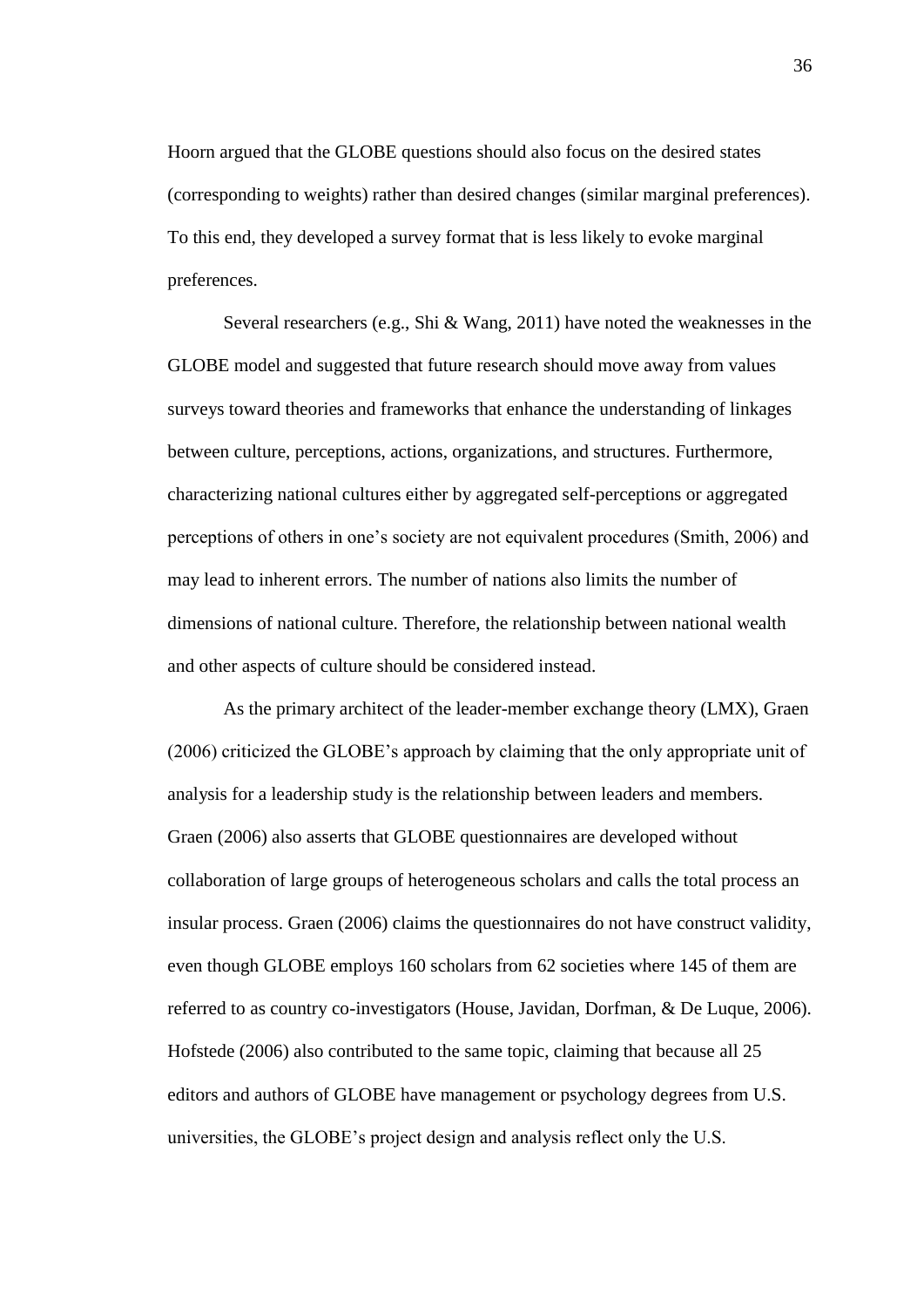Hoorn argued that the GLOBE questions should also focus on the desired states (corresponding to weights) rather than desired changes (similar marginal preferences). To this end, they developed a survey format that is less likely to evoke marginal preferences.

Several researchers (e.g., Shi & Wang, 2011) have noted the weaknesses in the GLOBE model and suggested that future research should move away from values surveys toward theories and frameworks that enhance the understanding of linkages between culture, perceptions, actions, organizations, and structures. Furthermore, characterizing national cultures either by aggregated self-perceptions or aggregated perceptions of others in one's society are not equivalent procedures (Smith, 2006) and may lead to inherent errors. The number of nations also limits the number of dimensions of national culture. Therefore, the relationship between national wealth and other aspects of culture should be considered instead.

As the primary architect of the leader-member exchange theory (LMX), Graen (2006) criticized the GLOBE's approach by claiming that the only appropriate unit of analysis for a leadership study is the relationship between leaders and members. Graen (2006) also asserts that GLOBE questionnaires are developed without collaboration of large groups of heterogeneous scholars and calls the total process an insular process. Graen (2006) claims the questionnaires do not have construct validity, even though GLOBE employs 160 scholars from 62 societies where 145 of them are referred to as country co-investigators (House, Javidan, Dorfman, & De Luque, 2006). Hofstede (2006) also contributed to the same topic, claiming that because all 25 editors and authors of GLOBE have management or psychology degrees from U.S. universities, the GLOBE's project design and analysis reflect only the U.S.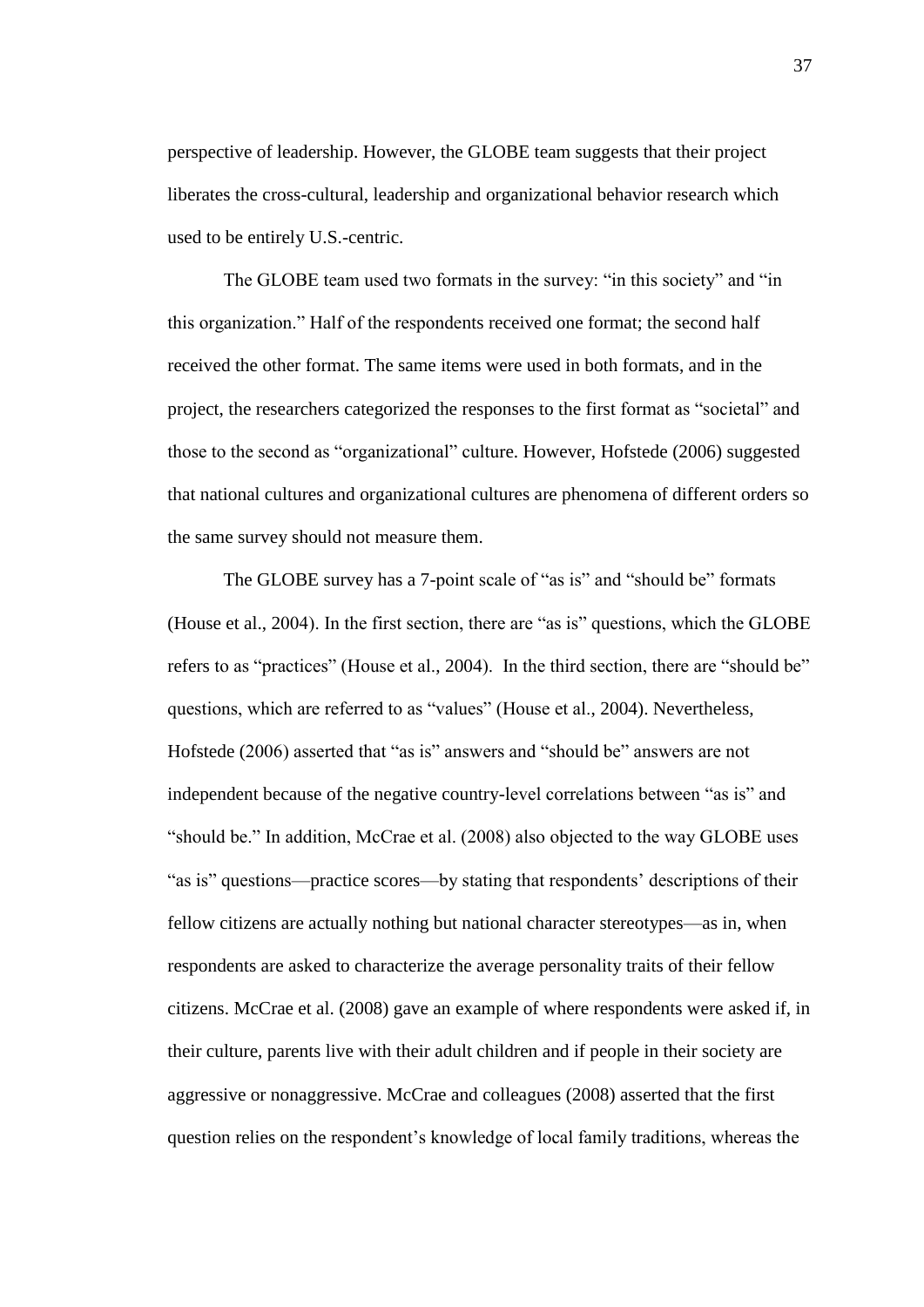perspective of leadership. However, the GLOBE team suggests that their project liberates the cross-cultural, leadership and organizational behavior research which used to be entirely U.S.-centric.

The GLOBE team used two formats in the survey: "in this society" and "in this organization." Half of the respondents received one format; the second half received the other format. The same items were used in both formats, and in the project, the researchers categorized the responses to the first format as "societal" and those to the second as "organizational" culture. However, Hofstede (2006) suggested that national cultures and organizational cultures are phenomena of different orders so the same survey should not measure them.

The GLOBE survey has a 7-point scale of "as is" and "should be" formats (House et al., 2004). In the first section, there are "as is" questions, which the GLOBE refers to as "practices" (House et al., 2004). In the third section, there are "should be" questions, which are referred to as "values" (House et al., 2004). Nevertheless, Hofstede (2006) asserted that "as is" answers and "should be" answers are not independent because of the negative country-level correlations between "as is" and "should be." In addition, McCrae et al. (2008) also objected to the way GLOBE uses "as is" questions—practice scores—by stating that respondents' descriptions of their fellow citizens are actually nothing but national character stereotypes—as in, when respondents are asked to characterize the average personality traits of their fellow citizens. McCrae et al. (2008) gave an example of where respondents were asked if, in their culture, parents live with their adult children and if people in their society are aggressive or nonaggressive. McCrae and colleagues (2008) asserted that the first question relies on the respondent's knowledge of local family traditions, whereas the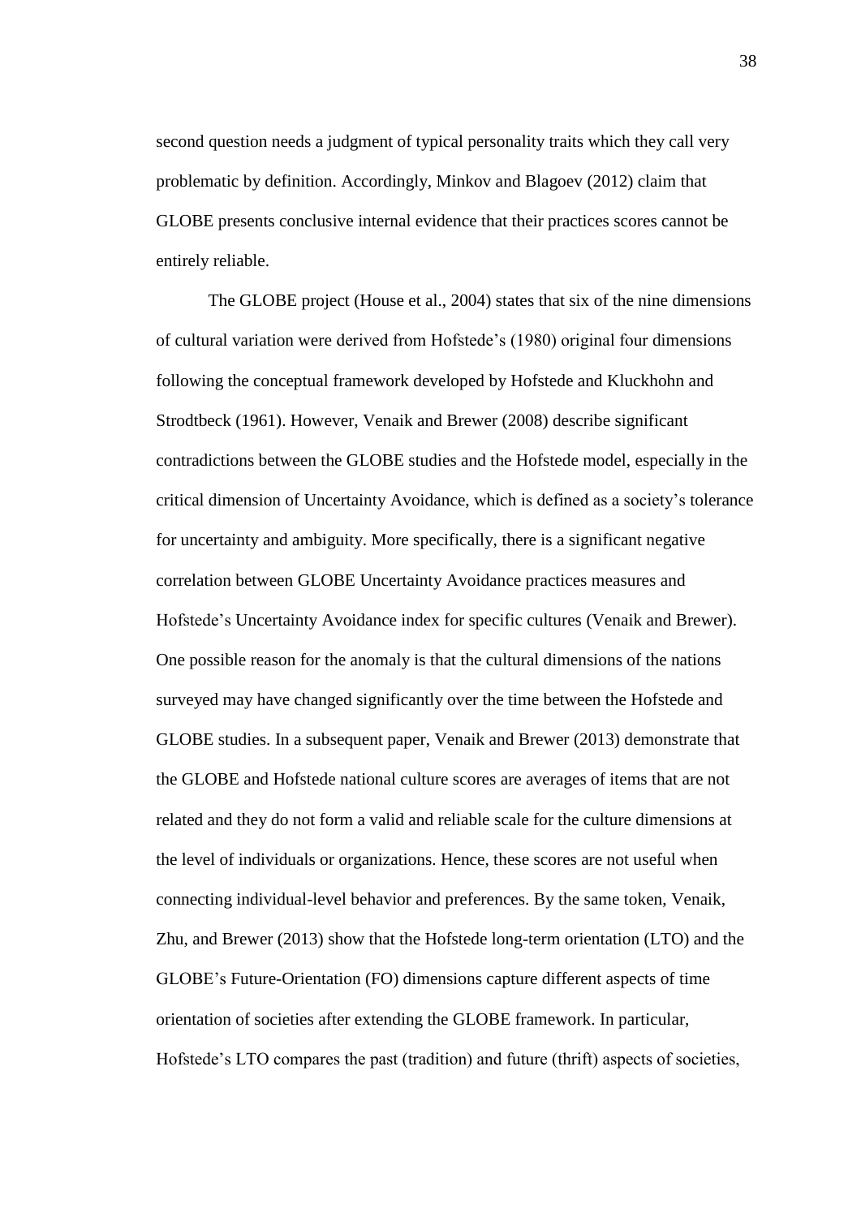second question needs a judgment of typical personality traits which they call very problematic by definition. Accordingly, Minkov and Blagoev (2012) claim that GLOBE presents conclusive internal evidence that their practices scores cannot be entirely reliable.

The GLOBE project (House et al., 2004) states that six of the nine dimensions of cultural variation were derived from Hofstede's (1980) original four dimensions following the conceptual framework developed by Hofstede and Kluckhohn and Strodtbeck (1961). However, Venaik and Brewer (2008) describe significant contradictions between the GLOBE studies and the Hofstede model, especially in the critical dimension of Uncertainty Avoidance, which is defined as a society's tolerance for uncertainty and ambiguity. More specifically, there is a significant negative correlation between GLOBE Uncertainty Avoidance practices measures and Hofstede's Uncertainty Avoidance index for specific cultures (Venaik and Brewer). One possible reason for the anomaly is that the cultural dimensions of the nations surveyed may have changed significantly over the time between the Hofstede and GLOBE studies. In a subsequent paper, Venaik and Brewer (2013) demonstrate that the GLOBE and Hofstede national culture scores are averages of items that are not related and they do not form a valid and reliable scale for the culture dimensions at the level of individuals or organizations. Hence, these scores are not useful when connecting individual-level behavior and preferences. By the same token, Venaik, Zhu, and Brewer (2013) show that the Hofstede long-term orientation (LTO) and the GLOBE's Future-Orientation (FO) dimensions capture different aspects of time orientation of societies after extending the GLOBE framework. In particular, Hofstede's LTO compares the past (tradition) and future (thrift) aspects of societies,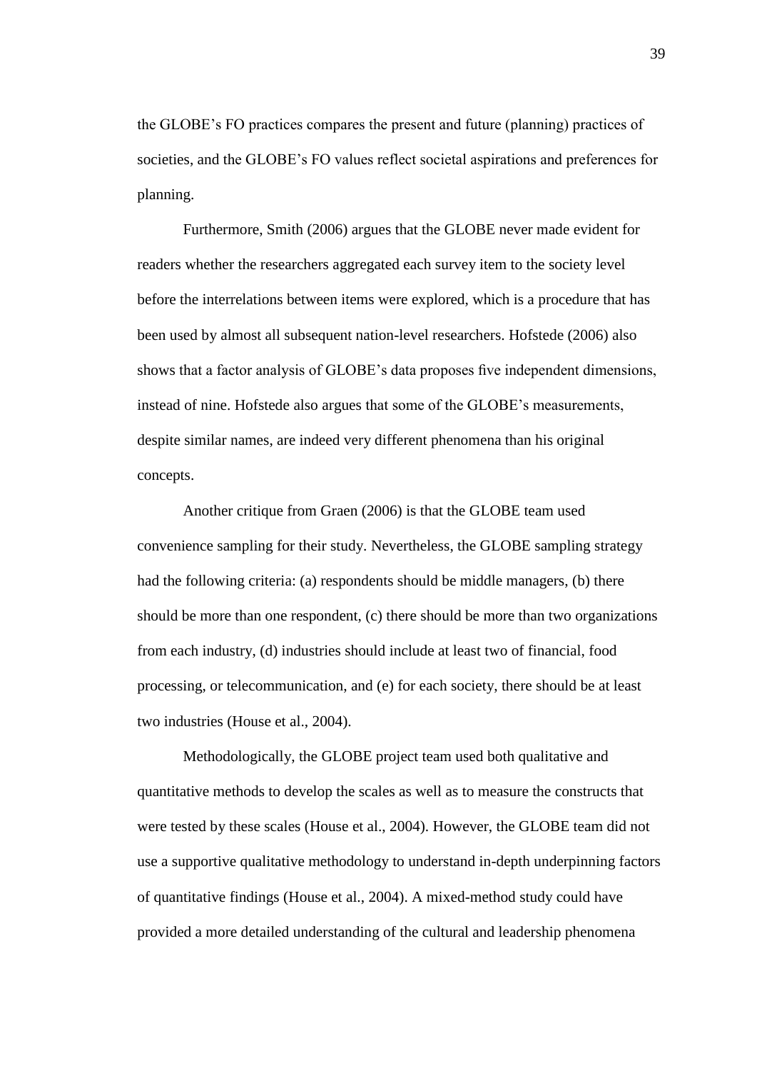the GLOBE's FO practices compares the present and future (planning) practices of societies, and the GLOBE's FO values reflect societal aspirations and preferences for planning.

Furthermore, Smith (2006) argues that the GLOBE never made evident for readers whether the researchers aggregated each survey item to the society level before the interrelations between items were explored, which is a procedure that has been used by almost all subsequent nation-level researchers. Hofstede (2006) also shows that a factor analysis of GLOBE's data proposes five independent dimensions, instead of nine. Hofstede also argues that some of the GLOBE's measurements, despite similar names, are indeed very different phenomena than his original concepts.

Another critique from Graen (2006) is that the GLOBE team used convenience sampling for their study. Nevertheless, the GLOBE sampling strategy had the following criteria: (a) respondents should be middle managers, (b) there should be more than one respondent, (c) there should be more than two organizations from each industry, (d) industries should include at least two of financial, food processing, or telecommunication, and (e) for each society, there should be at least two industries (House et al., 2004).

Methodologically, the GLOBE project team used both qualitative and quantitative methods to develop the scales as well as to measure the constructs that were tested by these scales (House et al., 2004). However, the GLOBE team did not use a supportive qualitative methodology to understand in-depth underpinning factors of quantitative findings (House et al., 2004). A mixed-method study could have provided a more detailed understanding of the cultural and leadership phenomena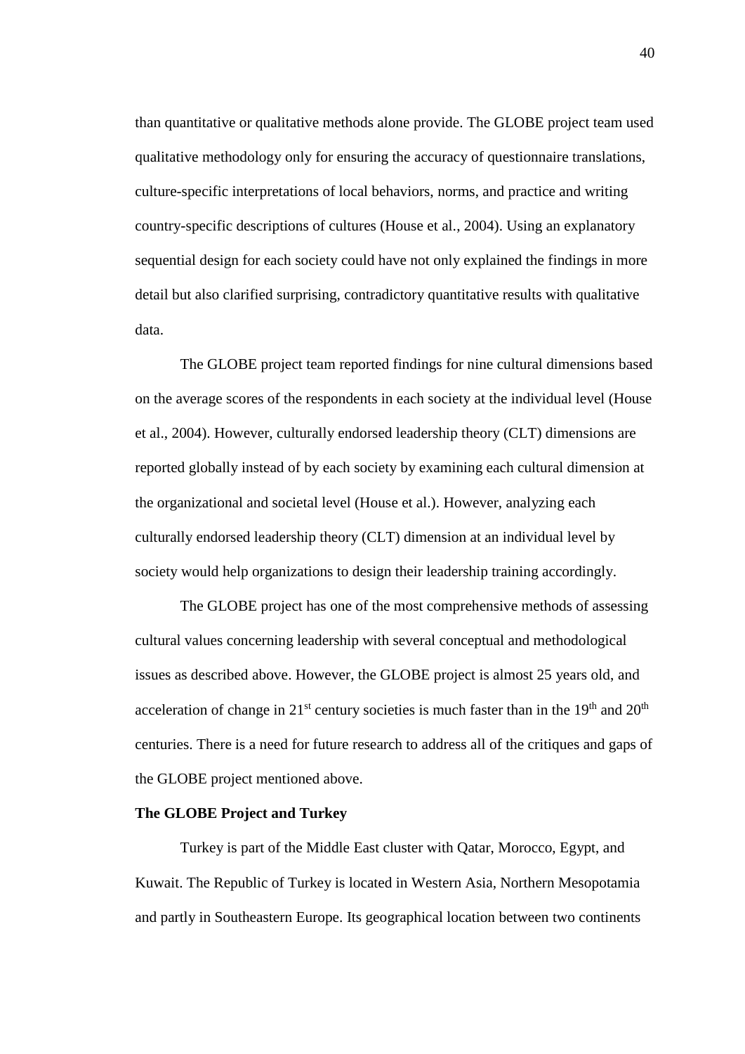than quantitative or qualitative methods alone provide. The GLOBE project team used qualitative methodology only for ensuring the accuracy of questionnaire translations, culture-specific interpretations of local behaviors, norms, and practice and writing country-specific descriptions of cultures (House et al., 2004). Using an explanatory sequential design for each society could have not only explained the findings in more detail but also clarified surprising, contradictory quantitative results with qualitative data.

The GLOBE project team reported findings for nine cultural dimensions based on the average scores of the respondents in each society at the individual level (House et al., 2004). However, culturally endorsed leadership theory (CLT) dimensions are reported globally instead of by each society by examining each cultural dimension at the organizational and societal level (House et al.). However, analyzing each culturally endorsed leadership theory (CLT) dimension at an individual level by society would help organizations to design their leadership training accordingly.

The GLOBE project has one of the most comprehensive methods of assessing cultural values concerning leadership with several conceptual and methodological issues as described above. However, the GLOBE project is almost 25 years old, and acceleration of change in 21st century societies is much faster than in the 19th and 20th centuries. There is a need for future research to address all of the critiques and gaps of the GLOBE project mentioned above.

**The GLOBE Project and Turkey**

Turkey is part of the Middle East cluster with Qatar, Morocco, Egypt, and Kuwait. The Republic of Turkey is located in Western Asia, Northern Mesopotamia and partly in Southeastern Europe. Its geographical location between two continents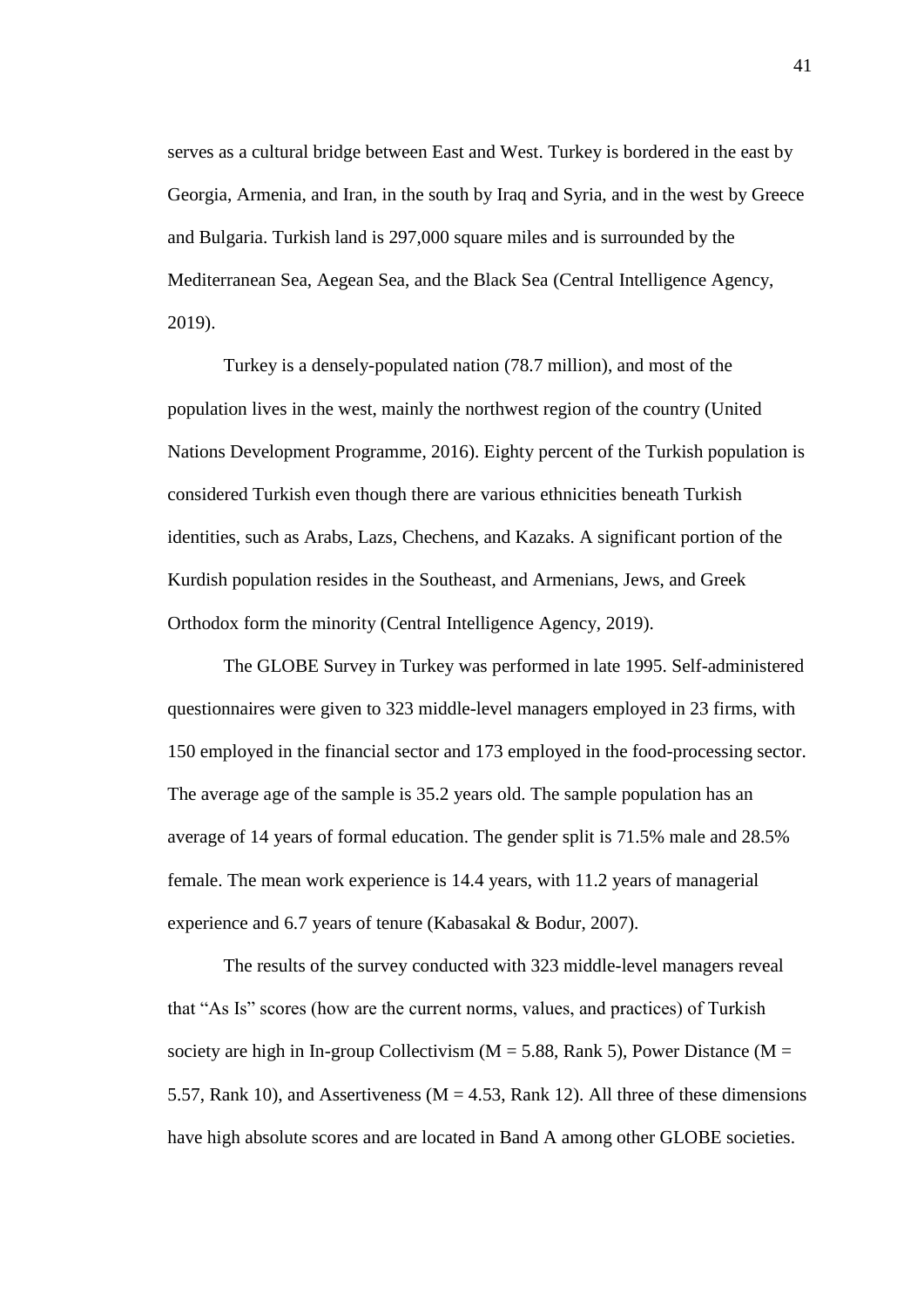serves as a cultural bridge between East and West. Turkey is bordered in the east by Georgia, Armenia, and Iran, in the south by Iraq and Syria, and in the west by Greece and Bulgaria. Turkish land is 297,000 square miles and is surrounded by the Mediterranean Sea, Aegean Sea, and the Black Sea (Central Intelligence Agency, 2019).

Turkey is a densely-populated nation (78.7 million), and most of the population lives in the west, mainly the northwest region of the country (United Nations Development Programme, 2016). Eighty percent of the Turkish population is considered Turkish even though there are various ethnicities beneath Turkish identities, such as Arabs, Lazs, Chechens, and Kazaks. A significant portion of the Kurdish population resides in the Southeast, and Armenians, Jews, and Greek Orthodox form the minority (Central Intelligence Agency, 2019).

The GLOBE Survey in Turkey was performed in late 1995. Self-administered questionnaires were given to 323 middle-level managers employed in 23 firms, with 150 employed in the financial sector and 173 employed in the food-processing sector. The average age of the sample is 35.2 years old. The sample population has an average of 14 years of formal education. The gender split is 71.5% male and 28.5% female. The mean work experience is 14.4 years, with 11.2 years of managerial experience and 6.7 years of tenure (Kabasakal & Bodur, 2007).

The results of the survey conducted with 323 middle-level managers reveal that "As Is" scores (how are the current norms, values, and practices) of Turkish society are high in In-group Collectivism (M = 5.88, Rank 5), Power Distance (M = 5.57, Rank 10), and Assertiveness (M = 4.53, Rank 12). All three of these dimensions have high absolute scores and are located in Band A among other GLOBE societies.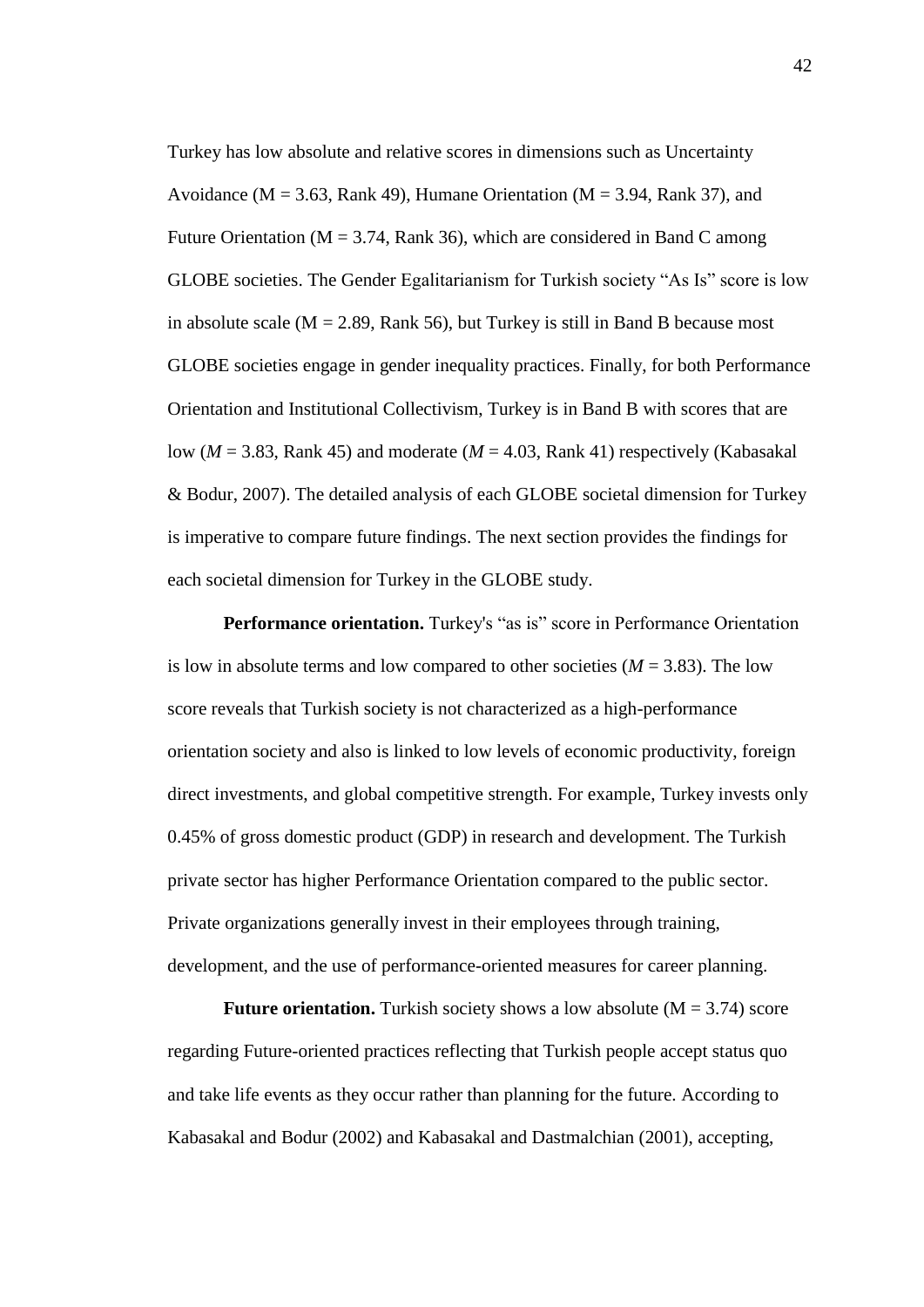Turkey has low absolute and relative scores in dimensions such as Uncertainty Avoidance ($M = 3.63$, Rank 49), Humane Orientation ($M = 3.94$, Rank 37), and Future Orientation ($M = 3.74$, Rank 36), which are considered in Band C among GLOBE societies. The Gender Egalitarianism for Turkish society "As Is" score is low in absolute scale ($M = 2.89$, Rank 56), but Turkey is still in Band B because most GLOBE societies engage in gender inequality practices. Finally, for both Performance Orientation and Institutional Collectivism, Turkey is in Band B with scores that are low ($M = 3.83$, Rank 45) and moderate ($M = 4.03$, Rank 41) respectively (Kabasakal & Bodur, 2007). The detailed analysis of each GLOBE societal dimension for Turkey is imperative to compare future findings. The next section provides the findings for each societal dimension for Turkey in the GLOBE study.

**Performance orientation.** Turkey's "as is" score in Performance Orientation is low in absolute terms and low compared to other societies ($M = 3.83$). The low score reveals that Turkish society is not characterized as a high-performance orientation society and also is linked to low levels of economic productivity, foreign direct investments, and global competitive strength. For example, Turkey invests only 0.45% of gross domestic product (GDP) in research and development. The Turkish private sector has higher Performance Orientation compared to the public sector. Private organizations generally invest in their employees through training, development, and the use of performance-oriented measures for career planning.

**Future orientation.** Turkish society shows a low absolute ($M = 3.74$) score regarding Future-oriented practices reflecting that Turkish people accept status quo and take life events as they occur rather than planning for the future. According to Kabasakal and Bodur (2002) and Kabasakal and Dastmalchian (2001), accepting,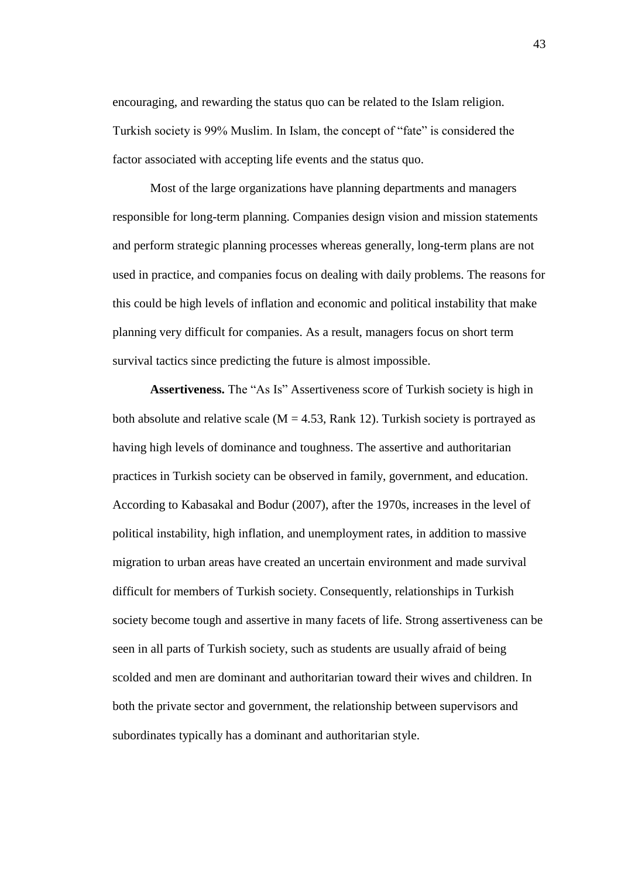encouraging, and rewarding the status quo can be related to the Islam religion. Turkish society is 99% Muslim. In Islam, the concept of "fate" is considered the factor associated with accepting life events and the status quo.

Most of the large organizations have planning departments and managers responsible for long-term planning. Companies design vision and mission statements and perform strategic planning processes whereas generally, long-term plans are not used in practice, and companies focus on dealing with daily problems. The reasons for this could be high levels of inflation and economic and political instability that make planning very difficult for companies. As a result, managers focus on short term survival tactics since predicting the future is almost impossible.

**Assertiveness.** The "As Is" Assertiveness score of Turkish society is high in both absolute and relative scale ($M = 4.53$, Rank 12). Turkish society is portrayed as having high levels of dominance and toughness. The assertive and authoritarian practices in Turkish society can be observed in family, government, and education. According to Kabasakal and Bodur (2007), after the 1970s, increases in the level of political instability, high inflation, and unemployment rates, in addition to massive migration to urban areas have created an uncertain environment and made survival difficult for members of Turkish society. Consequently, relationships in Turkish society become tough and assertive in many facets of life. Strong assertiveness can be seen in all parts of Turkish society, such as students are usually afraid of being scolded and men are dominant and authoritarian toward their wives and children. In both the private sector and government, the relationship between supervisors and subordinates typically has a dominant and authoritarian style.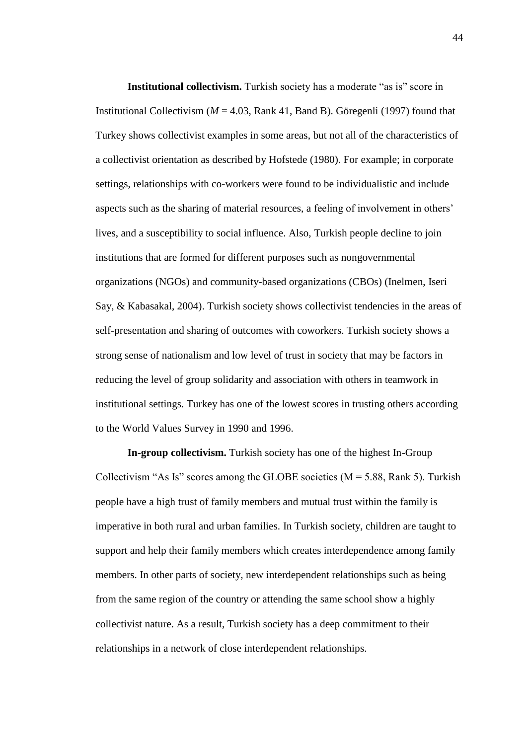**Institutional collectivism.** Turkish society has a moderate “as is” score in Institutional Collectivism (*M* = 4.03, Rank 41, Band B). Göregenli (1997) found that Turkey shows collectivist examples in some areas, but not all of the characteristics of a collectivist orientation as described by Hofstede (1980). For example; in corporate settings, relationships with co-workers were found to be individualistic and include aspects such as the sharing of material resources, a feeling of involvement in others’ lives, and a susceptibility to social influence. Also, Turkish people decline to join institutions that are formed for different purposes such as nongovernmental organizations (NGOs) and community-based organizations (CBOs) (Inelmen, Iseri Say, & Kabasakal, 2004). Turkish society shows collectivist tendencies in the areas of self-presentation and sharing of outcomes with coworkers. Turkish society shows a strong sense of nationalism and low level of trust in society that may be factors in reducing the level of group solidarity and association with others in teamwork in institutional settings. Turkey has one of the lowest scores in trusting others according to the World Values Survey in 1990 and 1996.

**In-group collectivism.** Turkish society has one of the highest In-Group Collectivism “As Is” scores among the GLOBE societies (M = 5.88, Rank 5). Turkish people have a high trust of family members and mutual trust within the family is imperative in both rural and urban families. In Turkish society, children are taught to support and help their family members which creates interdependence among family members. In other parts of society, new interdependent relationships such as being from the same region of the country or attending the same school show a highly collectivist nature. As a result, Turkish society has a deep commitment to their relationships in a network of close interdependent relationships.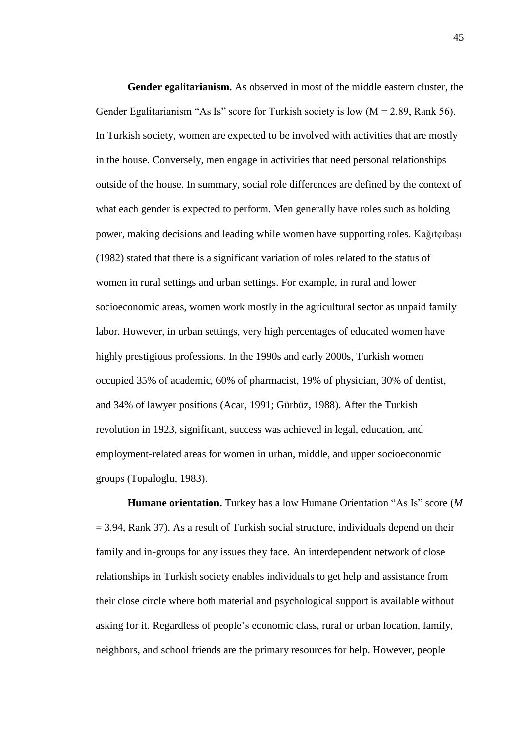**Gender egalitarianism.** As observed in most of the middle eastern cluster, the Gender Egalitarianism "As Is" score for Turkish society is low (M = 2.89, Rank 56). In Turkish society, women are expected to be involved with activities that are mostly in the house. Conversely, men engage in activities that need personal relationships outside of the house. In summary, social role differences are defined by the context of what each gender is expected to perform. Men generally have roles such as holding power, making decisions and leading while women have supporting roles. Kağıtçıbaşı (1982) stated that there is a significant variation of roles related to the status of women in rural settings and urban settings. For example, in rural and lower socioeconomic areas, women work mostly in the agricultural sector as unpaid family labor. However, in urban settings, very high percentages of educated women have highly prestigious professions. In the 1990s and early 2000s, Turkish women occupied 35% of academic, 60% of pharmacist, 19% of physician, 30% of dentist, and 34% of lawyer positions (Acar, 1991; Gürbüz, 1988). After the Turkish revolution in 1923, significant, success was achieved in legal, education, and employment-related areas for women in urban, middle, and upper socioeconomic groups (Topaloglu, 1983).

**Humane orientation.** Turkey has a low Humane Orientation "As Is" score (*M* = 3.94, Rank 37). As a result of Turkish social structure, individuals depend on their family and in-groups for any issues they face. An interdependent network of close relationships in Turkish society enables individuals to get help and assistance from their close circle where both material and psychological support is available without asking for it. Regardless of people's economic class, rural or urban location, family, neighbors, and school friends are the primary resources for help. However, people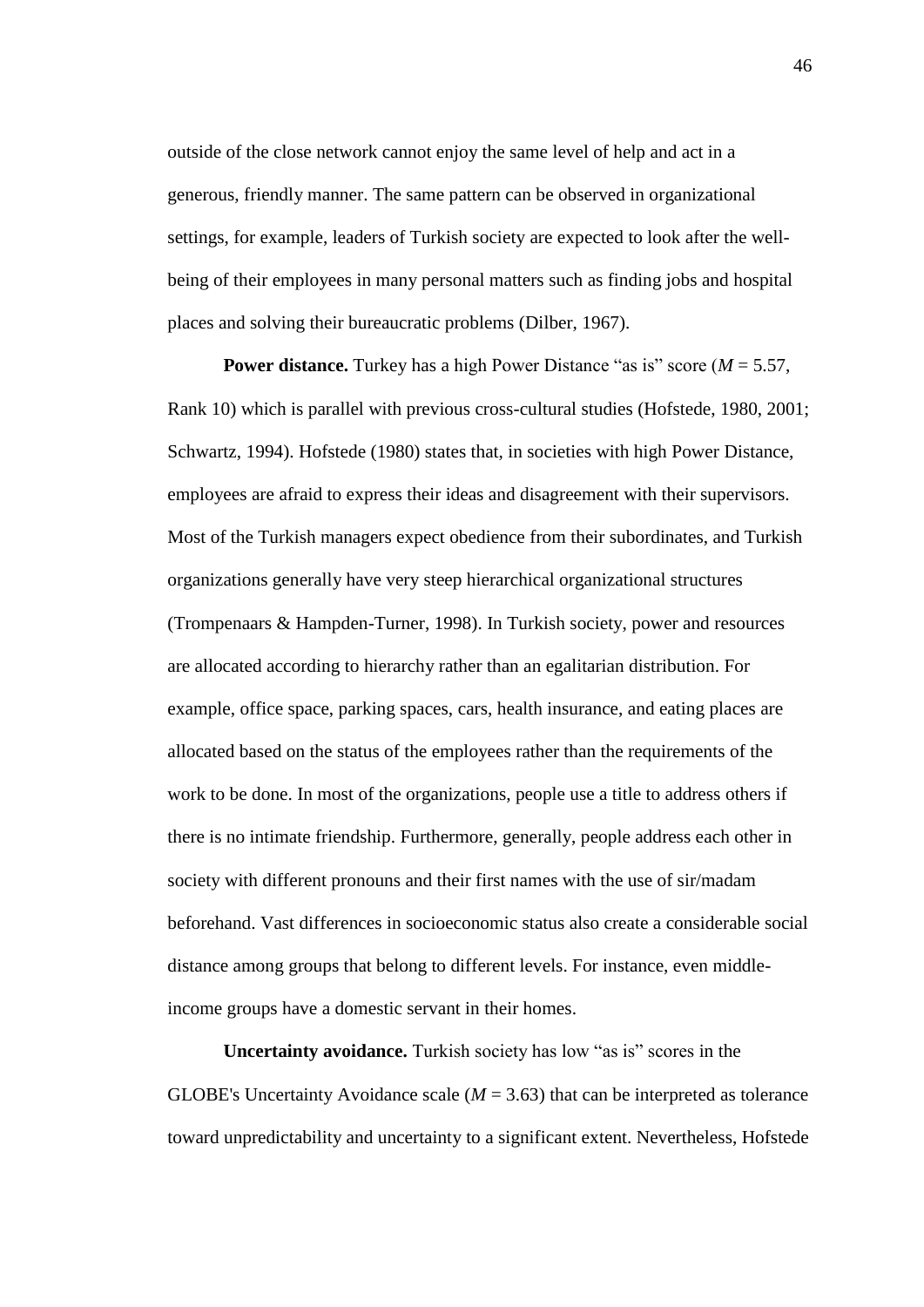outside of the close network cannot enjoy the same level of help and act in a generous, friendly manner. The same pattern can be observed in organizational settings, for example, leaders of Turkish society are expected to look after the well-being of their employees in many personal matters such as finding jobs and hospital places and solving their bureaucratic problems (Dilber, 1967).

**Power distance.** Turkey has a high Power Distance "as is" score ($M$ = 5.57, Rank 10) which is parallel with previous cross-cultural studies (Hofstede, 1980, 2001; Schwartz, 1994). Hofstede (1980) states that, in societies with high Power Distance, employees are afraid to express their ideas and disagreement with their supervisors. Most of the Turkish managers expect obedience from their subordinates, and Turkish organizations generally have very steep hierarchical organizational structures (Trompenaars & Hampden-Turner, 1998). In Turkish society, power and resources are allocated according to hierarchy rather than an egalitarian distribution. For example, office space, parking spaces, cars, health insurance, and eating places are allocated based on the status of the employees rather than the requirements of the work to be done. In most of the organizations, people use a title to address others if there is no intimate friendship. Furthermore, generally, people address each other in society with different pronouns and their first names with the use of sir/madam beforehand. Vast differences in socioeconomic status also create a considerable social distance among groups that belong to different levels. For instance, even middle-income groups have a domestic servant in their homes.

**Uncertainty avoidance.** Turkish society has low "as is" scores in the GLOBE's Uncertainty Avoidance scale ($M$ = 3.63) that can be interpreted as tolerance toward unpredictability and uncertainty to a significant extent. Nevertheless, Hofstede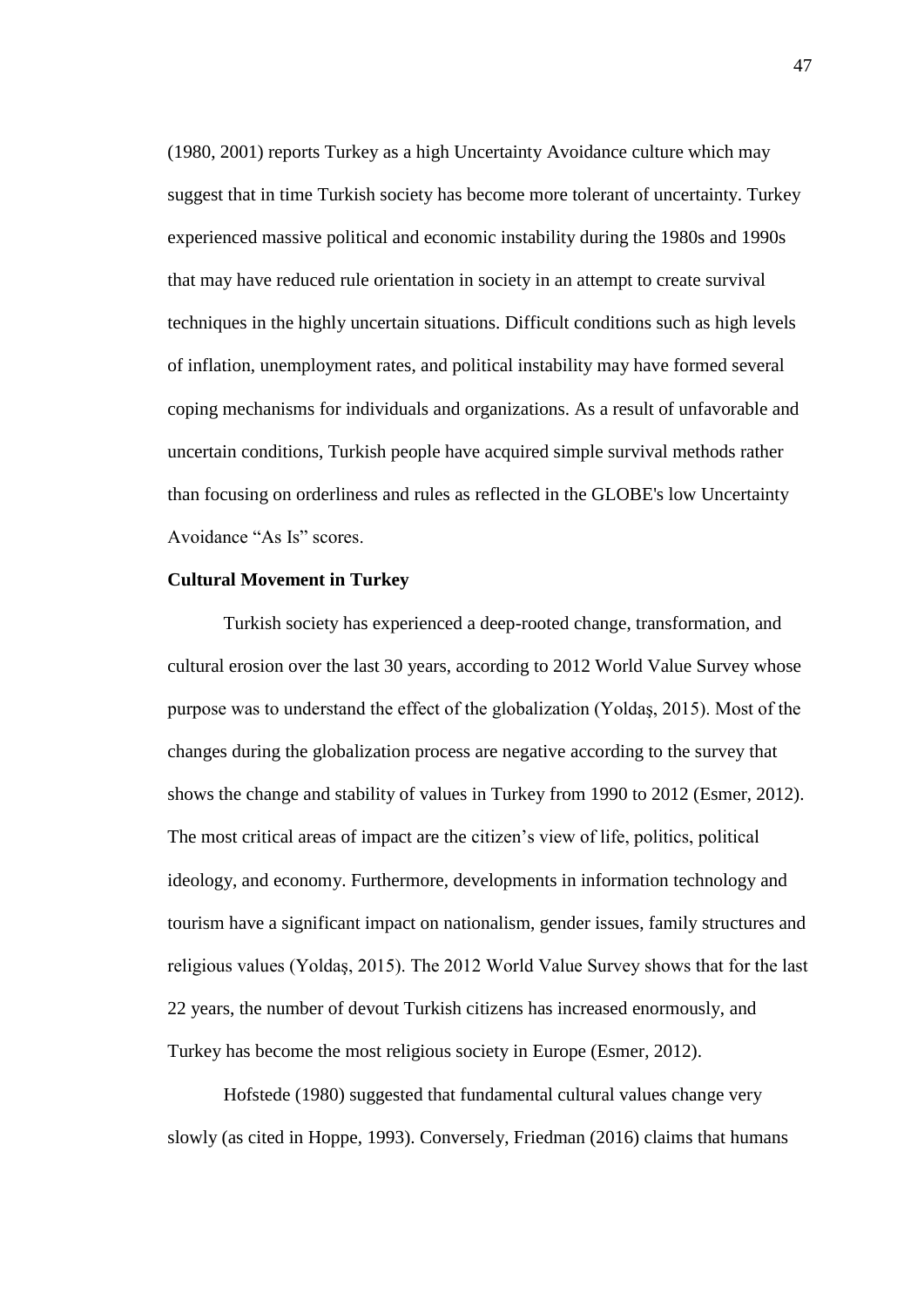(1980, 2001) reports Turkey as a high Uncertainty Avoidance culture which may suggest that in time Turkish society has become more tolerant of uncertainty. Turkey experienced massive political and economic instability during the 1980s and 1990s that may have reduced rule orientation in society in an attempt to create survival techniques in the highly uncertain situations. Difficult conditions such as high levels of inflation, unemployment rates, and political instability may have formed several coping mechanisms for individuals and organizations. As a result of unfavorable and uncertain conditions, Turkish people have acquired simple survival methods rather than focusing on orderliness and rules as reflected in the GLOBE's low Uncertainty Avoidance "As Is" scores.

**Cultural Movement in Turkey**

Turkish society has experienced a deep-rooted change, transformation, and cultural erosion over the last 30 years, according to 2012 World Value Survey whose purpose was to understand the effect of the globalization (Yoldaş, 2015). Most of the changes during the globalization process are negative according to the survey that shows the change and stability of values in Turkey from 1990 to 2012 (Esmer, 2012). The most critical areas of impact are the citizen's view of life, politics, political ideology, and economy. Furthermore, developments in information technology and tourism have a significant impact on nationalism, gender issues, family structures and religious values (Yoldaş, 2015). The 2012 World Value Survey shows that for the last 22 years, the number of devout Turkish citizens has increased enormously, and Turkey has become the most religious society in Europe (Esmer, 2012).

Hofstede (1980) suggested that fundamental cultural values change very slowly (as cited in Hoppe, 1993). Conversely, Friedman (2016) claims that humans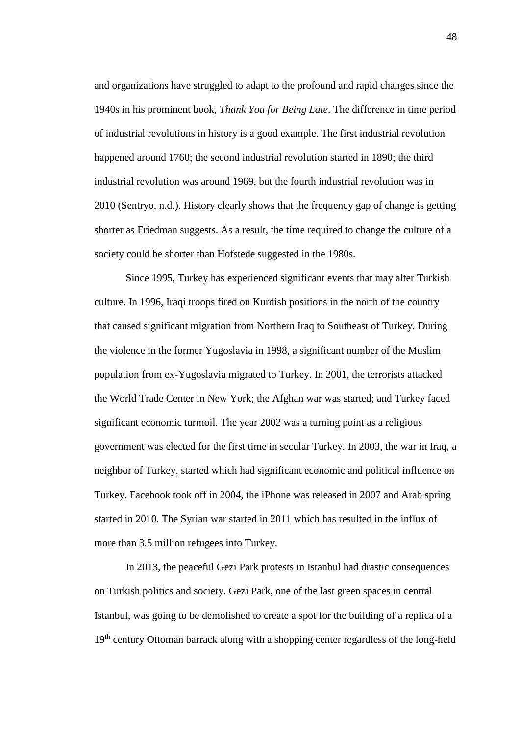and organizations have struggled to adapt to the profound and rapid changes since the 1940s in his prominent book, *Thank You for Being Late*. The difference in time period of industrial revolutions in history is a good example. The first industrial revolution happened around 1760; the second industrial revolution started in 1890; the third industrial revolution was around 1969, but the fourth industrial revolution was in 2010 (Sentryo, n.d.). History clearly shows that the frequency gap of change is getting shorter as Friedman suggests. As a result, the time required to change the culture of a society could be shorter than Hofstede suggested in the 1980s.

Since 1995, Turkey has experienced significant events that may alter Turkish culture. In 1996, Iraqi troops fired on Kurdish positions in the north of the country that caused significant migration from Northern Iraq to Southeast of Turkey. During the violence in the former Yugoslavia in 1998, a significant number of the Muslim population from ex-Yugoslavia migrated to Turkey. In 2001, the terrorists attacked the World Trade Center in New York; the Afghan war was started; and Turkey faced significant economic turmoil. The year 2002 was a turning point as a religious government was elected for the first time in secular Turkey. In 2003, the war in Iraq, a neighbor of Turkey, started which had significant economic and political influence on Turkey. Facebook took off in 2004, the iPhone was released in 2007 and Arab spring started in 2010. The Syrian war started in 2011 which has resulted in the influx of more than 3.5 million refugees into Turkey.

In 2013, the peaceful Gezi Park protests in Istanbul had drastic consequences on Turkish politics and society. Gezi Park, one of the last green spaces in central Istanbul, was going to be demolished to create a spot for the building of a replica of a 19th century Ottoman barrack along with a shopping center regardless of the long-held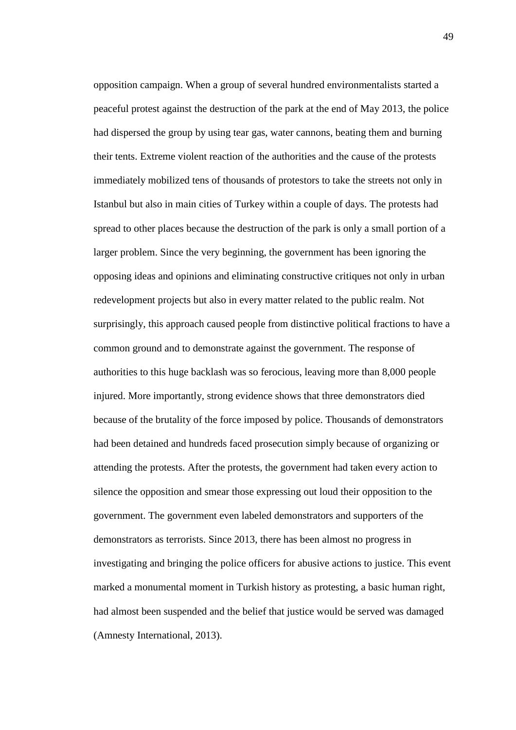opposition campaign. When a group of several hundred environmentalists started a peaceful protest against the destruction of the park at the end of May 2013, the police had dispersed the group by using tear gas, water cannons, beating them and burning their tents. Extreme violent reaction of the authorities and the cause of the protests immediately mobilized tens of thousands of protestors to take the streets not only in Istanbul but also in main cities of Turkey within a couple of days. The protests had spread to other places because the destruction of the park is only a small portion of a larger problem. Since the very beginning, the government has been ignoring the opposing ideas and opinions and eliminating constructive critiques not only in urban redevelopment projects but also in every matter related to the public realm. Not surprisingly, this approach caused people from distinctive political fractions to have a common ground and to demonstrate against the government. The response of authorities to this huge backlash was so ferocious, leaving more than 8,000 people injured. More importantly, strong evidence shows that three demonstrators died because of the brutality of the force imposed by police. Thousands of demonstrators had been detained and hundreds faced prosecution simply because of organizing or attending the protests. After the protests, the government had taken every action to silence the opposition and smear those expressing out loud their opposition to the government. The government even labeled demonstrators and supporters of the demonstrators as terrorists. Since 2013, there has been almost no progress in investigating and bringing the police officers for abusive actions to justice. This event marked a monumental moment in Turkish history as protesting, a basic human right, had almost been suspended and the belief that justice would be served was damaged (Amnesty International, 2013).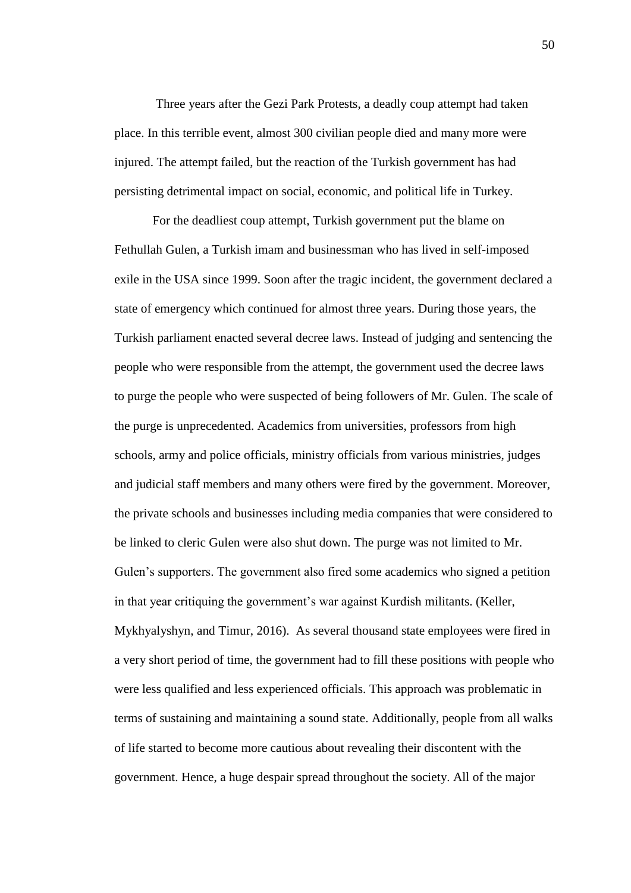Three years after the Gezi Park Protests, a deadly coup attempt had taken place. In this terrible event, almost 300 civilian people died and many more were injured. The attempt failed, but the reaction of the Turkish government has had persisting detrimental impact on social, economic, and political life in Turkey.

For the deadliest coup attempt, Turkish government put the blame on Fethullah Gulen, a Turkish imam and businessman who has lived in self-imposed exile in the USA since 1999. Soon after the tragic incident, the government declared a state of emergency which continued for almost three years. During those years, the Turkish parliament enacted several decree laws. Instead of judging and sentencing the people who were responsible from the attempt, the government used the decree laws to purge the people who were suspected of being followers of Mr. Gulen. The scale of the purge is unprecedented. Academics from universities, professors from high schools, army and police officials, ministry officials from various ministries, judges and judicial staff members and many others were fired by the government. Moreover, the private schools and businesses including media companies that were considered to be linked to cleric Gulen were also shut down. The purge was not limited to Mr. Gulen's supporters. The government also fired some academics who signed a petition in that year critiquing the government's war against Kurdish militants. (Keller, Mykhyalyshyn, and Timur, 2016). As several thousand state employees were fired in a very short period of time, the government had to fill these positions with people who were less qualified and less experienced officials. This approach was problematic in terms of sustaining and maintaining a sound state. Additionally, people from all walks of life started to become more cautious about revealing their discontent with the government. Hence, a huge despair spread throughout the society. All of the major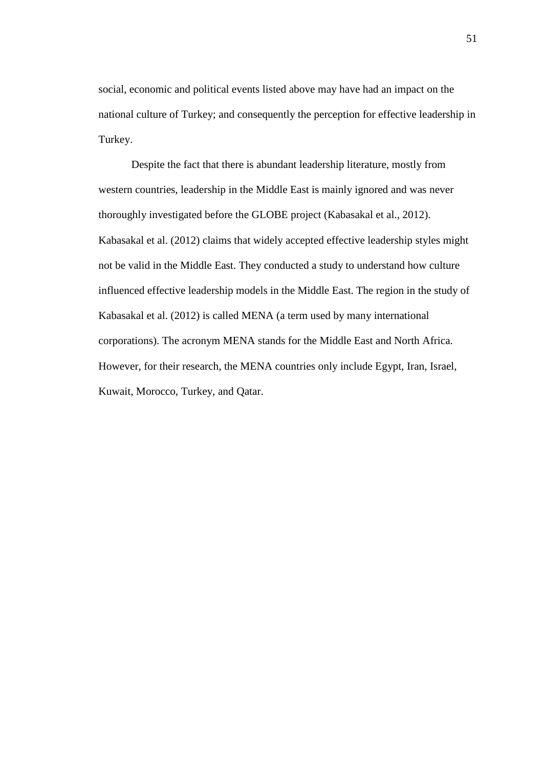social, economic and political events listed above may have had an impact on the national culture of Turkey; and consequently the perception for effective leadership in Turkey.

Despite the fact that there is abundant leadership literature, mostly from western countries, leadership in the Middle East is mainly ignored and was never thoroughly investigated before the GLOBE project (Kabasakal et al., 2012). Kabasakal et al. (2012) claims that widely accepted effective leadership styles might not be valid in the Middle East. They conducted a study to understand how culture influenced effective leadership models in the Middle East. The region in the study of Kabasakal et al. (2012) is called MENA (a term used by many international corporations). The acronym MENA stands for the Middle East and North Africa. However, for their research, the MENA countries only include Egypt, Iran, Israel, Kuwait, Morocco, Turkey, and Qatar.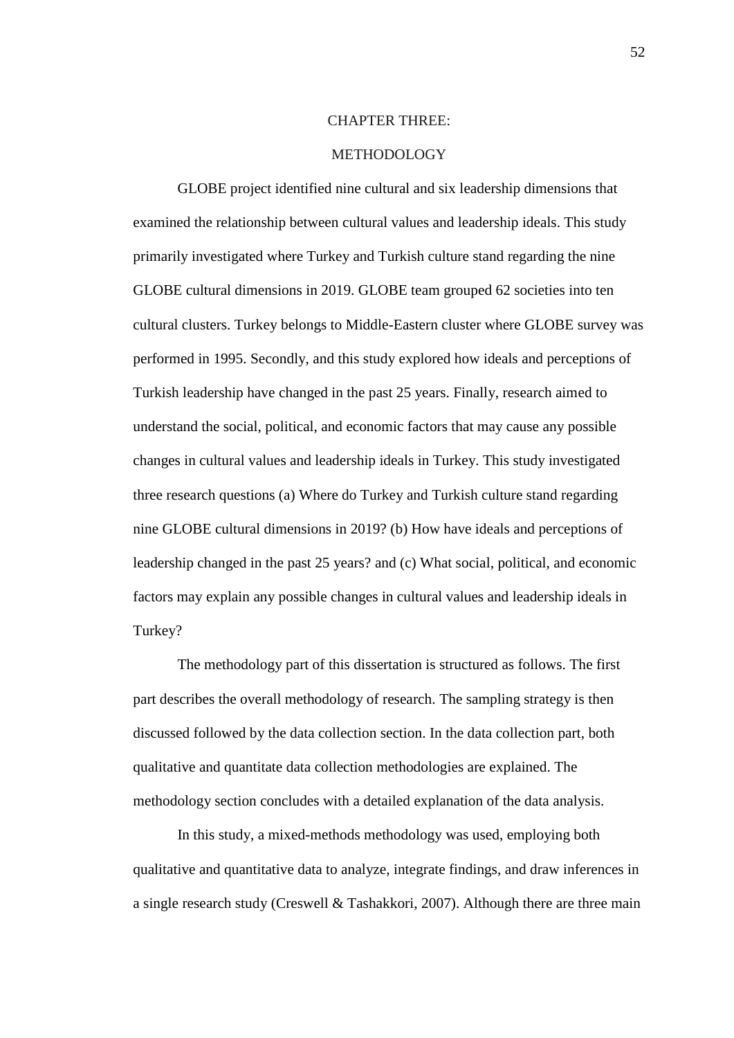# CHAPTER THREE:

# METHODOLOGY

GLOBE project identified nine cultural and six leadership dimensions that examined the relationship between cultural values and leadership ideals. This study primarily investigated where Turkey and Turkish culture stand regarding the nine GLOBE cultural dimensions in 2019. GLOBE team grouped 62 societies into ten cultural clusters. Turkey belongs to Middle-Eastern cluster where GLOBE survey was performed in 1995. Secondly, and this study explored how ideals and perceptions of Turkish leadership have changed in the past 25 years. Finally, research aimed to understand the social, political, and economic factors that may cause any possible changes in cultural values and leadership ideals in Turkey. This study investigated three research questions (a) Where do Turkey and Turkish culture stand regarding nine GLOBE cultural dimensions in 2019? (b) How have ideals and perceptions of leadership changed in the past 25 years? and (c) What social, political, and economic factors may explain any possible changes in cultural values and leadership ideals in Turkey?

The methodology part of this dissertation is structured as follows. The first part describes the overall methodology of research. The sampling strategy is then discussed followed by the data collection section. In the data collection part, both qualitative and quantitate data collection methodologies are explained. The methodology section concludes with a detailed explanation of the data analysis.

In this study, a mixed-methods methodology was used, employing both qualitative and quantitative data to analyze, integrate findings, and draw inferences in a single research study (Creswell & Tashakkori, 2007). Although there are three main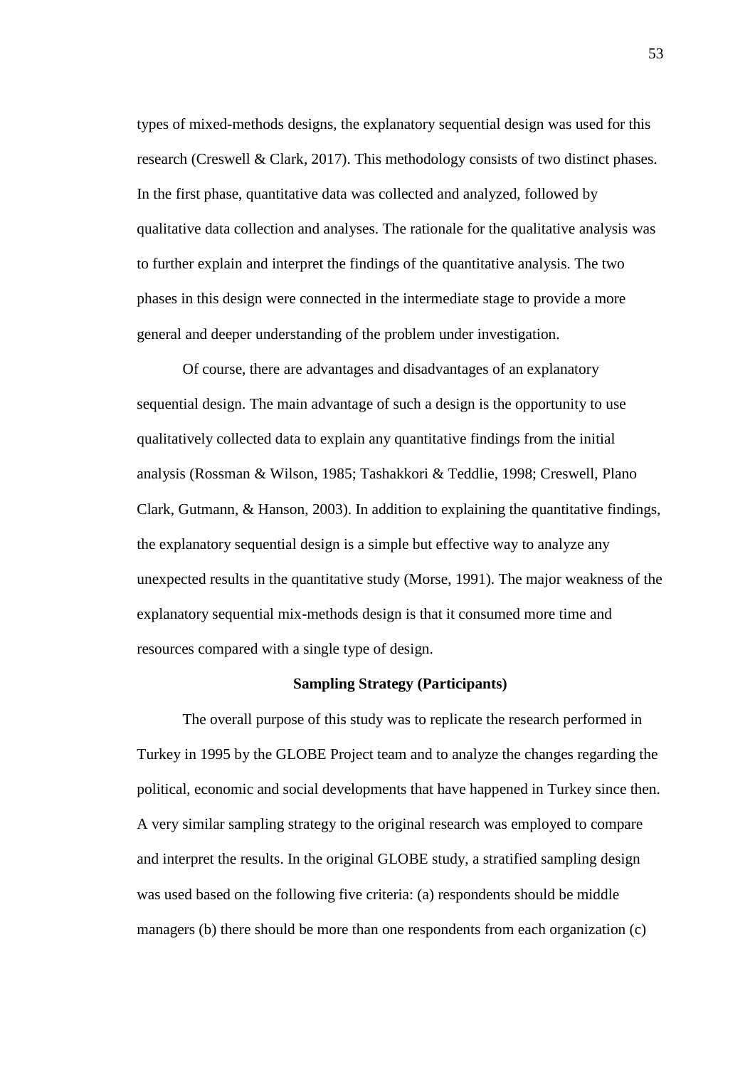types of mixed-methods designs, the explanatory sequential design was used for this research (Creswell & Clark, 2017). This methodology consists of two distinct phases. In the first phase, quantitative data was collected and analyzed, followed by qualitative data collection and analyses. The rationale for the qualitative analysis was to further explain and interpret the findings of the quantitative analysis. The two phases in this design were connected in the intermediate stage to provide a more general and deeper understanding of the problem under investigation.

Of course, there are advantages and disadvantages of an explanatory sequential design. The main advantage of such a design is the opportunity to use qualitatively collected data to explain any quantitative findings from the initial analysis (Rossman & Wilson, 1985; Tashakkori & Teddlie, 1998; Creswell, Plano Clark, Gutmann, & Hanson, 2003). In addition to explaining the quantitative findings, the explanatory sequential design is a simple but effective way to analyze any unexpected results in the quantitative study (Morse, 1991). The major weakness of the explanatory sequential mix-methods design is that it consumed more time and resources compared with a single type of design.

### Sampling Strategy (Participants)

The overall purpose of this study was to replicate the research performed in Turkey in 1995 by the GLOBE Project team and to analyze the changes regarding the political, economic and social developments that have happened in Turkey since then. A very similar sampling strategy to the original research was employed to compare and interpret the results. In the original GLOBE study, a stratified sampling design was used based on the following five criteria: (a) respondents should be middle managers (b) there should be more than one respondents from each organization (c)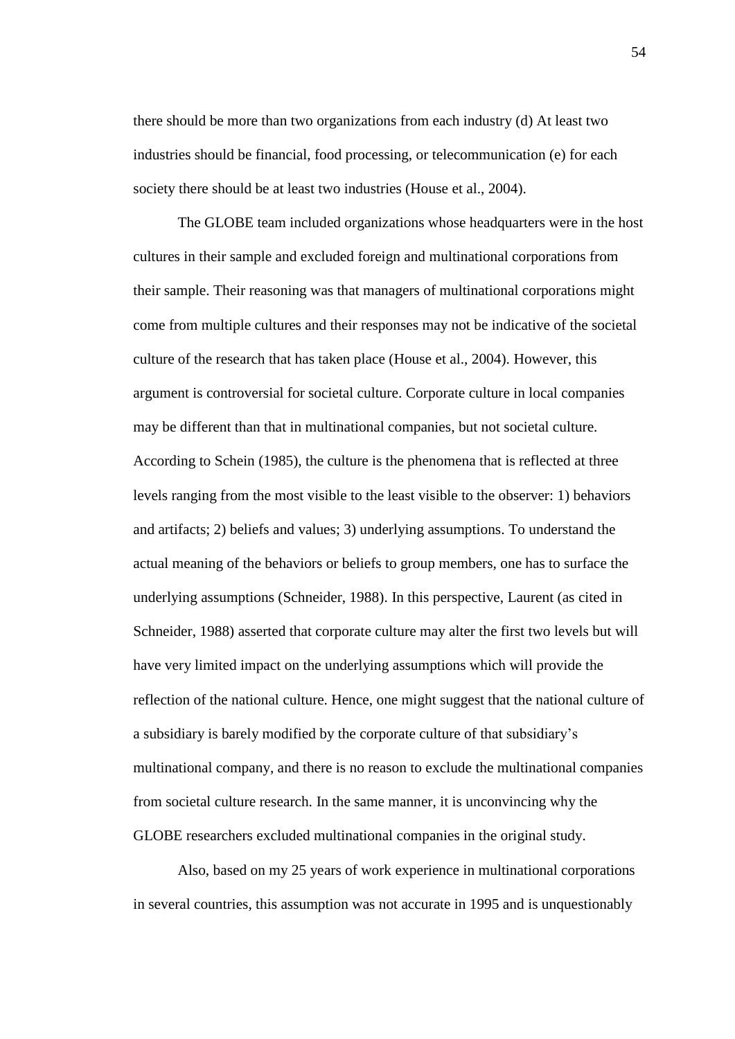there should be more than two organizations from each industry (d) At least two industries should be financial, food processing, or telecommunication (e) for each society there should be at least two industries (House et al., 2004).

The GLOBE team included organizations whose headquarters were in the host cultures in their sample and excluded foreign and multinational corporations from their sample. Their reasoning was that managers of multinational corporations might come from multiple cultures and their responses may not be indicative of the societal culture of the research that has taken place (House et al., 2004). However, this argument is controversial for societal culture. Corporate culture in local companies may be different than that in multinational companies, but not societal culture. According to Schein (1985), the culture is the phenomena that is reflected at three levels ranging from the most visible to the least visible to the observer: 1) behaviors and artifacts; 2) beliefs and values; 3) underlying assumptions. To understand the actual meaning of the behaviors or beliefs to group members, one has to surface the underlying assumptions (Schneider, 1988). In this perspective, Laurent (as cited in Schneider, 1988) asserted that corporate culture may alter the first two levels but will have very limited impact on the underlying assumptions which will provide the reflection of the national culture. Hence, one might suggest that the national culture of a subsidiary is barely modified by the corporate culture of that subsidiary's multinational company, and there is no reason to exclude the multinational companies from societal culture research. In the same manner, it is unconvincing why the GLOBE researchers excluded multinational companies in the original study.

Also, based on my 25 years of work experience in multinational corporations in several countries, this assumption was not accurate in 1995 and is unquestionably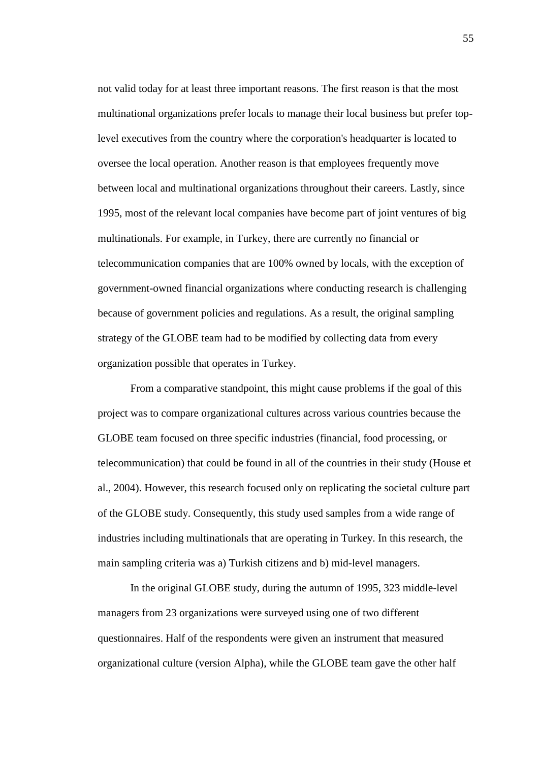not valid today for at least three important reasons. The first reason is that the most multinational organizations prefer locals to manage their local business but prefer top-level executives from the country where the corporation's headquarter is located to oversee the local operation. Another reason is that employees frequently move between local and multinational organizations throughout their careers. Lastly, since 1995, most of the relevant local companies have become part of joint ventures of big multinationals. For example, in Turkey, there are currently no financial or telecommunication companies that are 100% owned by locals, with the exception of government-owned financial organizations where conducting research is challenging because of government policies and regulations. As a result, the original sampling strategy of the GLOBE team had to be modified by collecting data from every organization possible that operates in Turkey.

From a comparative standpoint, this might cause problems if the goal of this project was to compare organizational cultures across various countries because the GLOBE team focused on three specific industries (financial, food processing, or telecommunication) that could be found in all of the countries in their study (House et al., 2004). However, this research focused only on replicating the societal culture part of the GLOBE study. Consequently, this study used samples from a wide range of industries including multinationals that are operating in Turkey. In this research, the main sampling criteria was a) Turkish citizens and b) mid-level managers.

In the original GLOBE study, during the autumn of 1995, 323 middle-level managers from 23 organizations were surveyed using one of two different questionnaires. Half of the respondents were given an instrument that measured organizational culture (version Alpha), while the GLOBE team gave the other half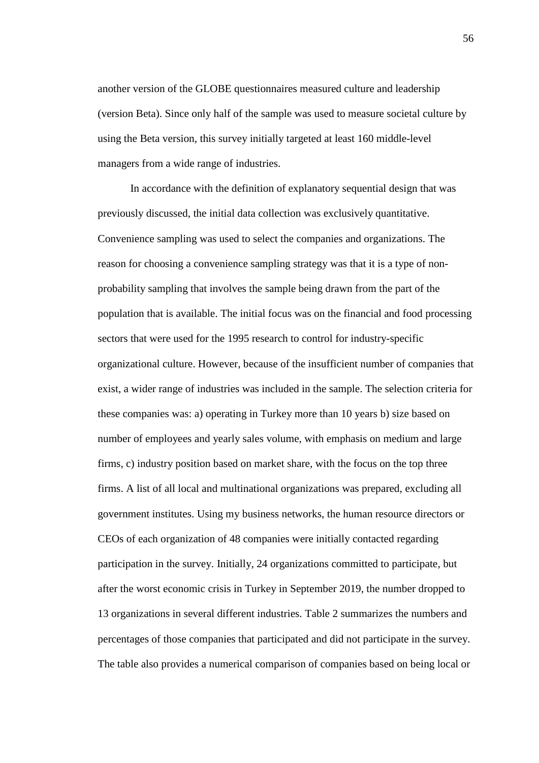another version of the GLOBE questionnaires measured culture and leadership (version Beta). Since only half of the sample was used to measure societal culture by using the Beta version, this survey initially targeted at least 160 middle-level managers from a wide range of industries.

In accordance with the definition of explanatory sequential design that was previously discussed, the initial data collection was exclusively quantitative. Convenience sampling was used to select the companies and organizations. The reason for choosing a convenience sampling strategy was that it is a type of non-probability sampling that involves the sample being drawn from the part of the population that is available. The initial focus was on the financial and food processing sectors that were used for the 1995 research to control for industry-specific organizational culture. However, because of the insufficient number of companies that exist, a wider range of industries was included in the sample. The selection criteria for these companies was: a) operating in Turkey more than 10 years b) size based on number of employees and yearly sales volume, with emphasis on medium and large firms, c) industry position based on market share, with the focus on the top three firms. A list of all local and multinational organizations was prepared, excluding all government institutes. Using my business networks, the human resource directors or CEOs of each organization of 48 companies were initially contacted regarding participation in the survey. Initially, 24 organizations committed to participate, but after the worst economic crisis in Turkey in September 2019, the number dropped to 13 organizations in several different industries. Table 2 summarizes the numbers and percentages of those companies that participated and did not participate in the survey. The table also provides a numerical comparison of companies based on being local or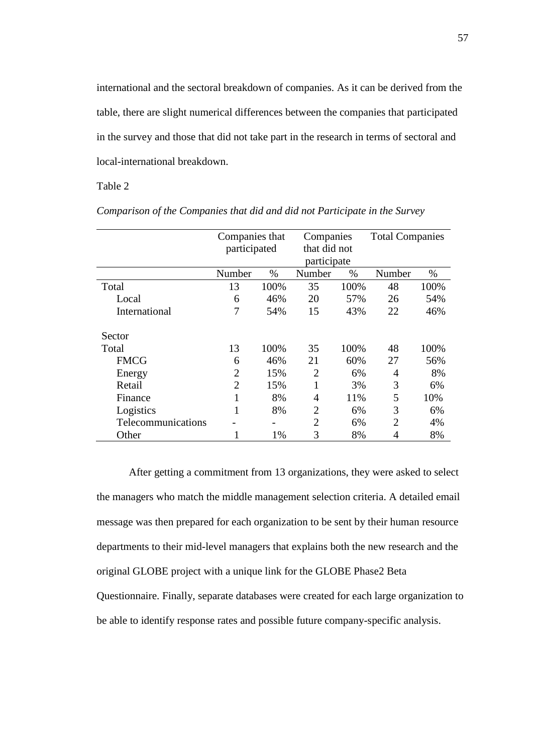international and the sectoral breakdown of companies. As it can be derived from the table, there are slight numerical differences between the companies that participated in the survey and those that did not take part in the research in terms of sectoral and local-international breakdown.

Table 2

*Comparison of the Companies that did and did not Participate in the Survey*

| | Companies that participated | | Companies that did not participate | | Total Companies | |
|---|---|---|---|---|---|---|
| | Number | % | Number | % | Number | % |
| Total | 13 | 100% | 35 | 100% | 48 | 100% |
| Local | 6 | 46% | 20 | 57% | 26 | 54% |
| International | 7 | 54% | 15 | 43% | 22 | 46% |
| | | | | | | |
| Sector | | | | | | |
| Total | 13 | 100% | 35 | 100% | 48 | 100% |
| FMCG | 6 | 46% | 21 | 60% | 27 | 56% |
| Energy | 2 | 15% | 2 | 6% | 4 | 8% |
| Retail | 2 | 15% | 1 | 3% | 3 | 6% |
| Finance | 1 | 8% | 4 | 11% | 5 | 10% |
| Logistics | 1 | 8% | 2 | 6% | 3 | 6% |
| Telecommunications | - | - | 2 | 6% | 2 | 4% |
| Other | 1 | 1% | 3 | 8% | 4 | 8% |

After getting a commitment from 13 organizations, they were asked to select the managers who match the middle management selection criteria. A detailed email message was then prepared for each organization to be sent by their human resource departments to their mid-level managers that explains both the new research and the original GLOBE project with a unique link for the GLOBE Phase2 Beta Questionnaire. Finally, separate databases were created for each large organization to be able to identify response rates and possible future company-specific analysis.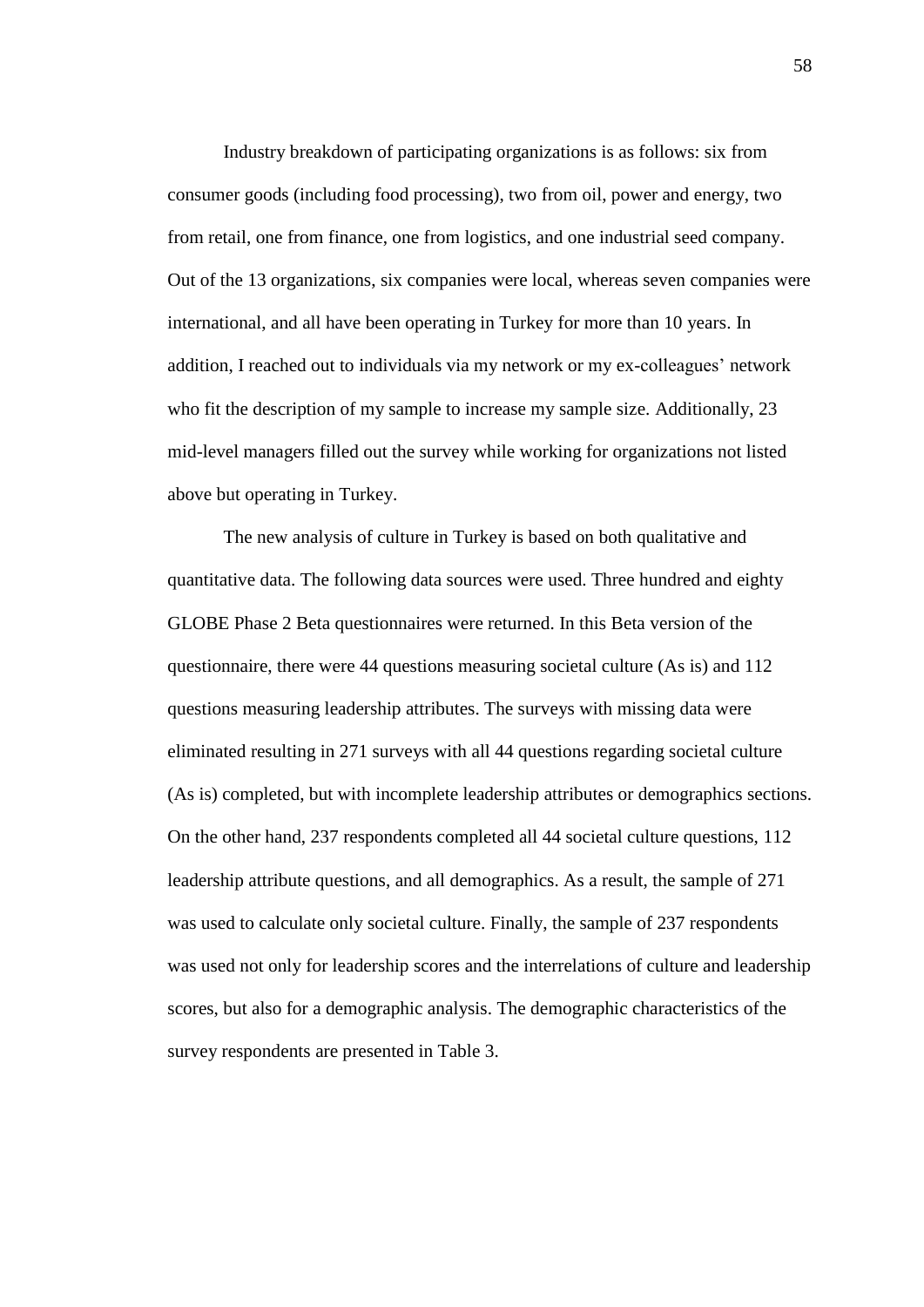Industry breakdown of participating organizations is as follows: six from consumer goods (including food processing), two from oil, power and energy, two from retail, one from finance, one from logistics, and one industrial seed company. Out of the 13 organizations, six companies were local, whereas seven companies were international, and all have been operating in Turkey for more than 10 years. In addition, I reached out to individuals via my network or my ex-colleagues' network who fit the description of my sample to increase my sample size. Additionally, 23 mid-level managers filled out the survey while working for organizations not listed above but operating in Turkey.

The new analysis of culture in Turkey is based on both qualitative and quantitative data. The following data sources were used. Three hundred and eighty GLOBE Phase 2 Beta questionnaires were returned. In this Beta version of the questionnaire, there were 44 questions measuring societal culture (As is) and 112 questions measuring leadership attributes. The surveys with missing data were eliminated resulting in 271 surveys with all 44 questions regarding societal culture (As is) completed, but with incomplete leadership attributes or demographics sections. On the other hand, 237 respondents completed all 44 societal culture questions, 112 leadership attribute questions, and all demographics. As a result, the sample of 271 was used to calculate only societal culture. Finally, the sample of 237 respondents was used not only for leadership scores and the interrelations of culture and leadership scores, but also for a demographic analysis. The demographic characteristics of the survey respondents are presented in Table 3.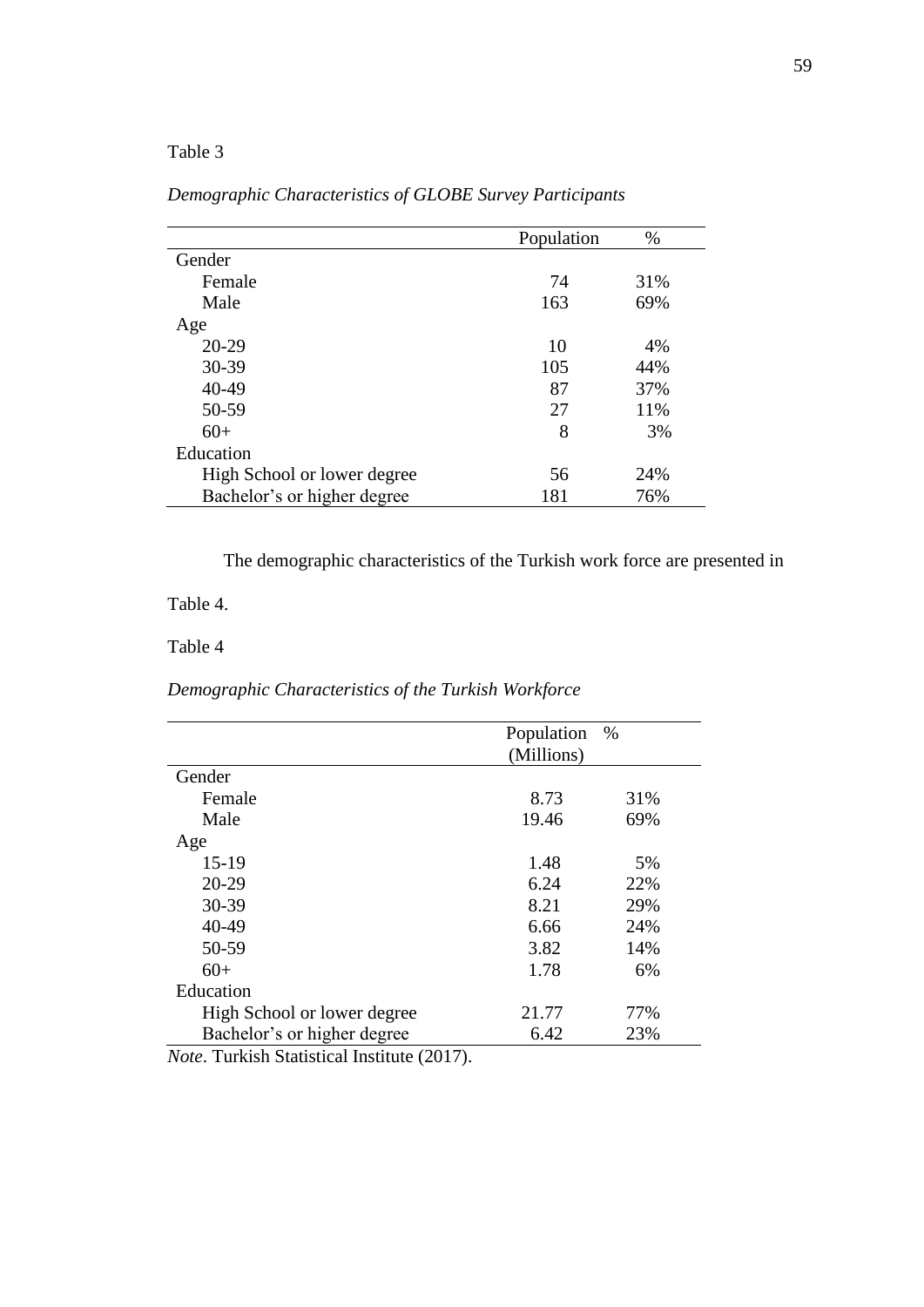Table 3

*Demographic Characteristics of GLOBE Survey Participants*

| | Population | % |
|---|---|---|
| Gender | | |
| Female | 74 | 31% |
| Male | 163 | 69% |
| Age | | |
| 20-29 | 10 | 4% |
| 30-39 | 105 | 44% |
| 40-49 | 87 | 37% |
| 50-59 | 27 | 11% |
| 60+ | 8 | 3% |
| Education | | |
| High School or lower degree | 56 | 24% |
| Bachelor's or higher degree | 181 | 76% |

The demographic characteristics of the Turkish work force are presented in Table 4.

Table 4

*Demographic Characteristics of the Turkish Workforce*

| | Population (Millions) | % |
|---|---|---|
| Gender | | |
| Female | 8.73 | 31% |
| Male | 19.46 | 69% |
| Age | | |
| 15-19 | 1.48 | 5% |
| 20-29 | 6.24 | 22% |
| 30-39 | 8.21 | 29% |
| 40-49 | 6.66 | 24% |
| 50-59 | 3.82 | 14% |
| 60+ | 1.78 | 6% |
| Education | | |
| High School or lower degree | 21.77 | 77% |
| Bachelor's or higher degree | 6.42 | 23% |

*Note*. Turkish Statistical Institute (2017).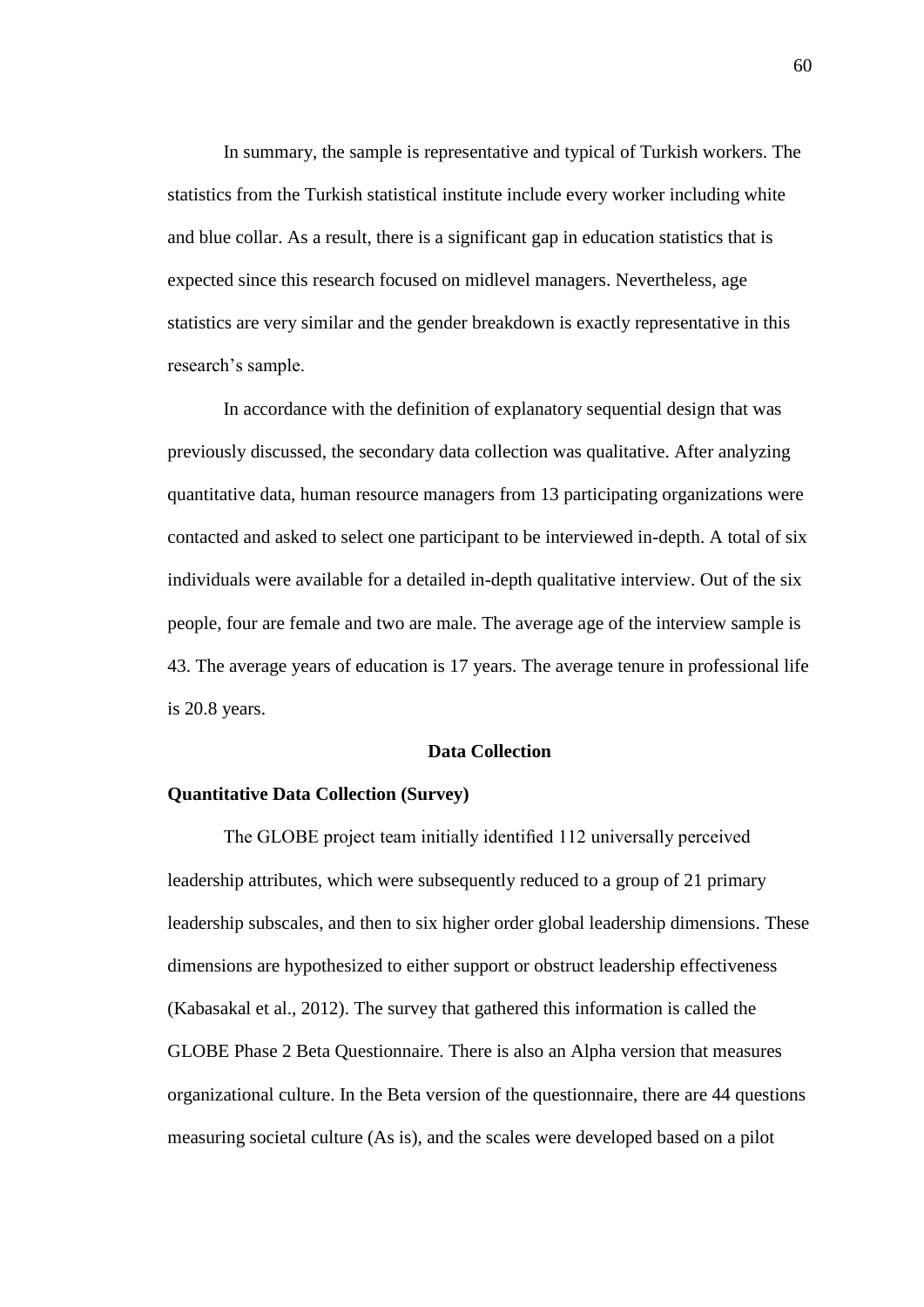In summary, the sample is representative and typical of Turkish workers. The statistics from the Turkish statistical institute include every worker including white and blue collar. As a result, there is a significant gap in education statistics that is expected since this research focused on midlevel managers. Nevertheless, age statistics are very similar and the gender breakdown is exactly representative in this research's sample.

In accordance with the definition of explanatory sequential design that was previously discussed, the secondary data collection was qualitative. After analyzing quantitative data, human resource managers from 13 participating organizations were contacted and asked to select one participant to be interviewed in-depth. A total of six individuals were available for a detailed in-depth qualitative interview. Out of the six people, four are female and two are male. The average age of the interview sample is 43. The average years of education is 17 years. The average tenure in professional life is 20.8 years.

## Data Collection

### Quantitative Data Collection (Survey)

The GLOBE project team initially identified 112 universally perceived leadership attributes, which were subsequently reduced to a group of 21 primary leadership subscales, and then to six higher order global leadership dimensions. These dimensions are hypothesized to either support or obstruct leadership effectiveness (Kabasakal et al., 2012). The survey that gathered this information is called the GLOBE Phase 2 Beta Questionnaire. There is also an Alpha version that measures organizational culture. In the Beta version of the questionnaire, there are 44 questions measuring societal culture (As is), and the scales were developed based on a pilot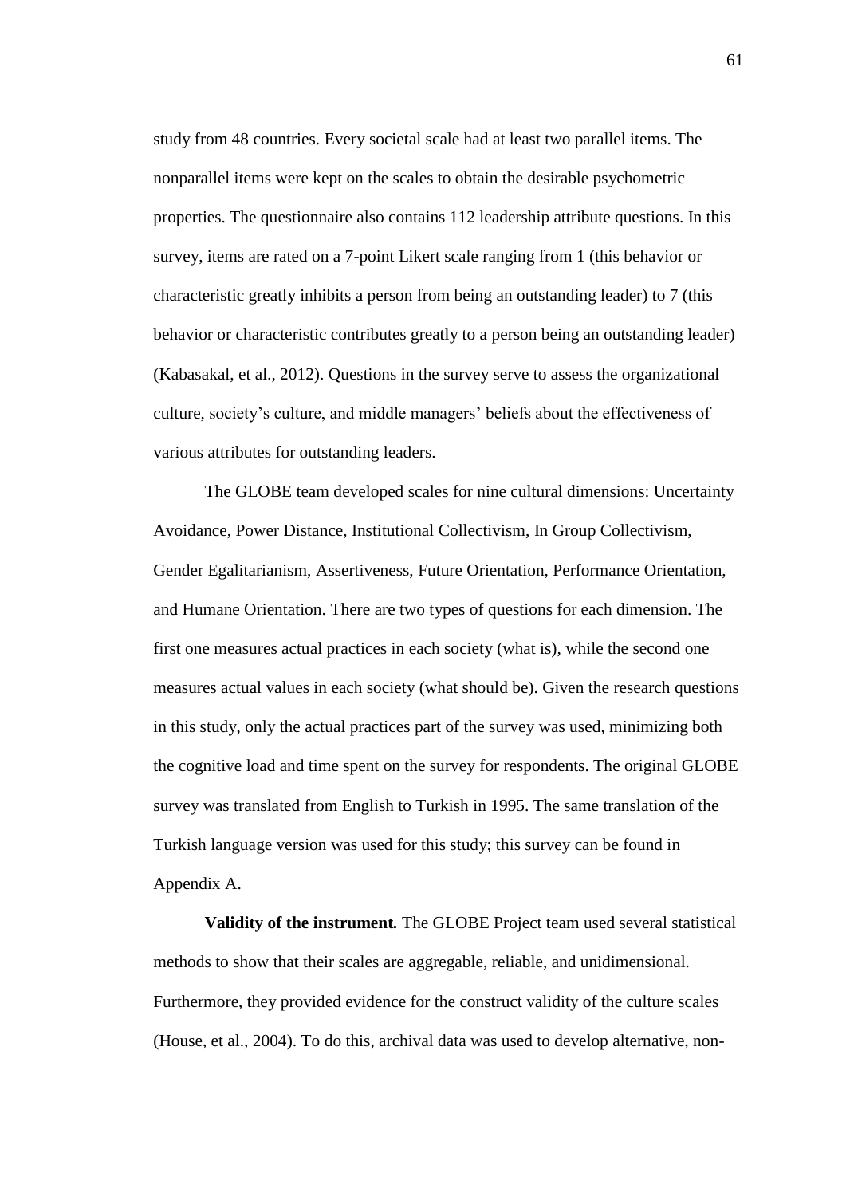study from 48 countries. Every societal scale had at least two parallel items. The nonparallel items were kept on the scales to obtain the desirable psychometric properties. The questionnaire also contains 112 leadership attribute questions. In this survey, items are rated on a 7-point Likert scale ranging from 1 (this behavior or characteristic greatly inhibits a person from being an outstanding leader) to 7 (this behavior or characteristic contributes greatly to a person being an outstanding leader) (Kabasakal, et al., 2012). Questions in the survey serve to assess the organizational culture, society's culture, and middle managers' beliefs about the effectiveness of various attributes for outstanding leaders.

The GLOBE team developed scales for nine cultural dimensions: Uncertainty Avoidance, Power Distance, Institutional Collectivism, In Group Collectivism, Gender Egalitarianism, Assertiveness, Future Orientation, Performance Orientation, and Humane Orientation. There are two types of questions for each dimension. The first one measures actual practices in each society (what is), while the second one measures actual values in each society (what should be). Given the research questions in this study, only the actual practices part of the survey was used, minimizing both the cognitive load and time spent on the survey for respondents. The original GLOBE survey was translated from English to Turkish in 1995. The same translation of the Turkish language version was used for this study; this survey can be found in Appendix A.

**Validity of the instrument.** The GLOBE Project team used several statistical methods to show that their scales are aggregable, reliable, and unidimensional. Furthermore, they provided evidence for the construct validity of the culture scales (House, et al., 2004). To do this, archival data was used to develop alternative, non-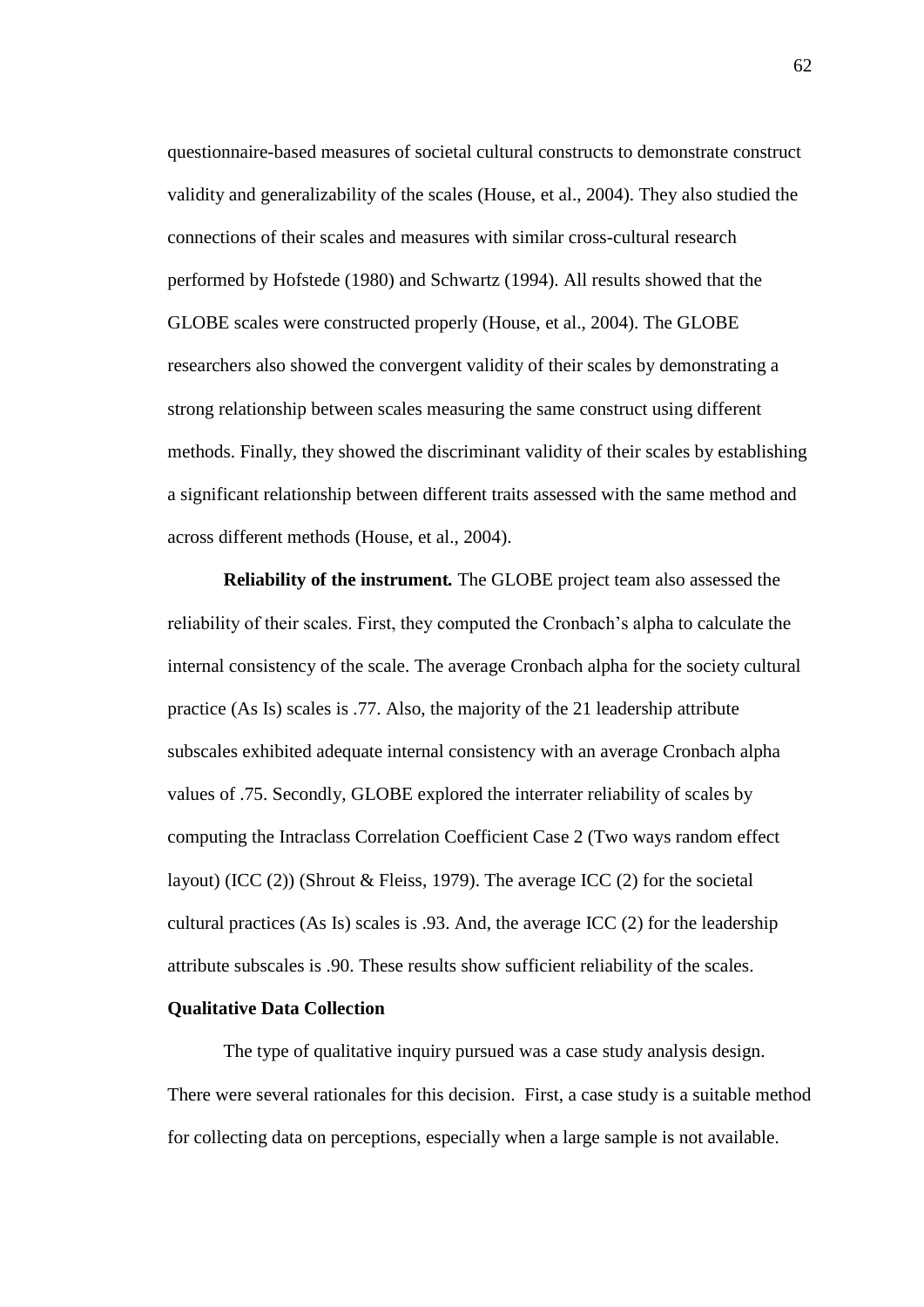questionnaire-based measures of societal cultural constructs to demonstrate construct validity and generalizability of the scales (House, et al., 2004). They also studied the connections of their scales and measures with similar cross-cultural research performed by Hofstede (1980) and Schwartz (1994). All results showed that the GLOBE scales were constructed properly (House, et al., 2004). The GLOBE researchers also showed the convergent validity of their scales by demonstrating a strong relationship between scales measuring the same construct using different methods. Finally, they showed the discriminant validity of their scales by establishing a significant relationship between different traits assessed with the same method and across different methods (House, et al., 2004).

**Reliability of the instrument.** The GLOBE project team also assessed the reliability of their scales. First, they computed the Cronbach's alpha to calculate the internal consistency of the scale. The average Cronbach alpha for the society cultural practice (As Is) scales is .77. Also, the majority of the 21 leadership attribute subscales exhibited adequate internal consistency with an average Cronbach alpha values of .75. Secondly, GLOBE explored the interrater reliability of scales by computing the Intraclass Correlation Coefficient Case 2 (Two ways random effect layout) (ICC (2)) (Shrout & Fleiss, 1979). The average ICC (2) for the societal cultural practices (As Is) scales is .93. And, the average ICC (2) for the leadership attribute subscales is .90. These results show sufficient reliability of the scales.

### Qualitative Data Collection

The type of qualitative inquiry pursued was a case study analysis design. There were several rationales for this decision. First, a case study is a suitable method for collecting data on perceptions, especially when a large sample is not available.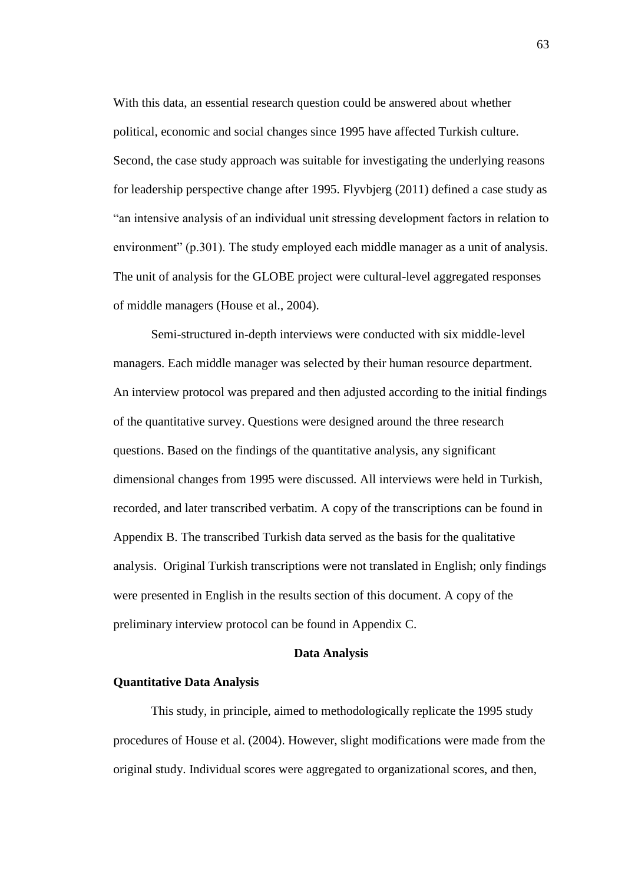With this data, an essential research question could be answered about whether political, economic and social changes since 1995 have affected Turkish culture. Second, the case study approach was suitable for investigating the underlying reasons for leadership perspective change after 1995. Flyvbjerg (2011) defined a case study as "an intensive analysis of an individual unit stressing development factors in relation to environment" (p.301). The study employed each middle manager as a unit of analysis. The unit of analysis for the GLOBE project were cultural-level aggregated responses of middle managers (House et al., 2004).

Semi-structured in-depth interviews were conducted with six middle-level managers. Each middle manager was selected by their human resource department. An interview protocol was prepared and then adjusted according to the initial findings of the quantitative survey. Questions were designed around the three research questions. Based on the findings of the quantitative analysis, any significant dimensional changes from 1995 were discussed. All interviews were held in Turkish, recorded, and later transcribed verbatim. A copy of the transcriptions can be found in Appendix B. The transcribed Turkish data served as the basis for the qualitative analysis. Original Turkish transcriptions were not translated in English; only findings were presented in English in the results section of this document. A copy of the preliminary interview protocol can be found in Appendix C.

## Data Analysis

### Quantitative Data Analysis

This study, in principle, aimed to methodologically replicate the 1995 study procedures of House et al. (2004). However, slight modifications were made from the original study. Individual scores were aggregated to organizational scores, and then,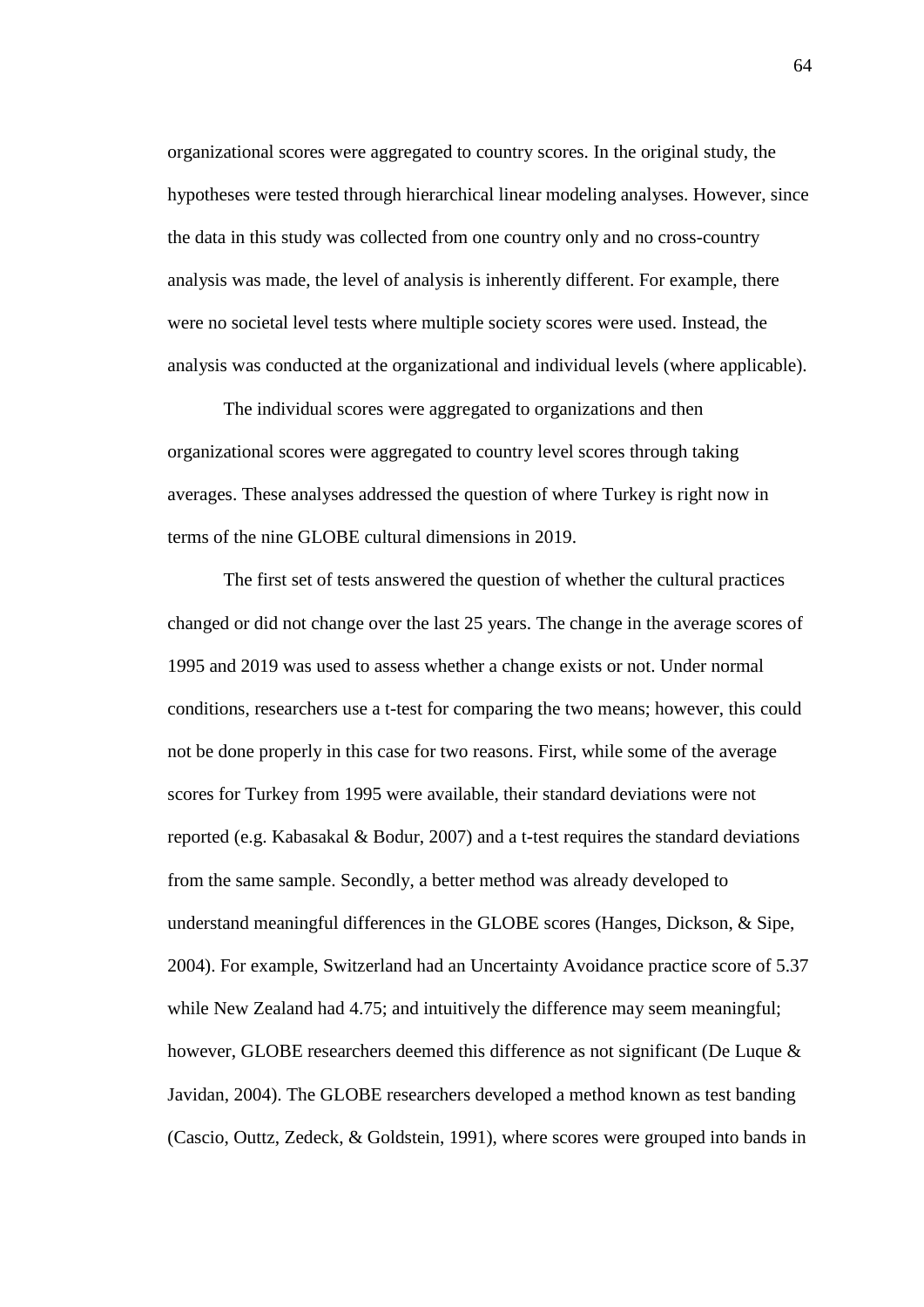organizational scores were aggregated to country scores. In the original study, the hypotheses were tested through hierarchical linear modeling analyses. However, since the data in this study was collected from one country only and no cross-country analysis was made, the level of analysis is inherently different. For example, there were no societal level tests where multiple society scores were used. Instead, the analysis was conducted at the organizational and individual levels (where applicable).

The individual scores were aggregated to organizations and then organizational scores were aggregated to country level scores through taking averages. These analyses addressed the question of where Turkey is right now in terms of the nine GLOBE cultural dimensions in 2019.

The first set of tests answered the question of whether the cultural practices changed or did not change over the last 25 years. The change in the average scores of 1995 and 2019 was used to assess whether a change exists or not. Under normal conditions, researchers use a t-test for comparing the two means; however, this could not be done properly in this case for two reasons. First, while some of the average scores for Turkey from 1995 were available, their standard deviations were not reported (e.g. Kabasakal & Bodur, 2007) and a t-test requires the standard deviations from the same sample. Secondly, a better method was already developed to understand meaningful differences in the GLOBE scores (Hanges, Dickson, & Sipe, 2004). For example, Switzerland had an Uncertainty Avoidance practice score of 5.37 while New Zealand had 4.75; and intuitively the difference may seem meaningful; however, GLOBE researchers deemed this difference as not significant (De Luque & Javidan, 2004). The GLOBE researchers developed a method known as test banding (Cascio, Outtz, Zedeck, & Goldstein, 1991), where scores were grouped into bands in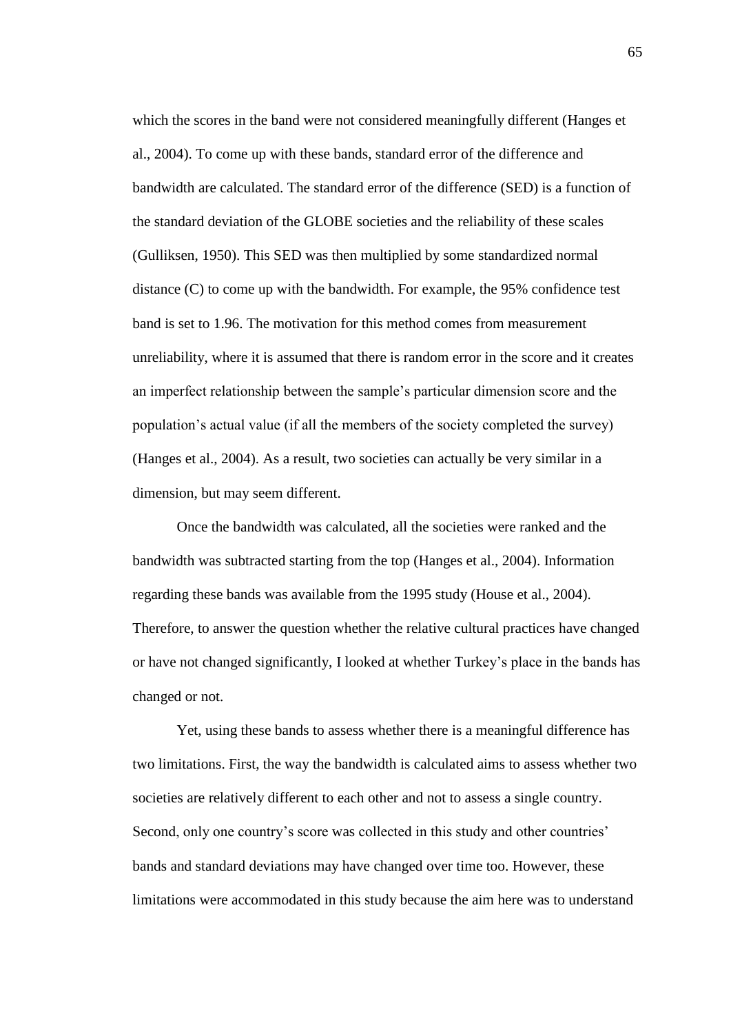which the scores in the band were not considered meaningfully different (Hanges et al., 2004). To come up with these bands, standard error of the difference and bandwidth are calculated. The standard error of the difference (SED) is a function of the standard deviation of the GLOBE societies and the reliability of these scales (Gulliksen, 1950). This SED was then multiplied by some standardized normal distance (C) to come up with the bandwidth. For example, the 95% confidence test band is set to 1.96. The motivation for this method comes from measurement unreliability, where it is assumed that there is random error in the score and it creates an imperfect relationship between the sample's particular dimension score and the population's actual value (if all the members of the society completed the survey) (Hanges et al., 2004). As a result, two societies can actually be very similar in a dimension, but may seem different.

Once the bandwidth was calculated, all the societies were ranked and the bandwidth was subtracted starting from the top (Hanges et al., 2004). Information regarding these bands was available from the 1995 study (House et al., 2004). Therefore, to answer the question whether the relative cultural practices have changed or have not changed significantly, I looked at whether Turkey's place in the bands has changed or not.

Yet, using these bands to assess whether there is a meaningful difference has two limitations. First, the way the bandwidth is calculated aims to assess whether two societies are relatively different to each other and not to assess a single country. Second, only one country's score was collected in this study and other countries' bands and standard deviations may have changed over time too. However, these limitations were accommodated in this study because the aim here was to understand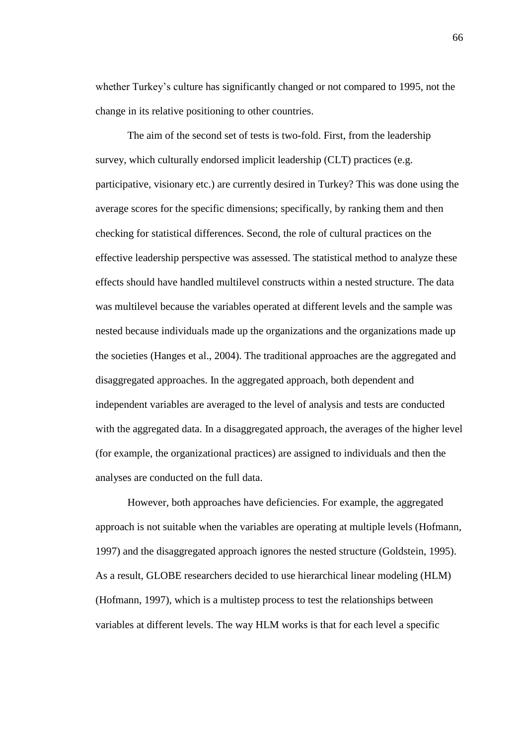whether Turkey's culture has significantly changed or not compared to 1995, not the change in its relative positioning to other countries.

The aim of the second set of tests is two-fold. First, from the leadership survey, which culturally endorsed implicit leadership (CLT) practices (e.g. participative, visionary etc.) are currently desired in Turkey? This was done using the average scores for the specific dimensions; specifically, by ranking them and then checking for statistical differences. Second, the role of cultural practices on the effective leadership perspective was assessed. The statistical method to analyze these effects should have handled multilevel constructs within a nested structure. The data was multilevel because the variables operated at different levels and the sample was nested because individuals made up the organizations and the organizations made up the societies (Hanges et al., 2004). The traditional approaches are the aggregated and disaggregated approaches. In the aggregated approach, both dependent and independent variables are averaged to the level of analysis and tests are conducted with the aggregated data. In a disaggregated approach, the averages of the higher level (for example, the organizational practices) are assigned to individuals and then the analyses are conducted on the full data.

However, both approaches have deficiencies. For example, the aggregated approach is not suitable when the variables are operating at multiple levels (Hofmann, 1997) and the disaggregated approach ignores the nested structure (Goldstein, 1995). As a result, GLOBE researchers decided to use hierarchical linear modeling (HLM) (Hofmann, 1997), which is a multistep process to test the relationships between variables at different levels. The way HLM works is that for each level a specific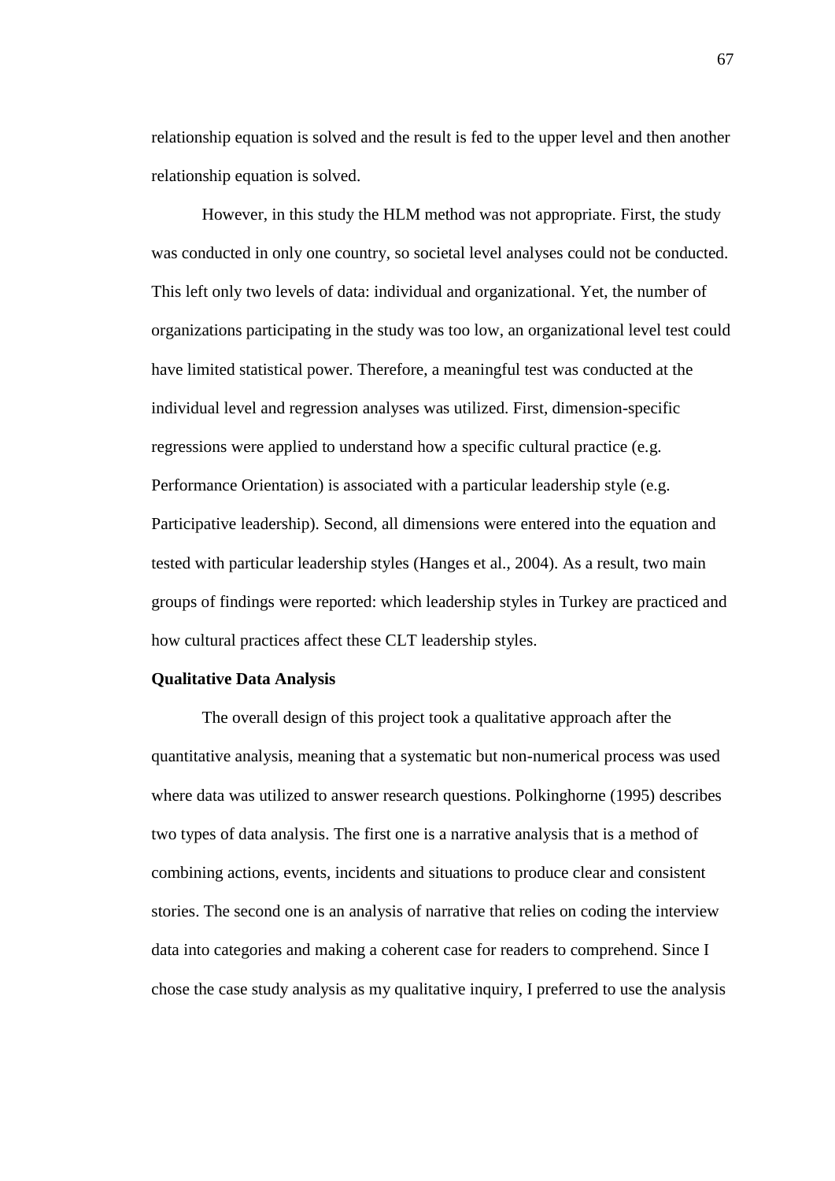relationship equation is solved and the result is fed to the upper level and then another relationship equation is solved.

However, in this study the HLM method was not appropriate. First, the study was conducted in only one country, so societal level analyses could not be conducted. This left only two levels of data: individual and organizational. Yet, the number of organizations participating in the study was too low, an organizational level test could have limited statistical power. Therefore, a meaningful test was conducted at the individual level and regression analyses was utilized. First, dimension-specific regressions were applied to understand how a specific cultural practice (e.g. Performance Orientation) is associated with a particular leadership style (e.g. Participative leadership). Second, all dimensions were entered into the equation and tested with particular leadership styles (Hanges et al., 2004). As a result, two main groups of findings were reported: which leadership styles in Turkey are practiced and how cultural practices affect these CLT leadership styles.

**Qualitative Data Analysis**

The overall design of this project took a qualitative approach after the quantitative analysis, meaning that a systematic but non-numerical process was used where data was utilized to answer research questions. Polkinghorne (1995) describes two types of data analysis. The first one is a narrative analysis that is a method of combining actions, events, incidents and situations to produce clear and consistent stories. The second one is an analysis of narrative that relies on coding the interview data into categories and making a coherent case for readers to comprehend. Since I chose the case study analysis as my qualitative inquiry, I preferred to use the analysis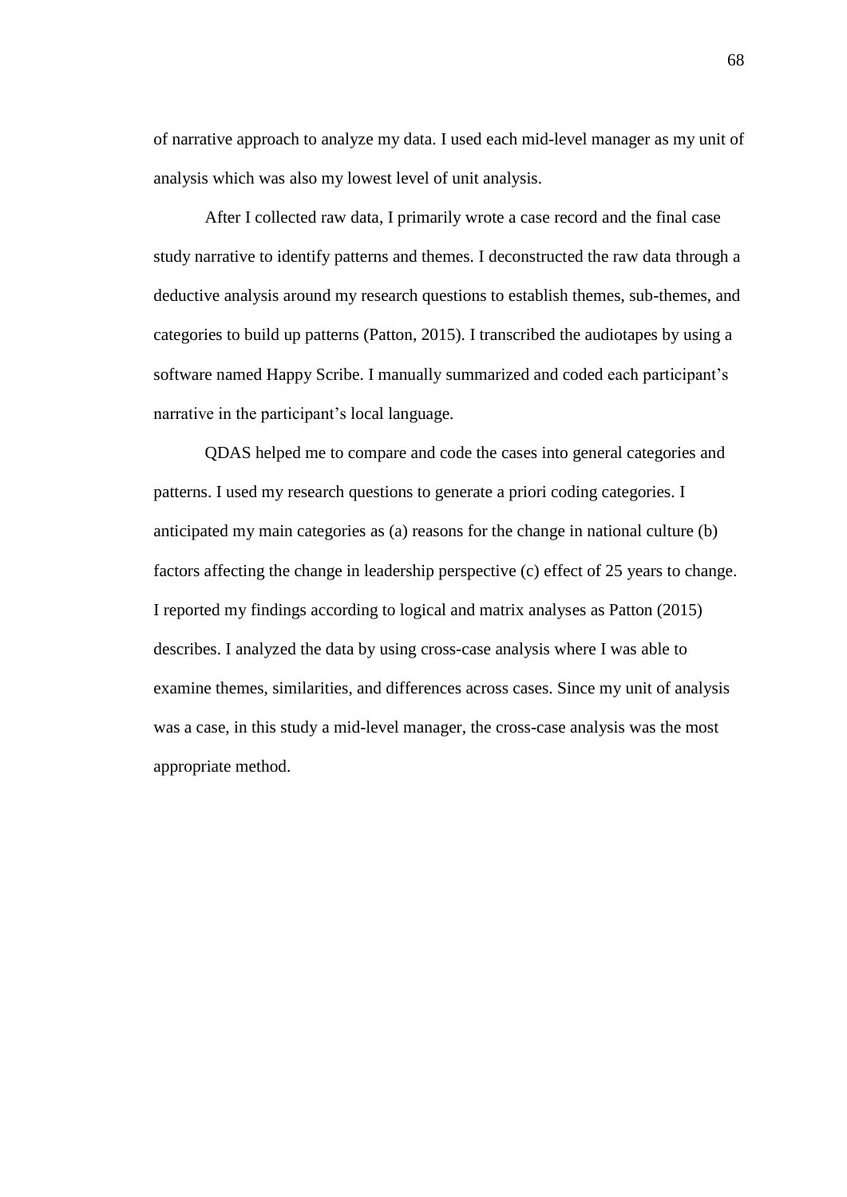of narrative approach to analyze my data. I used each mid-level manager as my unit of analysis which was also my lowest level of unit analysis.

After I collected raw data, I primarily wrote a case record and the final case study narrative to identify patterns and themes. I deconstructed the raw data through a deductive analysis around my research questions to establish themes, sub-themes, and categories to build up patterns (Patton, 2015). I transcribed the audiotapes by using a software named Happy Scribe. I manually summarized and coded each participant's narrative in the participant's local language.

QDAS helped me to compare and code the cases into general categories and patterns. I used my research questions to generate a priori coding categories. I anticipated my main categories as (a) reasons for the change in national culture (b) factors affecting the change in leadership perspective (c) effect of 25 years to change. I reported my findings according to logical and matrix analyses as Patton (2015) describes. I analyzed the data by using cross-case analysis where I was able to examine themes, similarities, and differences across cases. Since my unit of analysis was a case, in this study a mid-level manager, the cross-case analysis was the most appropriate method.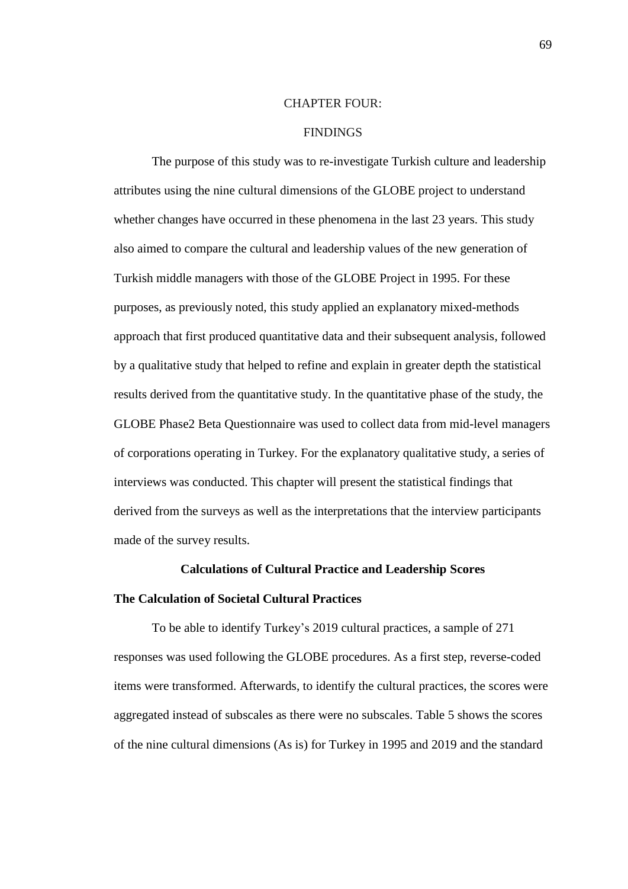# CHAPTER FOUR:

# FINDINGS

The purpose of this study was to re-investigate Turkish culture and leadership attributes using the nine cultural dimensions of the GLOBE project to understand whether changes have occurred in these phenomena in the last 23 years. This study also aimed to compare the cultural and leadership values of the new generation of Turkish middle managers with those of the GLOBE Project in 1995. For these purposes, as previously noted, this study applied an explanatory mixed-methods approach that first produced quantitative data and their subsequent analysis, followed by a qualitative study that helped to refine and explain in greater depth the statistical results derived from the quantitative study. In the quantitative phase of the study, the GLOBE Phase2 Beta Questionnaire was used to collect data from mid-level managers of corporations operating in Turkey. For the explanatory qualitative study, a series of interviews was conducted. This chapter will present the statistical findings that derived from the surveys as well as the interpretations that the interview participants made of the survey results.

## Calculations of Cultural Practice and Leadership Scores

### The Calculation of Societal Cultural Practices

To be able to identify Turkey's 2019 cultural practices, a sample of 271 responses was used following the GLOBE procedures. As a first step, reverse-coded items were transformed. Afterwards, to identify the cultural practices, the scores were aggregated instead of subscales as there were no subscales. Table 5 shows the scores of the nine cultural dimensions (As is) for Turkey in 1995 and 2019 and the standard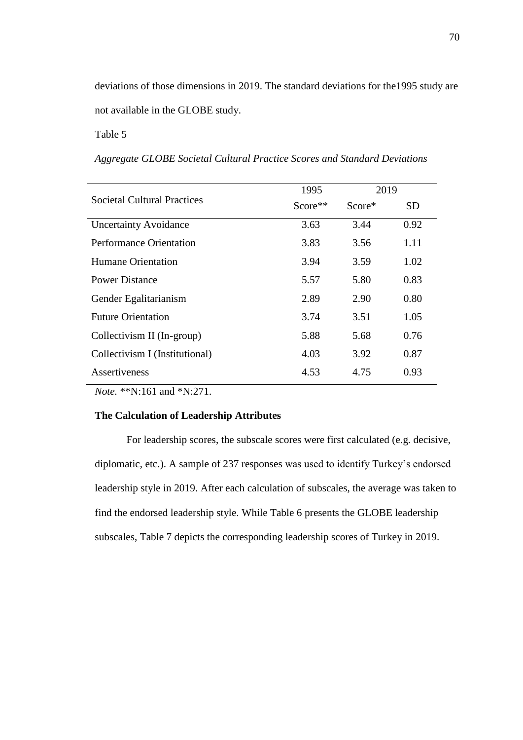deviations of those dimensions in 2019. The standard deviations for the1995 study are not available in the GLOBE study.

Table 5

*Aggregate GLOBE Societal Cultural Practice Scores and Standard Deviations*

| Societal Cultural Practices | 1995 | 2019 | |
|---|---|---|---|
| | Score** | Score* | SD |
| Uncertainty Avoidance | 3.63 | 3.44 | 0.92 |
| Performance Orientation | 3.83 | 3.56 | 1.11 |
| Humane Orientation | 3.94 | 3.59 | 1.02 |
| Power Distance | 5.57 | 5.80 | 0.83 |
| Gender Egalitarianism | 2.89 | 2.90 | 0.80 |
| Future Orientation | 3.74 | 3.51 | 1.05 |
| Collectivism II (In-group) | 5.88 | 5.68 | 0.76 |
| Collectivism I (Institutional) | 4.03 | 3.92 | 0.87 |
| Assertiveness | 4.53 | 4.75 | 0.93 |

*Note.* **N:161 and *N:271.

**The Calculation of Leadership Attributes**

For leadership scores, the subscale scores were first calculated (e.g. decisive, diplomatic, etc.). A sample of 237 responses was used to identify Turkey's endorsed leadership style in 2019. After each calculation of subscales, the average was taken to find the endorsed leadership style. While Table 6 presents the GLOBE leadership subscales, Table 7 depicts the corresponding leadership scores of Turkey in 2019.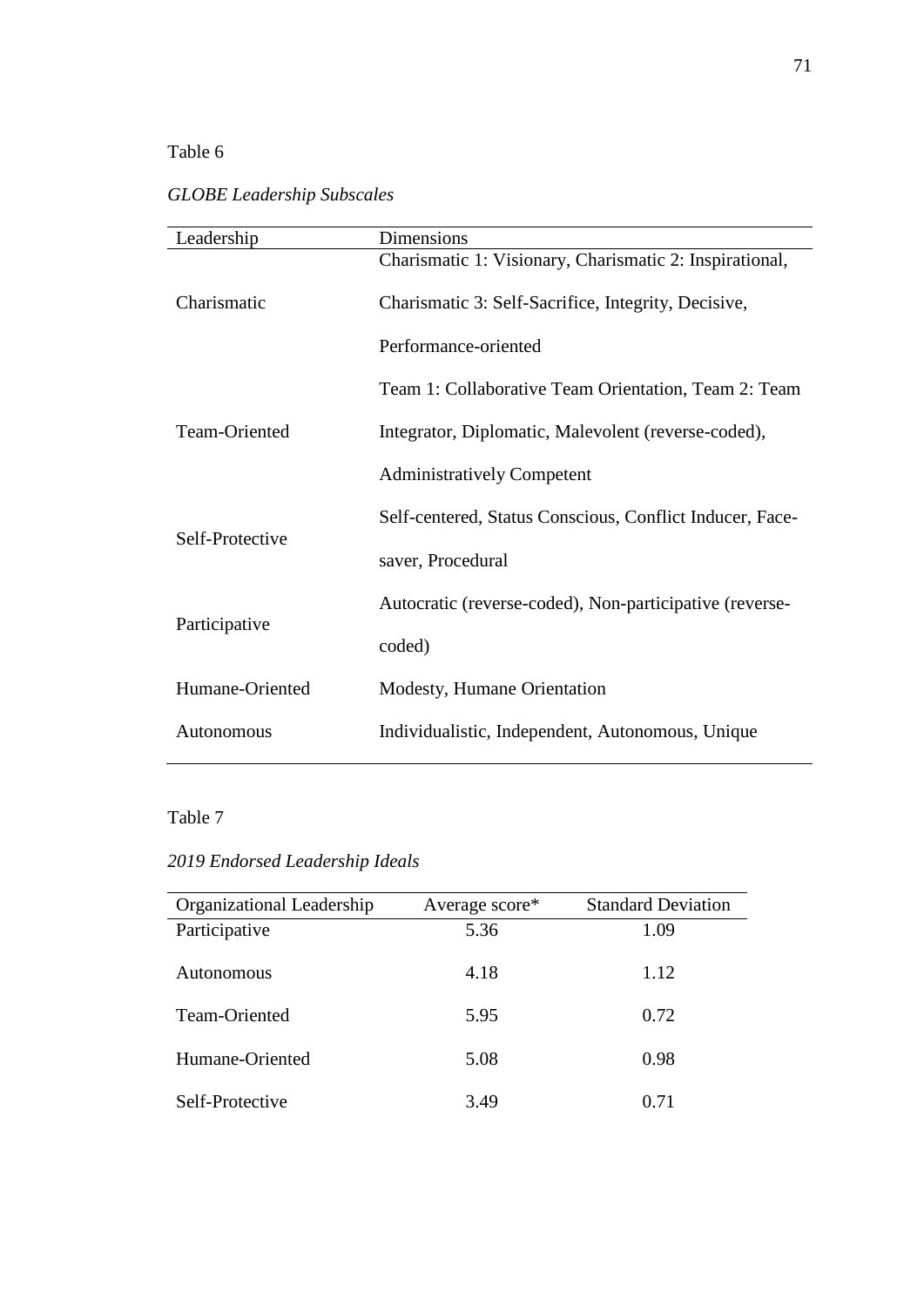Table 6

*GLOBE Leadership Subscales*

| Leadership | Dimensions |
|---|---|
| Charismatic | Charismatic 1: Visionary, Charismatic 2: Inspirational, Charismatic 3: Self-Sacrifice, Integrity, Decisive, Performance-oriented |
| Team-Oriented | Team 1: Collaborative Team Orientation, Team 2: Team Integrator, Diplomatic, Malevolent (reverse-coded), Administratively Competent |
| Self-Protective | Self-centered, Status Conscious, Conflict Inducer, Face-saver, Procedural |
| Participative | Autocratic (reverse-coded), Non-participative (reverse-coded) |
| Humane-Oriented | Modesty, Humane Orientation |
| Autonomous | Individualistic, Independent, Autonomous, Unique |

Table 7

*2019 Endorsed Leadership Ideals*

| Organizational Leadership | Average score* | Standard Deviation |
|---|---|---|
| Participative | 5.36 | 1.09 |
| Autonomous | 4.18 | 1.12 |
| Team-Oriented | 5.95 | 0.72 |
| Humane-Oriented | 5.08 | 0.98 |
| Self-Protective | 3.49 | 0.71 |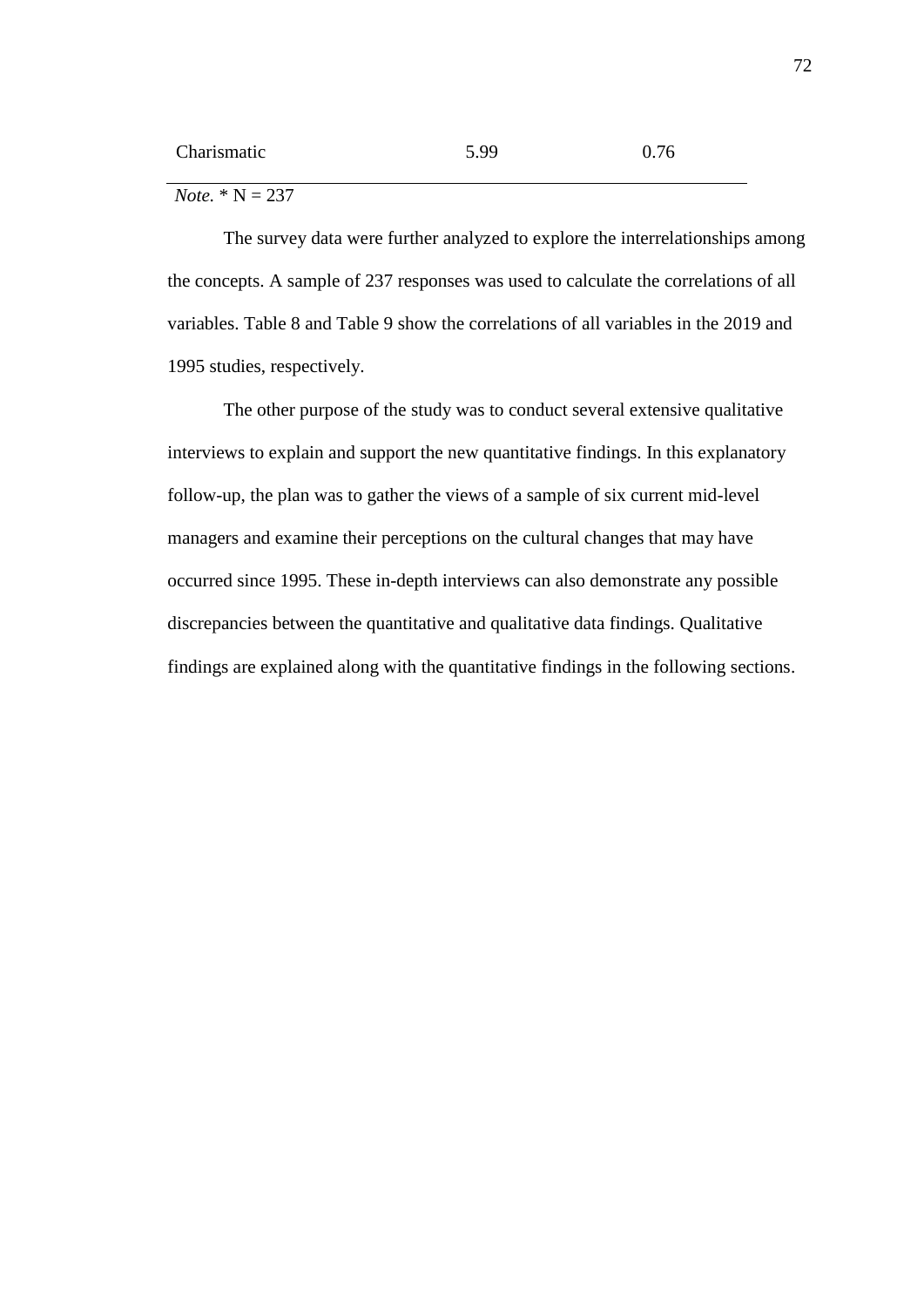| Charismatic | 5.99 | 0.76 |
|---|---|---|

*Note.* * N = 237

The survey data were further analyzed to explore the interrelationships among the concepts. A sample of 237 responses was used to calculate the correlations of all variables. Table 8 and Table 9 show the correlations of all variables in the 2019 and 1995 studies, respectively.

The other purpose of the study was to conduct several extensive qualitative interviews to explain and support the new quantitative findings. In this explanatory follow-up, the plan was to gather the views of a sample of six current mid-level managers and examine their perceptions on the cultural changes that may have occurred since 1995. These in-depth interviews can also demonstrate any possible discrepancies between the quantitative and qualitative data findings. Qualitative findings are explained along with the quantitative findings in the following sections.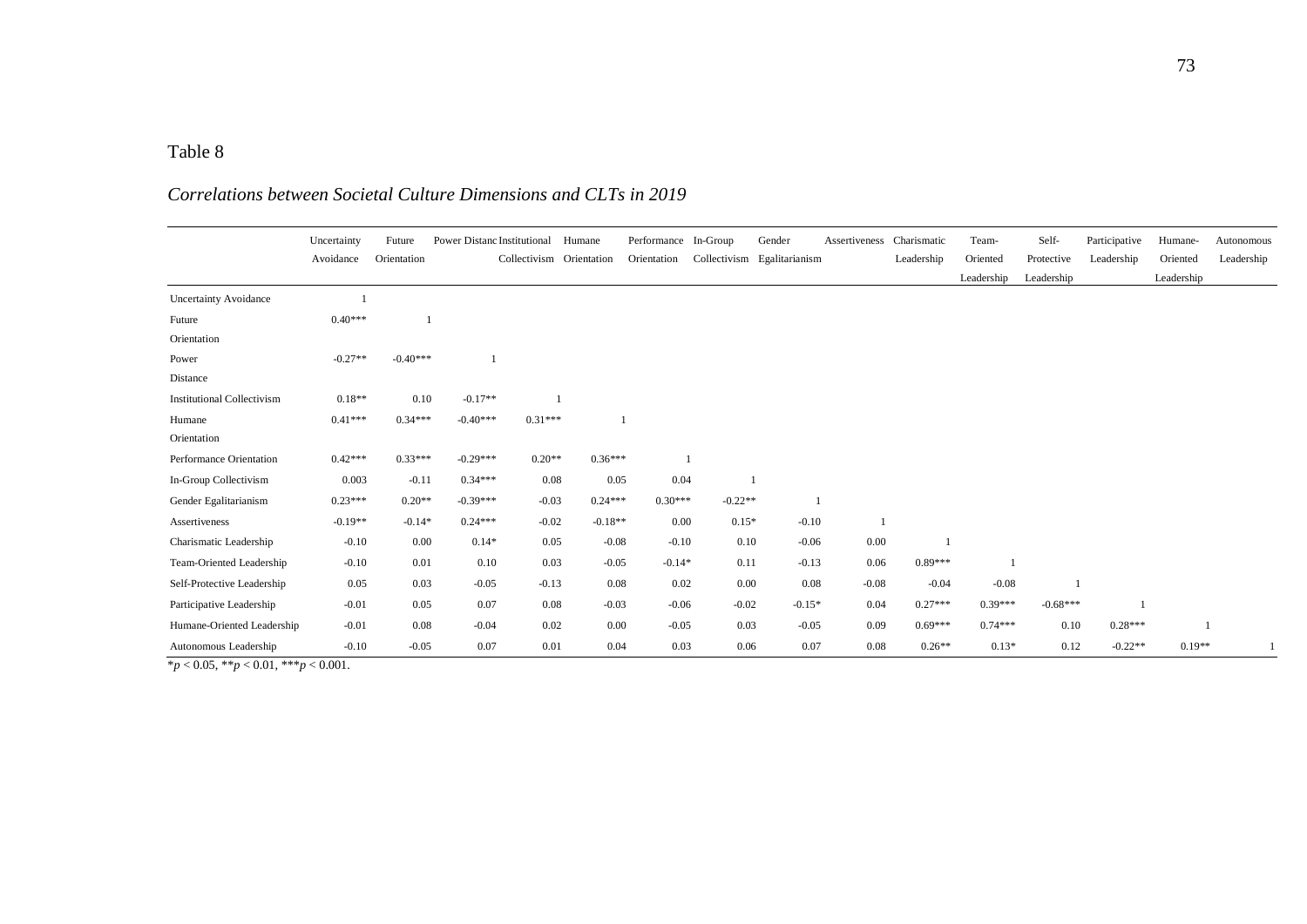Table 8

*Correlations between Societal Culture Dimensions and CLTs in 2019*

| | Uncertainty Avoidance | Future Orientation | Power Distance | Institutional Collectivism | Humane Orientation | Performance Orientation | In-Group Collectivism | Gender Egalitarianism | Assertiveness | Charismatic Leadership | Team-Oriented Leadership | Self-Protective Leadership | Participative Leadership | Humane-Oriented Leadership | Autonomous Leadership |
|---|---|---|---|---|---|---|---|---|---|---|---|---|---|---|---|
| Uncertainty Avoidance | 1 | | | | | | | | | | | | | | |
| Future Orientation | 0.40*** | 1 | | | | | | | | | | | | | |
| Power Distance | -0.27** | -0.40*** | 1 | | | | | | | | | | | | |
| Institutional Collectivism | 0.18** | 0.10 | -0.17** | 1 | | | | | | | | | | | |
| Humane Orientation | 0.41*** | 0.34*** | -0.40*** | 0.31*** | 1 | | | | | | | | | | |
| Performance Orientation | 0.42*** | 0.33*** | -0.29*** | 0.20** | 0.36*** | 1 | | | | | | | | | |
| In-Group Collectivism | 0.003 | -0.11 | 0.34*** | 0.08 | 0.05 | 0.04 | 1 | | | | | | | | |
| Gender Egalitarianism | 0.23*** | 0.20** | -0.39*** | -0.03 | 0.24*** | 0.30*** | -0.22** | 1 | | | | | | | |
| Assertiveness | -0.19** | -0.14* | 0.24*** | -0.02 | -0.18** | 0.00 | 0.15* | -0.10 | 1 | | | | | | |
| Charismatic Leadership | -0.10 | 0.00 | 0.14* | 0.05 | -0.08 | -0.10 | 0.10 | -0.06 | 0.00 | 1 | | | | | |
| Team-Oriented Leadership | -0.10 | 0.01 | 0.10 | 0.03 | -0.05 | -0.14* | 0.11 | -0.13 | 0.06 | 0.89*** | 1 | | | | |
| Self-Protective Leadership | 0.05 | 0.03 | -0.05 | -0.13 | 0.08 | 0.02 | 0.00 | 0.08 | -0.08 | -0.04 | -0.08 | 1 | | | |
| Participative Leadership | -0.01 | 0.05 | 0.07 | 0.08 | -0.03 | -0.06 | -0.02 | -0.15* | 0.04 | 0.27*** | 0.39*** | -0.68*** | 1 | | |
| Humane-Oriented Leadership | -0.01 | 0.08 | -0.04 | 0.02 | 0.00 | -0.05 | 0.03 | -0.05 | 0.09 | 0.69*** | 0.74*** | 0.10 | 0.28*** | 1 | |
| Autonomous Leadership | -0.10 | -0.05 | 0.07 | 0.01 | 0.04 | 0.03 | 0.06 | 0.07 | 0.08 | 0.26** | 0.13* | 0.12 | -0.22** | 0.19** | 1 |

\* $p < 0.05$, \*\* $p < 0.01$, \*\*\* $p < 0.001$.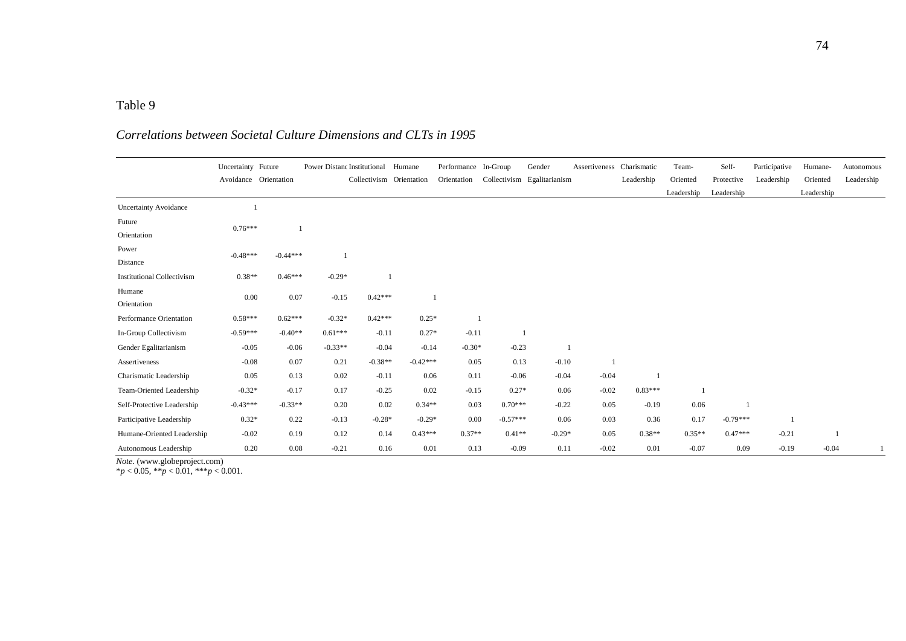Table 9

*Correlations between Societal Culture Dimensions and CLTs in 1995*

| | Uncertainty Avoidance | Future Orientation | Power Distance | Institutional Collectivism | Humane Orientation | Performance Orientation | In-Group Collectivism | Gender Egalitarianism | Assertiveness | Charismatic Leadership | Team-Oriented Leadership | Self-Protective Leadership | Participative Leadership | Humane-Oriented Leadership | Autonomous Leadership |
|---|---|---|---|---|---|---|---|---|---|---|---|---|---|---|---|
| Uncertainty Avoidance | 1 | | | | | | | | | | | | | | |
| Future Orientation | 0.76*** | 1 | | | | | | | | | | | | | |
| Power Distance | -0.48*** | -0.44*** | 1 | | | | | | | | | | | | |
| Institutional Collectivism | 0.38** | 0.46*** | -0.29* | 1 | | | | | | | | | | | |
| Humane Orientation | 0.00 | 0.07 | -0.15 | 0.42*** | 1 | | | | | | | | | | |
| Performance Orientation | 0.58*** | 0.62*** | -0.32* | 0.42*** | 0.25* | 1 | | | | | | | | | |
| In-Group Collectivism | -0.59*** | -0.40** | 0.61*** | -0.11 | 0.27* | -0.11 | 1 | | | | | | | | |
| Gender Egalitarianism | -0.05 | -0.06 | -0.33** | -0.04 | -0.14 | -0.30* | -0.23 | 1 | | | | | | | |
| Assertiveness | -0.08 | 0.07 | 0.21 | -0.38** | -0.42*** | 0.05 | 0.13 | -0.10 | 1 | | | | | | |
| Charismatic Leadership | 0.05 | 0.13 | 0.02 | -0.11 | 0.06 | 0.11 | -0.06 | -0.04 | -0.04 | 1 | | | | | |
| Team-Oriented Leadership | -0.32* | -0.17 | 0.17 | -0.25 | 0.02 | -0.15 | 0.27* | 0.06 | -0.02 | 0.83*** | 1 | | | | |
| Self-Protective Leadership | -0.43*** | -0.33** | 0.20 | 0.02 | 0.34** | 0.03 | 0.70*** | -0.22 | 0.05 | -0.19 | 0.06 | 1 | | | |
| Participative Leadership | 0.32* | 0.22 | -0.13 | -0.28* | -0.29* | 0.00 | -0.57*** | 0.06 | 0.03 | 0.36 | 0.17 | -0.79*** | 1 | | |
| Humane-Oriented Leadership | -0.02 | 0.19 | 0.12 | 0.14 | 0.43*** | 0.37** | 0.41** | -0.29* | 0.05 | 0.38** | 0.35** | 0.47*** | -0.21 | 1 | |
| Autonomous Leadership | 0.20 | 0.08 | -0.21 | 0.16 | 0.01 | 0.13 | -0.09 | 0.11 | -0.02 | 0.01 | -0.07 | 0.09 | -0.19 | -0.04 | 1 |

*Note.* (www.globeproject.com)
*$p < 0.05$, **$p < 0.01$, ***$p < 0.001$.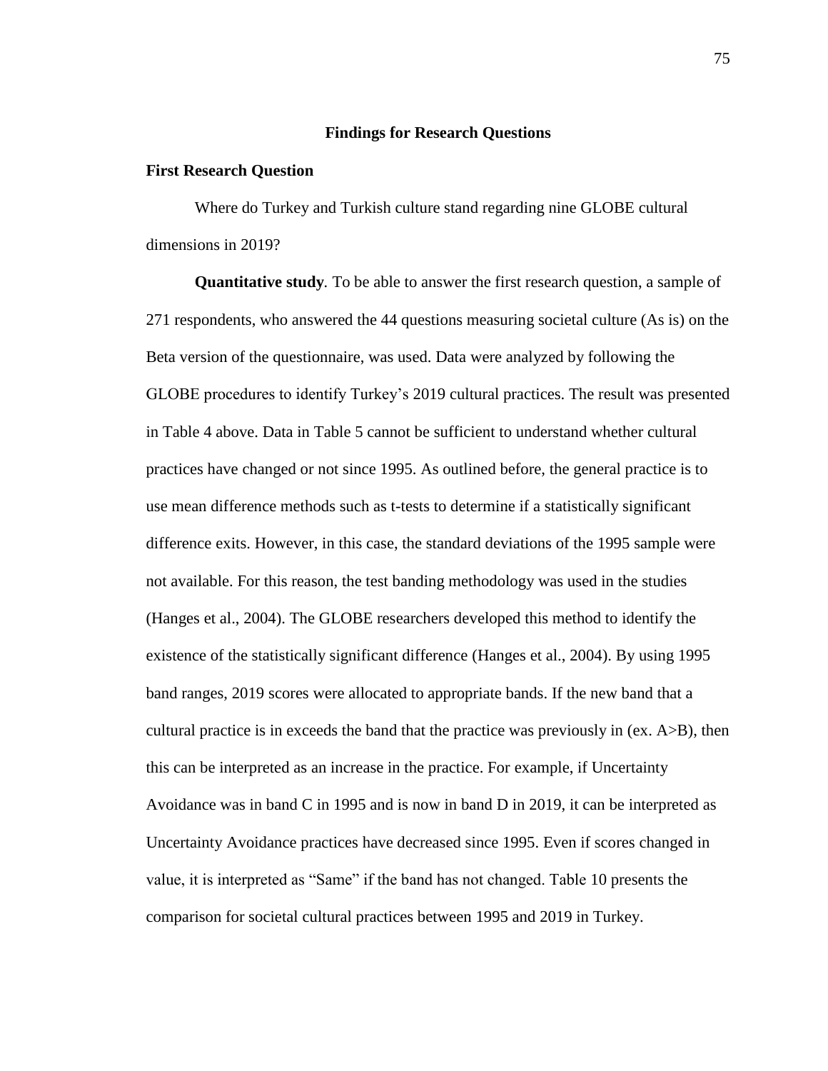## Findings for Research Questions

### First Research Question

Where do Turkey and Turkish culture stand regarding nine GLOBE cultural dimensions in 2019?

**Quantitative study**. To be able to answer the first research question, a sample of 271 respondents, who answered the 44 questions measuring societal culture (As is) on the Beta version of the questionnaire, was used. Data were analyzed by following the GLOBE procedures to identify Turkey's 2019 cultural practices. The result was presented in Table 4 above. Data in Table 5 cannot be sufficient to understand whether cultural practices have changed or not since 1995. As outlined before, the general practice is to use mean difference methods such as t-tests to determine if a statistically significant difference exits. However, in this case, the standard deviations of the 1995 sample were not available. For this reason, the test banding methodology was used in the studies (Hanges et al., 2004). The GLOBE researchers developed this method to identify the existence of the statistically significant difference (Hanges et al., 2004). By using 1995 band ranges, 2019 scores were allocated to appropriate bands. If the new band that a cultural practice is in exceeds the band that the practice was previously in (ex. A>B), then this can be interpreted as an increase in the practice. For example, if Uncertainty Avoidance was in band C in 1995 and is now in band D in 2019, it can be interpreted as Uncertainty Avoidance practices have decreased since 1995. Even if scores changed in value, it is interpreted as "Same" if the band has not changed. Table 10 presents the comparison for societal cultural practices between 1995 and 2019 in Turkey.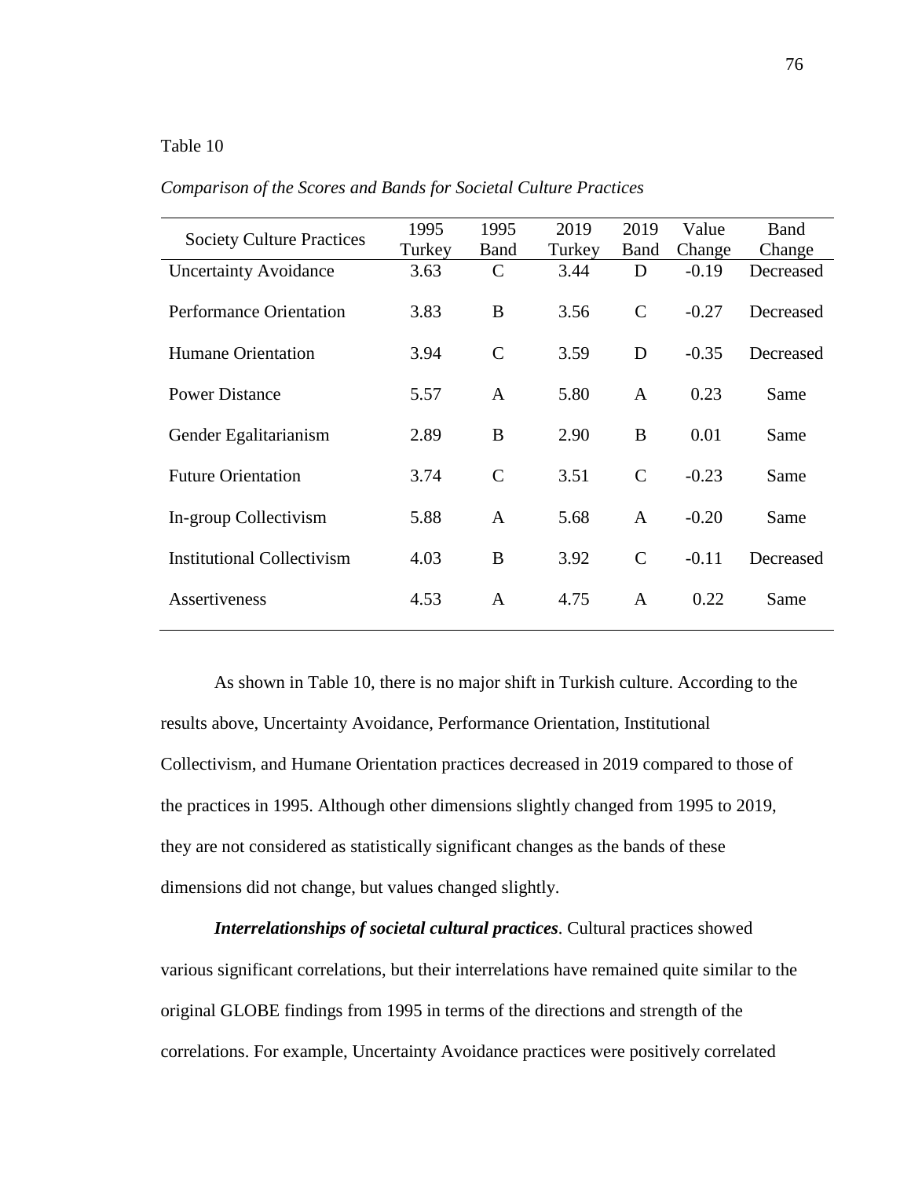Table 10

*Comparison of the Scores and Bands for Societal Culture Practices*

| Society Culture Practices | 1995 Turkey | 1995 Band | 2019 Turkey | 2019 Band | Value Change | Band Change |
|---|---|---|---|---|---|---|
| Uncertainty Avoidance | 3.63 | C | 3.44 | D | -0.19 | Decreased |
| Performance Orientation | 3.83 | B | 3.56 | C | -0.27 | Decreased |
| Humane Orientation | 3.94 | C | 3.59 | D | -0.35 | Decreased |
| Power Distance | 5.57 | A | 5.80 | A | 0.23 | Same |
| Gender Egalitarianism | 2.89 | B | 2.90 | B | 0.01 | Same |
| Future Orientation | 3.74 | C | 3.51 | C | -0.23 | Same |
| In-group Collectivism | 5.88 | A | 5.68 | A | -0.20 | Same |
| Institutional Collectivism | 4.03 | B | 3.92 | C | -0.11 | Decreased |
| Assertiveness | 4.53 | A | 4.75 | A | 0.22 | Same |

As shown in Table 10, there is no major shift in Turkish culture. According to the results above, Uncertainty Avoidance, Performance Orientation, Institutional Collectivism, and Humane Orientation practices decreased in 2019 compared to those of the practices in 1995. Although other dimensions slightly changed from 1995 to 2019, they are not considered as statistically significant changes as the bands of these dimensions did not change, but values changed slightly.

***Interrelationships of societal cultural practices***. Cultural practices showed various significant correlations, but their interrelations have remained quite similar to the original GLOBE findings from 1995 in terms of the directions and strength of the correlations. For example, Uncertainty Avoidance practices were positively correlated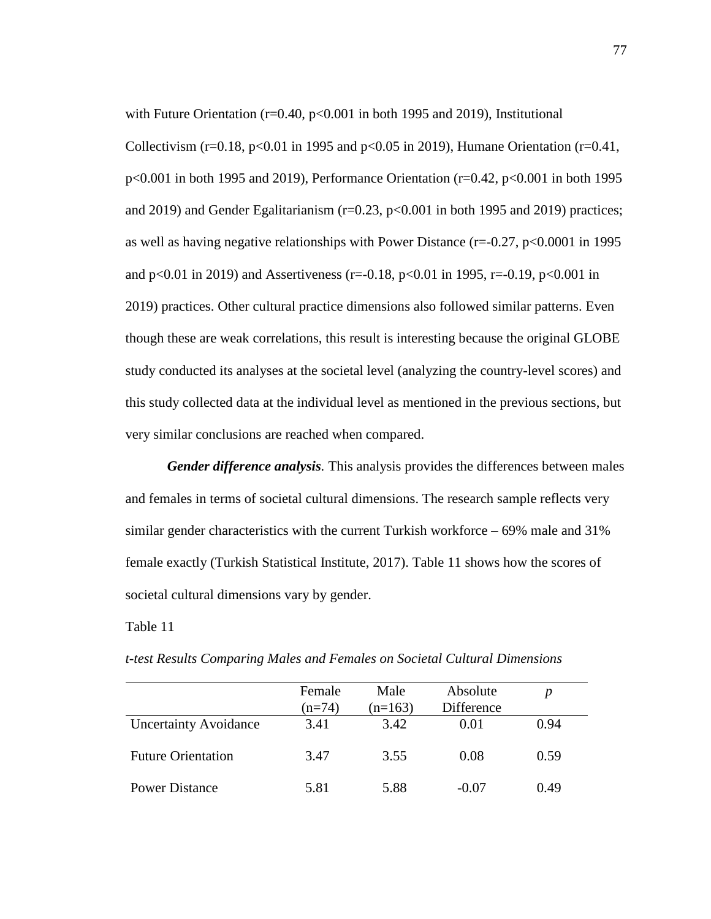with Future Orientation ($r=0.40$, $p<0.001$ in both 1995 and 2019), Institutional Collectivism ($r=0.18$, $p<0.01$ in 1995 and $p<0.05$ in 2019), Humane Orientation ($r=0.41$, $p<0.001$ in both 1995 and 2019), Performance Orientation ($r=0.42$, $p<0.001$ in both 1995 and 2019) and Gender Egalitarianism ($r=0.23$, $p<0.001$ in both 1995 and 2019) practices; as well as having negative relationships with Power Distance ($r=-0.27$, $p<0.0001$ in 1995 and $p<0.01$ in 2019) and Assertiveness ($r=-0.18$, $p<0.01$ in 1995, $r=-0.19$, $p<0.001$ in 2019) practices. Other cultural practice dimensions also followed similar patterns. Even though these are weak correlations, this result is interesting because the original GLOBE study conducted its analyses at the societal level (analyzing the country-level scores) and this study collected data at the individual level as mentioned in the previous sections, but very similar conclusions are reached when compared.

***Gender difference analysis.*** This analysis provides the differences between males and females in terms of societal cultural dimensions. The research sample reflects very similar gender characteristics with the current Turkish workforce – 69% male and 31% female exactly (Turkish Statistical Institute, 2017). Table 11 shows how the scores of societal cultural dimensions vary by gender.

Table 11

*t-test Results Comparing Males and Females on Societal Cultural Dimensions*

| | Female (n=74) | Male (n=163) | Absolute Difference | *p* |
|---|---|---|---|---|
| Uncertainty Avoidance | 3.41 | 3.42 | 0.01 | 0.94 |
| Future Orientation | 3.47 | 3.55 | 0.08 | 0.59 |
| Power Distance | 5.81 | 5.88 | -0.07 | 0.49 |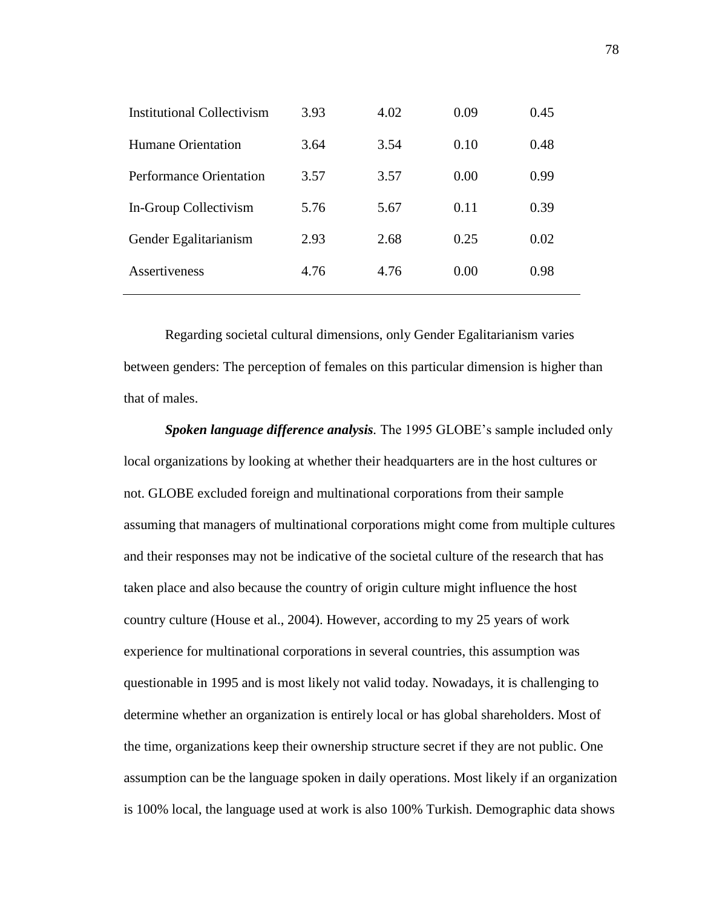| | | | | |
|---|---|---|---|---|
| Institutional Collectivism | 3.93 | 4.02 | 0.09 | 0.45 |
| Humane Orientation | 3.64 | 3.54 | 0.10 | 0.48 |
| Performance Orientation | 3.57 | 3.57 | 0.00 | 0.99 |
| In-Group Collectivism | 5.76 | 5.67 | 0.11 | 0.39 |
| Gender Egalitarianism | 2.93 | 2.68 | 0.25 | 0.02 |
| Assertiveness | 4.76 | 4.76 | 0.00 | 0.98 |

Regarding societal cultural dimensions, only Gender Egalitarianism varies between genders: The perception of females on this particular dimension is higher than that of males.

***Spoken language difference analysis.*** The 1995 GLOBE's sample included only local organizations by looking at whether their headquarters are in the host cultures or not. GLOBE excluded foreign and multinational corporations from their sample assuming that managers of multinational corporations might come from multiple cultures and their responses may not be indicative of the societal culture of the research that has taken place and also because the country of origin culture might influence the host country culture (House et al., 2004). However, according to my 25 years of work experience for multinational corporations in several countries, this assumption was questionable in 1995 and is most likely not valid today. Nowadays, it is challenging to determine whether an organization is entirely local or has global shareholders. Most of the time, organizations keep their ownership structure secret if they are not public. One assumption can be the language spoken in daily operations. Most likely if an organization is 100% local, the language used at work is also 100% Turkish. Demographic data shows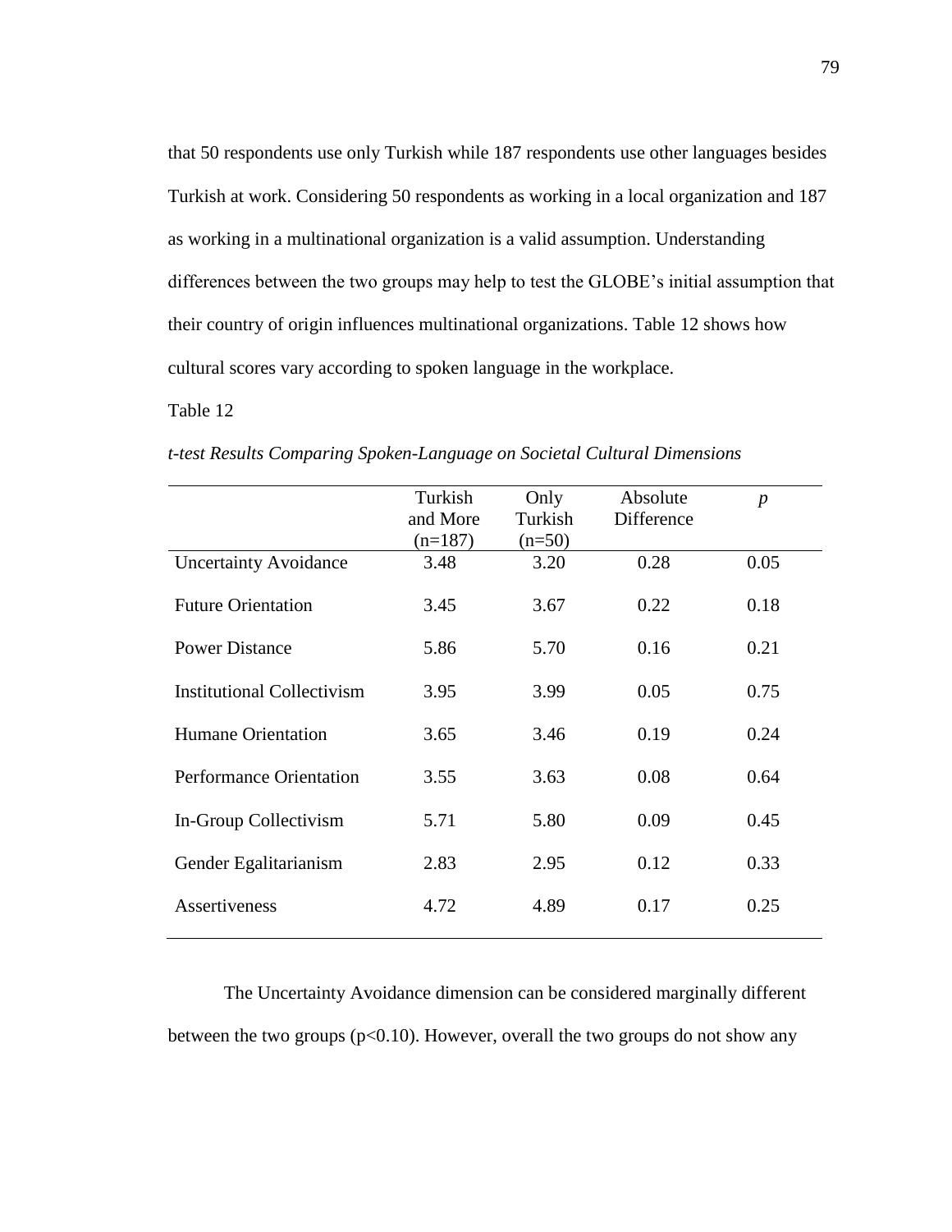that 50 respondents use only Turkish while 187 respondents use other languages besides Turkish at work. Considering 50 respondents as working in a local organization and 187 as working in a multinational organization is a valid assumption. Understanding differences between the two groups may help to test the GLOBE's initial assumption that their country of origin influences multinational organizations. Table 12 shows how cultural scores vary according to spoken language in the workplace.

Table 12

*t-test Results Comparing Spoken-Language on Societal Cultural Dimensions*

| | Turkish and More (n=187) | Only Turkish (n=50) | Absolute Difference | *p* |
|---|---|---|---|---|
| Uncertainty Avoidance | 3.48 | 3.20 | 0.28 | 0.05 |
| Future Orientation | 3.45 | 3.67 | 0.22 | 0.18 |
| Power Distance | 5.86 | 5.70 | 0.16 | 0.21 |
| Institutional Collectivism | 3.95 | 3.99 | 0.05 | 0.75 |
| Humane Orientation | 3.65 | 3.46 | 0.19 | 0.24 |
| Performance Orientation | 3.55 | 3.63 | 0.08 | 0.64 |
| In-Group Collectivism | 5.71 | 5.80 | 0.09 | 0.45 |
| Gender Egalitarianism | 2.83 | 2.95 | 0.12 | 0.33 |
| Assertiveness | 4.72 | 4.89 | 0.17 | 0.25 |

The Uncertainty Avoidance dimension can be considered marginally different between the two groups ($p<0.10$). However, overall the two groups do not show any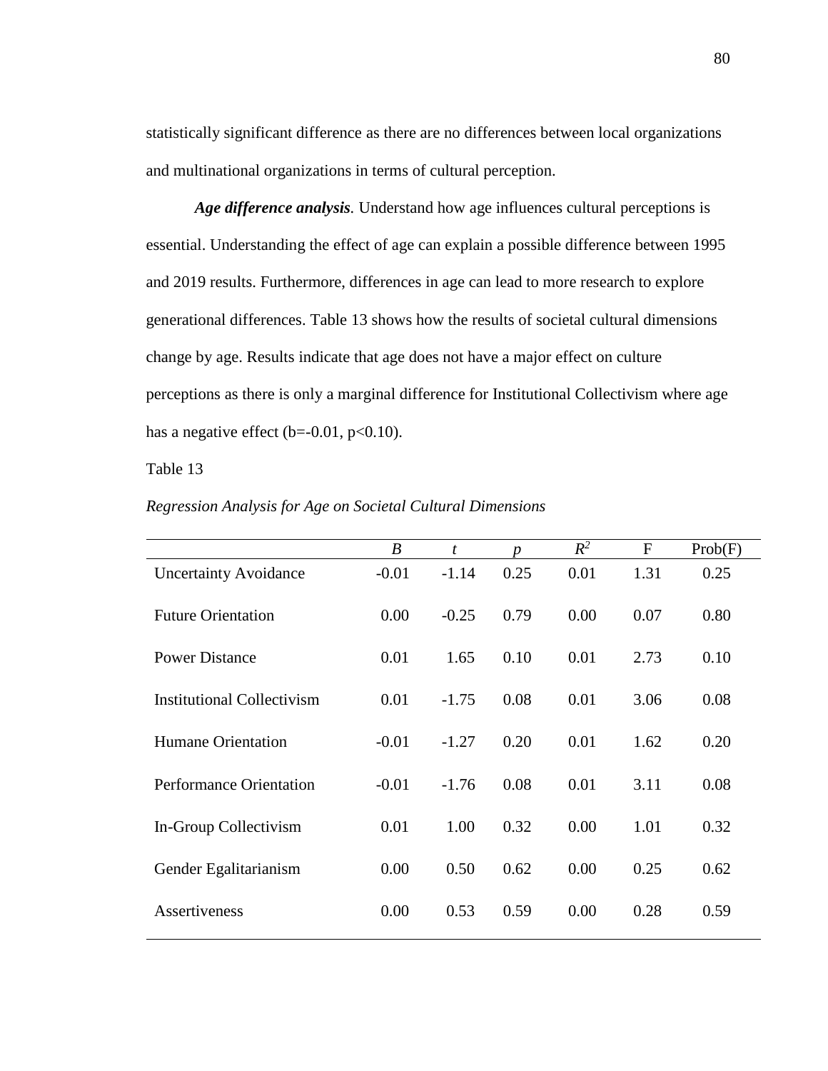statistically significant difference as there are no differences between local organizations and multinational organizations in terms of cultural perception.

***Age difference analysis***. Understand how age influences cultural perceptions is essential. Understanding the effect of age can explain a possible difference between 1995 and 2019 results. Furthermore, differences in age can lead to more research to explore generational differences. Table 13 shows how the results of societal cultural dimensions change by age. Results indicate that age does not have a major effect on culture perceptions as there is only a marginal difference for Institutional Collectivism where age has a negative effect (b=-0.01, p<0.10).

Table 13

*Regression Analysis for Age on Societal Cultural Dimensions*

| | *B* | *t* | *p* | $R^2$ | F | Prob(F) |
|---|---|---|---|---|---|---|
| Uncertainty Avoidance | -0.01 | -1.14 | 0.25 | 0.01 | 1.31 | 0.25 |
| Future Orientation | 0.00 | -0.25 | 0.79 | 0.00 | 0.07 | 0.80 |
| Power Distance | 0.01 | 1.65 | 0.10 | 0.01 | 2.73 | 0.10 |
| Institutional Collectivism | 0.01 | -1.75 | 0.08 | 0.01 | 3.06 | 0.08 |
| Humane Orientation | -0.01 | -1.27 | 0.20 | 0.01 | 1.62 | 0.20 |
| Performance Orientation | -0.01 | -1.76 | 0.08 | 0.01 | 3.11 | 0.08 |
| In-Group Collectivism | 0.01 | 1.00 | 0.32 | 0.00 | 1.01 | 0.32 |
| Gender Egalitarianism | 0.00 | 0.50 | 0.62 | 0.00 | 0.25 | 0.62 |
| Assertiveness | 0.00 | 0.53 | 0.59 | 0.00 | 0.28 | 0.59 |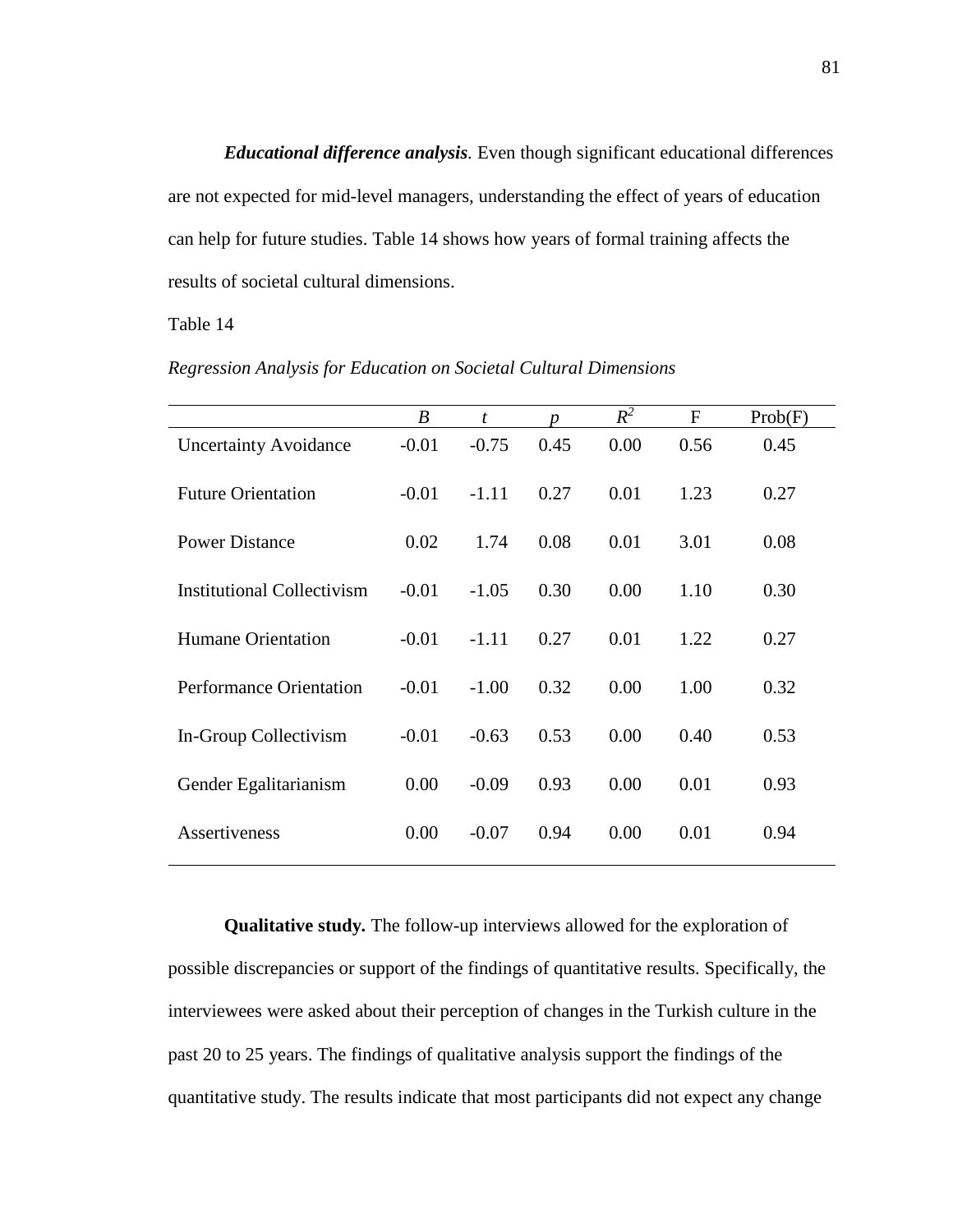***Educational difference analysis***. Even though significant educational differences are not expected for mid-level managers, understanding the effect of years of education can help for future studies. Table 14 shows how years of formal training affects the results of societal cultural dimensions.

Table 14

*Regression Analysis for Education on Societal Cultural Dimensions*

| | *B* | *t* | *p* | $R^2$ | F | Prob(F) |
|---|---|---|---|---|---|---|
| Uncertainty Avoidance | -0.01 | -0.75 | 0.45 | 0.00 | 0.56 | 0.45 |
| Future Orientation | -0.01 | -1.11 | 0.27 | 0.01 | 1.23 | 0.27 |
| Power Distance | 0.02 | 1.74 | 0.08 | 0.01 | 3.01 | 0.08 |
| Institutional Collectivism | -0.01 | -1.05 | 0.30 | 0.00 | 1.10 | 0.30 |
| Humane Orientation | -0.01 | -1.11 | 0.27 | 0.01 | 1.22 | 0.27 |
| Performance Orientation | -0.01 | -1.00 | 0.32 | 0.00 | 1.00 | 0.32 |
| In-Group Collectivism | -0.01 | -0.63 | 0.53 | 0.00 | 0.40 | 0.53 |
| Gender Egalitarianism | 0.00 | -0.09 | 0.93 | 0.00 | 0.01 | 0.93 |
| Assertiveness | 0.00 | -0.07 | 0.94 | 0.00 | 0.01 | 0.94 |

**Qualitative study.** The follow-up interviews allowed for the exploration of possible discrepancies or support of the findings of quantitative results. Specifically, the interviewees were asked about their perception of changes in the Turkish culture in the past 20 to 25 years. The findings of qualitative analysis support the findings of the quantitative study. The results indicate that most participants did not expect any change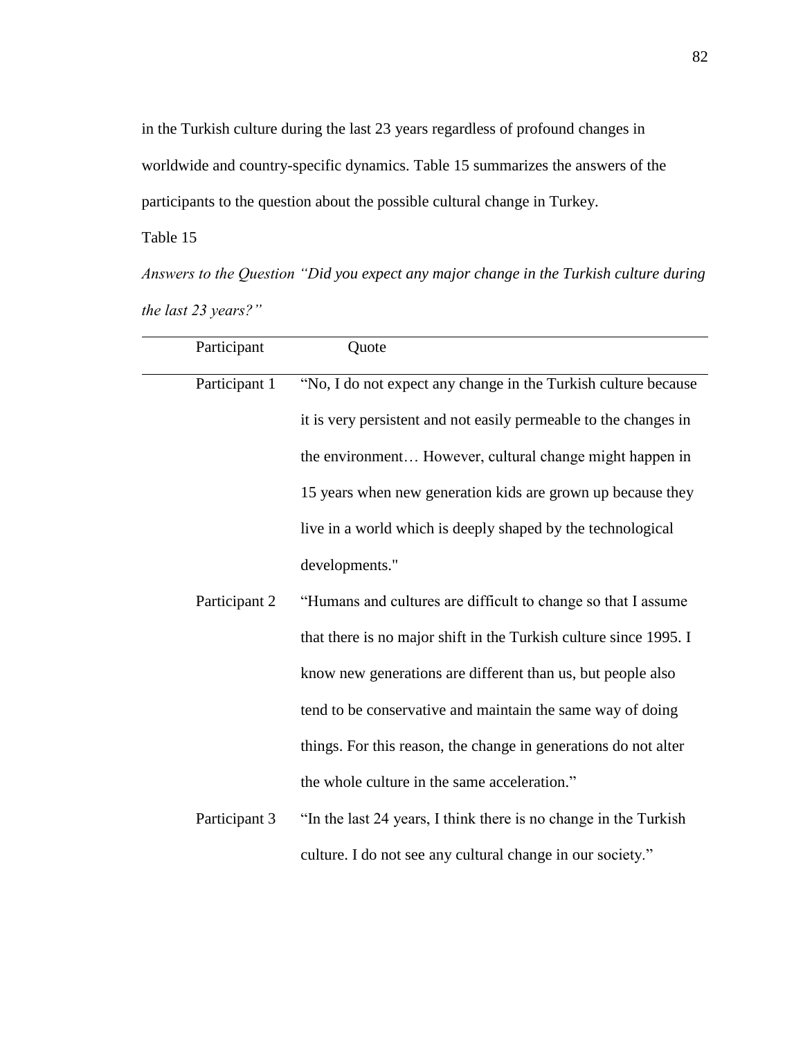in the Turkish culture during the last 23 years regardless of profound changes in worldwide and country-specific dynamics. Table 15 summarizes the answers of the participants to the question about the possible cultural change in Turkey.

Table 15

*Answers to the Question "Did you expect any major change in the Turkish culture during the last 23 years?"*

| Participant | Quote |
|---|---|
| Participant 1 | "No, I do not expect any change in the Turkish culture because it is very persistent and not easily permeable to the changes in the environment… However, cultural change might happen in 15 years when new generation kids are grown up because they live in a world which is deeply shaped by the technological developments." |
| Participant 2 | "Humans and cultures are difficult to change so that I assume that there is no major shift in the Turkish culture since 1995. I know new generations are different than us, but people also tend to be conservative and maintain the same way of doing things. For this reason, the change in generations do not alter the whole culture in the same acceleration." |
| Participant 3 | "In the last 24 years, I think there is no change in the Turkish culture. I do not see any cultural change in our society." |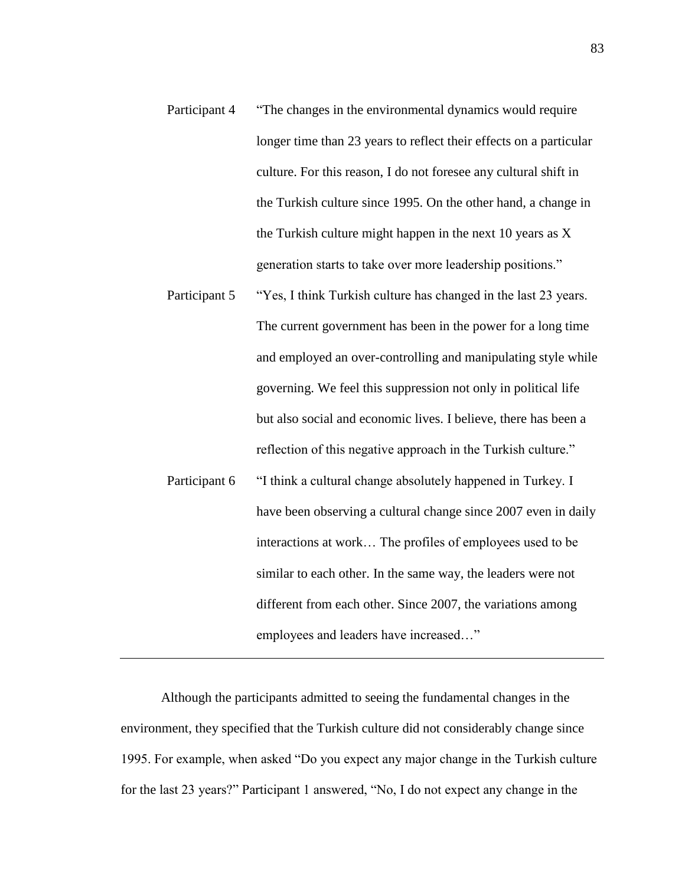| | |
|---|---|
| Participant 4 | "The changes in the environmental dynamics would require longer time than 23 years to reflect their effects on a particular culture. For this reason, I do not foresee any cultural shift in the Turkish culture since 1995. On the other hand, a change in the Turkish culture might happen in the next 10 years as X generation starts to take over more leadership positions." |
| Participant 5 | "Yes, I think Turkish culture has changed in the last 23 years. The current government has been in the power for a long time and employed an over-controlling and manipulating style while governing. We feel this suppression not only in political life but also social and economic lives. I believe, there has been a reflection of this negative approach in the Turkish culture." |
| Participant 6 | "I think a cultural change absolutely happened in Turkey. I have been observing a cultural change since 2007 even in daily interactions at work… The profiles of employees used to be similar to each other. In the same way, the leaders were not different from each other. Since 2007, the variations among employees and leaders have increased…" |

Although the participants admitted to seeing the fundamental changes in the environment, they specified that the Turkish culture did not considerably change since 1995. For example, when asked "Do you expect any major change in the Turkish culture for the last 23 years?" Participant 1 answered, "No, I do not expect any change in the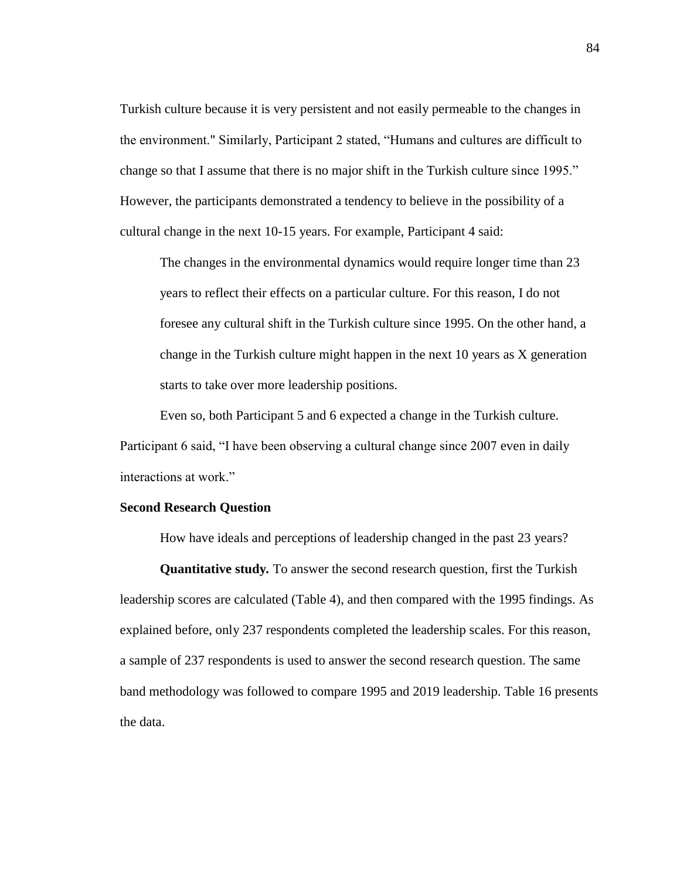Turkish culture because it is very persistent and not easily permeable to the changes in the environment." Similarly, Participant 2 stated, "Humans and cultures are difficult to change so that I assume that there is no major shift in the Turkish culture since 1995." However, the participants demonstrated a tendency to believe in the possibility of a cultural change in the next 10-15 years. For example, Participant 4 said:

> The changes in the environmental dynamics would require longer time than 23 years to reflect their effects on a particular culture. For this reason, I do not foresee any cultural shift in the Turkish culture since 1995. On the other hand, a change in the Turkish culture might happen in the next 10 years as X generation starts to take over more leadership positions.

Even so, both Participant 5 and 6 expected a change in the Turkish culture. Participant 6 said, "I have been observing a cultural change since 2007 even in daily interactions at work."

### Second Research Question

How have ideals and perceptions of leadership changed in the past 23 years?

**Quantitative study.** To answer the second research question, first the Turkish leadership scores are calculated (Table 4), and then compared with the 1995 findings. As explained before, only 237 respondents completed the leadership scales. For this reason, a sample of 237 respondents is used to answer the second research question. The same band methodology was followed to compare 1995 and 2019 leadership. Table 16 presents the data.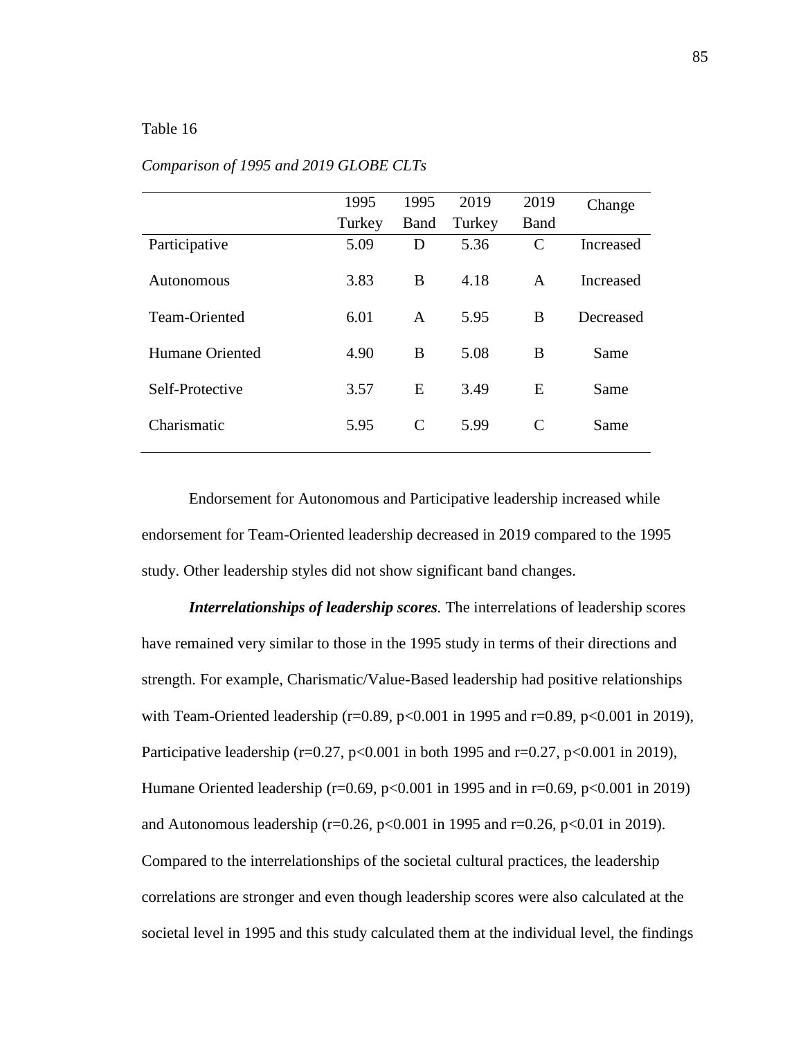Table 16

*Comparison of 1995 and 2019 GLOBE CLTs*

| | 1995 Turkey | 1995 Band | 2019 Turkey | 2019 Band | Change |
|---|---|---|---|---|---|
| Participative | 5.09 | D | 5.36 | C | Increased |
| Autonomous | 3.83 | B | 4.18 | A | Increased |
| Team-Oriented | 6.01 | A | 5.95 | B | Decreased |
| Humane Oriented | 4.90 | B | 5.08 | B | Same |
| Self-Protective | 3.57 | E | 3.49 | E | Same |
| Charismatic | 5.95 | C | 5.99 | C | Same |

Endorsement for Autonomous and Participative leadership increased while endorsement for Team-Oriented leadership decreased in 2019 compared to the 1995 study. Other leadership styles did not show significant band changes.

***Interrelationships of leadership scores.*** The interrelations of leadership scores have remained very similar to those in the 1995 study in terms of their directions and strength. For example, Charismatic/Value-Based leadership had positive relationships with Team-Oriented leadership ($r=0.89$, $p<0.001$ in 1995 and $r=0.89$, $p<0.001$ in 2019), Participative leadership ($r=0.27$, $p<0.001$ in both 1995 and $r=0.27$, $p<0.001$ in 2019), Humane Oriented leadership ($r=0.69$, $p<0.001$ in 1995 and in $r=0.69$, $p<0.001$ in 2019) and Autonomous leadership ($r=0.26$, $p<0.001$ in 1995 and $r=0.26$, $p<0.01$ in 2019). Compared to the interrelationships of the societal cultural practices, the leadership correlations are stronger and even though leadership scores were also calculated at the societal level in 1995 and this study calculated them at the individual level, the findings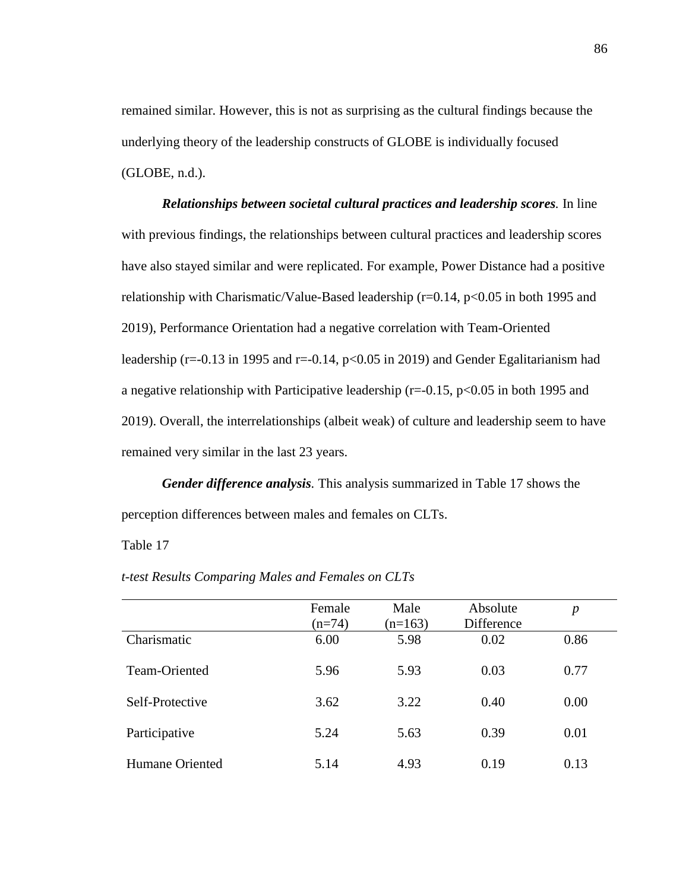remained similar. However, this is not as surprising as the cultural findings because the underlying theory of the leadership constructs of GLOBE is individually focused (GLOBE, n.d.).

***Relationships between societal cultural practices and leadership scores.*** In line with previous findings, the relationships between cultural practices and leadership scores have also stayed similar and were replicated. For example, Power Distance had a positive relationship with Charismatic/Value-Based leadership ($r=0.14$, $p<0.05$ in both 1995 and 2019), Performance Orientation had a negative correlation with Team-Oriented leadership ($r=-0.13$ in 1995 and $r=-0.14$, $p<0.05$ in 2019) and Gender Egalitarianism had a negative relationship with Participative leadership ($r=-0.15$, $p<0.05$ in both 1995 and 2019). Overall, the interrelationships (albeit weak) of culture and leadership seem to have remained very similar in the last 23 years.

***Gender difference analysis.*** This analysis summarized in Table 17 shows the perception differences between males and females on CLTs.

Table 17

*t-test Results Comparing Males and Females on CLTs*

| | Female (n=74) | Male (n=163) | Absolute Difference | *p* |
|---|---|---|---|---|
| Charismatic | 6.00 | 5.98 | 0.02 | 0.86 |
| Team-Oriented | 5.96 | 5.93 | 0.03 | 0.77 |
| Self-Protective | 3.62 | 3.22 | 0.40 | 0.00 |
| Participative | 5.24 | 5.63 | 0.39 | 0.01 |
| Humane Oriented | 5.14 | 4.93 | 0.19 | 0.13 |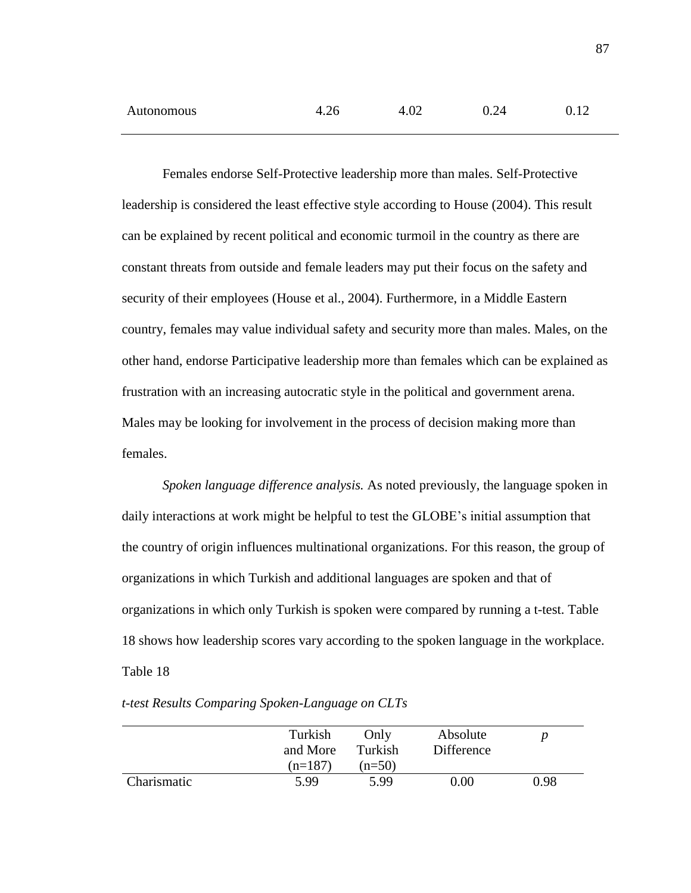| | | | | |
|---|---|---|---|---|
| Autonomous | 4.26 | 4.02 | 0.24 | 0.12 |

Females endorse Self-Protective leadership more than males. Self-Protective leadership is considered the least effective style according to House (2004). This result can be explained by recent political and economic turmoil in the country as there are constant threats from outside and female leaders may put their focus on the safety and security of their employees (House et al., 2004). Furthermore, in a Middle Eastern country, females may value individual safety and security more than males. Males, on the other hand, endorse Participative leadership more than females which can be explained as frustration with an increasing autocratic style in the political and government arena. Males may be looking for involvement in the process of decision making more than females.

*Spoken language difference analysis.* As noted previously, the language spoken in daily interactions at work might be helpful to test the GLOBE's initial assumption that the country of origin influences multinational organizations. For this reason, the group of organizations in which Turkish and additional languages are spoken and that of organizations in which only Turkish is spoken were compared by running a t-test. Table 18 shows how leadership scores vary according to the spoken language in the workplace.

Table 18

*t-test Results Comparing Spoken-Language on CLTs*

| | Turkish and More (n=187) | Only Turkish (n=50) | Absolute Difference | *p* |
|---|---|---|---|---|
| Charismatic | 5.99 | 5.99 | 0.00 | 0.98 |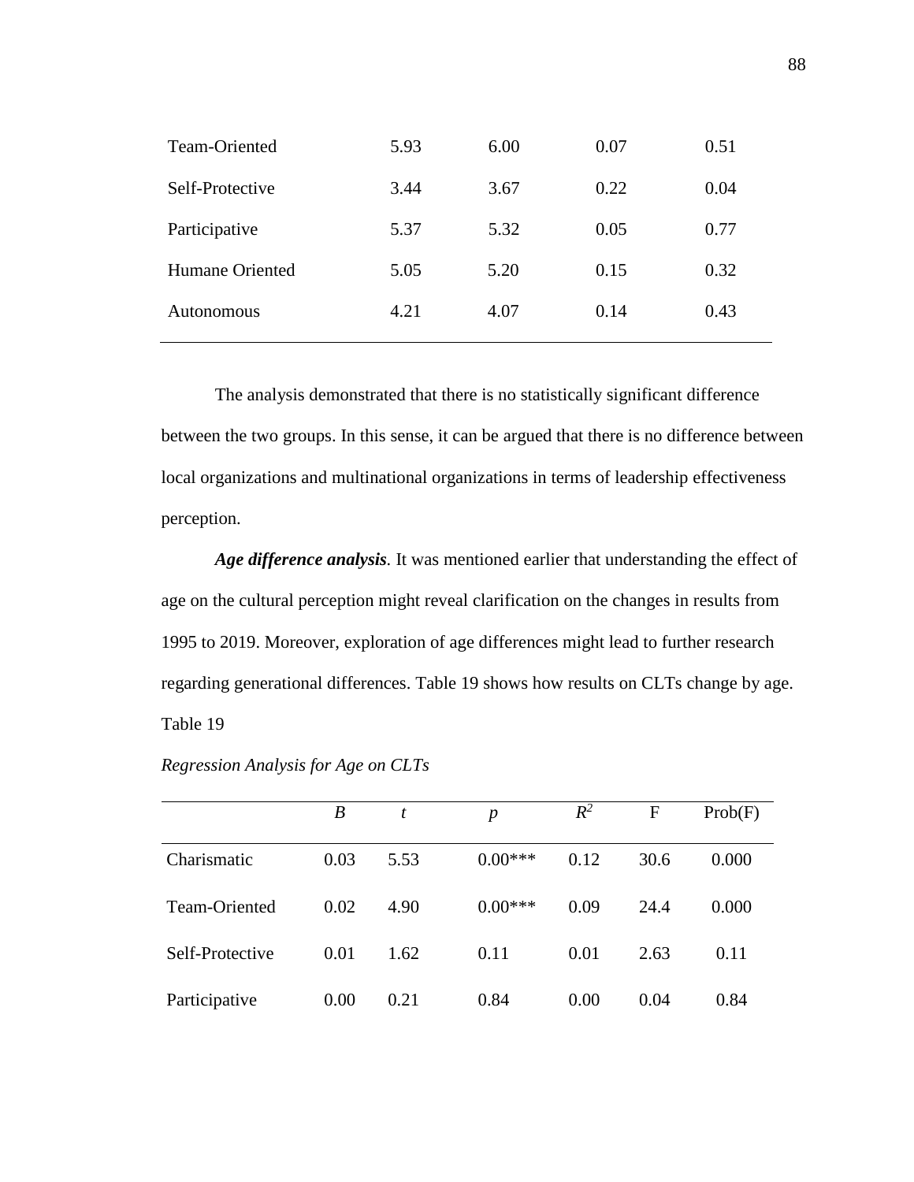| | | | | |
|---|---|---|---|---|
| Team-Oriented | 5.93 | 6.00 | 0.07 | 0.51 |
| Self-Protective | 3.44 | 3.67 | 0.22 | 0.04 |
| Participative | 5.37 | 5.32 | 0.05 | 0.77 |
| Humane Oriented | 5.05 | 5.20 | 0.15 | 0.32 |
| Autonomous | 4.21 | 4.07 | 0.14 | 0.43 |

The analysis demonstrated that there is no statistically significant difference between the two groups. In this sense, it can be argued that there is no difference between local organizations and multinational organizations in terms of leadership effectiveness perception.

***Age difference analysis***. It was mentioned earlier that understanding the effect of age on the cultural perception might reveal clarification on the changes in results from 1995 to 2019. Moreover, exploration of age differences might lead to further research regarding generational differences. Table 19 shows how results on CLTs change by age.

Table 19

*Regression Analysis for Age on CLTs*

| | *B* | *t* | *p* | $R^2$ | F | Prob(F) |
|---|---|---|---|---|---|---|
| Charismatic | 0.03 | 5.53 | 0.00*** | 0.12 | 30.6 | 0.000 |
| Team-Oriented | 0.02 | 4.90 | 0.00*** | 0.09 | 24.4 | 0.000 |
| Self-Protective | 0.01 | 1.62 | 0.11 | 0.01 | 2.63 | 0.11 |
| Participative | 0.00 | 0.21 | 0.84 | 0.00 | 0.04 | 0.84 |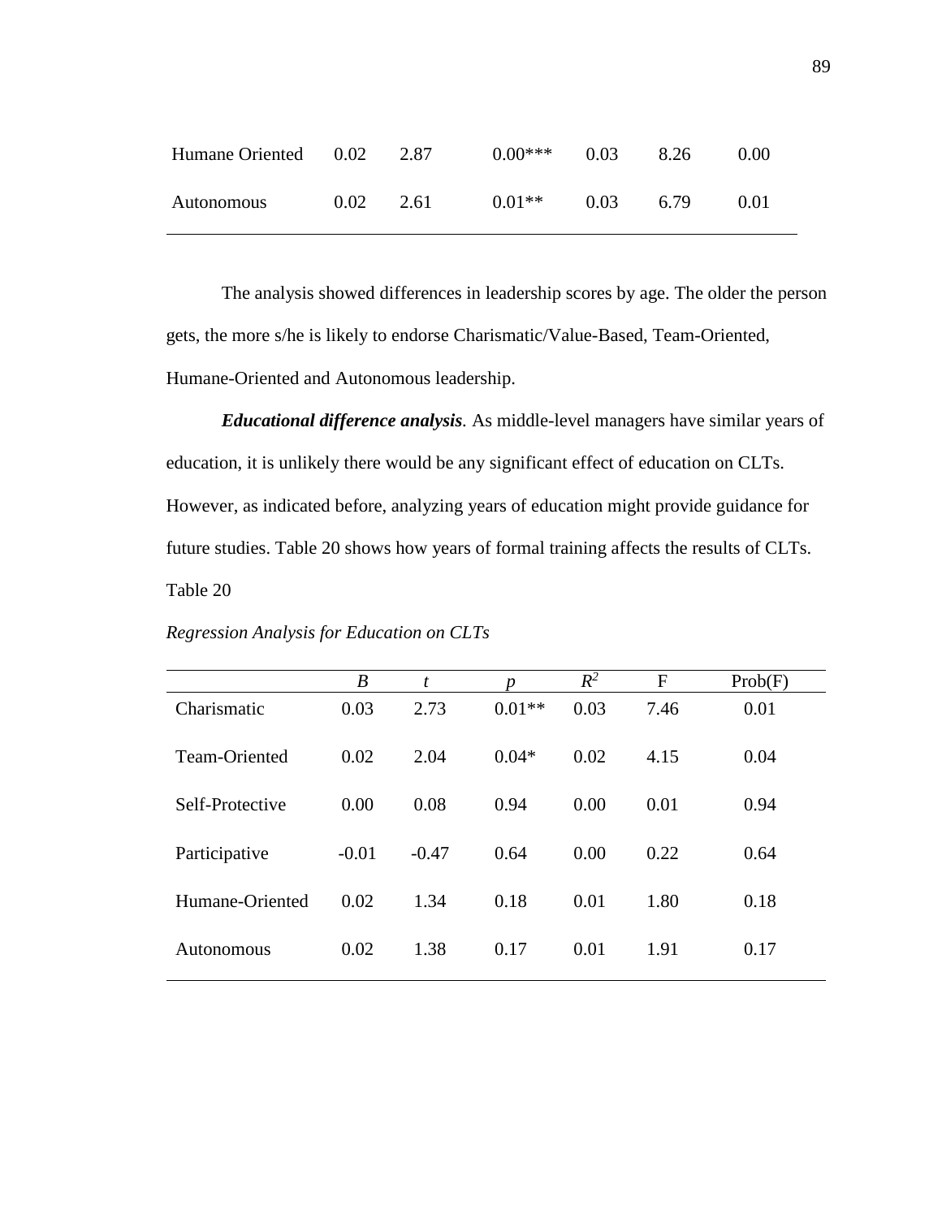| | | | | | | |
|---|---|---|---|---|---|---|
| Humane Oriented | 0.02 | 2.87 | 0.00*** | 0.03 | 8.26 | 0.00 |
| Autonomous | 0.02 | 2.61 | 0.01** | 0.03 | 6.79 | 0.01 |

The analysis showed differences in leadership scores by age. The older the person gets, the more s/he is likely to endorse Charismatic/Value-Based, Team-Oriented, Humane-Oriented and Autonomous leadership.

***Educational difference analysis**.* As middle-level managers have similar years of education, it is unlikely there would be any significant effect of education on CLTs. However, as indicated before, analyzing years of education might provide guidance for future studies. Table 20 shows how years of formal training affects the results of CLTs.

Table 20

*Regression Analysis for Education on CLTs*

| | *B* | *t* | *p* | $R^2$ | F | Prob(F) |
|---|---|---|---|---|---|---|
| Charismatic | 0.03 | 2.73 | 0.01** | 0.03 | 7.46 | 0.01 |
| Team-Oriented | 0.02 | 2.04 | 0.04* | 0.02 | 4.15 | 0.04 |
| Self-Protective | 0.00 | 0.08 | 0.94 | 0.00 | 0.01 | 0.94 |
| Participative | -0.01 | -0.47 | 0.64 | 0.00 | 0.22 | 0.64 |
| Humane-Oriented | 0.02 | 1.34 | 0.18 | 0.01 | 1.80 | 0.18 |
| Autonomous | 0.02 | 1.38 | 0.17 | 0.01 | 1.91 | 0.17 |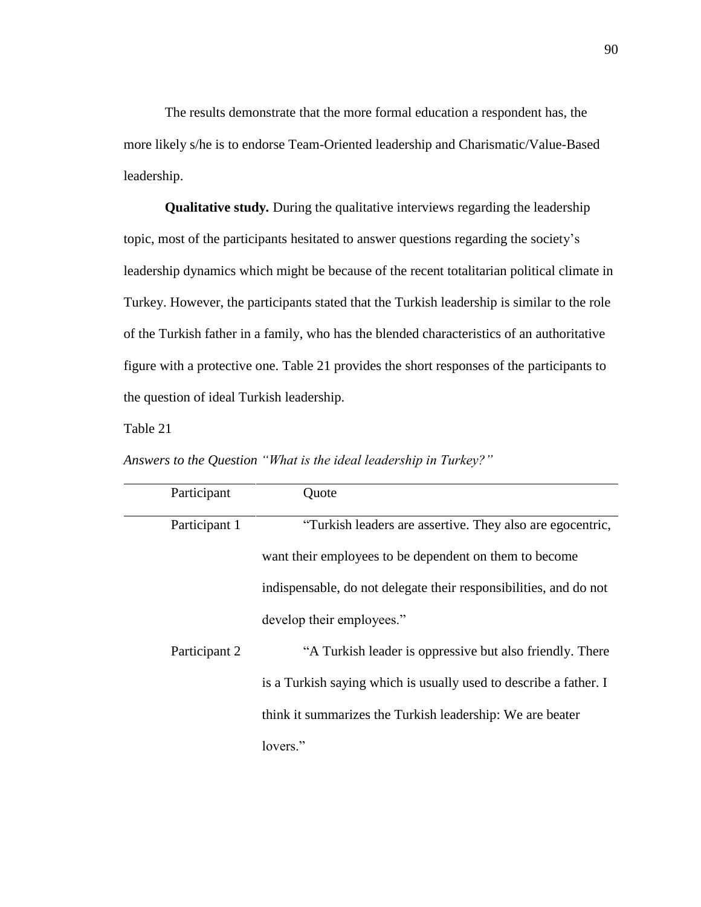The results demonstrate that the more formal education a respondent has, the more likely s/he is to endorse Team-Oriented leadership and Charismatic/Value-Based leadership.

**Qualitative study.** During the qualitative interviews regarding the leadership topic, most of the participants hesitated to answer questions regarding the society's leadership dynamics which might be because of the recent totalitarian political climate in Turkey. However, the participants stated that the Turkish leadership is similar to the role of the Turkish father in a family, who has the blended characteristics of an authoritative figure with a protective one. Table 21 provides the short responses of the participants to the question of ideal Turkish leadership.

Table 21

*Answers to the Question "What is the ideal leadership in Turkey?"*

| Participant | Quote |
|---|---|
| Participant 1 | "Turkish leaders are assertive. They also are egocentric, want their employees to be dependent on them to become indispensable, do not delegate their responsibilities, and do not develop their employees." |
| Participant 2 | "A Turkish leader is oppressive but also friendly. There is a Turkish saying which is usually used to describe a father. I think it summarizes the Turkish leadership: We are beater lovers." |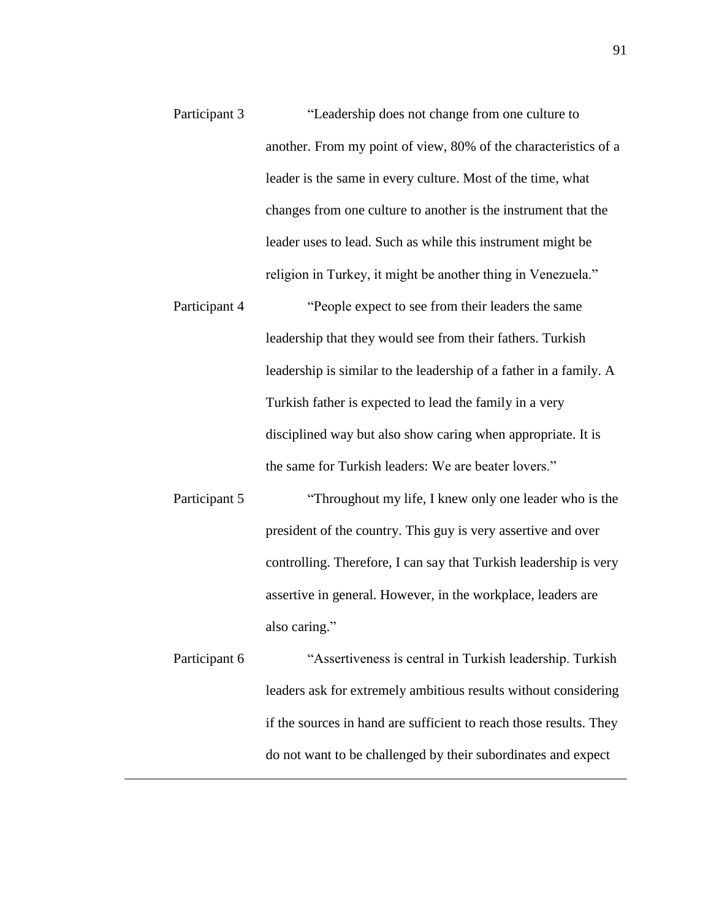| | |
|---|---|
| Participant 3 | "Leadership does not change from one culture to another. From my point of view, 80% of the characteristics of a leader is the same in every culture. Most of the time, what changes from one culture to another is the instrument that the leader uses to lead. Such as while this instrument might be religion in Turkey, it might be another thing in Venezuela." |
| Participant 4 | "People expect to see from their leaders the same leadership that they would see from their fathers. Turkish leadership is similar to the leadership of a father in a family. A Turkish father is expected to lead the family in a very disciplined way but also show caring when appropriate. It is the same for Turkish leaders: We are beater lovers." |
| Participant 5 | "Throughout my life, I knew only one leader who is the president of the country. This guy is very assertive and over controlling. Therefore, I can say that Turkish leadership is very assertive in general. However, in the workplace, leaders are also caring." |
| Participant 6 | "Assertiveness is central in Turkish leadership. Turkish leaders ask for extremely ambitious results without considering if the sources in hand are sufficient to reach those results. They do not want to be challenged by their subordinates and expect |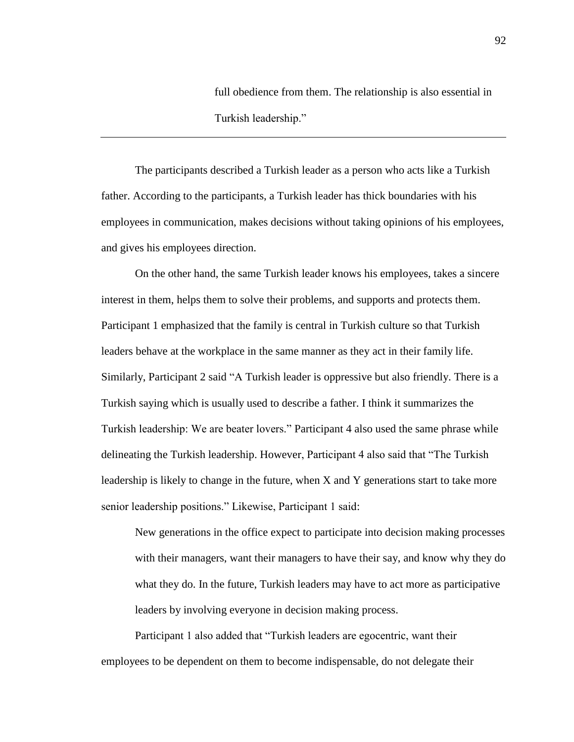full obedience from them. The relationship is also essential in Turkish leadership."

---

The participants described a Turkish leader as a person who acts like a Turkish father. According to the participants, a Turkish leader has thick boundaries with his employees in communication, makes decisions without taking opinions of his employees, and gives his employees direction.

On the other hand, the same Turkish leader knows his employees, takes a sincere interest in them, helps them to solve their problems, and supports and protects them. Participant 1 emphasized that the family is central in Turkish culture so that Turkish leaders behave at the workplace in the same manner as they act in their family life. Similarly, Participant 2 said "A Turkish leader is oppressive but also friendly. There is a Turkish saying which is usually used to describe a father. I think it summarizes the Turkish leadership: We are beater lovers." Participant 4 also used the same phrase while delineating the Turkish leadership. However, Participant 4 also said that "The Turkish leadership is likely to change in the future, when X and Y generations start to take more senior leadership positions." Likewise, Participant 1 said:

> New generations in the office expect to participate into decision making processes with their managers, want their managers to have their say, and know why they do what they do. In the future, Turkish leaders may have to act more as participative leaders by involving everyone in decision making process.

Participant 1 also added that "Turkish leaders are egocentric, want their employees to be dependent on them to become indispensable, do not delegate their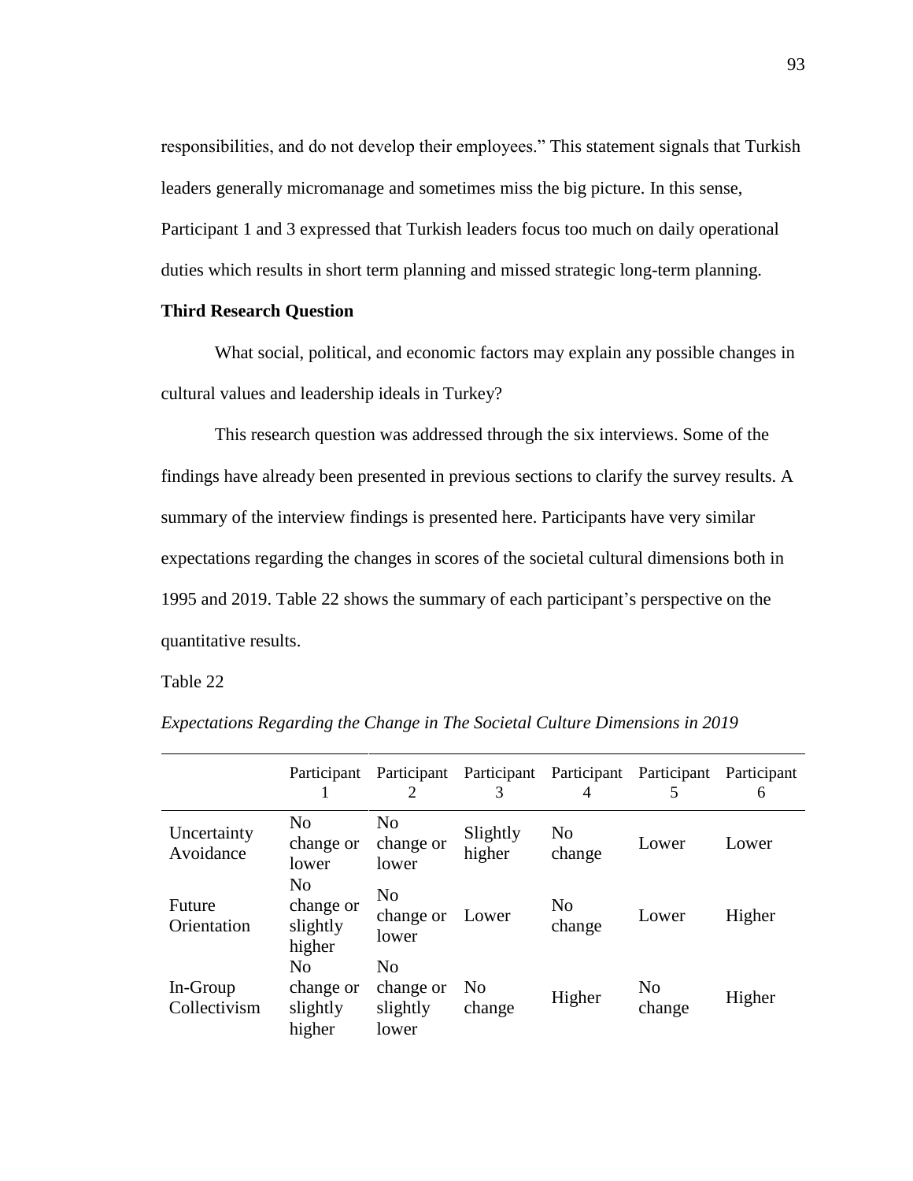responsibilities, and do not develop their employees." This statement signals that Turkish leaders generally micromanage and sometimes miss the big picture. In this sense, Participant 1 and 3 expressed that Turkish leaders focus too much on daily operational duties which results in short term planning and missed strategic long-term planning.

**Third Research Question**

What social, political, and economic factors may explain any possible changes in cultural values and leadership ideals in Turkey?

This research question was addressed through the six interviews. Some of the findings have already been presented in previous sections to clarify the survey results. A summary of the interview findings is presented here. Participants have very similar expectations regarding the changes in scores of the societal cultural dimensions both in 1995 and 2019. Table 22 shows the summary of each participant's perspective on the quantitative results.

Table 22

*Expectations Regarding the Change in The Societal Culture Dimensions in 2019*

| | Participant 1 | Participant 2 | Participant 3 | Participant 4 | Participant 5 | Participant 6 |
|---|---|---|---|---|---|---|
| Uncertainty Avoidance | No change or lower | No change or lower | Slightly higher | No change | Lower | Lower |
| Future Orientation | No change or slightly higher | No change or lower | Lower | No change | Lower | Higher |
| In-Group Collectivism | No change or slightly higher | No change or slightly lower | No change | Higher | No change | Higher |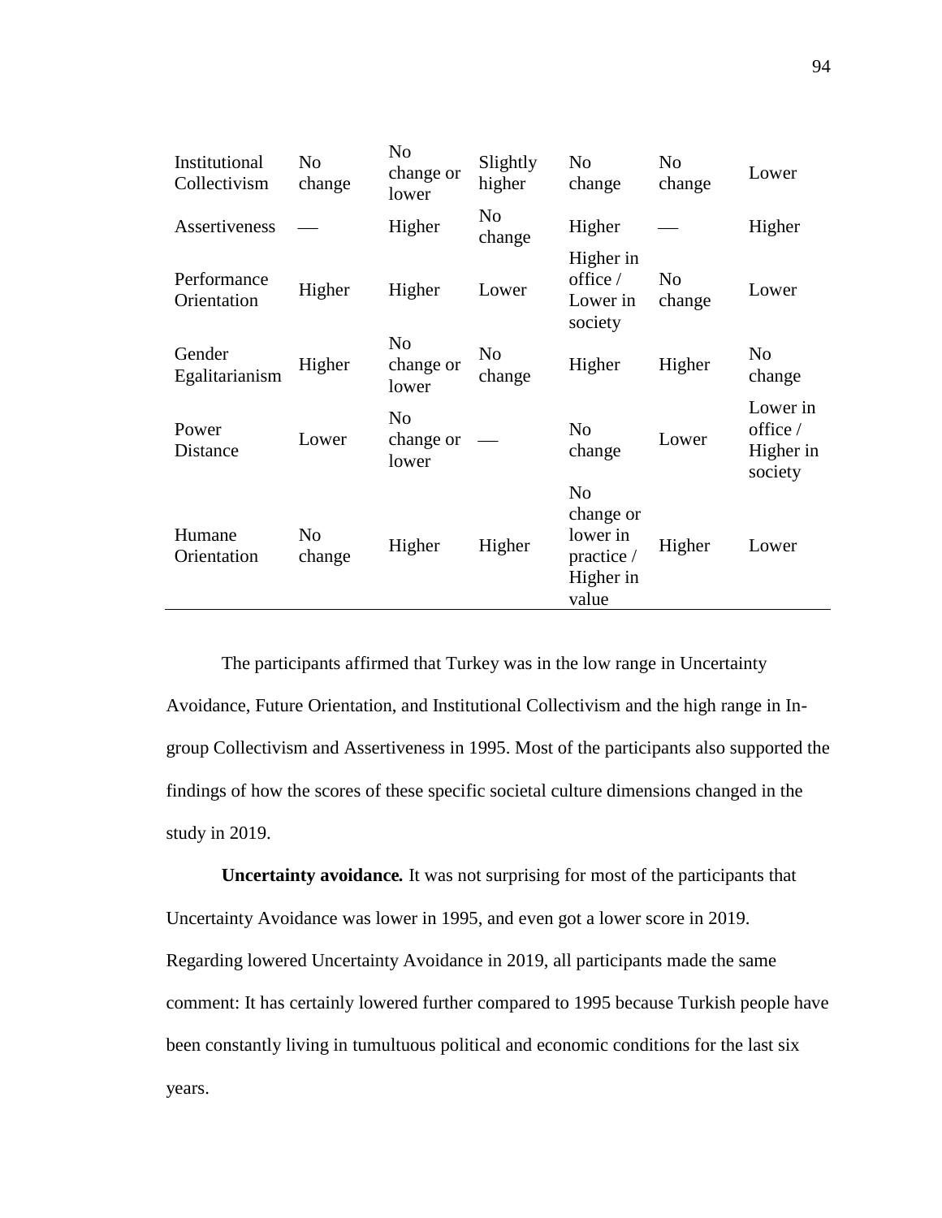| | | | | | | |
|---|---|---|---|---|---|---|
| Institutional Collectivism | No change | No change or lower | Slightly higher | No change | No change | Lower |
| Assertiveness | — | Higher | No change | Higher | — | Higher |
| Performance Orientation | Higher | Higher | Lower | Higher in office / Lower in society | No change | Lower |
| Gender Egalitarianism | Higher | No change or lower | No change | Higher | Higher | No change |
| Power Distance | Lower | No change or lower | — | No change | Lower | Lower in office / Higher in society |
| Humane Orientation | No change | Higher | Higher | No change or lower in practice / Higher in value | Higher | Lower |

The participants affirmed that Turkey was in the low range in Uncertainty Avoidance, Future Orientation, and Institutional Collectivism and the high range in In-group Collectivism and Assertiveness in 1995. Most of the participants also supported the findings of how the scores of these specific societal culture dimensions changed in the study in 2019.

**Uncertainty avoidance.** It was not surprising for most of the participants that Uncertainty Avoidance was lower in 1995, and even got a lower score in 2019. Regarding lowered Uncertainty Avoidance in 2019, all participants made the same comment: It has certainly lowered further compared to 1995 because Turkish people have been constantly living in tumultuous political and economic conditions for the last six years.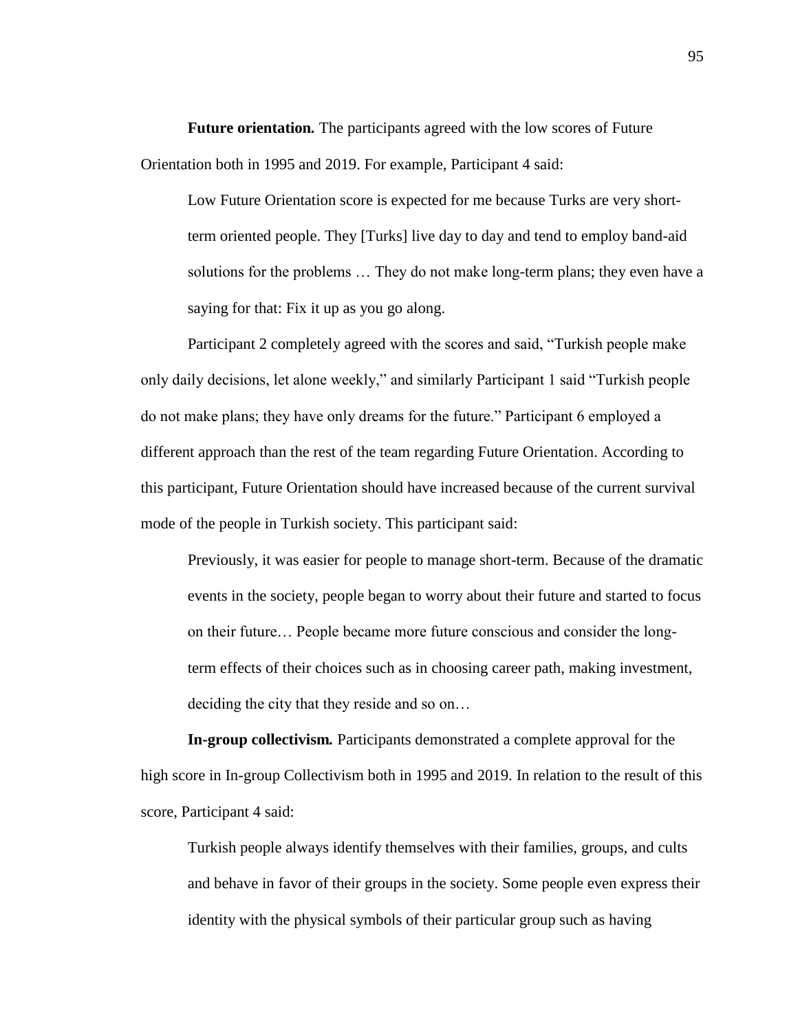**Future orientation.** The participants agreed with the low scores of Future Orientation both in 1995 and 2019. For example, Participant 4 said:

> Low Future Orientation score is expected for me because Turks are very short-term oriented people. They [Turks] live day to day and tend to employ band-aid solutions for the problems … They do not make long-term plans; they even have a saying for that: Fix it up as you go along.

Participant 2 completely agreed with the scores and said, "Turkish people make only daily decisions, let alone weekly," and similarly Participant 1 said "Turkish people do not make plans; they have only dreams for the future." Participant 6 employed a different approach than the rest of the team regarding Future Orientation. According to this participant, Future Orientation should have increased because of the current survival mode of the people in Turkish society. This participant said:

> Previously, it was easier for people to manage short-term. Because of the dramatic events in the society, people began to worry about their future and started to focus on their future… People became more future conscious and consider the long-term effects of their choices such as in choosing career path, making investment, deciding the city that they reside and so on…

**In-group collectivism.** Participants demonstrated a complete approval for the high score in In-group Collectivism both in 1995 and 2019. In relation to the result of this score, Participant 4 said:

> Turkish people always identify themselves with their families, groups, and cults and behave in favor of their groups in the society. Some people even express their identity with the physical symbols of their particular group such as having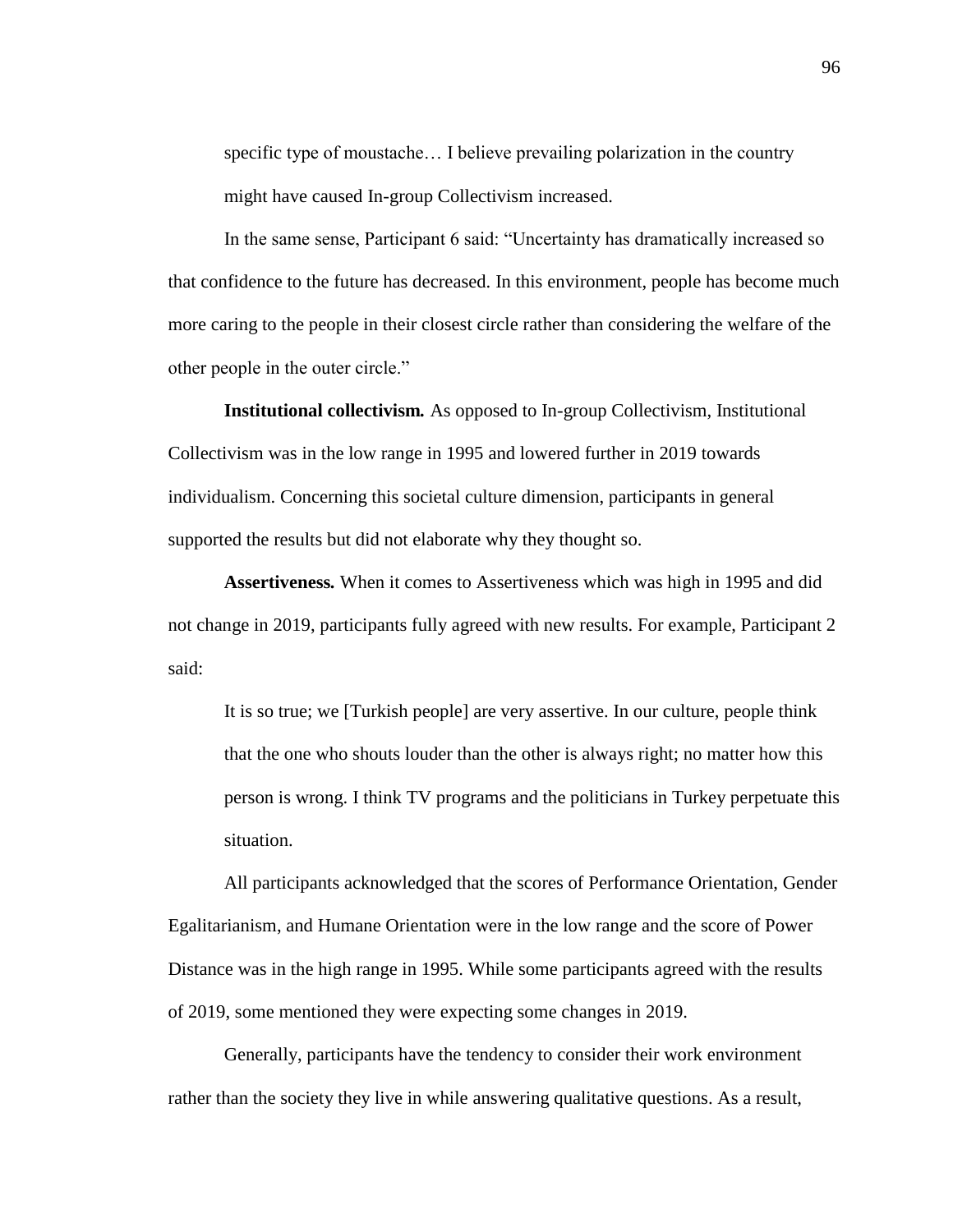> specific type of moustache… I believe prevailing polarization in the country might have caused In-group Collectivism increased.

In the same sense, Participant 6 said: "Uncertainty has dramatically increased so that confidence to the future has decreased. In this environment, people has become much more caring to the people in their closest circle rather than considering the welfare of the other people in the outer circle."

**Institutional collectivism.** As opposed to In-group Collectivism, Institutional Collectivism was in the low range in 1995 and lowered further in 2019 towards individualism. Concerning this societal culture dimension, participants in general supported the results but did not elaborate why they thought so.

**Assertiveness.** When it comes to Assertiveness which was high in 1995 and did not change in 2019, participants fully agreed with new results. For example, Participant 2 said:

> It is so true; we [Turkish people] are very assertive. In our culture, people think that the one who shouts louder than the other is always right; no matter how this person is wrong. I think TV programs and the politicians in Turkey perpetuate this situation.

All participants acknowledged that the scores of Performance Orientation, Gender Egalitarianism, and Humane Orientation were in the low range and the score of Power Distance was in the high range in 1995. While some participants agreed with the results of 2019, some mentioned they were expecting some changes in 2019.

Generally, participants have the tendency to consider their work environment rather than the society they live in while answering qualitative questions. As a result,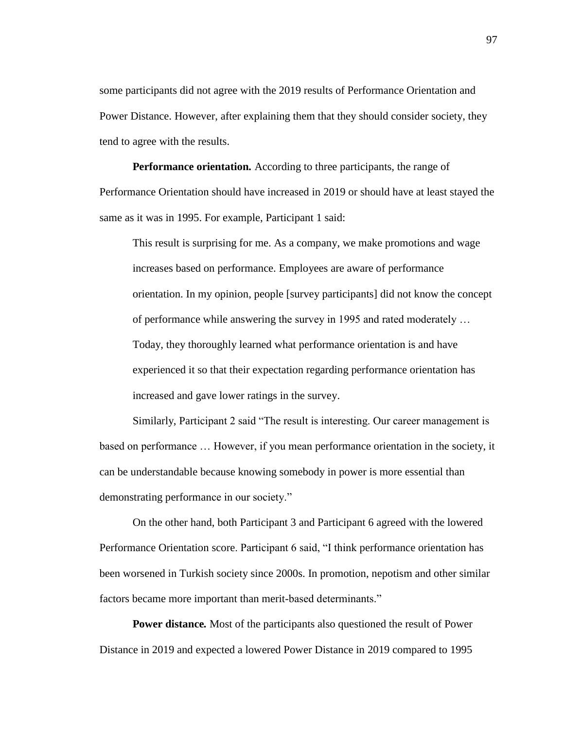some participants did not agree with the 2019 results of Performance Orientation and Power Distance. However, after explaining them that they should consider society, they tend to agree with the results.

**Performance orientation.** According to three participants, the range of Performance Orientation should have increased in 2019 or should have at least stayed the same as it was in 1995. For example, Participant 1 said:

> This result is surprising for me. As a company, we make promotions and wage increases based on performance. Employees are aware of performance orientation. In my opinion, people [survey participants] did not know the concept of performance while answering the survey in 1995 and rated moderately … Today, they thoroughly learned what performance orientation is and have experienced it so that their expectation regarding performance orientation has increased and gave lower ratings in the survey.

Similarly, Participant 2 said "The result is interesting. Our career management is based on performance … However, if you mean performance orientation in the society, it can be understandable because knowing somebody in power is more essential than demonstrating performance in our society."

On the other hand, both Participant 3 and Participant 6 agreed with the lowered Performance Orientation score. Participant 6 said, "I think performance orientation has been worsened in Turkish society since 2000s. In promotion, nepotism and other similar factors became more important than merit-based determinants."

**Power distance.** Most of the participants also questioned the result of Power Distance in 2019 and expected a lowered Power Distance in 2019 compared to 1995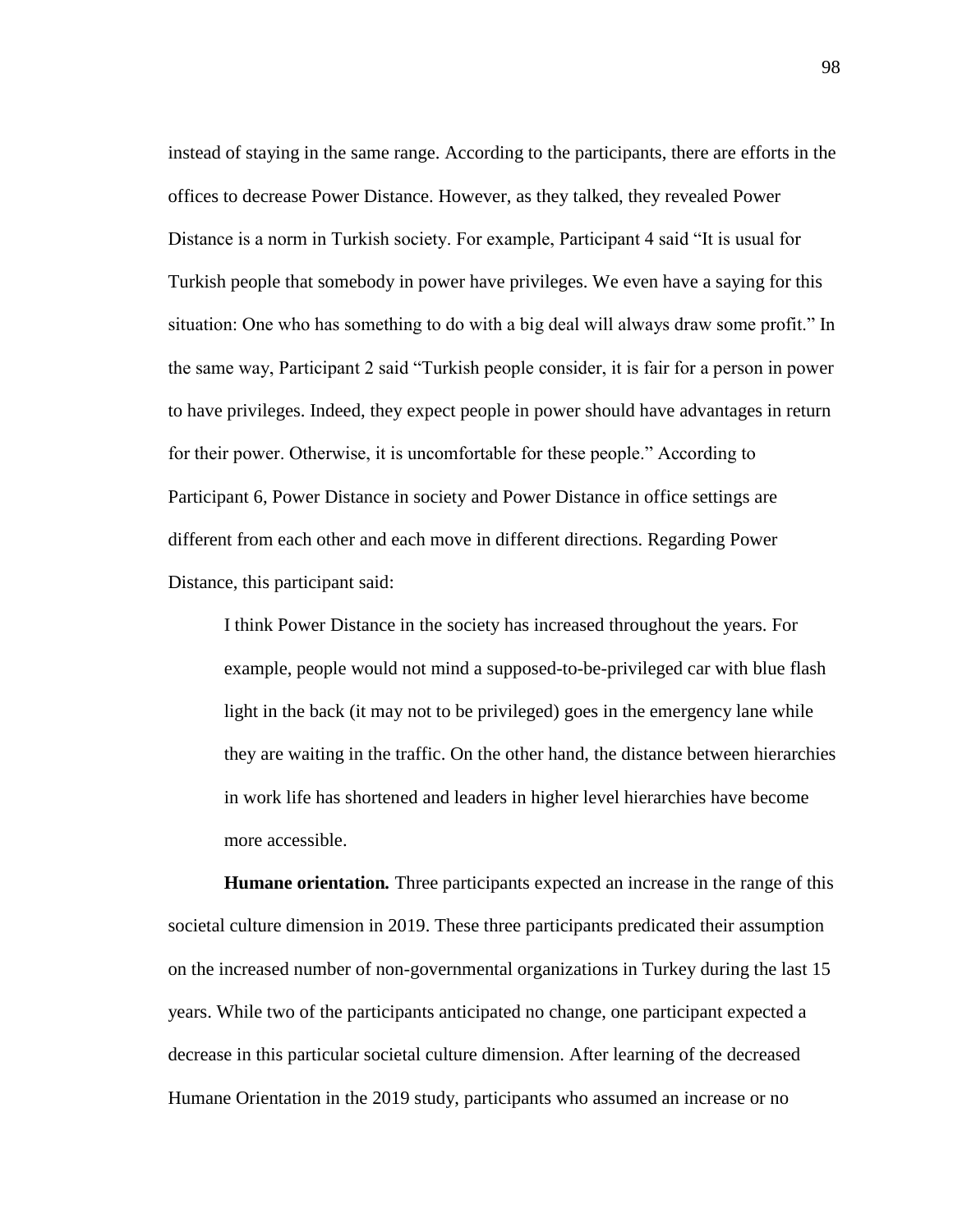instead of staying in the same range. According to the participants, there are efforts in the offices to decrease Power Distance. However, as they talked, they revealed Power Distance is a norm in Turkish society. For example, Participant 4 said "It is usual for Turkish people that somebody in power have privileges. We even have a saying for this situation: One who has something to do with a big deal will always draw some profit." In the same way, Participant 2 said "Turkish people consider, it is fair for a person in power to have privileges. Indeed, they expect people in power should have advantages in return for their power. Otherwise, it is uncomfortable for these people." According to Participant 6, Power Distance in society and Power Distance in office settings are different from each other and each move in different directions. Regarding Power Distance, this participant said:

> I think Power Distance in the society has increased throughout the years. For example, people would not mind a supposed-to-be-privileged car with blue flash light in the back (it may not to be privileged) goes in the emergency lane while they are waiting in the traffic. On the other hand, the distance between hierarchies in work life has shortened and leaders in higher level hierarchies have become more accessible.

**Humane orientation.** Three participants expected an increase in the range of this societal culture dimension in 2019. These three participants predicated their assumption on the increased number of non-governmental organizations in Turkey during the last 15 years. While two of the participants anticipated no change, one participant expected a decrease in this particular societal culture dimension. After learning of the decreased Humane Orientation in the 2019 study, participants who assumed an increase or no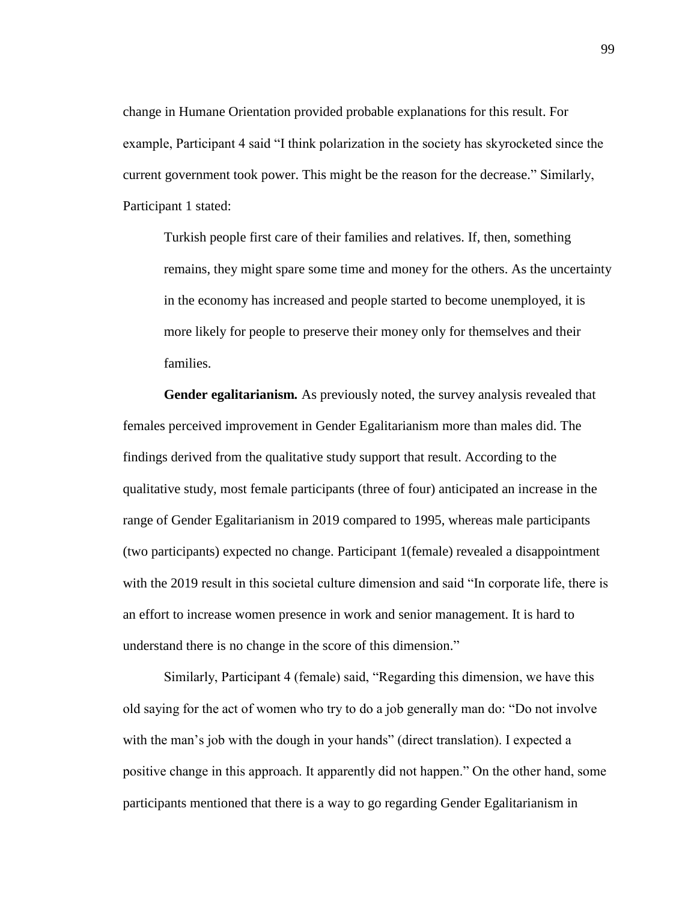change in Humane Orientation provided probable explanations for this result. For example, Participant 4 said "I think polarization in the society has skyrocketed since the current government took power. This might be the reason for the decrease." Similarly, Participant 1 stated:

> Turkish people first care of their families and relatives. If, then, something remains, they might spare some time and money for the others. As the uncertainty in the economy has increased and people started to become unemployed, it is more likely for people to preserve their money only for themselves and their families.

**Gender egalitarianism.** As previously noted, the survey analysis revealed that females perceived improvement in Gender Egalitarianism more than males did. The findings derived from the qualitative study support that result. According to the qualitative study, most female participants (three of four) anticipated an increase in the range of Gender Egalitarianism in 2019 compared to 1995, whereas male participants (two participants) expected no change. Participant 1(female) revealed a disappointment with the 2019 result in this societal culture dimension and said "In corporate life, there is an effort to increase women presence in work and senior management. It is hard to understand there is no change in the score of this dimension."

Similarly, Participant 4 (female) said, "Regarding this dimension, we have this old saying for the act of women who try to do a job generally man do: "Do not involve with the man's job with the dough in your hands" (direct translation). I expected a positive change in this approach. It apparently did not happen." On the other hand, some participants mentioned that there is a way to go regarding Gender Egalitarianism in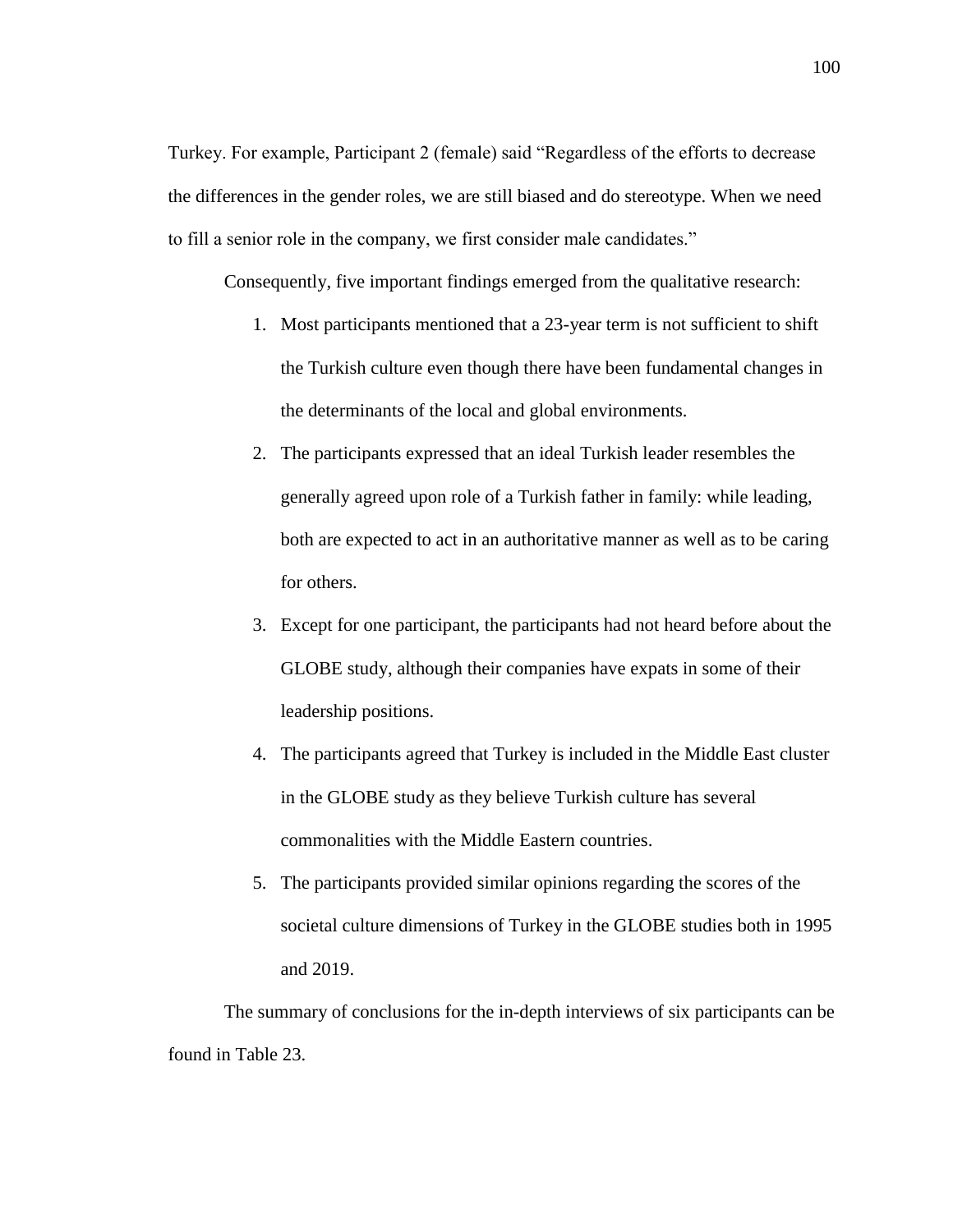Turkey. For example, Participant 2 (female) said “Regardless of the efforts to decrease the differences in the gender roles, we are still biased and do stereotype. When we need to fill a senior role in the company, we first consider male candidates.”

Consequently, five important findings emerged from the qualitative research:

1. Most participants mentioned that a 23-year term is not sufficient to shift the Turkish culture even though there have been fundamental changes in the determinants of the local and global environments.
2. The participants expressed that an ideal Turkish leader resembles the generally agreed upon role of a Turkish father in family: while leading, both are expected to act in an authoritative manner as well as to be caring for others.
3. Except for one participant, the participants had not heard before about the GLOBE study, although their companies have expats in some of their leadership positions.
4. The participants agreed that Turkey is included in the Middle East cluster in the GLOBE study as they believe Turkish culture has several commonalities with the Middle Eastern countries.
5. The participants provided similar opinions regarding the scores of the societal culture dimensions of Turkey in the GLOBE studies both in 1995 and 2019.

The summary of conclusions for the in-depth interviews of six participants can be found in Table 23.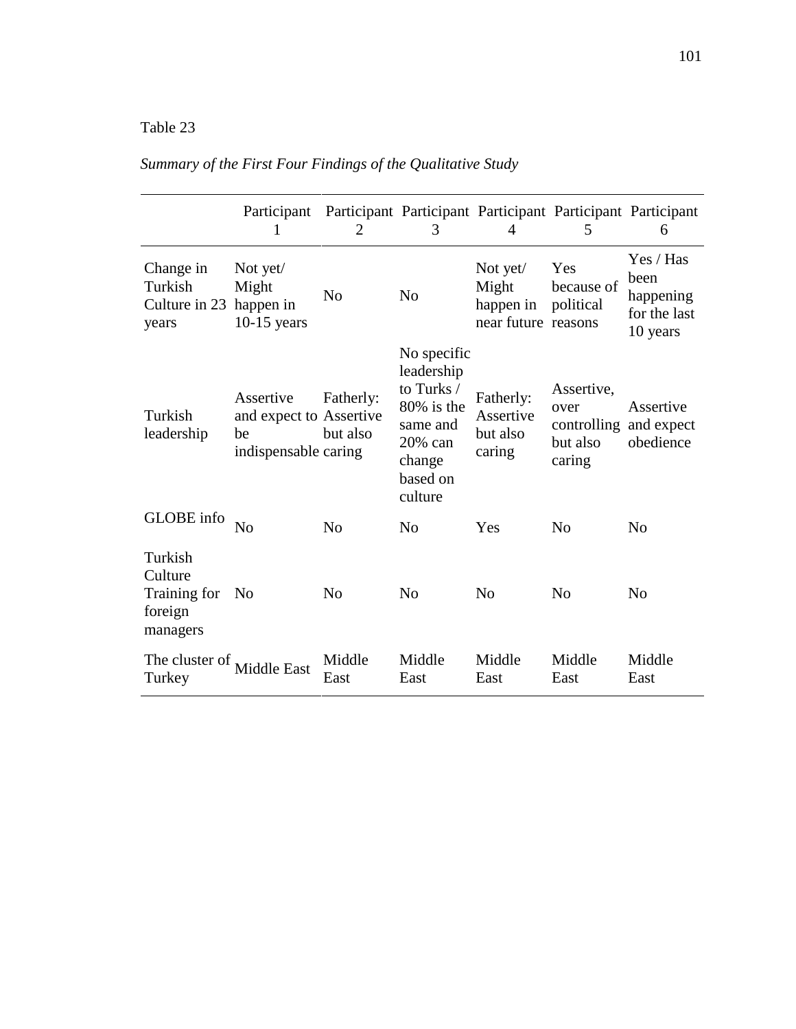Table 23

*Summary of the First Four Findings of the Qualitative Study*

| | Participant 1 | Participant 2 | Participant 3 | Participant 4 | Participant 5 | Participant 6 |
|---|---|---|---|---|---|---|
| Change in Turkish Culture in 23 years | Not yet/ Might happen in 10-15 years | No | No | Not yet/ Might happen in near future | Yes because of political reasons | Yes / Has been happening for the last 10 years |
| Turkish leadership | Assertive and expect to be indispensable | Fatherly: Assertive but also caring | No specific leadership to Turks / 80% is the same and 20% can change based on culture | Fatherly: Assertive but also caring | Assertive, over controlling but also caring | Assertive and expect obedience |
| GLOBE info | No | No | No | Yes | No | No |
| Turkish Culture Training for foreign managers | No | No | No | No | No | No |
| The cluster of Turkey | Middle East | Middle East | Middle East | Middle East | Middle East | Middle East |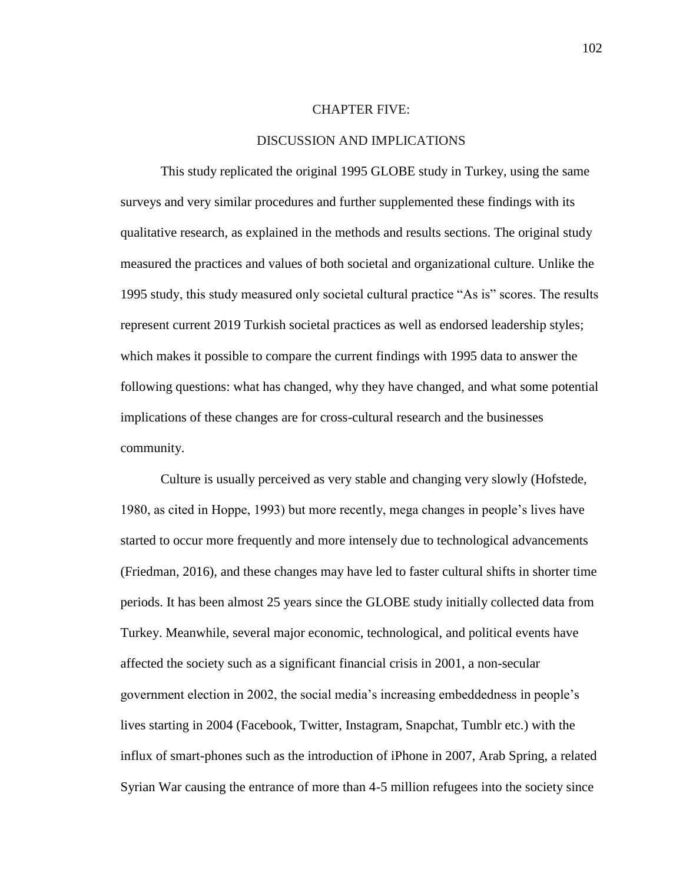# CHAPTER FIVE:

# DISCUSSION AND IMPLICATIONS

This study replicated the original 1995 GLOBE study in Turkey, using the same surveys and very similar procedures and further supplemented these findings with its qualitative research, as explained in the methods and results sections. The original study measured the practices and values of both societal and organizational culture. Unlike the 1995 study, this study measured only societal cultural practice "As is" scores. The results represent current 2019 Turkish societal practices as well as endorsed leadership styles; which makes it possible to compare the current findings with 1995 data to answer the following questions: what has changed, why they have changed, and what some potential implications of these changes are for cross-cultural research and the businesses community.

Culture is usually perceived as very stable and changing very slowly (Hofstede, 1980, as cited in Hoppe, 1993) but more recently, mega changes in people's lives have started to occur more frequently and more intensely due to technological advancements (Friedman, 2016), and these changes may have led to faster cultural shifts in shorter time periods. It has been almost 25 years since the GLOBE study initially collected data from Turkey. Meanwhile, several major economic, technological, and political events have affected the society such as a significant financial crisis in 2001, a non-secular government election in 2002, the social media's increasing embeddedness in people's lives starting in 2004 (Facebook, Twitter, Instagram, Snapchat, Tumblr etc.) with the influx of smart-phones such as the introduction of iPhone in 2007, Arab Spring, a related Syrian War causing the entrance of more than 4-5 million refugees into the society since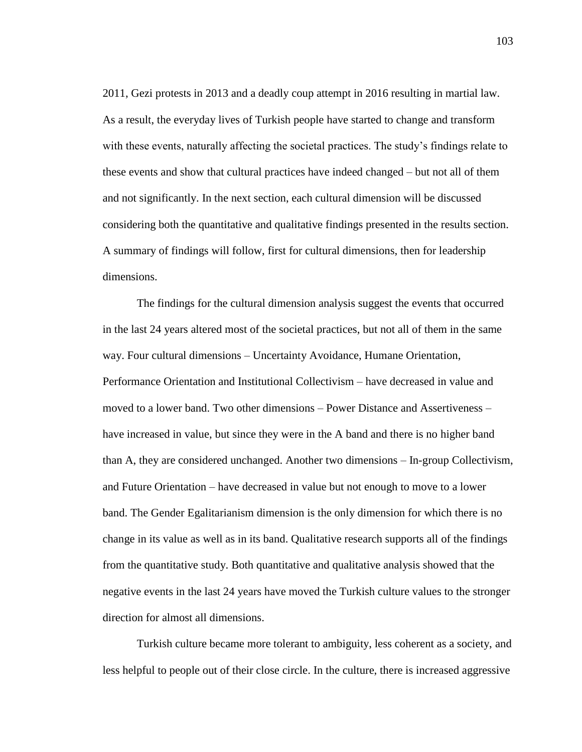2011, Gezi protests in 2013 and a deadly coup attempt in 2016 resulting in martial law. As a result, the everyday lives of Turkish people have started to change and transform with these events, naturally affecting the societal practices. The study's findings relate to these events and show that cultural practices have indeed changed – but not all of them and not significantly. In the next section, each cultural dimension will be discussed considering both the quantitative and qualitative findings presented in the results section. A summary of findings will follow, first for cultural dimensions, then for leadership dimensions.

The findings for the cultural dimension analysis suggest the events that occurred in the last 24 years altered most of the societal practices, but not all of them in the same way. Four cultural dimensions – Uncertainty Avoidance, Humane Orientation, Performance Orientation and Institutional Collectivism – have decreased in value and moved to a lower band. Two other dimensions – Power Distance and Assertiveness – have increased in value, but since they were in the A band and there is no higher band than A, they are considered unchanged. Another two dimensions – In-group Collectivism, and Future Orientation – have decreased in value but not enough to move to a lower band. The Gender Egalitarianism dimension is the only dimension for which there is no change in its value as well as in its band. Qualitative research supports all of the findings from the quantitative study. Both quantitative and qualitative analysis showed that the negative events in the last 24 years have moved the Turkish culture values to the stronger direction for almost all dimensions.

Turkish culture became more tolerant to ambiguity, less coherent as a society, and less helpful to people out of their close circle. In the culture, there is increased aggressive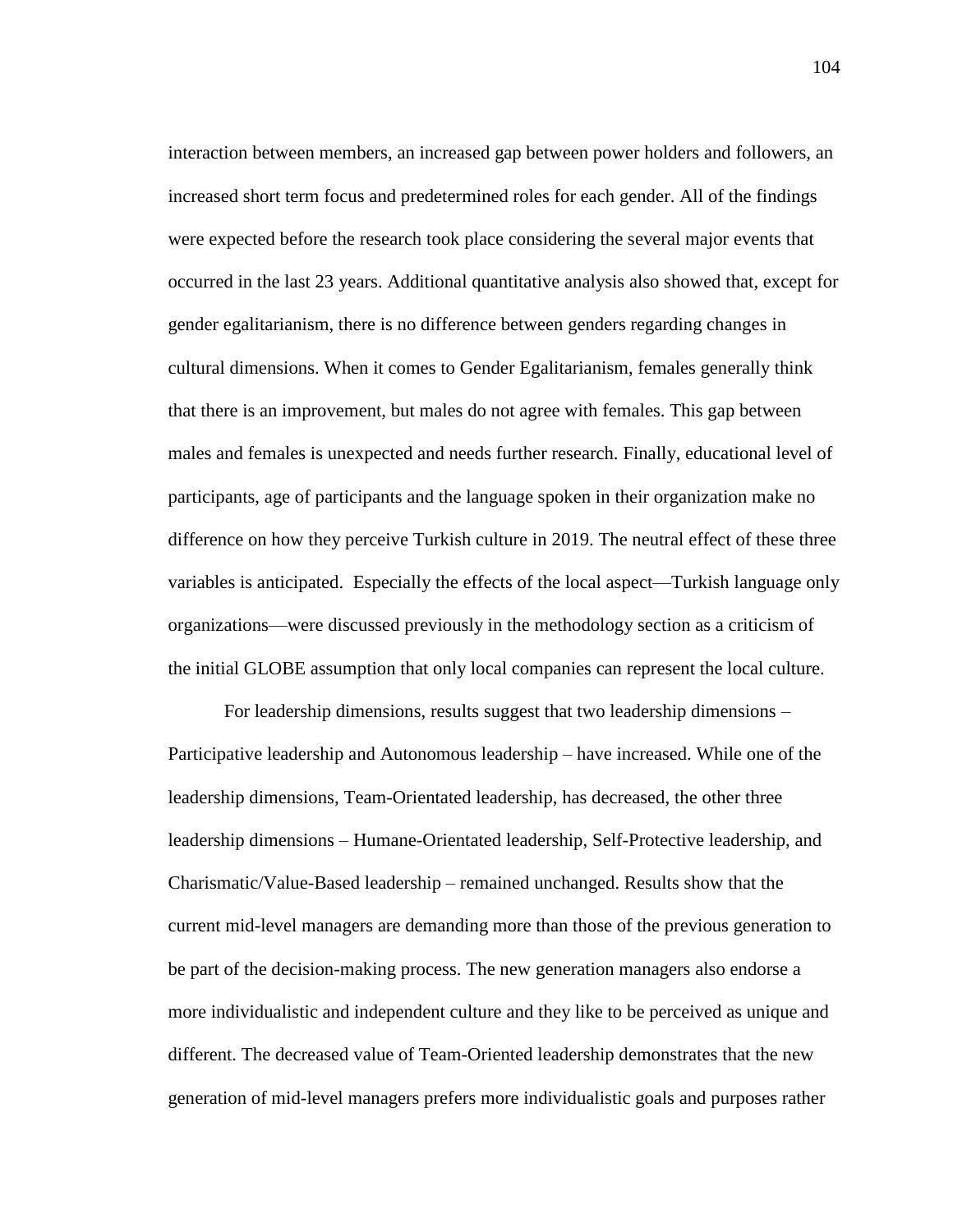interaction between members, an increased gap between power holders and followers, an increased short term focus and predetermined roles for each gender. All of the findings were expected before the research took place considering the several major events that occurred in the last 23 years. Additional quantitative analysis also showed that, except for gender egalitarianism, there is no difference between genders regarding changes in cultural dimensions. When it comes to Gender Egalitarianism, females generally think that there is an improvement, but males do not agree with females. This gap between males and females is unexpected and needs further research. Finally, educational level of participants, age of participants and the language spoken in their organization make no difference on how they perceive Turkish culture in 2019. The neutral effect of these three variables is anticipated. Especially the effects of the local aspect—Turkish language only organizations—were discussed previously in the methodology section as a criticism of the initial GLOBE assumption that only local companies can represent the local culture.

For leadership dimensions, results suggest that two leadership dimensions – Participative leadership and Autonomous leadership – have increased. While one of the leadership dimensions, Team-Orientated leadership, has decreased, the other three leadership dimensions – Humane-Orientated leadership, Self-Protective leadership, and Charismatic/Value-Based leadership – remained unchanged. Results show that the current mid-level managers are demanding more than those of the previous generation to be part of the decision-making process. The new generation managers also endorse a more individualistic and independent culture and they like to be perceived as unique and different. The decreased value of Team-Oriented leadership demonstrates that the new generation of mid-level managers prefers more individualistic goals and purposes rather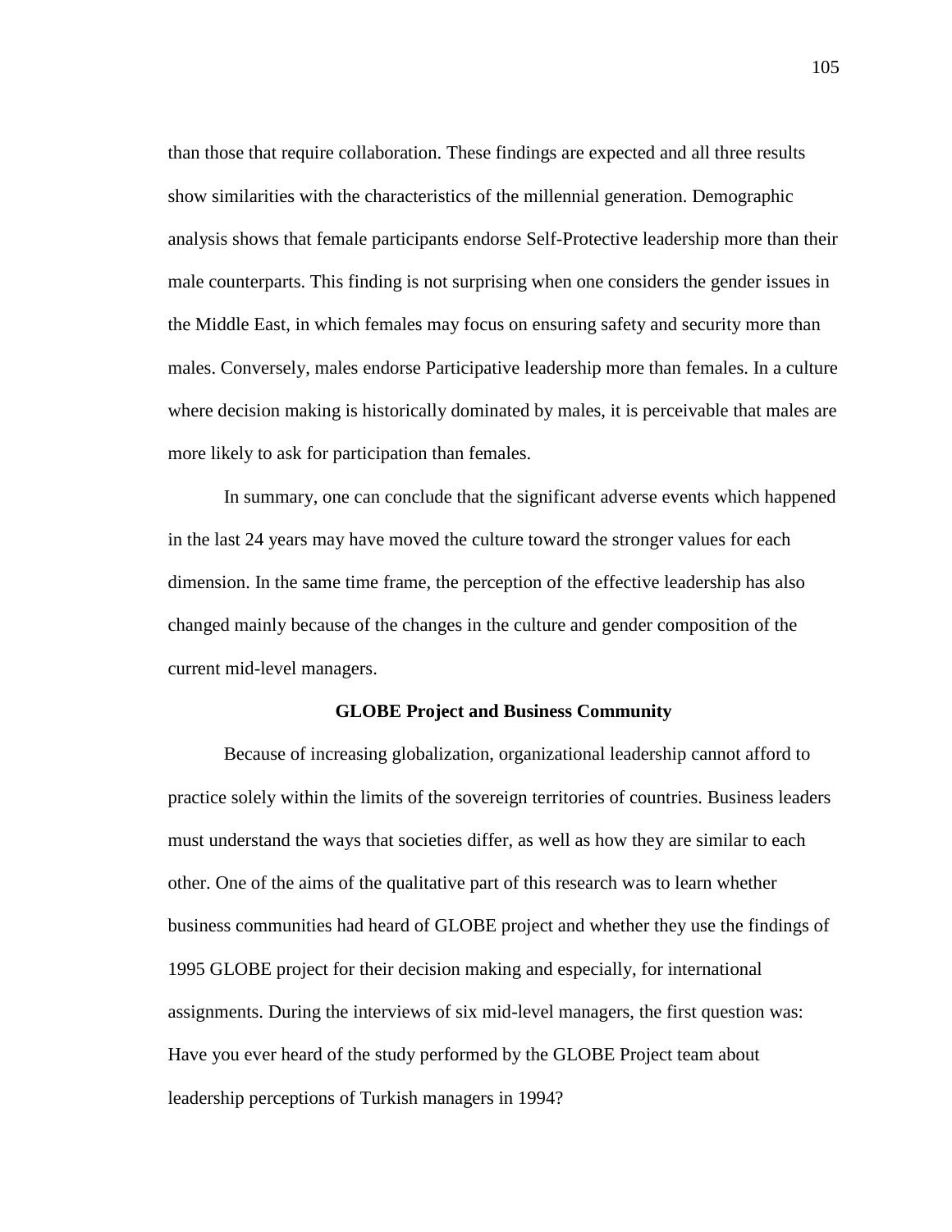than those that require collaboration. These findings are expected and all three results show similarities with the characteristics of the millennial generation. Demographic analysis shows that female participants endorse Self-Protective leadership more than their male counterparts. This finding is not surprising when one considers the gender issues in the Middle East, in which females may focus on ensuring safety and security more than males. Conversely, males endorse Participative leadership more than females. In a culture where decision making is historically dominated by males, it is perceivable that males are more likely to ask for participation than females.

In summary, one can conclude that the significant adverse events which happened in the last 24 years may have moved the culture toward the stronger values for each dimension. In the same time frame, the perception of the effective leadership has also changed mainly because of the changes in the culture and gender composition of the current mid-level managers.

## GLOBE Project and Business Community

Because of increasing globalization, organizational leadership cannot afford to practice solely within the limits of the sovereign territories of countries. Business leaders must understand the ways that societies differ, as well as how they are similar to each other. One of the aims of the qualitative part of this research was to learn whether business communities had heard of GLOBE project and whether they use the findings of 1995 GLOBE project for their decision making and especially, for international assignments. During the interviews of six mid-level managers, the first question was: Have you ever heard of the study performed by the GLOBE Project team about leadership perceptions of Turkish managers in 1994?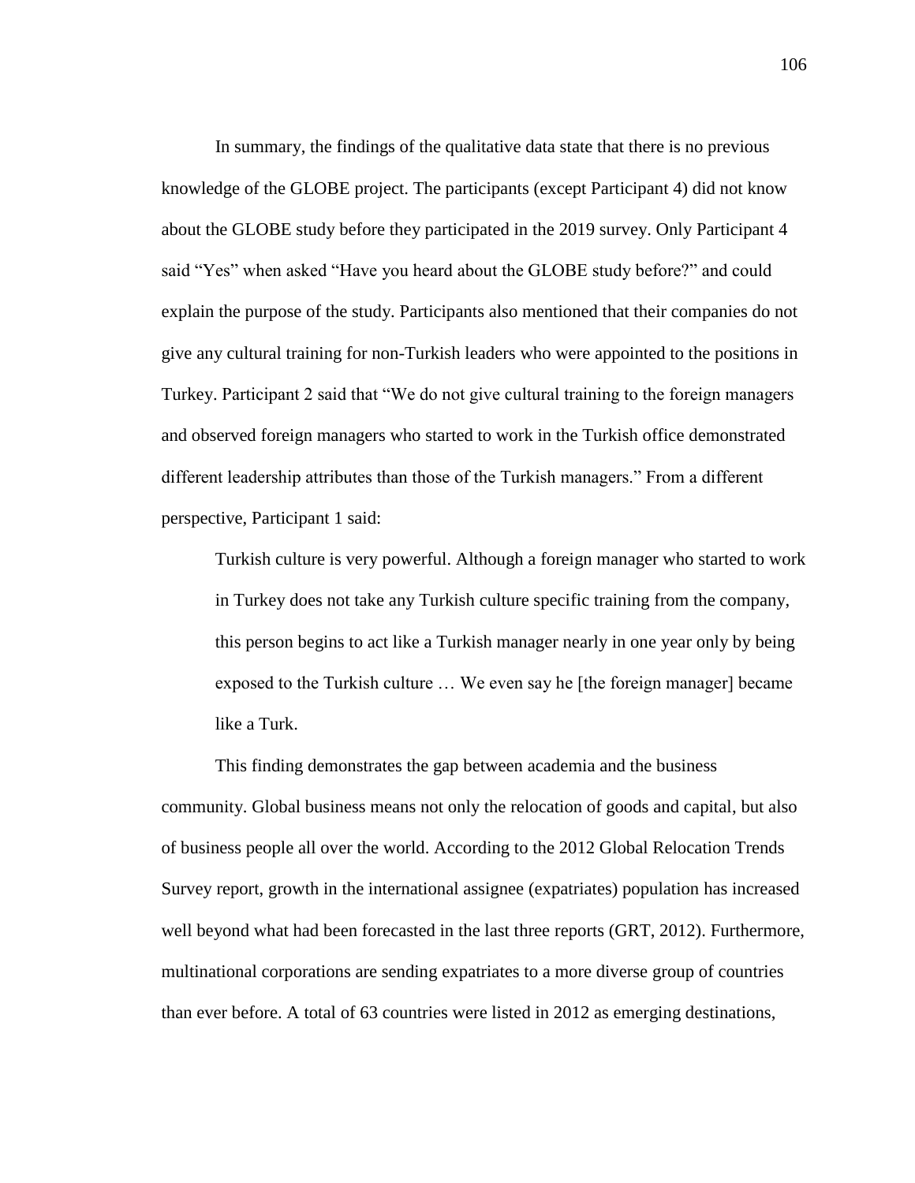In summary, the findings of the qualitative data state that there is no previous knowledge of the GLOBE project. The participants (except Participant 4) did not know about the GLOBE study before they participated in the 2019 survey. Only Participant 4 said "Yes" when asked "Have you heard about the GLOBE study before?" and could explain the purpose of the study. Participants also mentioned that their companies do not give any cultural training for non-Turkish leaders who were appointed to the positions in Turkey. Participant 2 said that "We do not give cultural training to the foreign managers and observed foreign managers who started to work in the Turkish office demonstrated different leadership attributes than those of the Turkish managers." From a different perspective, Participant 1 said:

> Turkish culture is very powerful. Although a foreign manager who started to work in Turkey does not take any Turkish culture specific training from the company, this person begins to act like a Turkish manager nearly in one year only by being exposed to the Turkish culture … We even say he [the foreign manager] became like a Turk.

This finding demonstrates the gap between academia and the business community. Global business means not only the relocation of goods and capital, but also of business people all over the world. According to the 2012 Global Relocation Trends Survey report, growth in the international assignee (expatriates) population has increased well beyond what had been forecasted in the last three reports (GRT, 2012). Furthermore, multinational corporations are sending expatriates to a more diverse group of countries than ever before. A total of 63 countries were listed in 2012 as emerging destinations,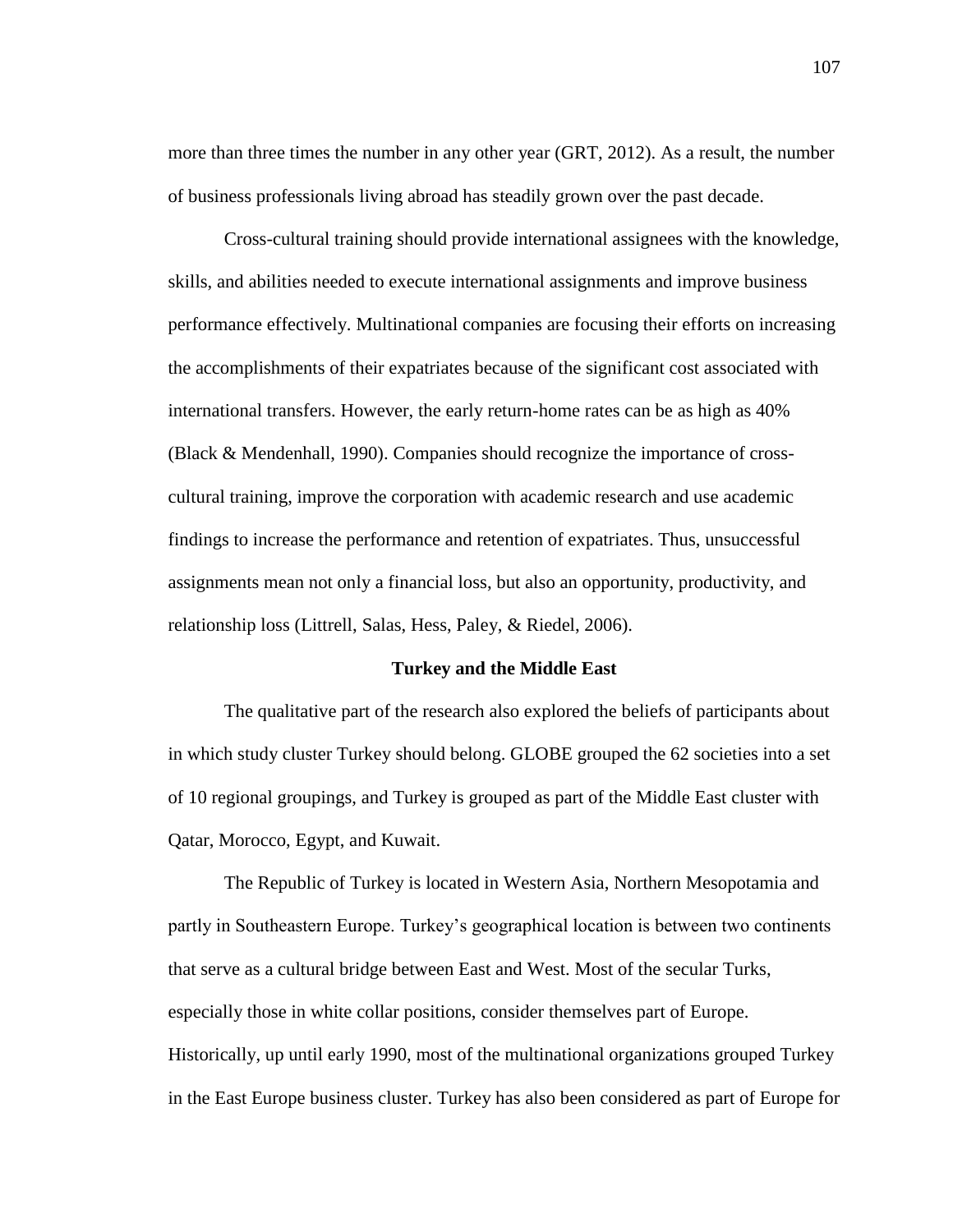more than three times the number in any other year (GRT, 2012). As a result, the number of business professionals living abroad has steadily grown over the past decade.

Cross-cultural training should provide international assignees with the knowledge, skills, and abilities needed to execute international assignments and improve business performance effectively. Multinational companies are focusing their efforts on increasing the accomplishments of their expatriates because of the significant cost associated with international transfers. However, the early return-home rates can be as high as 40% (Black & Mendenhall, 1990). Companies should recognize the importance of cross-cultural training, improve the corporation with academic research and use academic findings to increase the performance and retention of expatriates. Thus, unsuccessful assignments mean not only a financial loss, but also an opportunity, productivity, and relationship loss (Littrell, Salas, Hess, Paley, & Riedel, 2006).

## Turkey and the Middle East

The qualitative part of the research also explored the beliefs of participants about in which study cluster Turkey should belong. GLOBE grouped the 62 societies into a set of 10 regional groupings, and Turkey is grouped as part of the Middle East cluster with Qatar, Morocco, Egypt, and Kuwait.

The Republic of Turkey is located in Western Asia, Northern Mesopotamia and partly in Southeastern Europe. Turkey's geographical location is between two continents that serve as a cultural bridge between East and West. Most of the secular Turks, especially those in white collar positions, consider themselves part of Europe. Historically, up until early 1990, most of the multinational organizations grouped Turkey in the East Europe business cluster. Turkey has also been considered as part of Europe for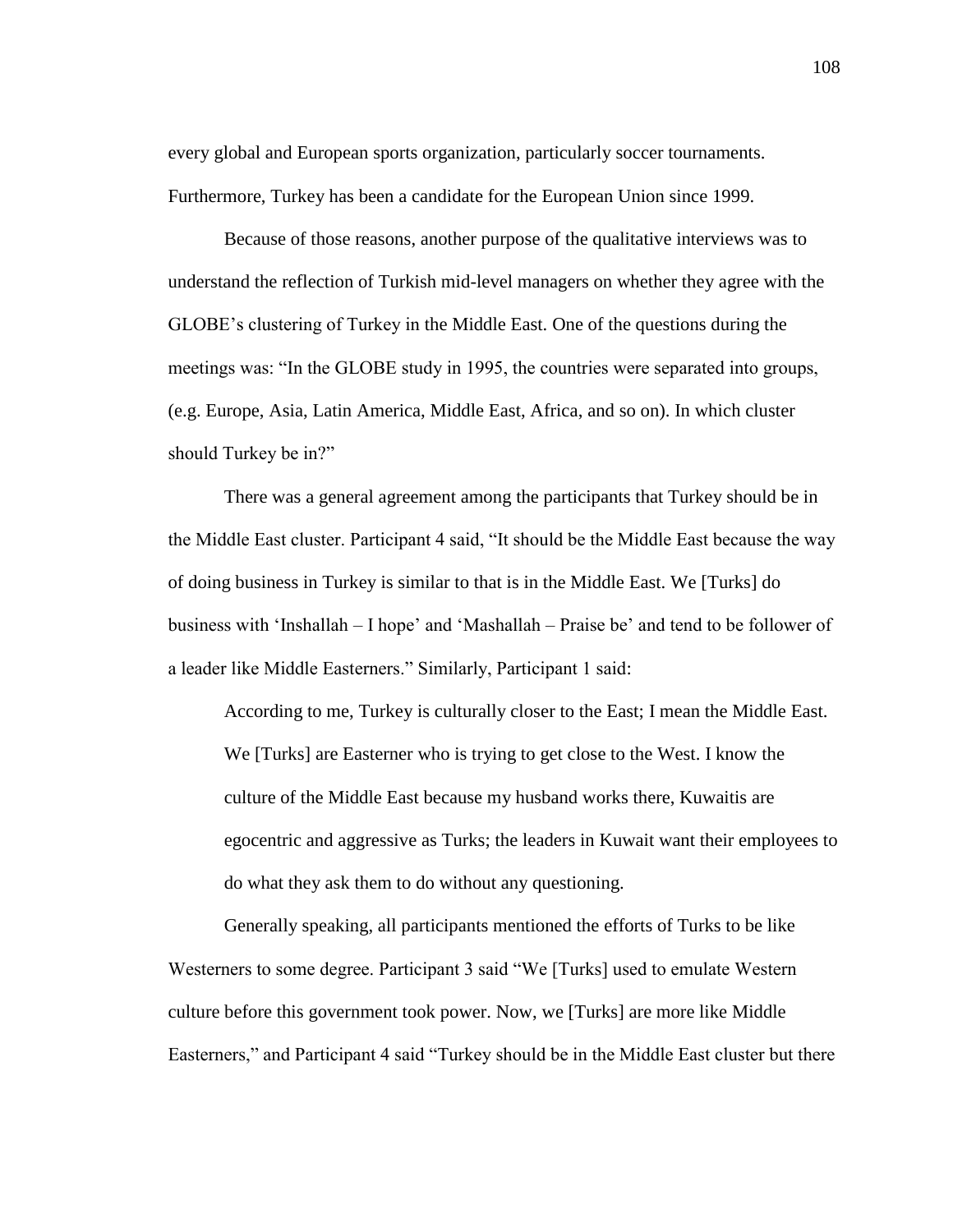every global and European sports organization, particularly soccer tournaments. Furthermore, Turkey has been a candidate for the European Union since 1999.

Because of those reasons, another purpose of the qualitative interviews was to understand the reflection of Turkish mid-level managers on whether they agree with the GLOBE's clustering of Turkey in the Middle East. One of the questions during the meetings was: "In the GLOBE study in 1995, the countries were separated into groups, (e.g. Europe, Asia, Latin America, Middle East, Africa, and so on). In which cluster should Turkey be in?"

There was a general agreement among the participants that Turkey should be in the Middle East cluster. Participant 4 said, "It should be the Middle East because the way of doing business in Turkey is similar to that is in the Middle East. We [Turks] do business with 'Inshallah – I hope' and 'Mashallah – Praise be' and tend to be follower of a leader like Middle Easterners." Similarly, Participant 1 said:

> According to me, Turkey is culturally closer to the East; I mean the Middle East. We [Turks] are Easterner who is trying to get close to the West. I know the culture of the Middle East because my husband works there, Kuwaitis are egocentric and aggressive as Turks; the leaders in Kuwait want their employees to do what they ask them to do without any questioning.

Generally speaking, all participants mentioned the efforts of Turks to be like Westerners to some degree. Participant 3 said "We [Turks] used to emulate Western culture before this government took power. Now, we [Turks] are more like Middle Easterners," and Participant 4 said "Turkey should be in the Middle East cluster but there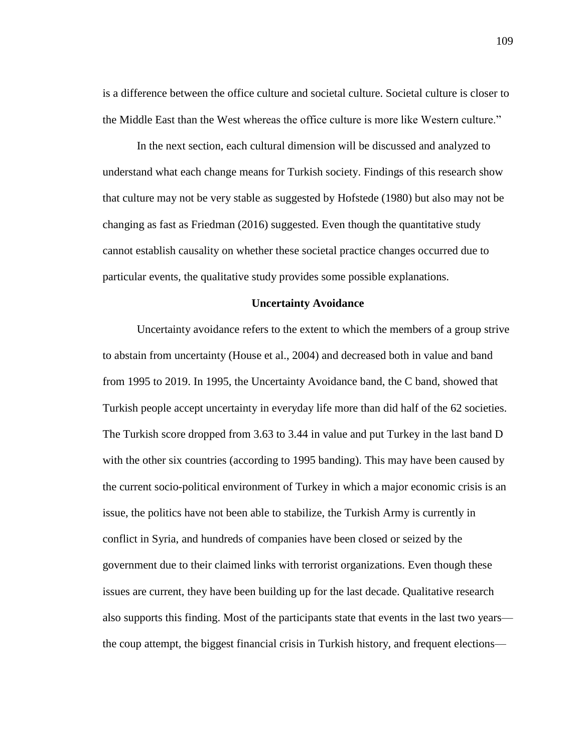is a difference between the office culture and societal culture. Societal culture is closer to the Middle East than the West whereas the office culture is more like Western culture."

In the next section, each cultural dimension will be discussed and analyzed to understand what each change means for Turkish society. Findings of this research show that culture may not be very stable as suggested by Hofstede (1980) but also may not be changing as fast as Friedman (2016) suggested. Even though the quantitative study cannot establish causality on whether these societal practice changes occurred due to particular events, the qualitative study provides some possible explanations.

## Uncertainty Avoidance

Uncertainty avoidance refers to the extent to which the members of a group strive to abstain from uncertainty (House et al., 2004) and decreased both in value and band from 1995 to 2019. In 1995, the Uncertainty Avoidance band, the C band, showed that Turkish people accept uncertainty in everyday life more than did half of the 62 societies. The Turkish score dropped from 3.63 to 3.44 in value and put Turkey in the last band D with the other six countries (according to 1995 banding). This may have been caused by the current socio-political environment of Turkey in which a major economic crisis is an issue, the politics have not been able to stabilize, the Turkish Army is currently in conflict in Syria, and hundreds of companies have been closed or seized by the government due to their claimed links with terrorist organizations. Even though these issues are current, they have been building up for the last decade. Qualitative research also supports this finding. Most of the participants state that events in the last two years—the coup attempt, the biggest financial crisis in Turkish history, and frequent elections—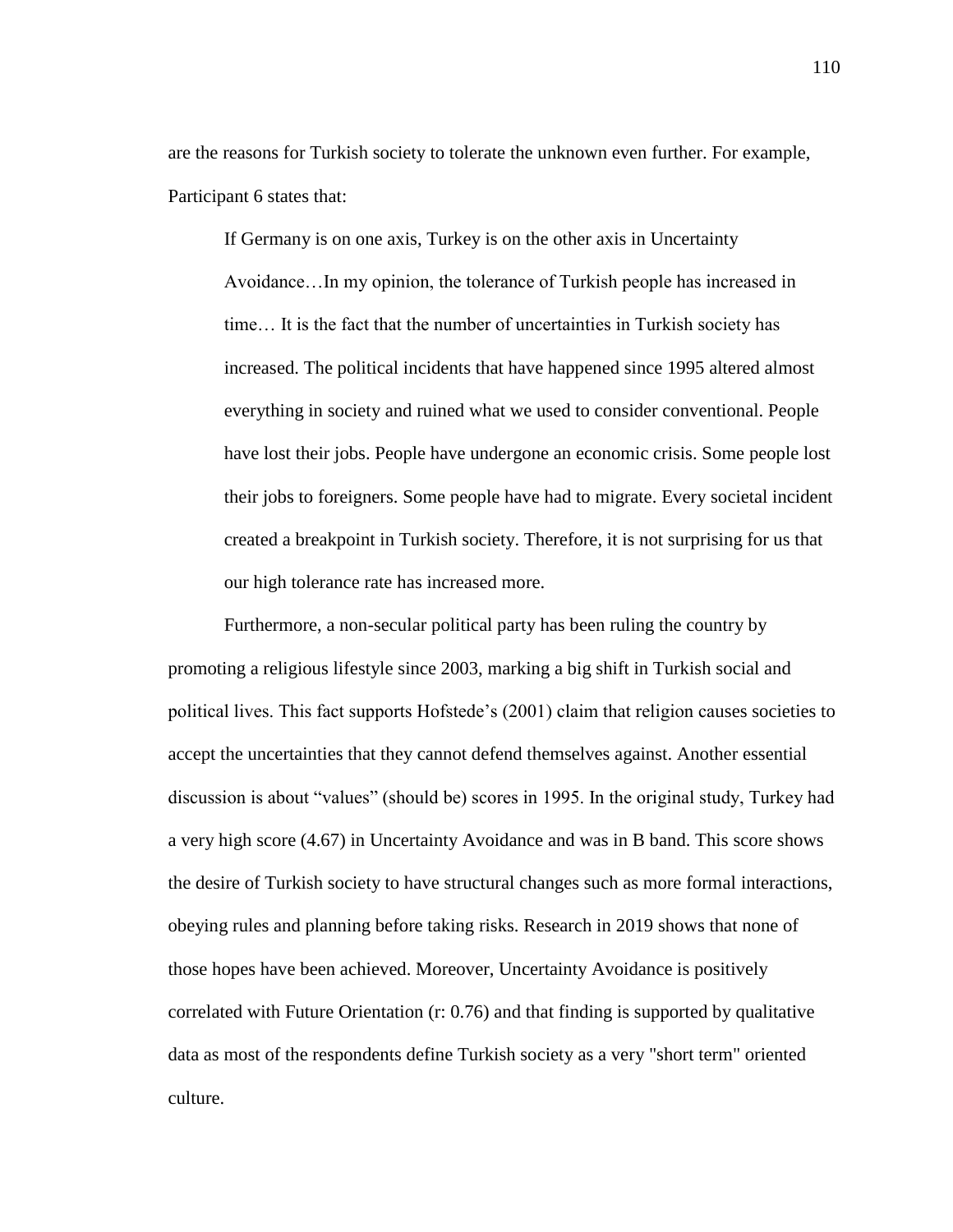are the reasons for Turkish society to tolerate the unknown even further. For example, Participant 6 states that:

> If Germany is on one axis, Turkey is on the other axis in Uncertainty Avoidance…In my opinion, the tolerance of Turkish people has increased in time… It is the fact that the number of uncertainties in Turkish society has increased. The political incidents that have happened since 1995 altered almost everything in society and ruined what we used to consider conventional. People have lost their jobs. People have undergone an economic crisis. Some people lost their jobs to foreigners. Some people have had to migrate. Every societal incident created a breakpoint in Turkish society. Therefore, it is not surprising for us that our high tolerance rate has increased more.

Furthermore, a non-secular political party has been ruling the country by promoting a religious lifestyle since 2003, marking a big shift in Turkish social and political lives. This fact supports Hofstede's (2001) claim that religion causes societies to accept the uncertainties that they cannot defend themselves against. Another essential discussion is about "values" (should be) scores in 1995. In the original study, Turkey had a very high score (4.67) in Uncertainty Avoidance and was in B band. This score shows the desire of Turkish society to have structural changes such as more formal interactions, obeying rules and planning before taking risks. Research in 2019 shows that none of those hopes have been achieved. Moreover, Uncertainty Avoidance is positively correlated with Future Orientation (r: 0.76) and that finding is supported by qualitative data as most of the respondents define Turkish society as a very "short term" oriented culture.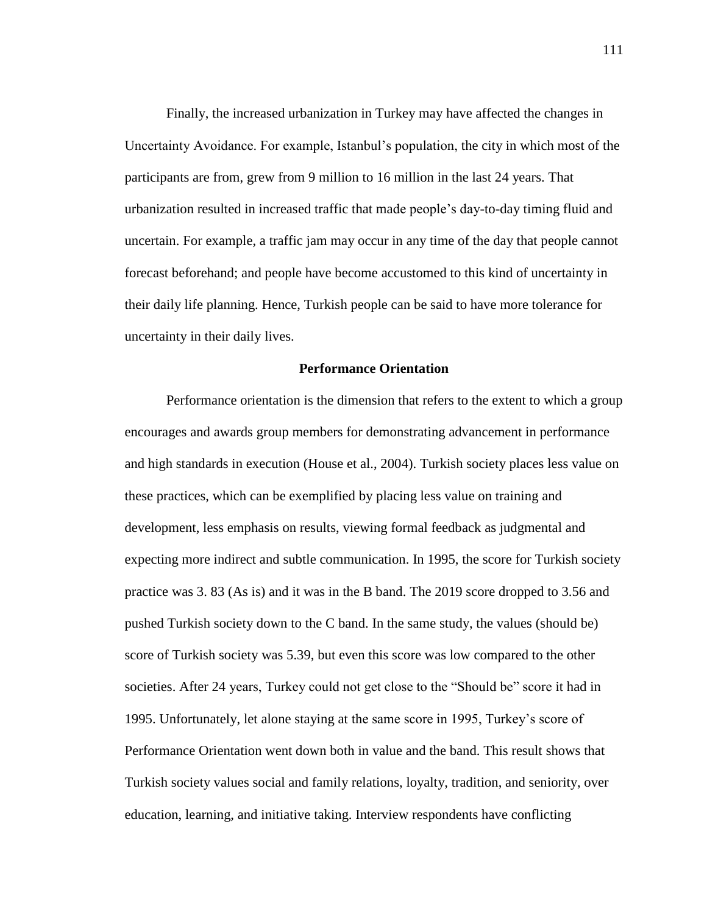Finally, the increased urbanization in Turkey may have affected the changes in Uncertainty Avoidance. For example, Istanbul's population, the city in which most of the participants are from, grew from 9 million to 16 million in the last 24 years. That urbanization resulted in increased traffic that made people's day-to-day timing fluid and uncertain. For example, a traffic jam may occur in any time of the day that people cannot forecast beforehand; and people have become accustomed to this kind of uncertainty in their daily life planning. Hence, Turkish people can be said to have more tolerance for uncertainty in their daily lives.

## Performance Orientation

Performance orientation is the dimension that refers to the extent to which a group encourages and awards group members for demonstrating advancement in performance and high standards in execution (House et al., 2004). Turkish society places less value on these practices, which can be exemplified by placing less value on training and development, less emphasis on results, viewing formal feedback as judgmental and expecting more indirect and subtle communication. In 1995, the score for Turkish society practice was 3. 83 (As is) and it was in the B band. The 2019 score dropped to 3.56 and pushed Turkish society down to the C band. In the same study, the values (should be) score of Turkish society was 5.39, but even this score was low compared to the other societies. After 24 years, Turkey could not get close to the "Should be" score it had in 1995. Unfortunately, let alone staying at the same score in 1995, Turkey's score of Performance Orientation went down both in value and the band. This result shows that Turkish society values social and family relations, loyalty, tradition, and seniority, over education, learning, and initiative taking. Interview respondents have conflicting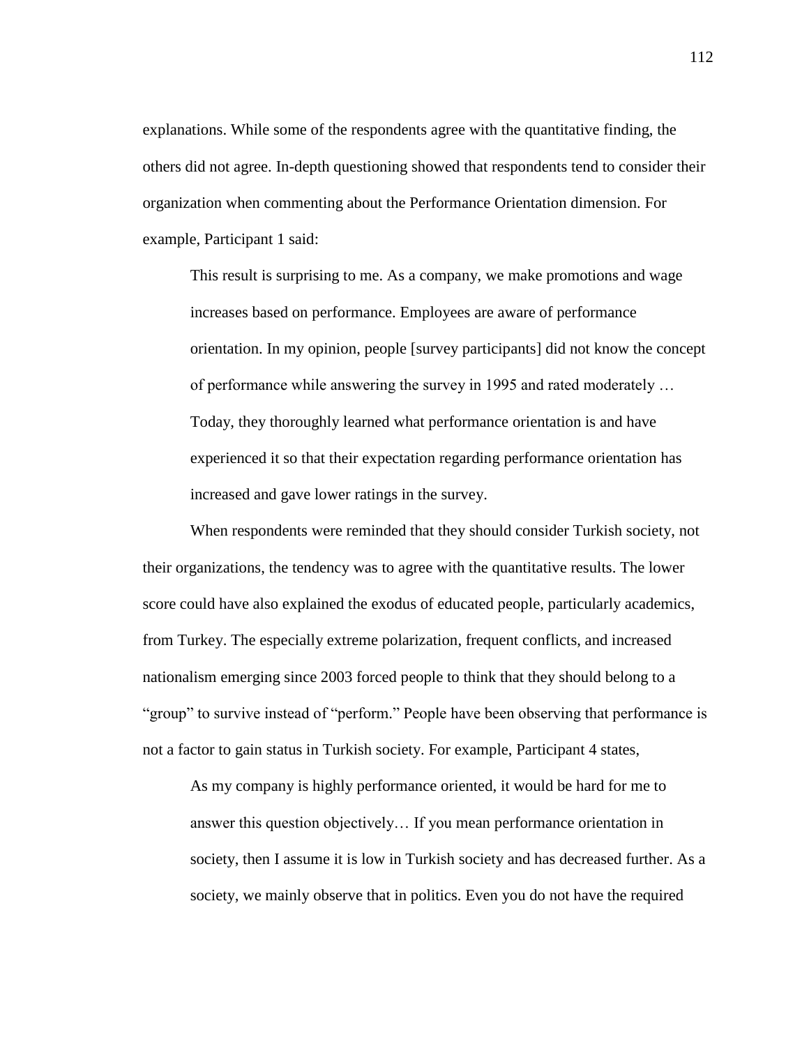explanations. While some of the respondents agree with the quantitative finding, the others did not agree. In-depth questioning showed that respondents tend to consider their organization when commenting about the Performance Orientation dimension. For example, Participant 1 said:

> This result is surprising to me. As a company, we make promotions and wage increases based on performance. Employees are aware of performance orientation. In my opinion, people [survey participants] did not know the concept of performance while answering the survey in 1995 and rated moderately … Today, they thoroughly learned what performance orientation is and have experienced it so that their expectation regarding performance orientation has increased and gave lower ratings in the survey.

When respondents were reminded that they should consider Turkish society, not their organizations, the tendency was to agree with the quantitative results. The lower score could have also explained the exodus of educated people, particularly academics, from Turkey. The especially extreme polarization, frequent conflicts, and increased nationalism emerging since 2003 forced people to think that they should belong to a "group" to survive instead of "perform." People have been observing that performance is not a factor to gain status in Turkish society. For example, Participant 4 states,

> As my company is highly performance oriented, it would be hard for me to answer this question objectively… If you mean performance orientation in society, then I assume it is low in Turkish society and has decreased further. As a society, we mainly observe that in politics. Even you do not have the required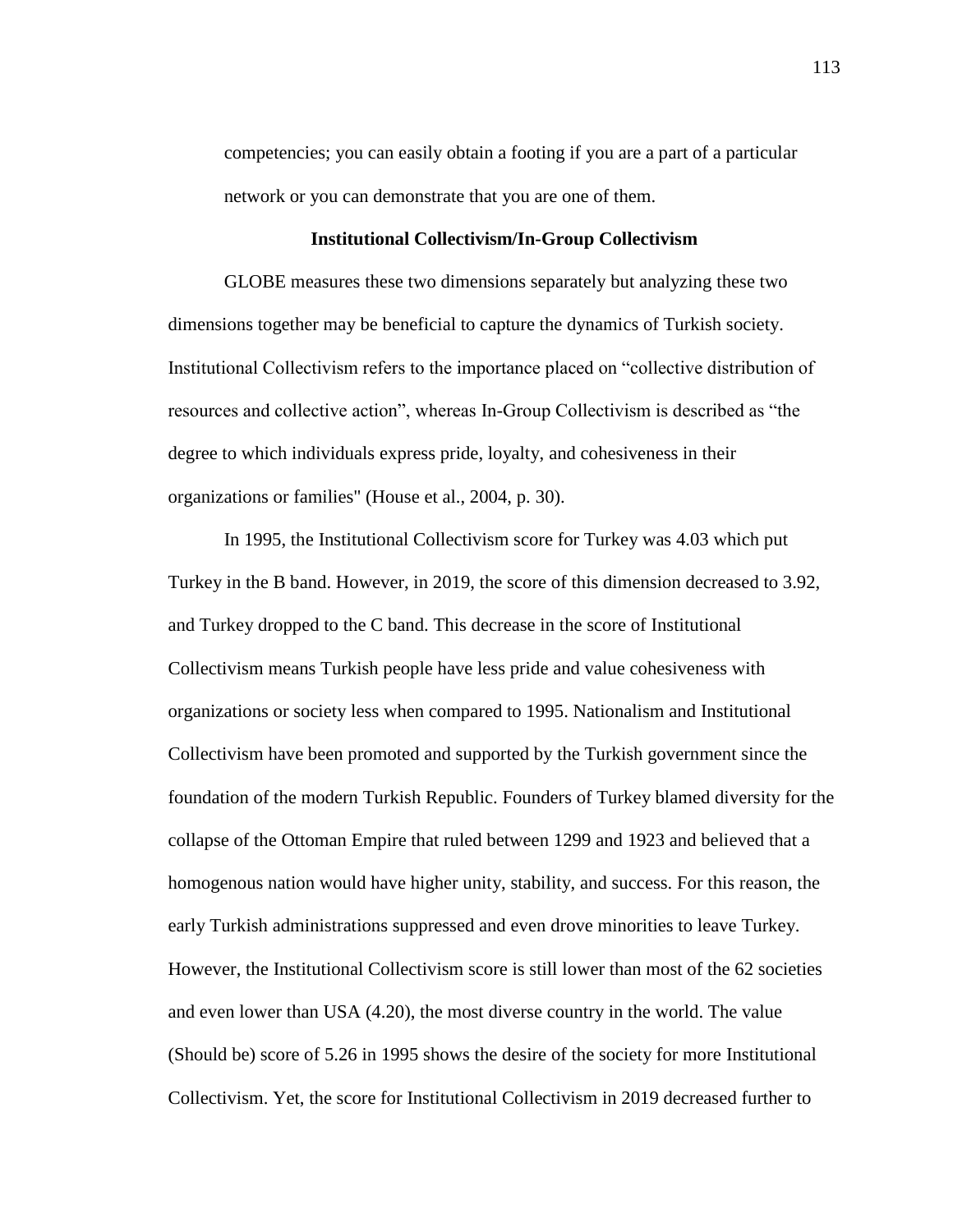competencies; you can easily obtain a footing if you are a part of a particular network or you can demonstrate that you are one of them.

### Institutional Collectivism/In-Group Collectivism

GLOBE measures these two dimensions separately but analyzing these two dimensions together may be beneficial to capture the dynamics of Turkish society. Institutional Collectivism refers to the importance placed on "collective distribution of resources and collective action", whereas In-Group Collectivism is described as "the degree to which individuals express pride, loyalty, and cohesiveness in their organizations or families" (House et al., 2004, p. 30).

In 1995, the Institutional Collectivism score for Turkey was 4.03 which put Turkey in the B band. However, in 2019, the score of this dimension decreased to 3.92, and Turkey dropped to the C band. This decrease in the score of Institutional Collectivism means Turkish people have less pride and value cohesiveness with organizations or society less when compared to 1995. Nationalism and Institutional Collectivism have been promoted and supported by the Turkish government since the foundation of the modern Turkish Republic. Founders of Turkey blamed diversity for the collapse of the Ottoman Empire that ruled between 1299 and 1923 and believed that a homogenous nation would have higher unity, stability, and success. For this reason, the early Turkish administrations suppressed and even drove minorities to leave Turkey. However, the Institutional Collectivism score is still lower than most of the 62 societies and even lower than USA (4.20), the most diverse country in the world. The value (Should be) score of 5.26 in 1995 shows the desire of the society for more Institutional Collectivism. Yet, the score for Institutional Collectivism in 2019 decreased further to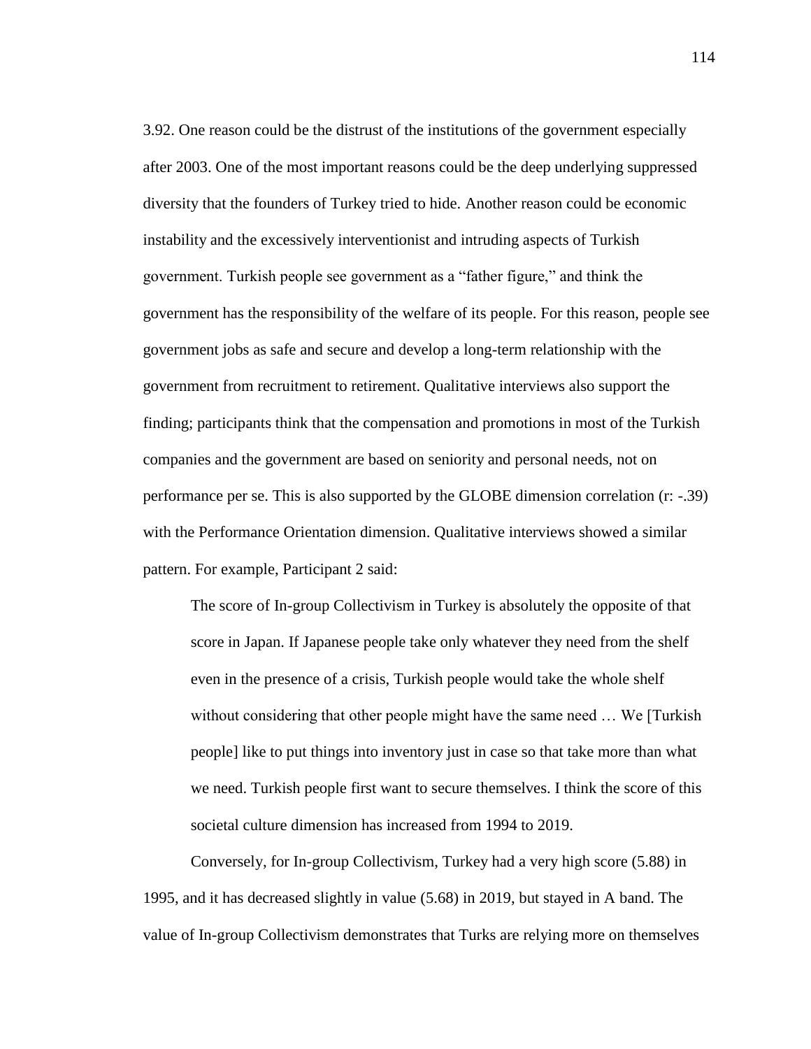3.92. One reason could be the distrust of the institutions of the government especially after 2003. One of the most important reasons could be the deep underlying suppressed diversity that the founders of Turkey tried to hide. Another reason could be economic instability and the excessively interventionist and intruding aspects of Turkish government. Turkish people see government as a "father figure," and think the government has the responsibility of the welfare of its people. For this reason, people see government jobs as safe and secure and develop a long-term relationship with the government from recruitment to retirement. Qualitative interviews also support the finding; participants think that the compensation and promotions in most of the Turkish companies and the government are based on seniority and personal needs, not on performance per se. This is also supported by the GLOBE dimension correlation (r: -.39) with the Performance Orientation dimension. Qualitative interviews showed a similar pattern. For example, Participant 2 said:

> The score of In-group Collectivism in Turkey is absolutely the opposite of that score in Japan. If Japanese people take only whatever they need from the shelf even in the presence of a crisis, Turkish people would take the whole shelf without considering that other people might have the same need … We [Turkish people] like to put things into inventory just in case so that take more than what we need. Turkish people first want to secure themselves. I think the score of this societal culture dimension has increased from 1994 to 2019.

Conversely, for In-group Collectivism, Turkey had a very high score (5.88) in 1995, and it has decreased slightly in value (5.68) in 2019, but stayed in A band. The value of In-group Collectivism demonstrates that Turks are relying more on themselves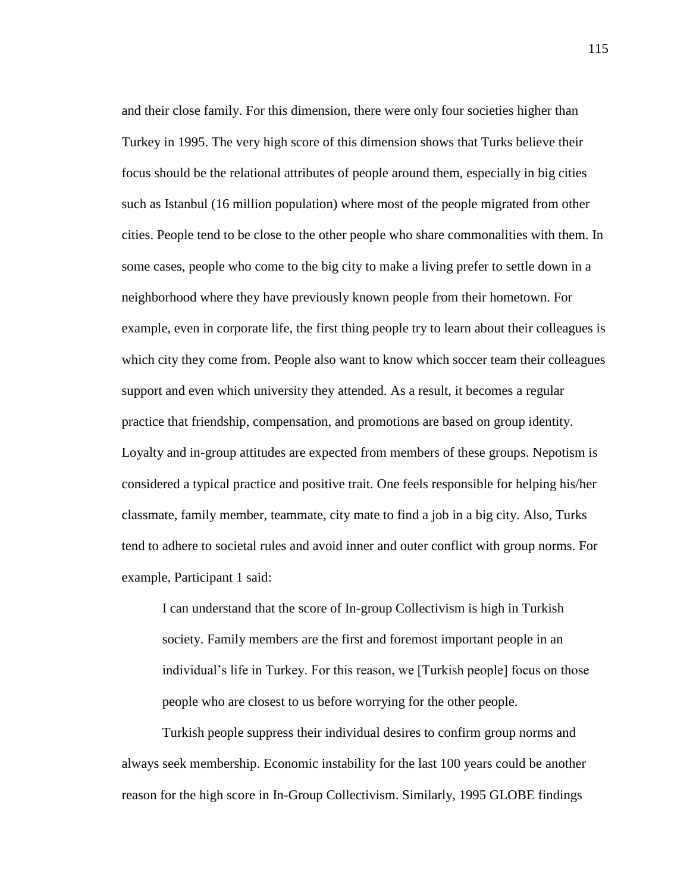and their close family. For this dimension, there were only four societies higher than Turkey in 1995. The very high score of this dimension shows that Turks believe their focus should be the relational attributes of people around them, especially in big cities such as Istanbul (16 million population) where most of the people migrated from other cities. People tend to be close to the other people who share commonalities with them. In some cases, people who come to the big city to make a living prefer to settle down in a neighborhood where they have previously known people from their hometown. For example, even in corporate life, the first thing people try to learn about their colleagues is which city they come from. People also want to know which soccer team their colleagues support and even which university they attended. As a result, it becomes a regular practice that friendship, compensation, and promotions are based on group identity. Loyalty and in-group attitudes are expected from members of these groups. Nepotism is considered a typical practice and positive trait. One feels responsible for helping his/her classmate, family member, teammate, city mate to find a job in a big city. Also, Turks tend to adhere to societal rules and avoid inner and outer conflict with group norms. For example, Participant 1 said:

> I can understand that the score of In-group Collectivism is high in Turkish society. Family members are the first and foremost important people in an individual's life in Turkey. For this reason, we [Turkish people] focus on those people who are closest to us before worrying for the other people.

Turkish people suppress their individual desires to confirm group norms and always seek membership. Economic instability for the last 100 years could be another reason for the high score in In-Group Collectivism. Similarly, 1995 GLOBE findings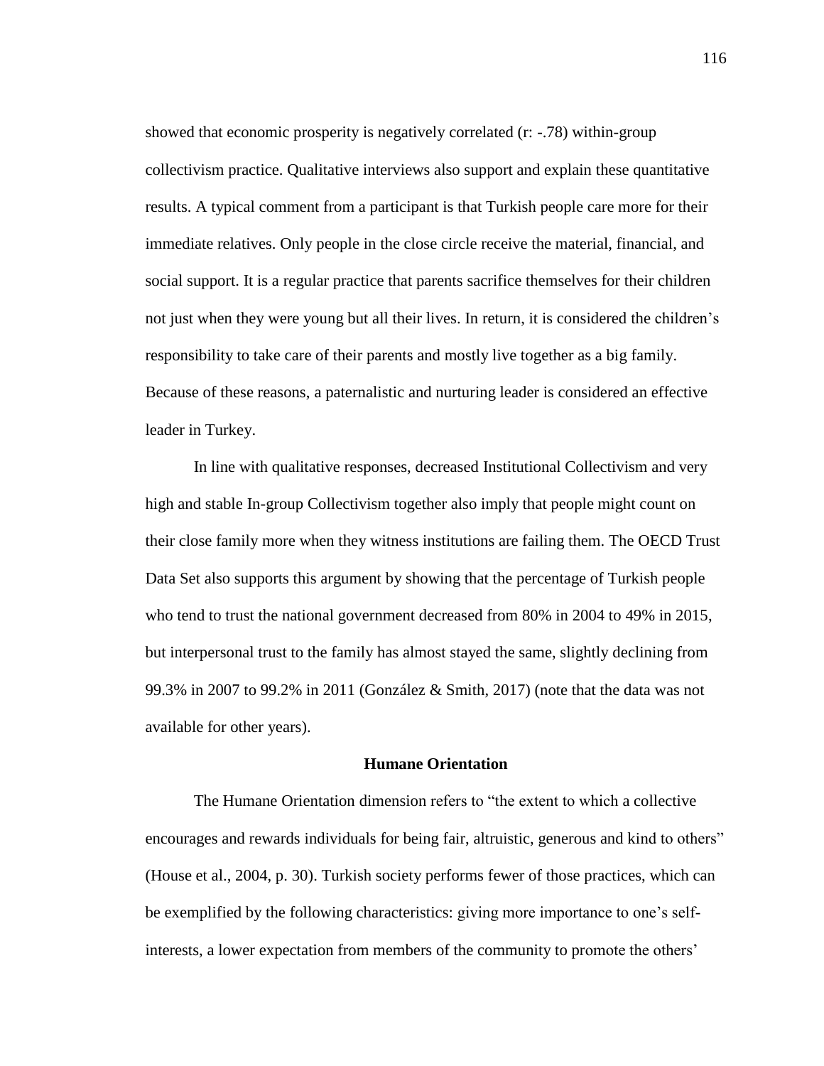showed that economic prosperity is negatively correlated (r: -.78) within-group collectivism practice. Qualitative interviews also support and explain these quantitative results. A typical comment from a participant is that Turkish people care more for their immediate relatives. Only people in the close circle receive the material, financial, and social support. It is a regular practice that parents sacrifice themselves for their children not just when they were young but all their lives. In return, it is considered the children's responsibility to take care of their parents and mostly live together as a big family. Because of these reasons, a paternalistic and nurturing leader is considered an effective leader in Turkey.

In line with qualitative responses, decreased Institutional Collectivism and very high and stable In-group Collectivism together also imply that people might count on their close family more when they witness institutions are failing them. The OECD Trust Data Set also supports this argument by showing that the percentage of Turkish people who tend to trust the national government decreased from 80% in 2004 to 49% in 2015, but interpersonal trust to the family has almost stayed the same, slightly declining from 99.3% in 2007 to 99.2% in 2011 (González & Smith, 2017) (note that the data was not available for other years).

## Humane Orientation

The Humane Orientation dimension refers to "the extent to which a collective encourages and rewards individuals for being fair, altruistic, generous and kind to others" (House et al., 2004, p. 30). Turkish society performs fewer of those practices, which can be exemplified by the following characteristics: giving more importance to one's self-interests, a lower expectation from members of the community to promote the others'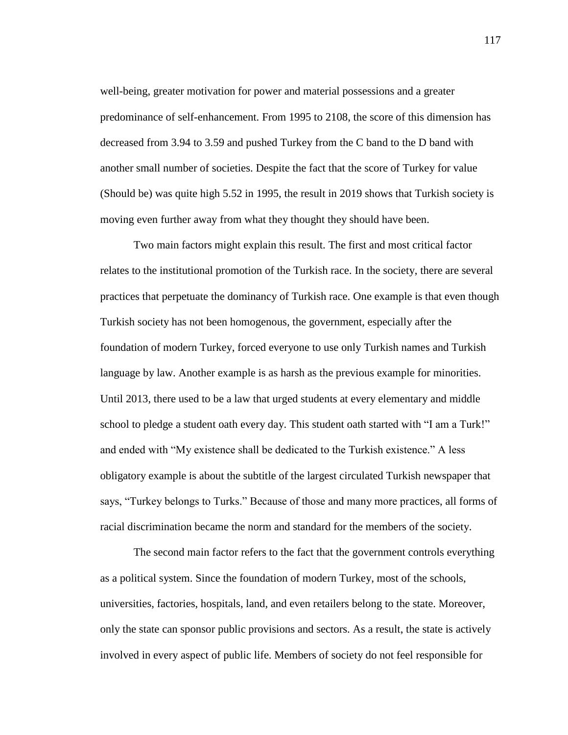well-being, greater motivation for power and material possessions and a greater predominance of self-enhancement. From 1995 to 2108, the score of this dimension has decreased from 3.94 to 3.59 and pushed Turkey from the C band to the D band with another small number of societies. Despite the fact that the score of Turkey for value (Should be) was quite high 5.52 in 1995, the result in 2019 shows that Turkish society is moving even further away from what they thought they should have been.

Two main factors might explain this result. The first and most critical factor relates to the institutional promotion of the Turkish race. In the society, there are several practices that perpetuate the dominancy of Turkish race. One example is that even though Turkish society has not been homogenous, the government, especially after the foundation of modern Turkey, forced everyone to use only Turkish names and Turkish language by law. Another example is as harsh as the previous example for minorities. Until 2013, there used to be a law that urged students at every elementary and middle school to pledge a student oath every day. This student oath started with "I am a Turk!" and ended with "My existence shall be dedicated to the Turkish existence." A less obligatory example is about the subtitle of the largest circulated Turkish newspaper that says, "Turkey belongs to Turks." Because of those and many more practices, all forms of racial discrimination became the norm and standard for the members of the society.

The second main factor refers to the fact that the government controls everything as a political system. Since the foundation of modern Turkey, most of the schools, universities, factories, hospitals, land, and even retailers belong to the state. Moreover, only the state can sponsor public provisions and sectors. As a result, the state is actively involved in every aspect of public life. Members of society do not feel responsible for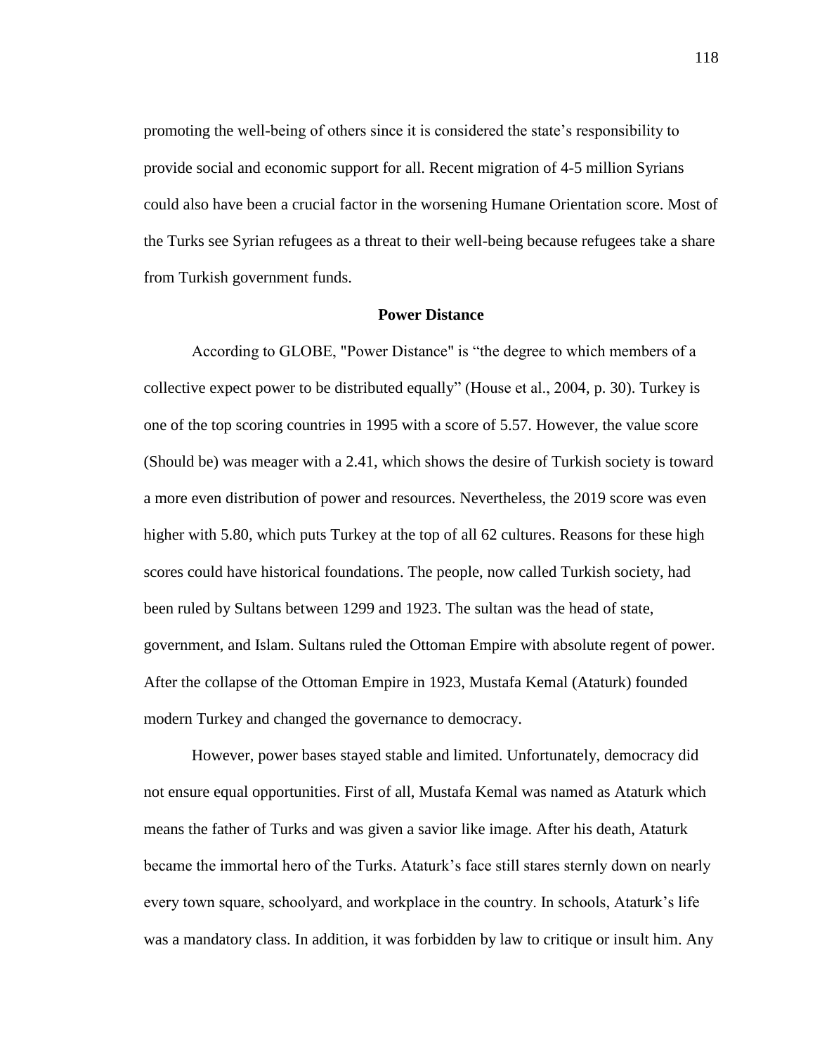promoting the well-being of others since it is considered the state's responsibility to provide social and economic support for all. Recent migration of 4-5 million Syrians could also have been a crucial factor in the worsening Humane Orientation score. Most of the Turks see Syrian refugees as a threat to their well-being because refugees take a share from Turkish government funds.

## Power Distance

According to GLOBE, "Power Distance" is "the degree to which members of a collective expect power to be distributed equally" (House et al., 2004, p. 30). Turkey is one of the top scoring countries in 1995 with a score of 5.57. However, the value score (Should be) was meager with a 2.41, which shows the desire of Turkish society is toward a more even distribution of power and resources. Nevertheless, the 2019 score was even higher with 5.80, which puts Turkey at the top of all 62 cultures. Reasons for these high scores could have historical foundations. The people, now called Turkish society, had been ruled by Sultans between 1299 and 1923. The sultan was the head of state, government, and Islam. Sultans ruled the Ottoman Empire with absolute regent of power. After the collapse of the Ottoman Empire in 1923, Mustafa Kemal (Ataturk) founded modern Turkey and changed the governance to democracy.

However, power bases stayed stable and limited. Unfortunately, democracy did not ensure equal opportunities. First of all, Mustafa Kemal was named as Ataturk which means the father of Turks and was given a savior like image. After his death, Ataturk became the immortal hero of the Turks. Ataturk's face still stares sternly down on nearly every town square, schoolyard, and workplace in the country. In schools, Ataturk's life was a mandatory class. In addition, it was forbidden by law to critique or insult him. Any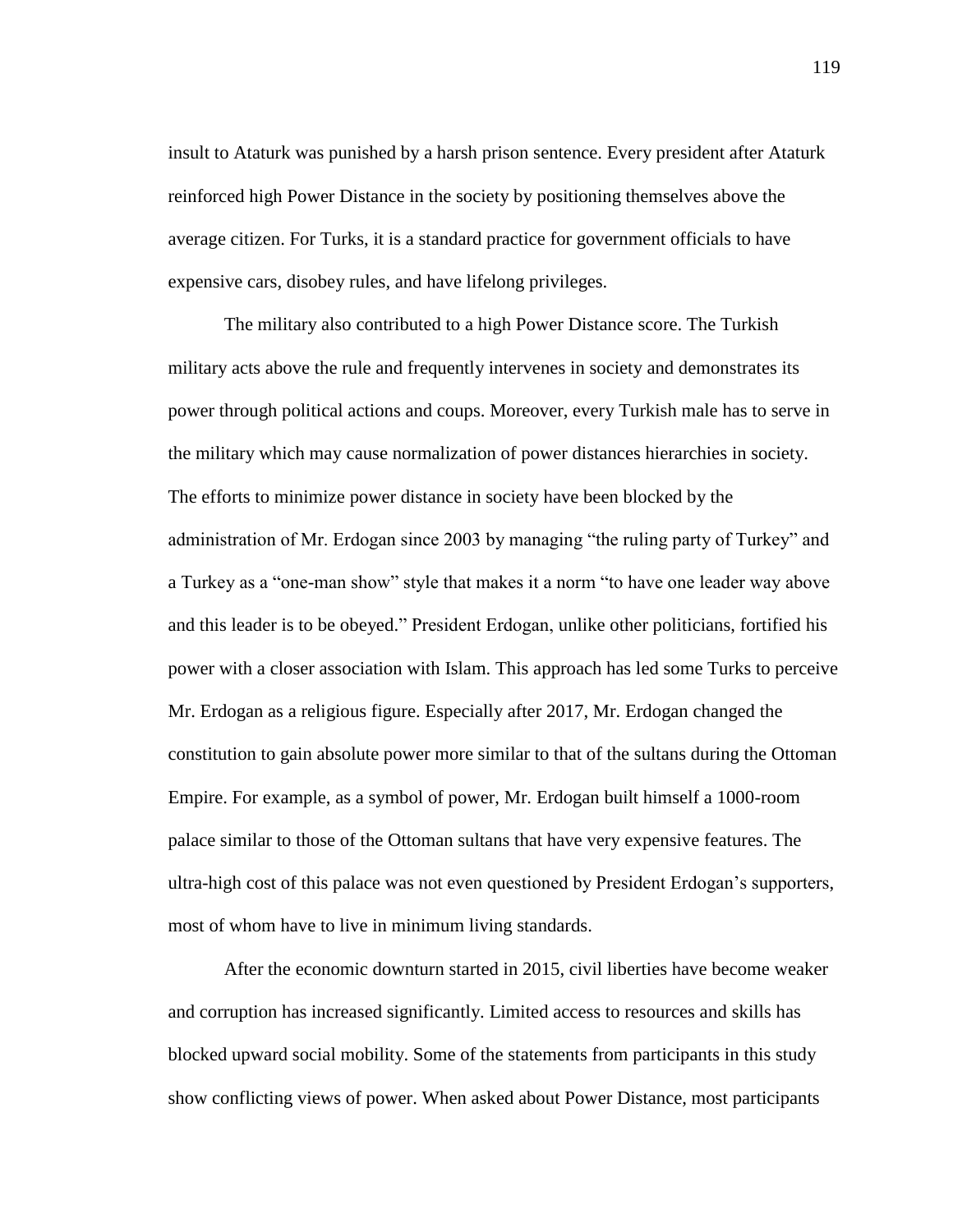insult to Ataturk was punished by a harsh prison sentence. Every president after Ataturk reinforced high Power Distance in the society by positioning themselves above the average citizen. For Turks, it is a standard practice for government officials to have expensive cars, disobey rules, and have lifelong privileges.

The military also contributed to a high Power Distance score. The Turkish military acts above the rule and frequently intervenes in society and demonstrates its power through political actions and coups. Moreover, every Turkish male has to serve in the military which may cause normalization of power distances hierarchies in society. The efforts to minimize power distance in society have been blocked by the administration of Mr. Erdogan since 2003 by managing "the ruling party of Turkey" and a Turkey as a "one-man show" style that makes it a norm "to have one leader way above and this leader is to be obeyed." President Erdogan, unlike other politicians, fortified his power with a closer association with Islam. This approach has led some Turks to perceive Mr. Erdogan as a religious figure. Especially after 2017, Mr. Erdogan changed the constitution to gain absolute power more similar to that of the sultans during the Ottoman Empire. For example, as a symbol of power, Mr. Erdogan built himself a 1000-room palace similar to those of the Ottoman sultans that have very expensive features. The ultra-high cost of this palace was not even questioned by President Erdogan's supporters, most of whom have to live in minimum living standards.

After the economic downturn started in 2015, civil liberties have become weaker and corruption has increased significantly. Limited access to resources and skills has blocked upward social mobility. Some of the statements from participants in this study show conflicting views of power. When asked about Power Distance, most participants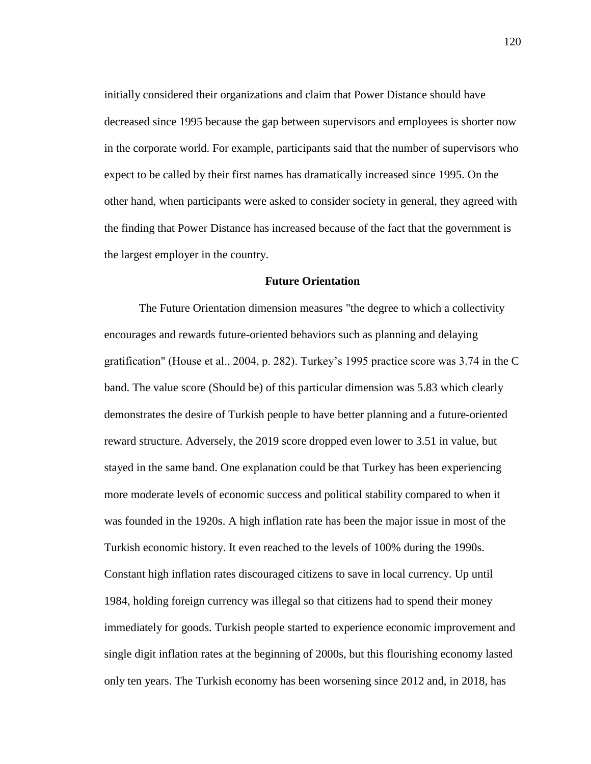initially considered their organizations and claim that Power Distance should have decreased since 1995 because the gap between supervisors and employees is shorter now in the corporate world. For example, participants said that the number of supervisors who expect to be called by their first names has dramatically increased since 1995. On the other hand, when participants were asked to consider society in general, they agreed with the finding that Power Distance has increased because of the fact that the government is the largest employer in the country.

### Future Orientation

The Future Orientation dimension measures "the degree to which a collectivity encourages and rewards future-oriented behaviors such as planning and delaying gratification" (House et al., 2004, p. 282). Turkey's 1995 practice score was 3.74 in the C band. The value score (Should be) of this particular dimension was 5.83 which clearly demonstrates the desire of Turkish people to have better planning and a future-oriented reward structure. Adversely, the 2019 score dropped even lower to 3.51 in value, but stayed in the same band. One explanation could be that Turkey has been experiencing more moderate levels of economic success and political stability compared to when it was founded in the 1920s. A high inflation rate has been the major issue in most of the Turkish economic history. It even reached to the levels of 100% during the 1990s. Constant high inflation rates discouraged citizens to save in local currency. Up until 1984, holding foreign currency was illegal so that citizens had to spend their money immediately for goods. Turkish people started to experience economic improvement and single digit inflation rates at the beginning of 2000s, but this flourishing economy lasted only ten years. The Turkish economy has been worsening since 2012 and, in 2018, has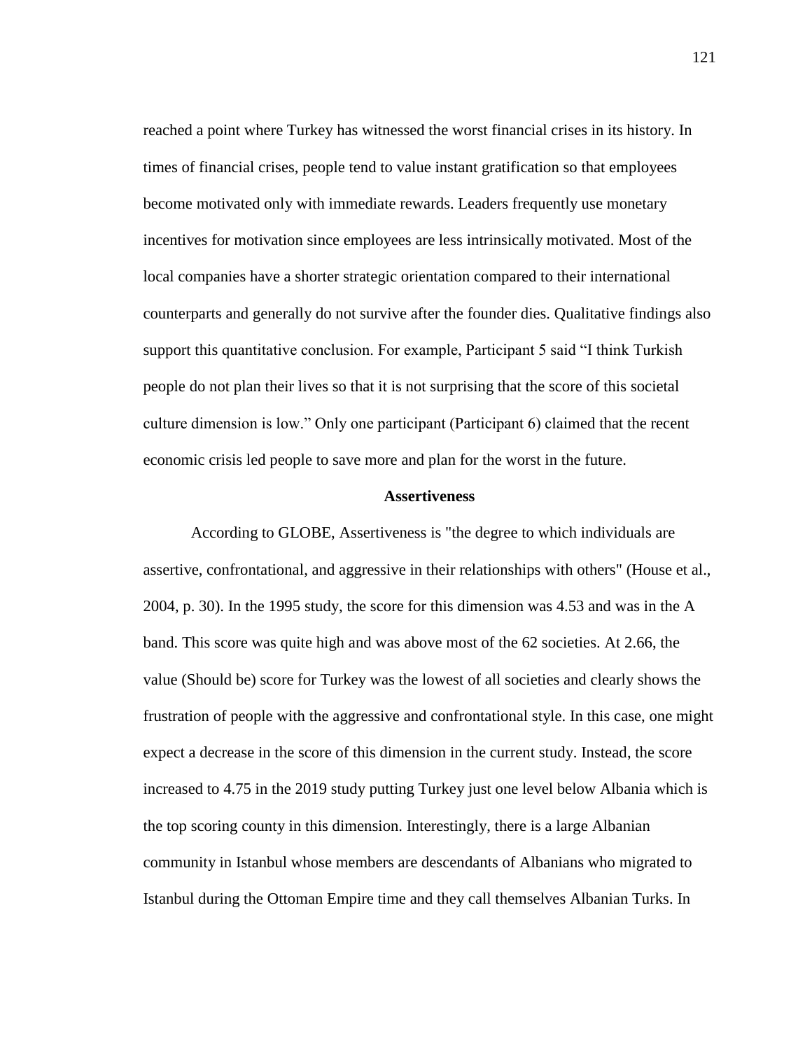reached a point where Turkey has witnessed the worst financial crises in its history. In times of financial crises, people tend to value instant gratification so that employees become motivated only with immediate rewards. Leaders frequently use monetary incentives for motivation since employees are less intrinsically motivated. Most of the local companies have a shorter strategic orientation compared to their international counterparts and generally do not survive after the founder dies. Qualitative findings also support this quantitative conclusion. For example, Participant 5 said "I think Turkish people do not plan their lives so that it is not surprising that the score of this societal culture dimension is low." Only one participant (Participant 6) claimed that the recent economic crisis led people to save more and plan for the worst in the future.

### Assertiveness

According to GLOBE, Assertiveness is "the degree to which individuals are assertive, confrontational, and aggressive in their relationships with others" (House et al., 2004, p. 30). In the 1995 study, the score for this dimension was 4.53 and was in the A band. This score was quite high and was above most of the 62 societies. At 2.66, the value (Should be) score for Turkey was the lowest of all societies and clearly shows the frustration of people with the aggressive and confrontational style. In this case, one might expect a decrease in the score of this dimension in the current study. Instead, the score increased to 4.75 in the 2019 study putting Turkey just one level below Albania which is the top scoring county in this dimension. Interestingly, there is a large Albanian community in Istanbul whose members are descendants of Albanians who migrated to Istanbul during the Ottoman Empire time and they call themselves Albanian Turks. In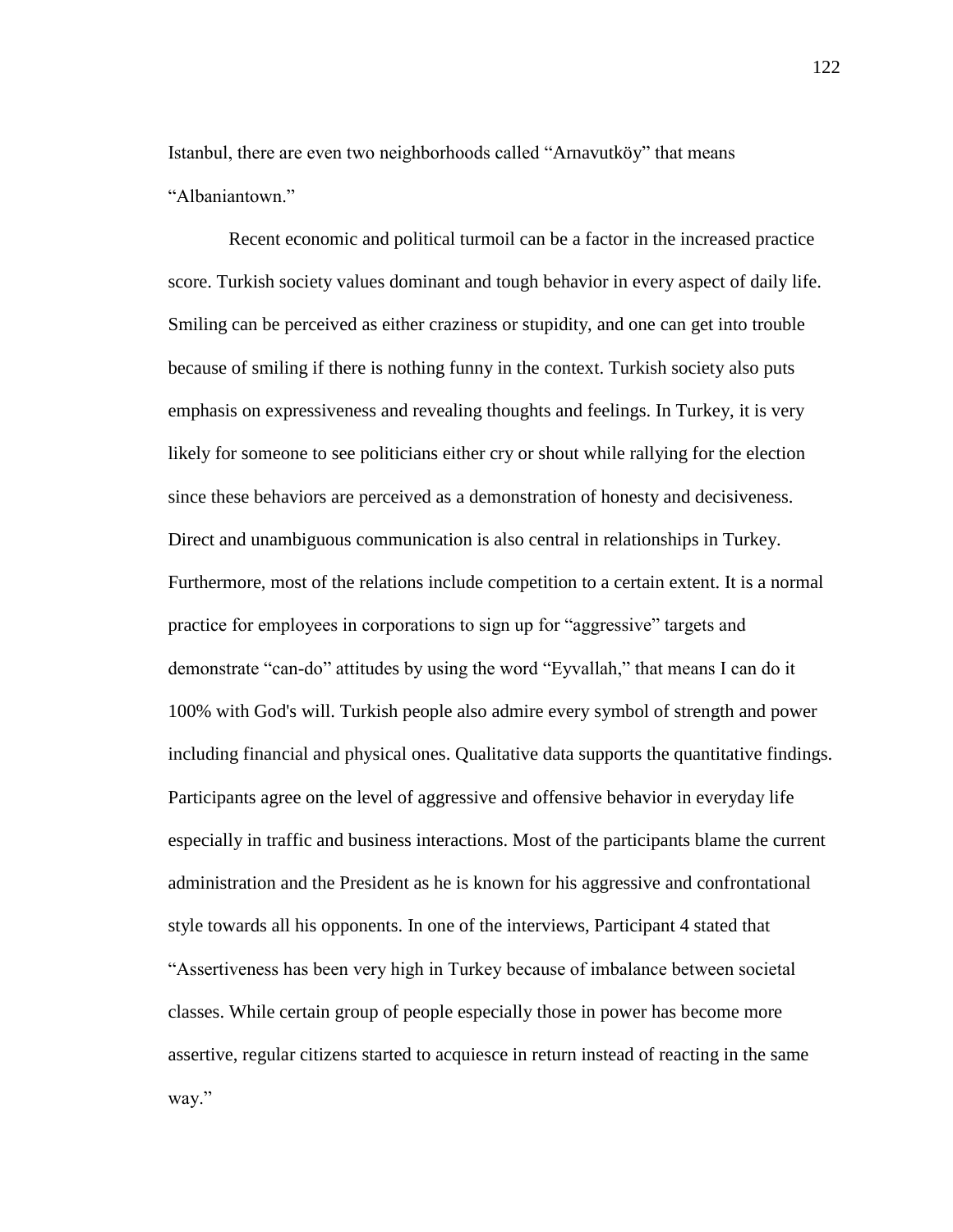Istanbul, there are even two neighborhoods called "Arnavutköy" that means "Albaniantown."

Recent economic and political turmoil can be a factor in the increased practice score. Turkish society values dominant and tough behavior in every aspect of daily life. Smiling can be perceived as either craziness or stupidity, and one can get into trouble because of smiling if there is nothing funny in the context. Turkish society also puts emphasis on expressiveness and revealing thoughts and feelings. In Turkey, it is very likely for someone to see politicians either cry or shout while rallying for the election since these behaviors are perceived as a demonstration of honesty and decisiveness. Direct and unambiguous communication is also central in relationships in Turkey. Furthermore, most of the relations include competition to a certain extent. It is a normal practice for employees in corporations to sign up for "aggressive" targets and demonstrate "can-do" attitudes by using the word "Eyvallah," that means I can do it 100% with God's will. Turkish people also admire every symbol of strength and power including financial and physical ones. Qualitative data supports the quantitative findings. Participants agree on the level of aggressive and offensive behavior in everyday life especially in traffic and business interactions. Most of the participants blame the current administration and the President as he is known for his aggressive and confrontational style towards all his opponents. In one of the interviews, Participant 4 stated that "Assertiveness has been very high in Turkey because of imbalance between societal classes. While certain group of people especially those in power has become more assertive, regular citizens started to acquiesce in return instead of reacting in the same way."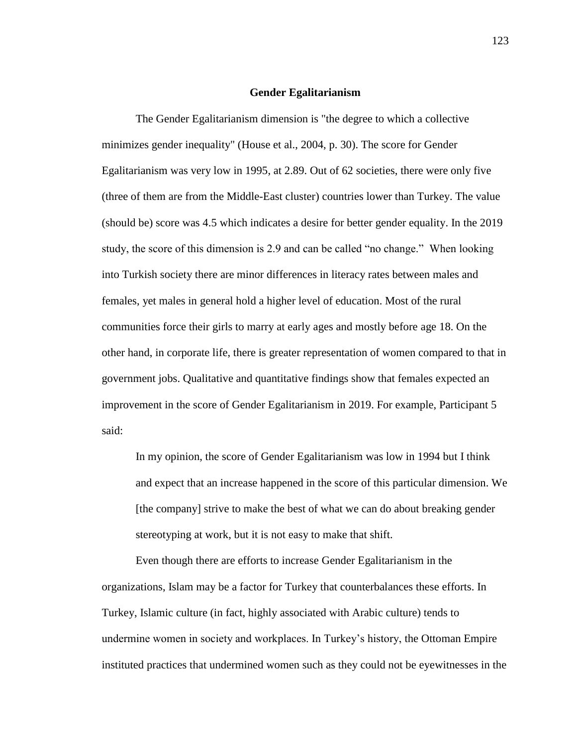## Gender Egalitarianism

The Gender Egalitarianism dimension is "the degree to which a collective minimizes gender inequality" (House et al., 2004, p. 30). The score for Gender Egalitarianism was very low in 1995, at 2.89. Out of 62 societies, there were only five (three of them are from the Middle-East cluster) countries lower than Turkey. The value (should be) score was 4.5 which indicates a desire for better gender equality. In the 2019 study, the score of this dimension is 2.9 and can be called "no change." When looking into Turkish society there are minor differences in literacy rates between males and females, yet males in general hold a higher level of education. Most of the rural communities force their girls to marry at early ages and mostly before age 18. On the other hand, in corporate life, there is greater representation of women compared to that in government jobs. Qualitative and quantitative findings show that females expected an improvement in the score of Gender Egalitarianism in 2019. For example, Participant 5 said:

> In my opinion, the score of Gender Egalitarianism was low in 1994 but I think and expect that an increase happened in the score of this particular dimension. We [the company] strive to make the best of what we can do about breaking gender stereotyping at work, but it is not easy to make that shift.

Even though there are efforts to increase Gender Egalitarianism in the organizations, Islam may be a factor for Turkey that counterbalances these efforts. In Turkey, Islamic culture (in fact, highly associated with Arabic culture) tends to undermine women in society and workplaces. In Turkey's history, the Ottoman Empire instituted practices that undermined women such as they could not be eyewitnesses in the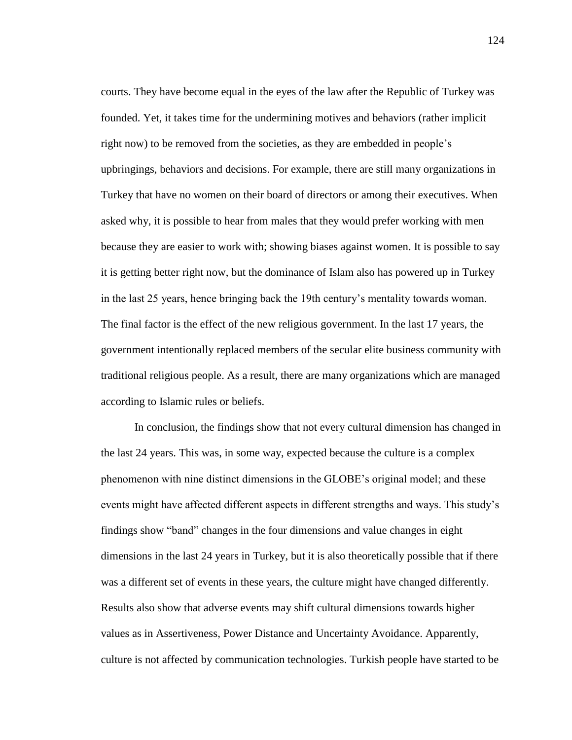courts. They have become equal in the eyes of the law after the Republic of Turkey was founded. Yet, it takes time for the undermining motives and behaviors (rather implicit right now) to be removed from the societies, as they are embedded in people's upbringings, behaviors and decisions. For example, there are still many organizations in Turkey that have no women on their board of directors or among their executives. When asked why, it is possible to hear from males that they would prefer working with men because they are easier to work with; showing biases against women. It is possible to say it is getting better right now, but the dominance of Islam also has powered up in Turkey in the last 25 years, hence bringing back the 19th century's mentality towards woman. The final factor is the effect of the new religious government. In the last 17 years, the government intentionally replaced members of the secular elite business community with traditional religious people. As a result, there are many organizations which are managed according to Islamic rules or beliefs.

In conclusion, the findings show that not every cultural dimension has changed in the last 24 years. This was, in some way, expected because the culture is a complex phenomenon with nine distinct dimensions in the GLOBE's original model; and these events might have affected different aspects in different strengths and ways. This study's findings show "band" changes in the four dimensions and value changes in eight dimensions in the last 24 years in Turkey, but it is also theoretically possible that if there was a different set of events in these years, the culture might have changed differently. Results also show that adverse events may shift cultural dimensions towards higher values as in Assertiveness, Power Distance and Uncertainty Avoidance. Apparently, culture is not affected by communication technologies. Turkish people have started to be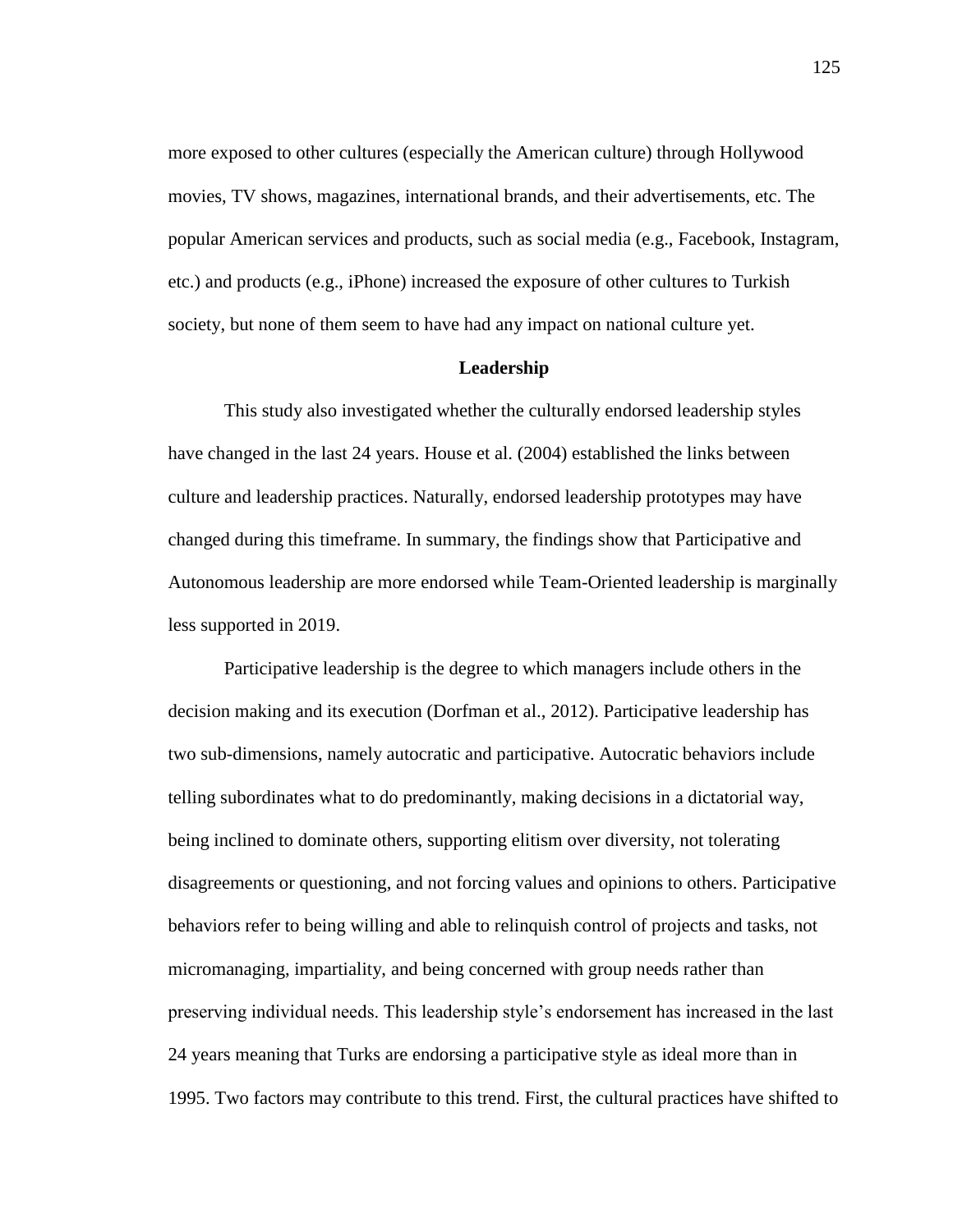more exposed to other cultures (especially the American culture) through Hollywood movies, TV shows, magazines, international brands, and their advertisements, etc. The popular American services and products, such as social media (e.g., Facebook, Instagram, etc.) and products (e.g., iPhone) increased the exposure of other cultures to Turkish society, but none of them seem to have had any impact on national culture yet.

## Leadership

This study also investigated whether the culturally endorsed leadership styles have changed in the last 24 years. House et al. (2004) established the links between culture and leadership practices. Naturally, endorsed leadership prototypes may have changed during this timeframe. In summary, the findings show that Participative and Autonomous leadership are more endorsed while Team-Oriented leadership is marginally less supported in 2019.

Participative leadership is the degree to which managers include others in the decision making and its execution (Dorfman et al., 2012). Participative leadership has two sub-dimensions, namely autocratic and participative. Autocratic behaviors include telling subordinates what to do predominantly, making decisions in a dictatorial way, being inclined to dominate others, supporting elitism over diversity, not tolerating disagreements or questioning, and not forcing values and opinions to others. Participative behaviors refer to being willing and able to relinquish control of projects and tasks, not micromanaging, impartiality, and being concerned with group needs rather than preserving individual needs. This leadership style's endorsement has increased in the last 24 years meaning that Turks are endorsing a participative style as ideal more than in 1995. Two factors may contribute to this trend. First, the cultural practices have shifted to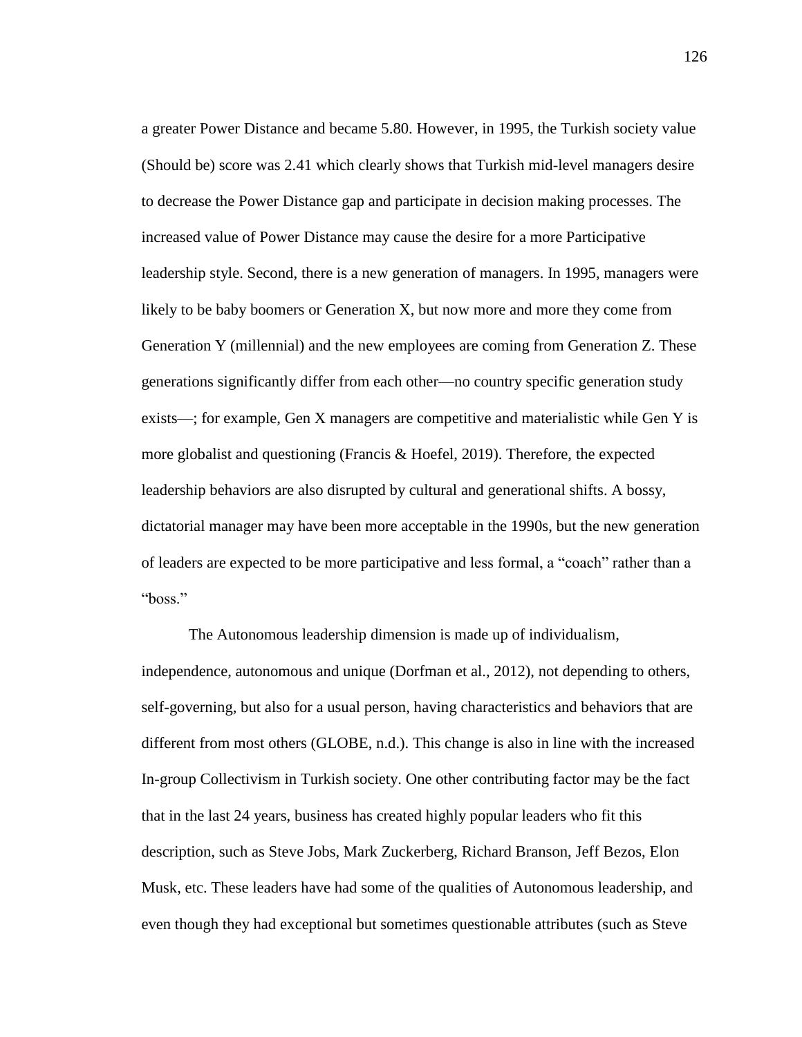a greater Power Distance and became 5.80. However, in 1995, the Turkish society value (Should be) score was 2.41 which clearly shows that Turkish mid-level managers desire to decrease the Power Distance gap and participate in decision making processes. The increased value of Power Distance may cause the desire for a more Participative leadership style. Second, there is a new generation of managers. In 1995, managers were likely to be baby boomers or Generation X, but now more and more they come from Generation Y (millennial) and the new employees are coming from Generation Z. These generations significantly differ from each other—no country specific generation study exists—; for example, Gen X managers are competitive and materialistic while Gen Y is more globalist and questioning (Francis & Hoefel, 2019). Therefore, the expected leadership behaviors are also disrupted by cultural and generational shifts. A bossy, dictatorial manager may have been more acceptable in the 1990s, but the new generation of leaders are expected to be more participative and less formal, a "coach" rather than a "boss."

The Autonomous leadership dimension is made up of individualism, independence, autonomous and unique (Dorfman et al., 2012), not depending to others, self-governing, but also for a usual person, having characteristics and behaviors that are different from most others (GLOBE, n.d.). This change is also in line with the increased In-group Collectivism in Turkish society. One other contributing factor may be the fact that in the last 24 years, business has created highly popular leaders who fit this description, such as Steve Jobs, Mark Zuckerberg, Richard Branson, Jeff Bezos, Elon Musk, etc. These leaders have had some of the qualities of Autonomous leadership, and even though they had exceptional but sometimes questionable attributes (such as Steve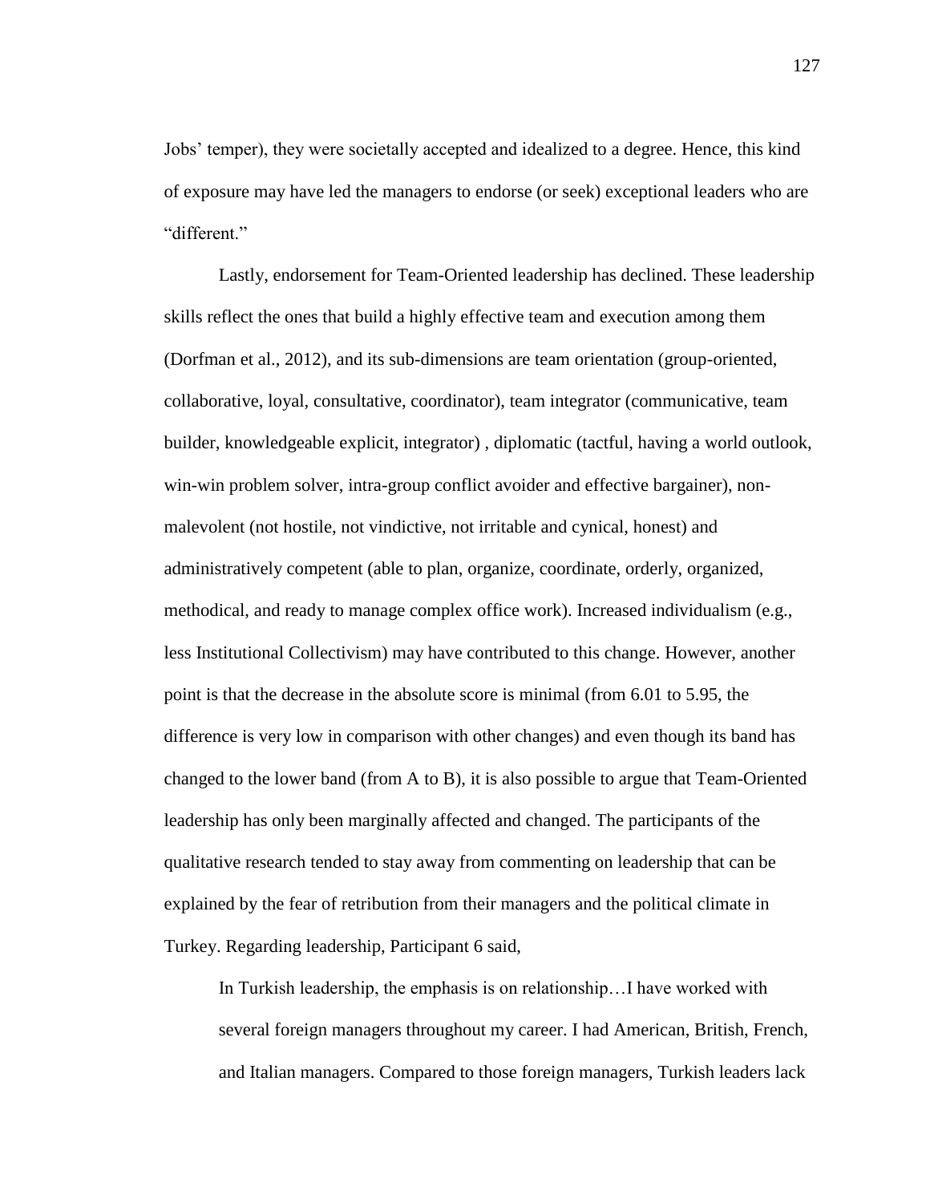Jobs' temper), they were societally accepted and idealized to a degree. Hence, this kind of exposure may have led the managers to endorse (or seek) exceptional leaders who are "different."

Lastly, endorsement for Team-Oriented leadership has declined. These leadership skills reflect the ones that build a highly effective team and execution among them (Dorfman et al., 2012), and its sub-dimensions are team orientation (group-oriented, collaborative, loyal, consultative, coordinator), team integrator (communicative, team builder, knowledgeable explicit, integrator) , diplomatic (tactful, having a world outlook, win-win problem solver, intra-group conflict avoider and effective bargainer), non-malevolent (not hostile, not vindictive, not irritable and cynical, honest) and administratively competent (able to plan, organize, coordinate, orderly, organized, methodical, and ready to manage complex office work). Increased individualism (e.g., less Institutional Collectivism) may have contributed to this change. However, another point is that the decrease in the absolute score is minimal (from 6.01 to 5.95, the difference is very low in comparison with other changes) and even though its band has changed to the lower band (from A to B), it is also possible to argue that Team-Oriented leadership has only been marginally affected and changed. The participants of the qualitative research tended to stay away from commenting on leadership that can be explained by the fear of retribution from their managers and the political climate in Turkey. Regarding leadership, Participant 6 said,

> In Turkish leadership, the emphasis is on relationship…I have worked with several foreign managers throughout my career. I had American, British, French, and Italian managers. Compared to those foreign managers, Turkish leaders lack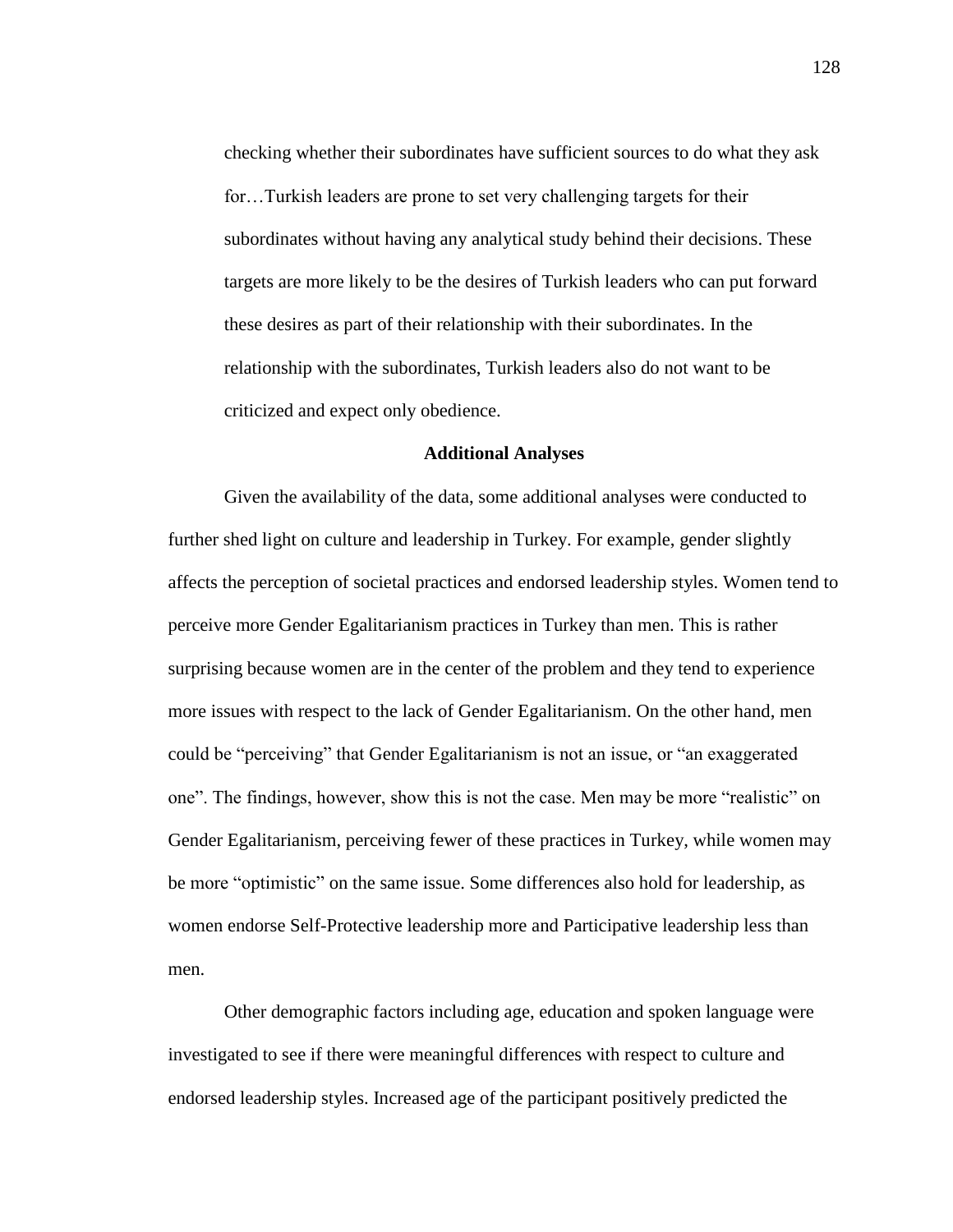checking whether their subordinates have sufficient sources to do what they ask for…Turkish leaders are prone to set very challenging targets for their subordinates without having any analytical study behind their decisions. These targets are more likely to be the desires of Turkish leaders who can put forward these desires as part of their relationship with their subordinates. In the relationship with the subordinates, Turkish leaders also do not want to be criticized and expect only obedience.

## Additional Analyses

Given the availability of the data, some additional analyses were conducted to further shed light on culture and leadership in Turkey. For example, gender slightly affects the perception of societal practices and endorsed leadership styles. Women tend to perceive more Gender Egalitarianism practices in Turkey than men. This is rather surprising because women are in the center of the problem and they tend to experience more issues with respect to the lack of Gender Egalitarianism. On the other hand, men could be "perceiving" that Gender Egalitarianism is not an issue, or "an exaggerated one". The findings, however, show this is not the case. Men may be more "realistic" on Gender Egalitarianism, perceiving fewer of these practices in Turkey, while women may be more "optimistic" on the same issue. Some differences also hold for leadership, as women endorse Self-Protective leadership more and Participative leadership less than men.

Other demographic factors including age, education and spoken language were investigated to see if there were meaningful differences with respect to culture and endorsed leadership styles. Increased age of the participant positively predicted the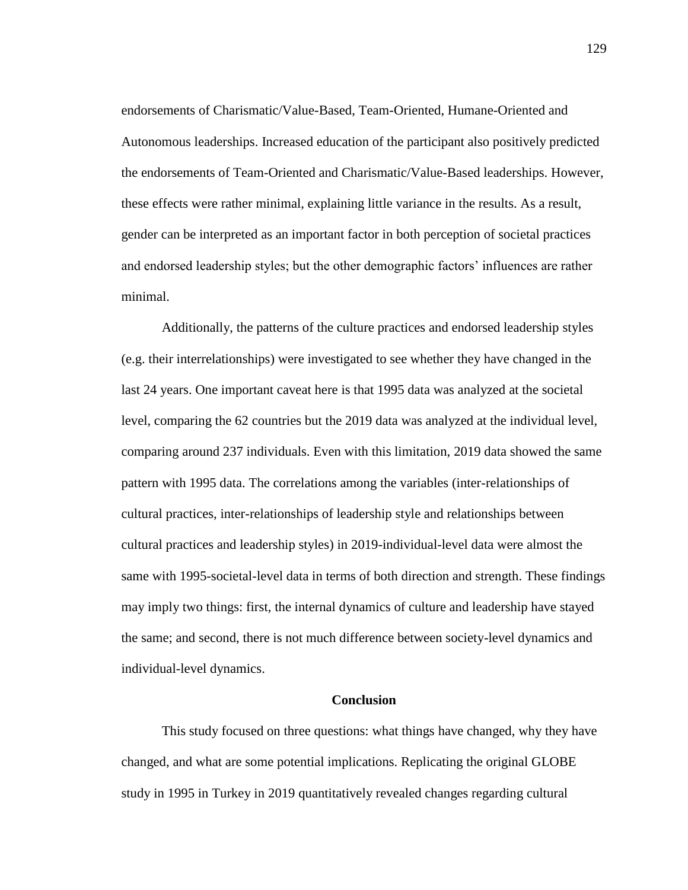endorsements of Charismatic/Value-Based, Team-Oriented, Humane-Oriented and Autonomous leaderships. Increased education of the participant also positively predicted the endorsements of Team-Oriented and Charismatic/Value-Based leaderships. However, these effects were rather minimal, explaining little variance in the results. As a result, gender can be interpreted as an important factor in both perception of societal practices and endorsed leadership styles; but the other demographic factors' influences are rather minimal.

Additionally, the patterns of the culture practices and endorsed leadership styles (e.g. their interrelationships) were investigated to see whether they have changed in the last 24 years. One important caveat here is that 1995 data was analyzed at the societal level, comparing the 62 countries but the 2019 data was analyzed at the individual level, comparing around 237 individuals. Even with this limitation, 2019 data showed the same pattern with 1995 data. The correlations among the variables (inter-relationships of cultural practices, inter-relationships of leadership style and relationships between cultural practices and leadership styles) in 2019-individual-level data were almost the same with 1995-societal-level data in terms of both direction and strength. These findings may imply two things: first, the internal dynamics of culture and leadership have stayed the same; and second, there is not much difference between society-level dynamics and individual-level dynamics.

## Conclusion

This study focused on three questions: what things have changed, why they have changed, and what are some potential implications. Replicating the original GLOBE study in 1995 in Turkey in 2019 quantitatively revealed changes regarding cultural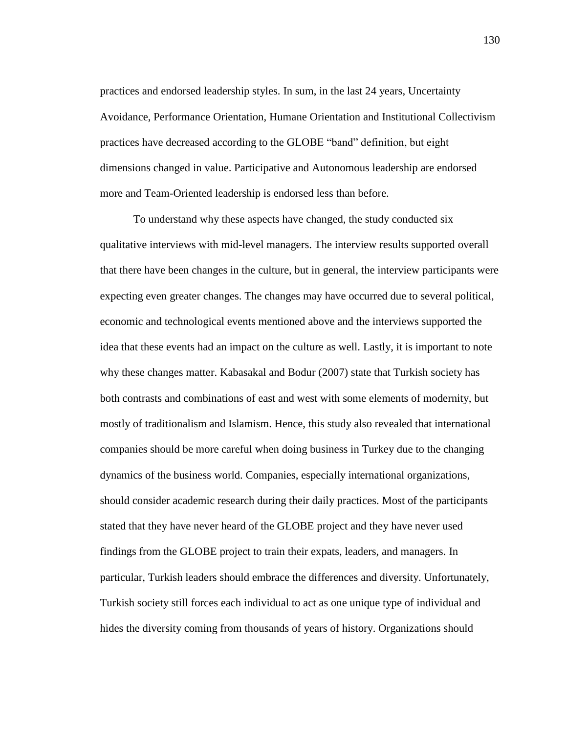practices and endorsed leadership styles. In sum, in the last 24 years, Uncertainty Avoidance, Performance Orientation, Humane Orientation and Institutional Collectivism practices have decreased according to the GLOBE "band" definition, but eight dimensions changed in value. Participative and Autonomous leadership are endorsed more and Team-Oriented leadership is endorsed less than before.

To understand why these aspects have changed, the study conducted six qualitative interviews with mid-level managers. The interview results supported overall that there have been changes in the culture, but in general, the interview participants were expecting even greater changes. The changes may have occurred due to several political, economic and technological events mentioned above and the interviews supported the idea that these events had an impact on the culture as well. Lastly, it is important to note why these changes matter. Kabasakal and Bodur (2007) state that Turkish society has both contrasts and combinations of east and west with some elements of modernity, but mostly of traditionalism and Islamism. Hence, this study also revealed that international companies should be more careful when doing business in Turkey due to the changing dynamics of the business world. Companies, especially international organizations, should consider academic research during their daily practices. Most of the participants stated that they have never heard of the GLOBE project and they have never used findings from the GLOBE project to train their expats, leaders, and managers. In particular, Turkish leaders should embrace the differences and diversity. Unfortunately, Turkish society still forces each individual to act as one unique type of individual and hides the diversity coming from thousands of years of history. Organizations should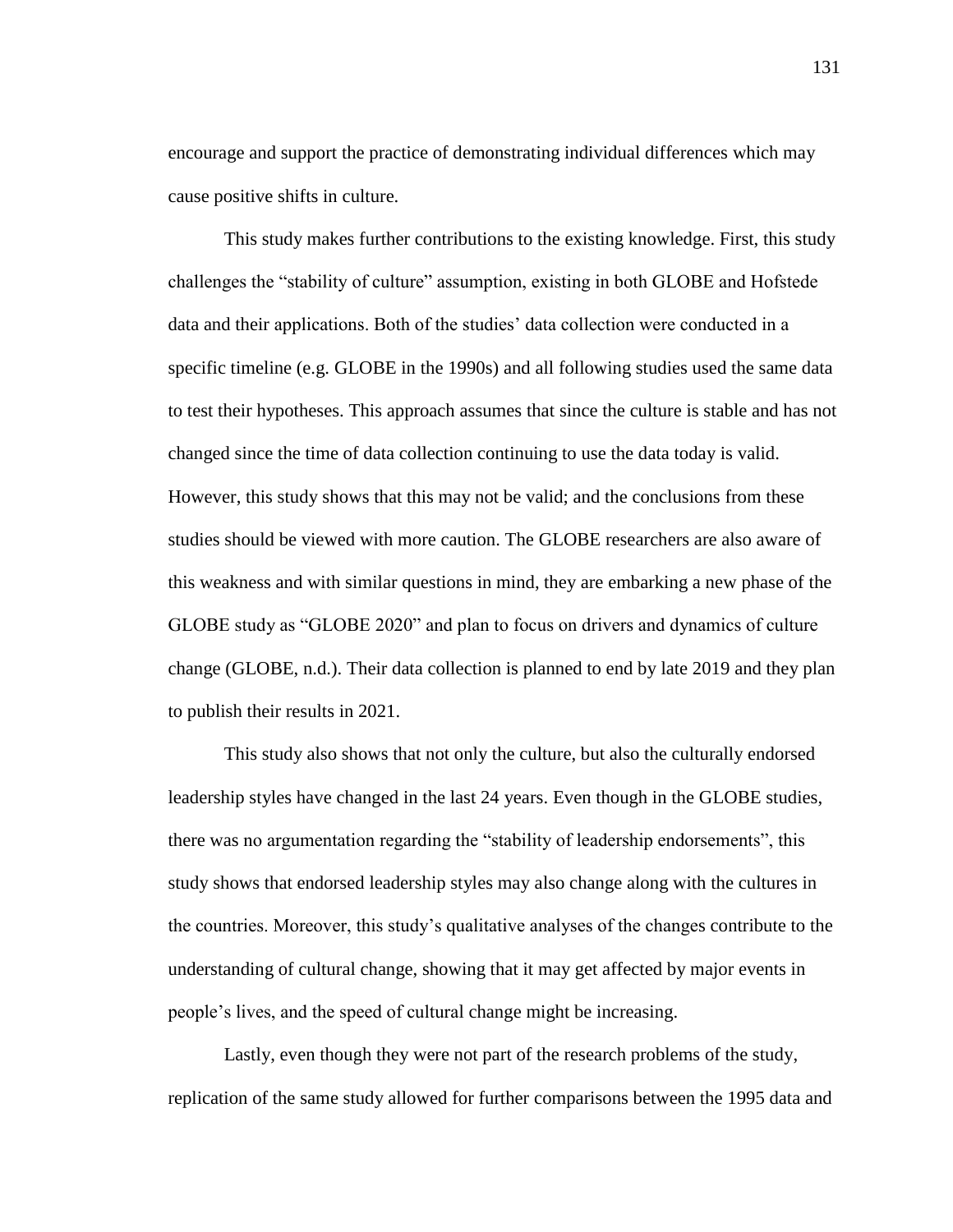encourage and support the practice of demonstrating individual differences which may cause positive shifts in culture.

This study makes further contributions to the existing knowledge. First, this study challenges the "stability of culture" assumption, existing in both GLOBE and Hofstede data and their applications. Both of the studies' data collection were conducted in a specific timeline (e.g. GLOBE in the 1990s) and all following studies used the same data to test their hypotheses. This approach assumes that since the culture is stable and has not changed since the time of data collection continuing to use the data today is valid. However, this study shows that this may not be valid; and the conclusions from these studies should be viewed with more caution. The GLOBE researchers are also aware of this weakness and with similar questions in mind, they are embarking a new phase of the GLOBE study as "GLOBE 2020" and plan to focus on drivers and dynamics of culture change (GLOBE, n.d.). Their data collection is planned to end by late 2019 and they plan to publish their results in 2021.

This study also shows that not only the culture, but also the culturally endorsed leadership styles have changed in the last 24 years. Even though in the GLOBE studies, there was no argumentation regarding the "stability of leadership endorsements", this study shows that endorsed leadership styles may also change along with the cultures in the countries. Moreover, this study's qualitative analyses of the changes contribute to the understanding of cultural change, showing that it may get affected by major events in people's lives, and the speed of cultural change might be increasing.

Lastly, even though they were not part of the research problems of the study, replication of the same study allowed for further comparisons between the 1995 data and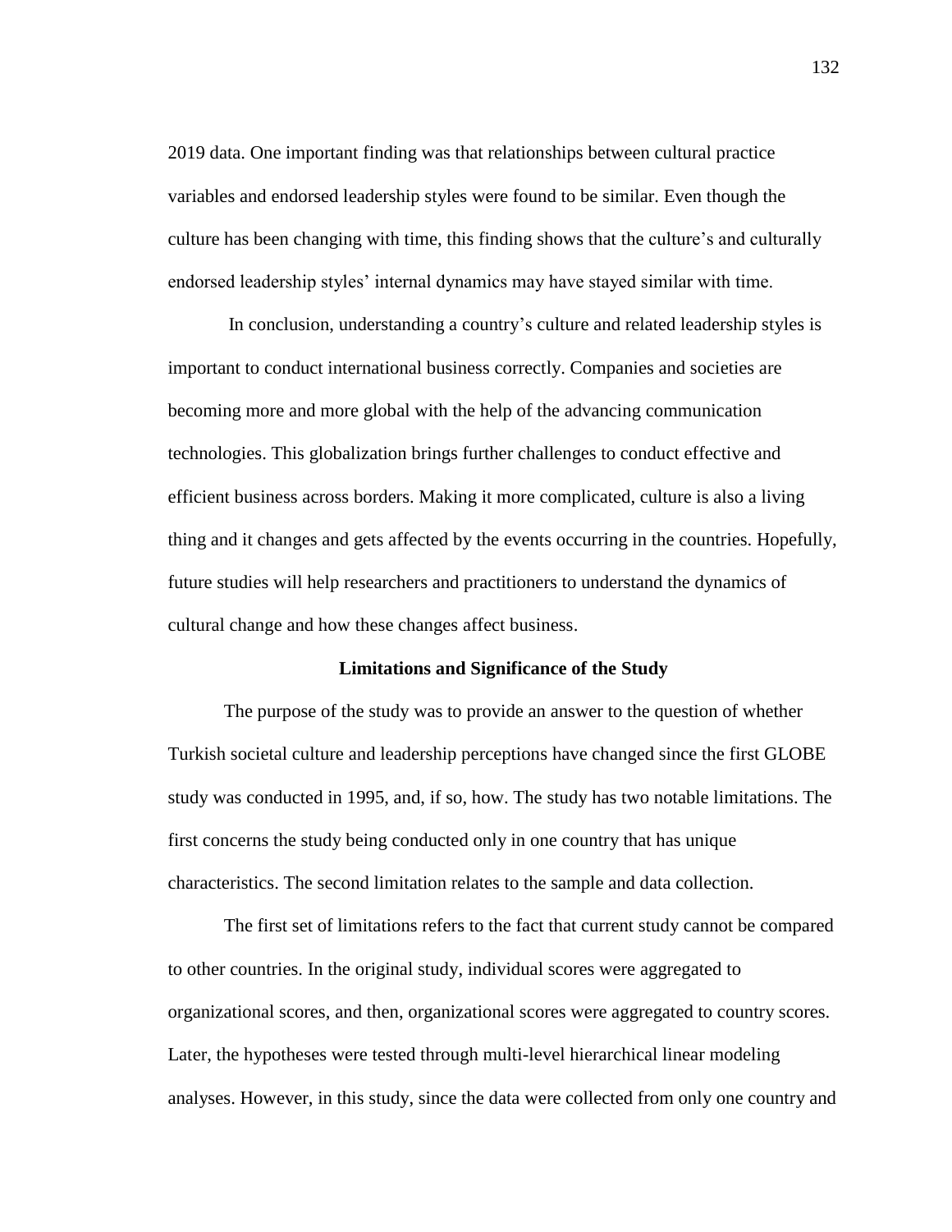2019 data. One important finding was that relationships between cultural practice variables and endorsed leadership styles were found to be similar. Even though the culture has been changing with time, this finding shows that the culture's and culturally endorsed leadership styles' internal dynamics may have stayed similar with time.

In conclusion, understanding a country's culture and related leadership styles is important to conduct international business correctly. Companies and societies are becoming more and more global with the help of the advancing communication technologies. This globalization brings further challenges to conduct effective and efficient business across borders. Making it more complicated, culture is also a living thing and it changes and gets affected by the events occurring in the countries. Hopefully, future studies will help researchers and practitioners to understand the dynamics of cultural change and how these changes affect business.

## Limitations and Significance of the Study

The purpose of the study was to provide an answer to the question of whether Turkish societal culture and leadership perceptions have changed since the first GLOBE study was conducted in 1995, and, if so, how. The study has two notable limitations. The first concerns the study being conducted only in one country that has unique characteristics. The second limitation relates to the sample and data collection.

The first set of limitations refers to the fact that current study cannot be compared to other countries. In the original study, individual scores were aggregated to organizational scores, and then, organizational scores were aggregated to country scores. Later, the hypotheses were tested through multi-level hierarchical linear modeling analyses. However, in this study, since the data were collected from only one country and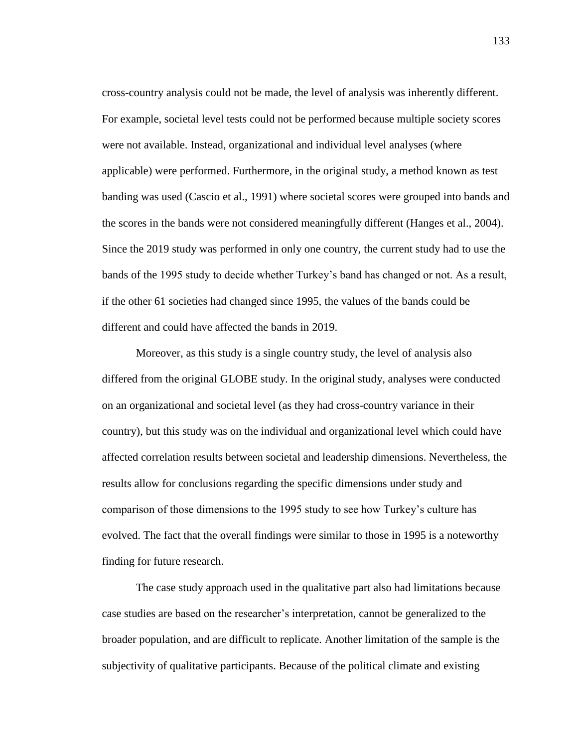cross-country analysis could not be made, the level of analysis was inherently different. For example, societal level tests could not be performed because multiple society scores were not available. Instead, organizational and individual level analyses (where applicable) were performed. Furthermore, in the original study, a method known as test banding was used (Cascio et al., 1991) where societal scores were grouped into bands and the scores in the bands were not considered meaningfully different (Hanges et al., 2004). Since the 2019 study was performed in only one country, the current study had to use the bands of the 1995 study to decide whether Turkey's band has changed or not. As a result, if the other 61 societies had changed since 1995, the values of the bands could be different and could have affected the bands in 2019.

Moreover, as this study is a single country study, the level of analysis also differed from the original GLOBE study. In the original study, analyses were conducted on an organizational and societal level (as they had cross-country variance in their country), but this study was on the individual and organizational level which could have affected correlation results between societal and leadership dimensions. Nevertheless, the results allow for conclusions regarding the specific dimensions under study and comparison of those dimensions to the 1995 study to see how Turkey's culture has evolved. The fact that the overall findings were similar to those in 1995 is a noteworthy finding for future research.

The case study approach used in the qualitative part also had limitations because case studies are based on the researcher's interpretation, cannot be generalized to the broader population, and are difficult to replicate. Another limitation of the sample is the subjectivity of qualitative participants. Because of the political climate and existing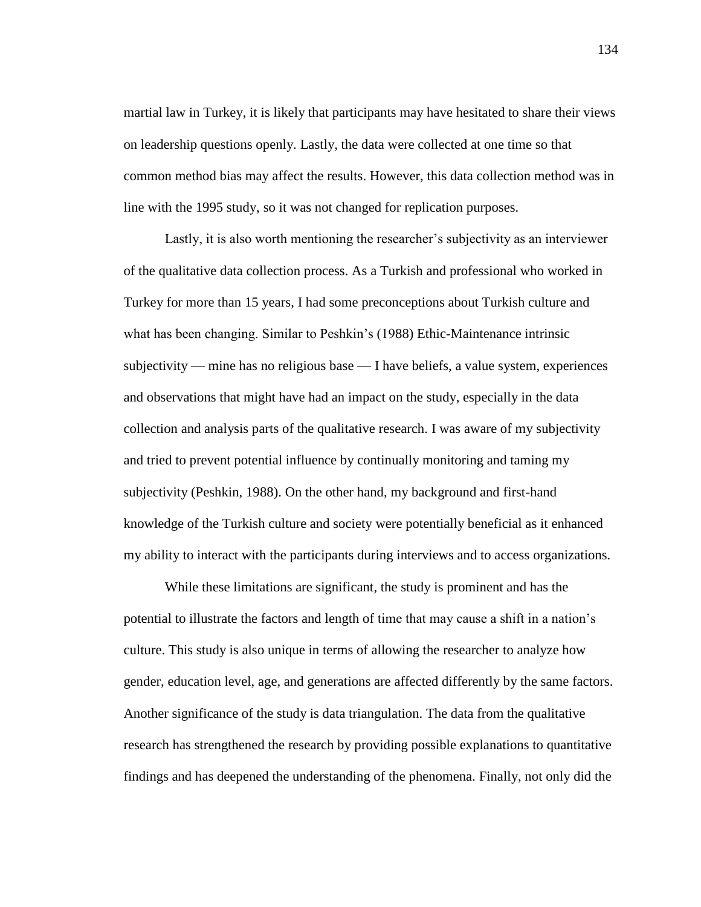martial law in Turkey, it is likely that participants may have hesitated to share their views on leadership questions openly. Lastly, the data were collected at one time so that common method bias may affect the results. However, this data collection method was in line with the 1995 study, so it was not changed for replication purposes.

Lastly, it is also worth mentioning the researcher's subjectivity as an interviewer of the qualitative data collection process. As a Turkish and professional who worked in Turkey for more than 15 years, I had some preconceptions about Turkish culture and what has been changing. Similar to Peshkin's (1988) Ethic-Maintenance intrinsic subjectivity — mine has no religious base — I have beliefs, a value system, experiences and observations that might have had an impact on the study, especially in the data collection and analysis parts of the qualitative research. I was aware of my subjectivity and tried to prevent potential influence by continually monitoring and taming my subjectivity (Peshkin, 1988). On the other hand, my background and first-hand knowledge of the Turkish culture and society were potentially beneficial as it enhanced my ability to interact with the participants during interviews and to access organizations.

While these limitations are significant, the study is prominent and has the potential to illustrate the factors and length of time that may cause a shift in a nation's culture. This study is also unique in terms of allowing the researcher to analyze how gender, education level, age, and generations are affected differently by the same factors. Another significance of the study is data triangulation. The data from the qualitative research has strengthened the research by providing possible explanations to quantitative findings and has deepened the understanding of the phenomena. Finally, not only did the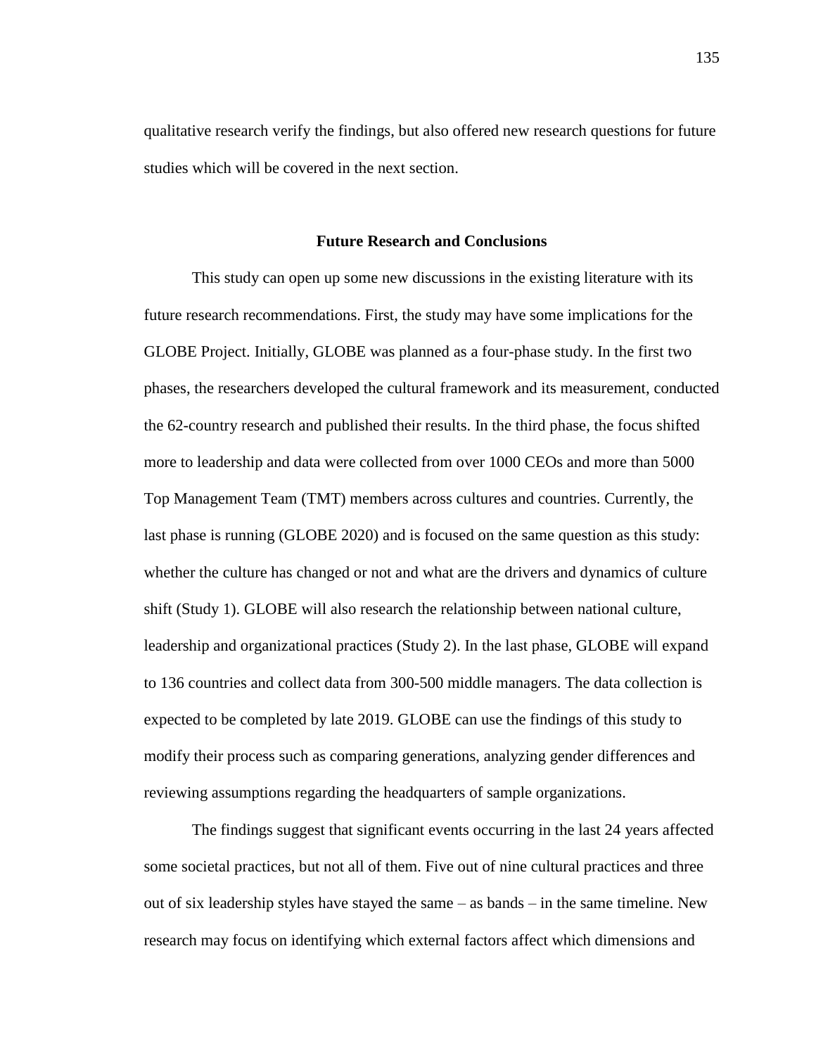qualitative research verify the findings, but also offered new research questions for future studies which will be covered in the next section.

## Future Research and Conclusions

This study can open up some new discussions in the existing literature with its future research recommendations. First, the study may have some implications for the GLOBE Project. Initially, GLOBE was planned as a four-phase study. In the first two phases, the researchers developed the cultural framework and its measurement, conducted the 62-country research and published their results. In the third phase, the focus shifted more to leadership and data were collected from over 1000 CEOs and more than 5000 Top Management Team (TMT) members across cultures and countries. Currently, the last phase is running (GLOBE 2020) and is focused on the same question as this study: whether the culture has changed or not and what are the drivers and dynamics of culture shift (Study 1). GLOBE will also research the relationship between national culture, leadership and organizational practices (Study 2). In the last phase, GLOBE will expand to 136 countries and collect data from 300-500 middle managers. The data collection is expected to be completed by late 2019. GLOBE can use the findings of this study to modify their process such as comparing generations, analyzing gender differences and reviewing assumptions regarding the headquarters of sample organizations.

The findings suggest that significant events occurring in the last 24 years affected some societal practices, but not all of them. Five out of nine cultural practices and three out of six leadership styles have stayed the same – as bands – in the same timeline. New research may focus on identifying which external factors affect which dimensions and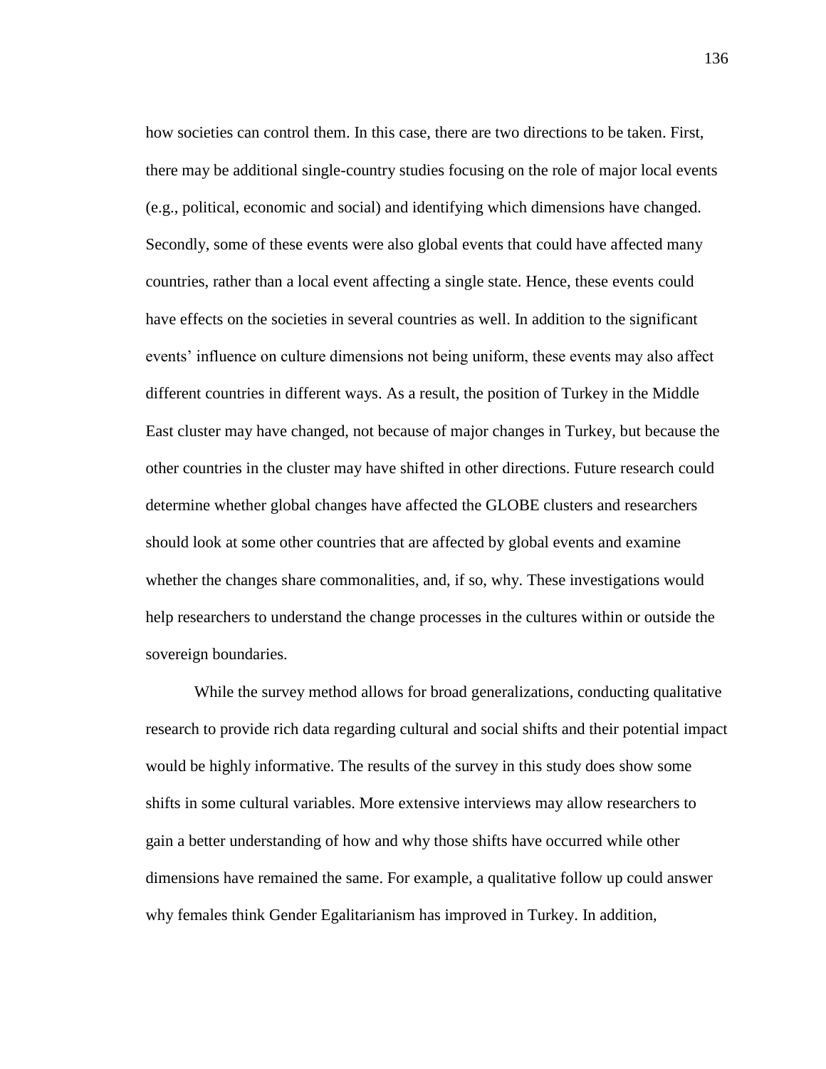how societies can control them. In this case, there are two directions to be taken. First, there may be additional single-country studies focusing on the role of major local events (e.g., political, economic and social) and identifying which dimensions have changed. Secondly, some of these events were also global events that could have affected many countries, rather than a local event affecting a single state. Hence, these events could have effects on the societies in several countries as well. In addition to the significant events' influence on culture dimensions not being uniform, these events may also affect different countries in different ways. As a result, the position of Turkey in the Middle East cluster may have changed, not because of major changes in Turkey, but because the other countries in the cluster may have shifted in other directions. Future research could determine whether global changes have affected the GLOBE clusters and researchers should look at some other countries that are affected by global events and examine whether the changes share commonalities, and, if so, why. These investigations would help researchers to understand the change processes in the cultures within or outside the sovereign boundaries.

While the survey method allows for broad generalizations, conducting qualitative research to provide rich data regarding cultural and social shifts and their potential impact would be highly informative. The results of the survey in this study does show some shifts in some cultural variables. More extensive interviews may allow researchers to gain a better understanding of how and why those shifts have occurred while other dimensions have remained the same. For example, a qualitative follow up could answer why females think Gender Egalitarianism has improved in Turkey. In addition,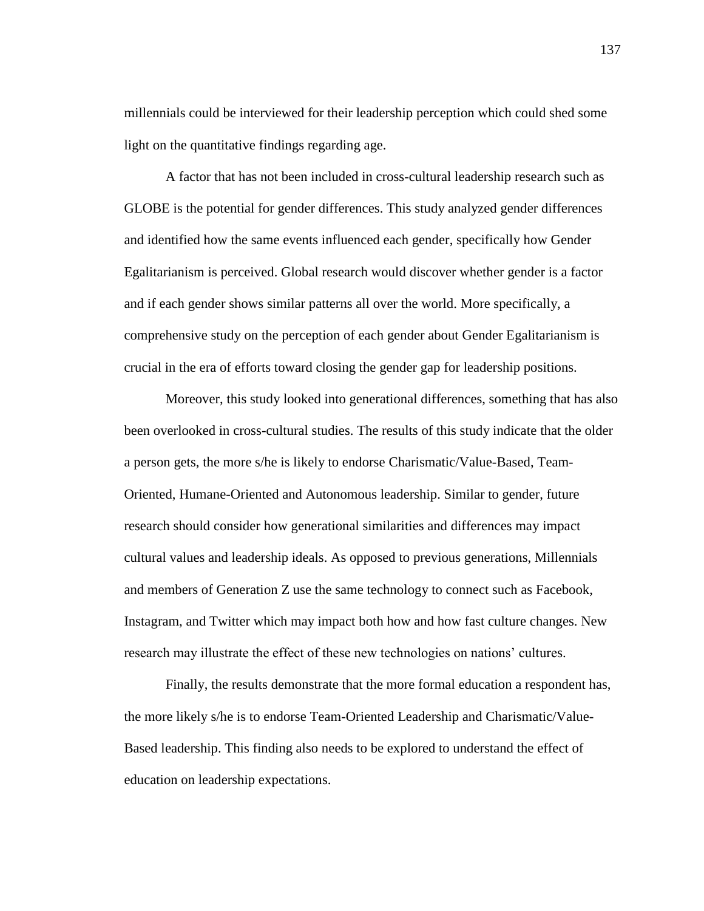millennials could be interviewed for their leadership perception which could shed some light on the quantitative findings regarding age.

A factor that has not been included in cross-cultural leadership research such as GLOBE is the potential for gender differences. This study analyzed gender differences and identified how the same events influenced each gender, specifically how Gender Egalitarianism is perceived. Global research would discover whether gender is a factor and if each gender shows similar patterns all over the world. More specifically, a comprehensive study on the perception of each gender about Gender Egalitarianism is crucial in the era of efforts toward closing the gender gap for leadership positions.

Moreover, this study looked into generational differences, something that has also been overlooked in cross-cultural studies. The results of this study indicate that the older a person gets, the more s/he is likely to endorse Charismatic/Value-Based, Team-Oriented, Humane-Oriented and Autonomous leadership. Similar to gender, future research should consider how generational similarities and differences may impact cultural values and leadership ideals. As opposed to previous generations, Millennials and members of Generation Z use the same technology to connect such as Facebook, Instagram, and Twitter which may impact both how and how fast culture changes. New research may illustrate the effect of these new technologies on nations' cultures.

Finally, the results demonstrate that the more formal education a respondent has, the more likely s/he is to endorse Team-Oriented Leadership and Charismatic/Value-Based leadership. This finding also needs to be explored to understand the effect of education on leadership expectations.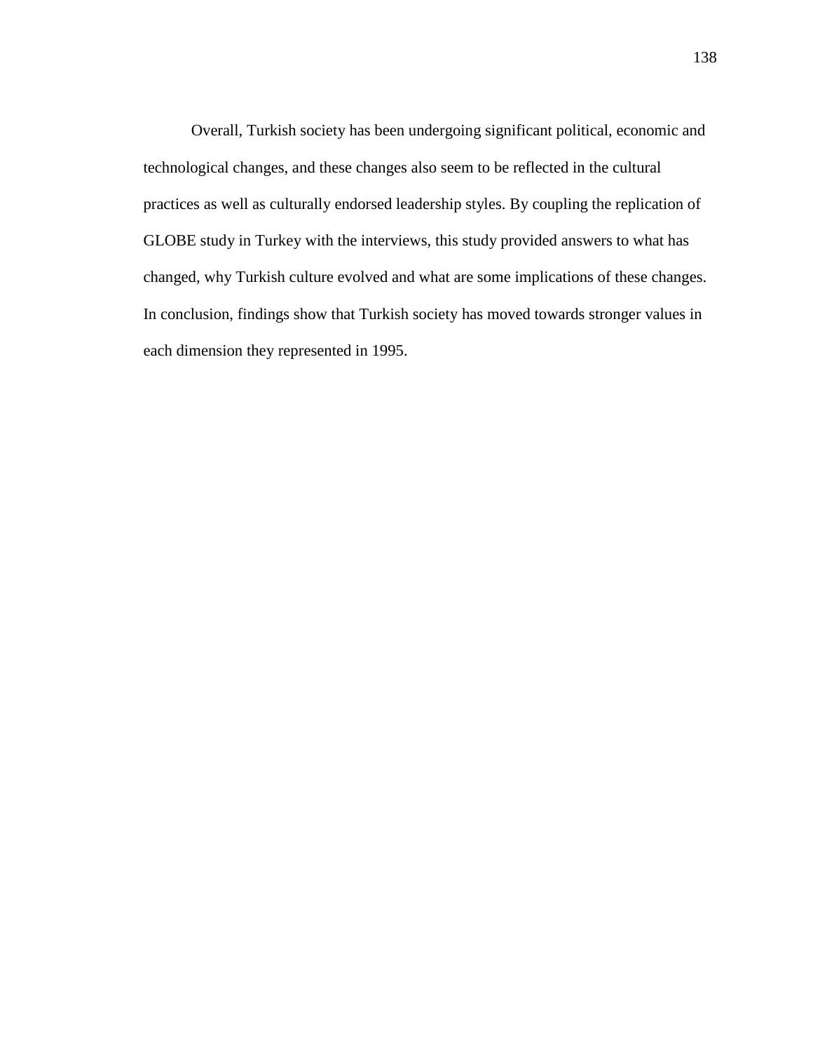Overall, Turkish society has been undergoing significant political, economic and technological changes, and these changes also seem to be reflected in the cultural practices as well as culturally endorsed leadership styles. By coupling the replication of GLOBE study in Turkey with the interviews, this study provided answers to what has changed, why Turkish culture evolved and what are some implications of these changes. In conclusion, findings show that Turkish society has moved towards stronger values in each dimension they represented in 1995.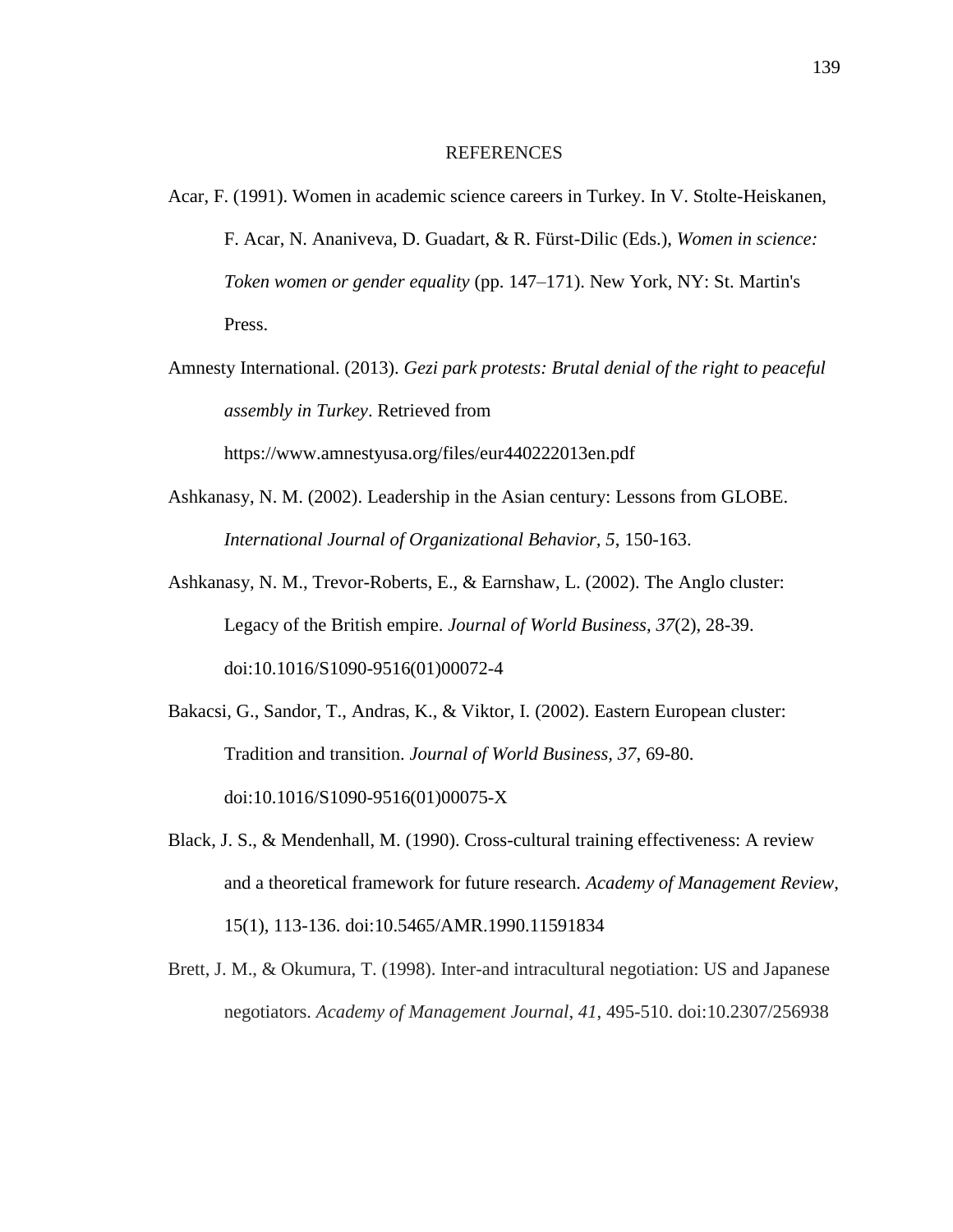# REFERENCES

Acar, F. (1991). Women in academic science careers in Turkey. In V. Stolte-Heiskanen, F. Acar, N. Ananiveva, D. Guadart, & R. Fürst-Dilic (Eds.), *Women in science: Token women or gender equality* (pp. 147–171). New York, NY: St. Martin's Press.

Amnesty International. (2013). *Gezi park protests: Brutal denial of the right to peaceful assembly in Turkey*. Retrieved from https://www.amnestyusa.org/files/eur440222013en.pdf

Ashkanasy, N. M. (2002). Leadership in the Asian century: Lessons from GLOBE. *International Journal of Organizational Behavior, 5*, 150-163.

Ashkanasy, N. M., Trevor-Roberts, E., & Earnshaw, L. (2002). The Anglo cluster: Legacy of the British empire. *Journal of World Business*, *37*(2), 28-39. doi:10.1016/S1090-9516(01)00072-4

Bakacsi, G., Sandor, T., Andras, K., & Viktor, I. (2002). Eastern European cluster: Tradition and transition. *Journal of World Business, 37*, 69-80. doi:10.1016/S1090-9516(01)00075-X

Black, J. S., & Mendenhall, M. (1990). Cross-cultural training effectiveness: A review and a theoretical framework for future research. *Academy of Management Review*, 15(1), 113-136. doi:10.5465/AMR.1990.11591834

Brett, J. M., & Okumura, T. (1998). Inter-and intracultural negotiation: US and Japanese negotiators. *Academy of Management Journal*, *41*, 495-510. doi:10.2307/256938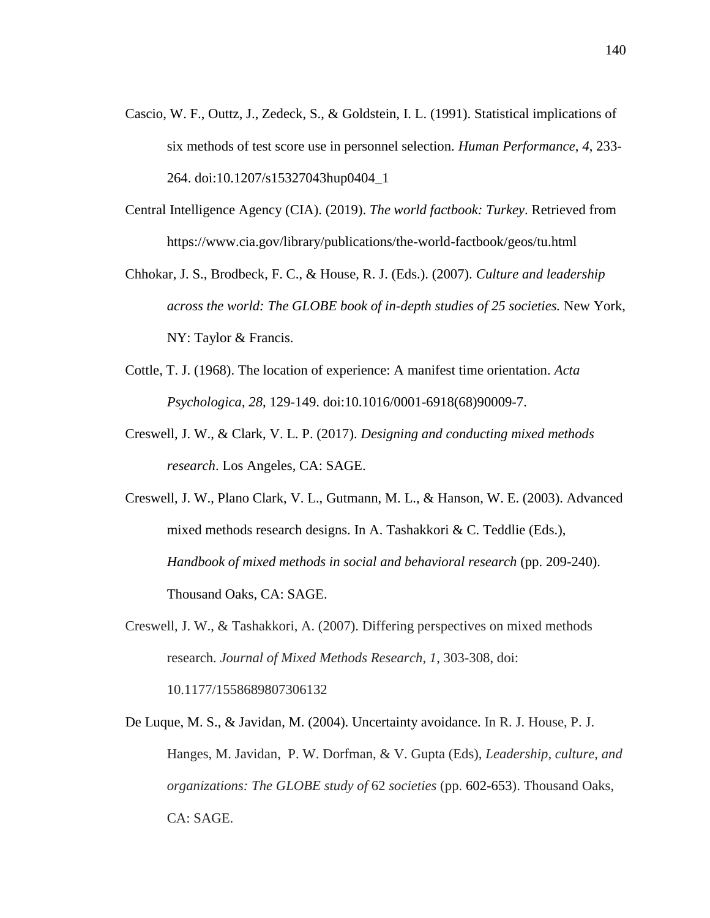Cascio, W. F., Outtz, J., Zedeck, S., & Goldstein, I. L. (1991). Statistical implications of six methods of test score use in personnel selection. *Human Performance*, *4*, 233-264. doi:10.1207/s15327043hup0404_1

Central Intelligence Agency (CIA). (2019). *The world factbook: Turkey*. Retrieved from https://www.cia.gov/library/publications/the-world-factbook/geos/tu.html

Chhokar, J. S., Brodbeck, F. C., & House, R. J. (Eds.). (2007). *Culture and leadership across the world: The GLOBE book of in-depth studies of 25 societies.* New York, NY: Taylor & Francis.

Cottle, T. J. (1968). The location of experience: A manifest time orientation. *Acta Psychologica*, *28*, 129-149. doi:10.1016/0001-6918(68)90009-7.

Creswell, J. W., & Clark, V. L. P. (2017). *Designing and conducting mixed methods research*. Los Angeles, CA: SAGE.

Creswell, J. W., Plano Clark, V. L., Gutmann, M. L., & Hanson, W. E. (2003). Advanced mixed methods research designs. In A. Tashakkori & C. Teddlie (Eds.), *Handbook of mixed methods in social and behavioral research* (pp. 209-240). Thousand Oaks, CA: SAGE.

Creswell, J. W., & Tashakkori, A. (2007). Differing perspectives on mixed methods research. *Journal of Mixed Methods Research*, *1*, 303-308, doi: 10.1177/1558689807306132

De Luque, M. S., & Javidan, M. (2004). Uncertainty avoidance. In R. J. House, P. J. Hanges, M. Javidan, P. W. Dorfman, & V. Gupta (Eds), *Leadership, culture, and organizations: The GLOBE study of 62 societies* (pp. 602-653). Thousand Oaks, CA: SAGE.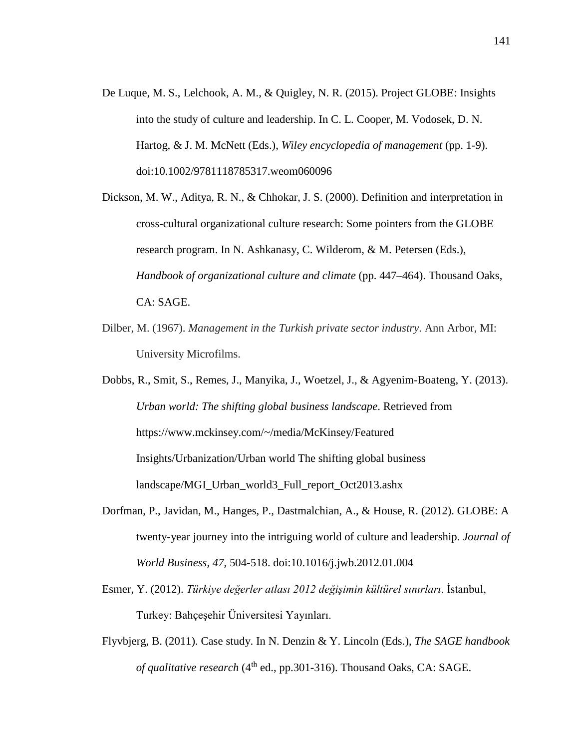De Luque, M. S., Lelchook, A. M., & Quigley, N. R. (2015). Project GLOBE: Insights into the study of culture and leadership. In C. L. Cooper, M. Vodosek, D. N. Hartog, & J. M. McNett (Eds.), *Wiley encyclopedia of management* (pp. 1-9). doi:10.1002/9781118785317.weom060096

Dickson, M. W., Aditya, R. N., & Chhokar, J. S. (2000). Definition and interpretation in cross-cultural organizational culture research: Some pointers from the GLOBE research program. In N. Ashkanasy, C. Wilderom, & M. Petersen (Eds.), *Handbook of organizational culture and climate* (pp. 447–464). Thousand Oaks, CA: SAGE.

Dilber, M. (1967). *Management in the Turkish private sector industry*. Ann Arbor, MI: University Microfilms.

Dobbs, R., Smit, S., Remes, J., Manyika, J., Woetzel, J., & Agyenim-Boateng, Y. (2013). *Urban world: The shifting global business landscape*. Retrieved from https://www.mckinsey.com/~/media/McKinsey/Featured Insights/Urbanization/Urban world The shifting global business landscape/MGI_Urban_world3_Full_report_Oct2013.ashx

Dorfman, P., Javidan, M., Hanges, P., Dastmalchian, A., & House, R. (2012). GLOBE: A twenty-year journey into the intriguing world of culture and leadership. *Journal of World Business, 47*, 504-518. doi:10.1016/j.jwb.2012.01.004

Esmer, Y. (2012). *Türkiye değerler atlası 2012 değişimin kültürel sınırları*. İstanbul, Turkey: Bahçeşehir Üniversitesi Yayınları.

Flyvbjerg, B. (2011). Case study. In N. Denzin & Y. Lincoln (Eds.), *The SAGE handbook of qualitative research* (4th ed., pp.301-316). Thousand Oaks, CA: SAGE.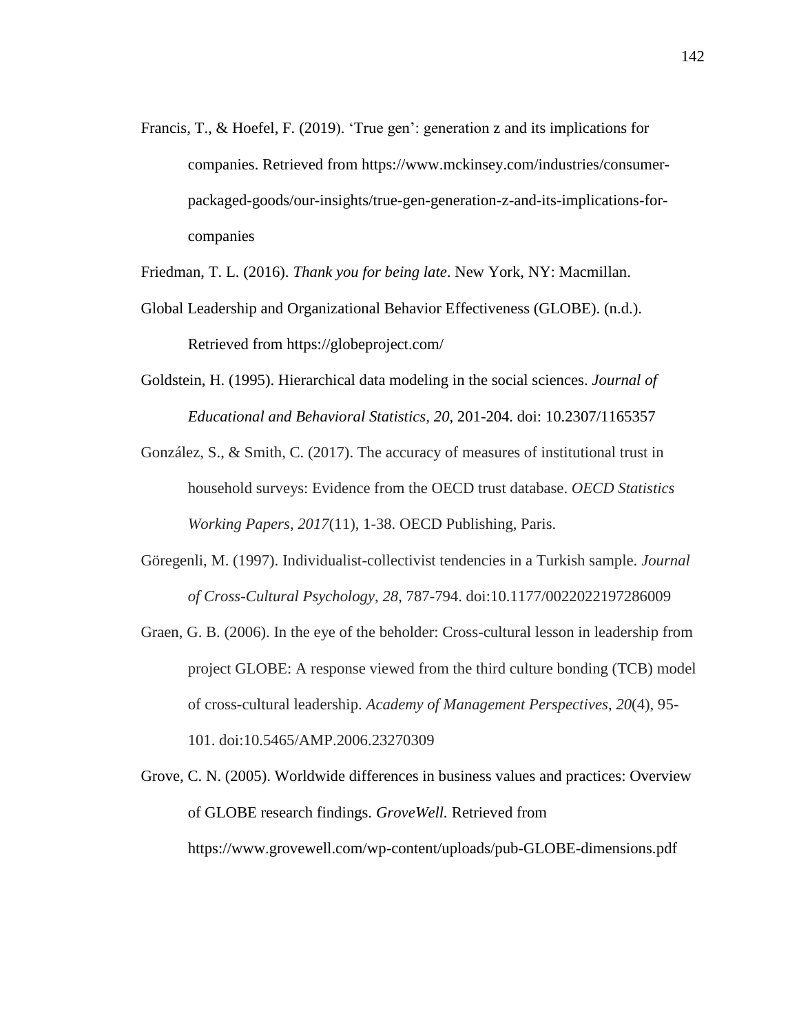Francis, T., & Hoefel, F. (2019). ‘True gen’: generation z and its implications for companies. Retrieved from https://www.mckinsey.com/industries/consumer-packaged-goods/our-insights/true-gen-generation-z-and-its-implications-for-companies

Friedman, T. L. (2016). *Thank you for being late*. New York, NY: Macmillan.

Global Leadership and Organizational Behavior Effectiveness (GLOBE). (n.d.). Retrieved from https://globeproject.com/

Goldstein, H. (1995). Hierarchical data modeling in the social sciences. *Journal of Educational and Behavioral Statistics, 20,* 201-204. doi: 10.2307/1165357

González, S., & Smith, C. (2017). The accuracy of measures of institutional trust in household surveys: Evidence from the OECD trust database. *OECD Statistics Working Papers*, *2017*(11), 1-38. OECD Publishing, Paris.

Göregenli, M. (1997). Individualist-collectivist tendencies in a Turkish sample. *Journal of Cross-Cultural Psychology*, *28*, 787-794. doi:10.1177/0022022197286009

Graen, G. B. (2006). In the eye of the beholder: Cross-cultural lesson in leadership from project GLOBE: A response viewed from the third culture bonding (TCB) model of cross-cultural leadership. *Academy of Management Perspectives*, *20*(4), 95-101. doi:10.5465/AMP.2006.23270309

Grove, C. N. (2005). Worldwide differences in business values and practices: Overview of GLOBE research findings. *GroveWell.* Retrieved from https://www.grovewell.com/wp-content/uploads/pub-GLOBE-dimensions.pdf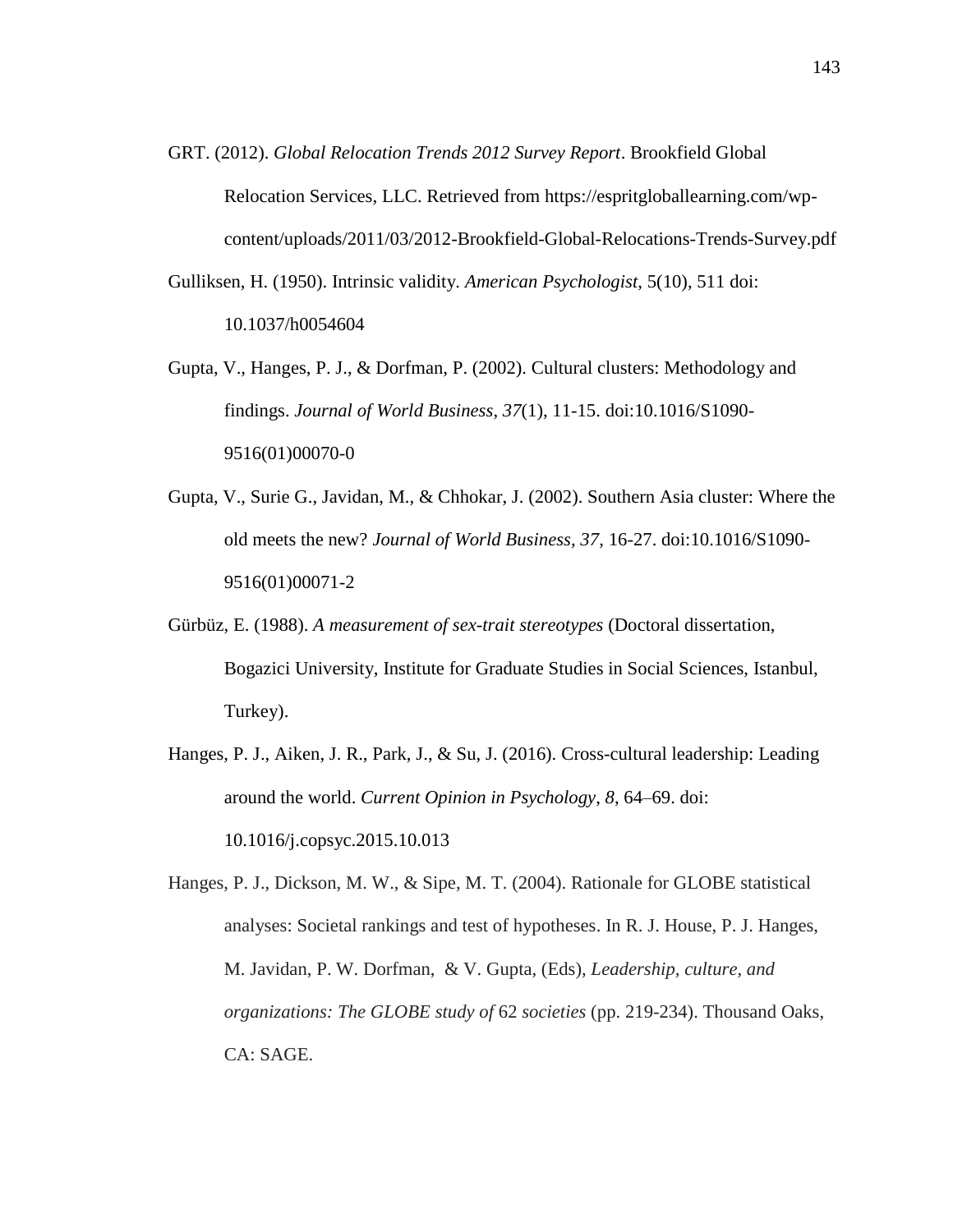GRT. (2012). *Global Relocation Trends 2012 Survey Report*. Brookfield Global Relocation Services, LLC. Retrieved from https://espritgloballearning.com/wp-content/uploads/2011/03/2012-Brookfield-Global-Relocations-Trends-Survey.pdf

Gulliksen, H. (1950). Intrinsic validity. *American Psychologist,* 5(10), 511 doi: 10.1037/h0054604

Gupta, V., Hanges, P. J., & Dorfman, P. (2002). Cultural clusters: Methodology and findings. *Journal of World Business*, *37*(1), 11-15. doi:10.1016/S1090-9516(01)00070-0

Gupta, V., Surie G., Javidan, M., & Chhokar, J. (2002). Southern Asia cluster: Where the old meets the new? *Journal of World Business*, *37*, 16-27. doi:10.1016/S1090-9516(01)00071-2

Gürbüz, E. (1988). *A measurement of sex-trait stereotypes* (Doctoral dissertation, Bogazici University, Institute for Graduate Studies in Social Sciences, Istanbul, Turkey).

Hanges, P. J., Aiken, J. R., Park, J., & Su, J. (2016). Cross-cultural leadership: Leading around the world. *Current Opinion in Psychology*, *8*, 64–69. doi: 10.1016/j.copsyc.2015.10.013

Hanges, P. J., Dickson, M. W., & Sipe, M. T. (2004). Rationale for GLOBE statistical analyses: Societal rankings and test of hypotheses. In R. J. House, P. J. Hanges, M. Javidan, P. W. Dorfman, & V. Gupta, (Eds), *Leadership, culture, and organizations: The GLOBE study of* 62 *societies* (pp. 219-234). Thousand Oaks, CA: SAGE.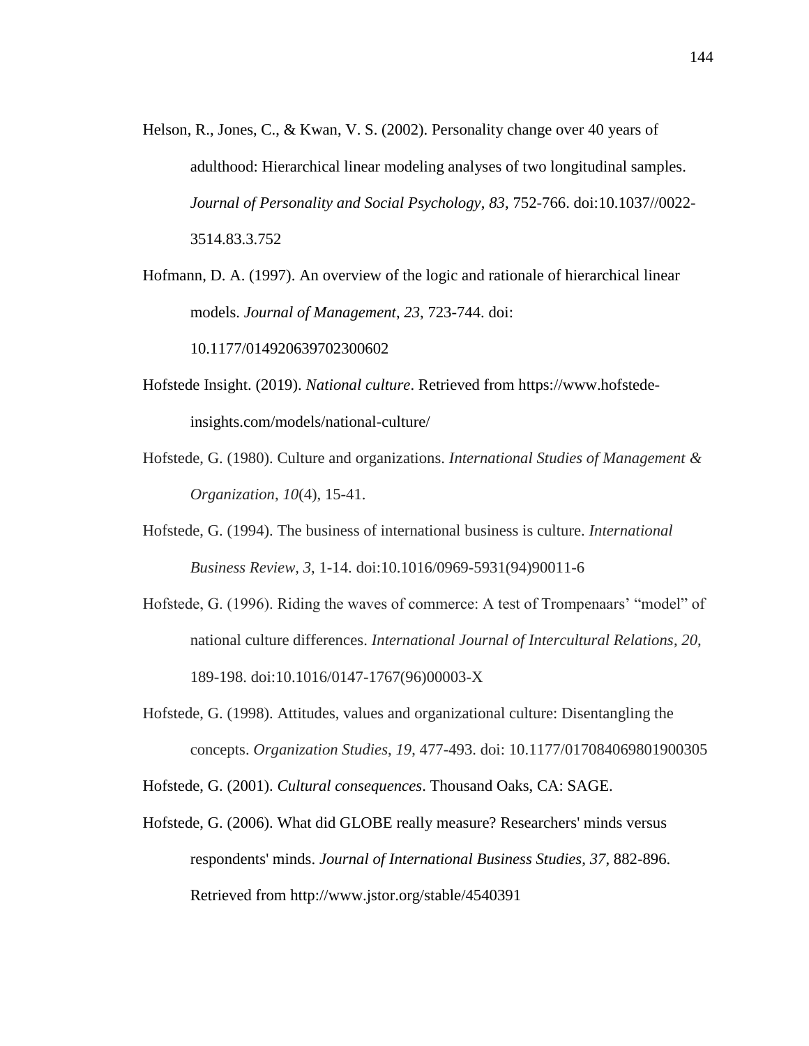Helson, R., Jones, C., & Kwan, V. S. (2002). Personality change over 40 years of adulthood: Hierarchical linear modeling analyses of two longitudinal samples. *Journal of Personality and Social Psychology*, *83*, 752-766. doi:10.1037//0022-3514.83.3.752

Hofmann, D. A. (1997). An overview of the logic and rationale of hierarchical linear models. *Journal of Management*, *23*, 723-744. doi: 10.1177/014920639702300602

Hofstede Insight. (2019). *National culture*. Retrieved from https://www.hofstede-insights.com/models/national-culture/

Hofstede, G. (1980). Culture and organizations. *International Studies of Management & Organization*, *10*(4), 15-41.

Hofstede, G. (1994). The business of international business is culture. *International Business Review, 3*, 1-14. doi:10.1016/0969-5931(94)90011-6

Hofstede, G. (1996). Riding the waves of commerce: A test of Trompenaars' "model" of national culture differences. *International Journal of Intercultural Relations*, *20*, 189-198. doi:10.1016/0147-1767(96)00003-X

Hofstede, G. (1998). Attitudes, values and organizational culture: Disentangling the concepts. *Organization Studies*, *19*, 477-493. doi: 10.1177/017084069801900305

Hofstede, G. (2001). *Cultural consequences*. Thousand Oaks, CA: SAGE.

Hofstede, G. (2006). What did GLOBE really measure? Researchers' minds versus respondents' minds. *Journal of International Business Studies*, *37*, 882-896. Retrieved from http://www.jstor.org/stable/4540391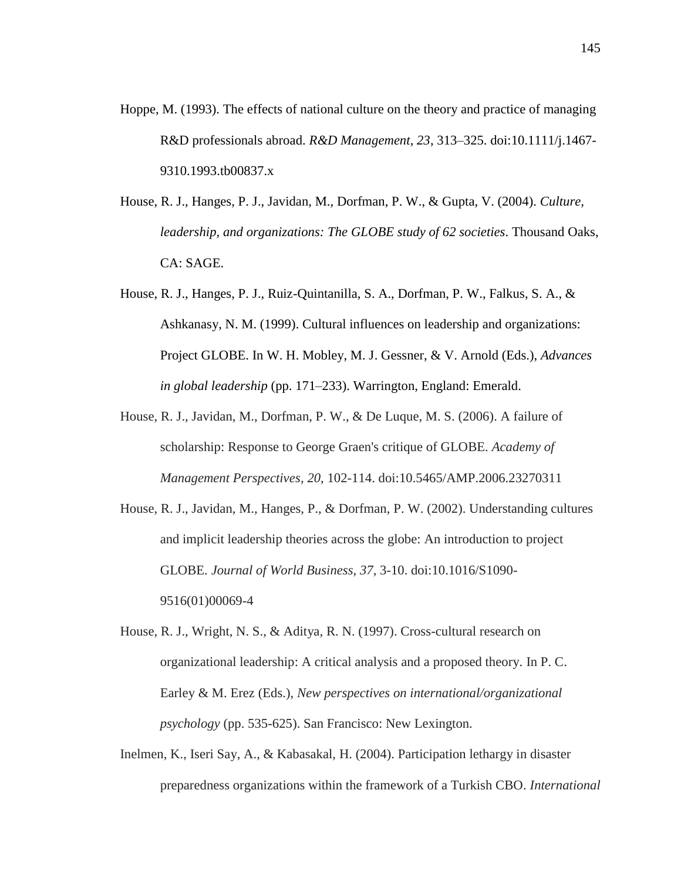Hoppe, M. (1993). The effects of national culture on the theory and practice of managing R&D professionals abroad. *R&D Management*, *23*, 313–325. doi:10.1111/j.1467-9310.1993.tb00837.x

House, R. J., Hanges, P. J., Javidan, M., Dorfman, P. W., & Gupta, V. (2004). *Culture, leadership, and organizations: The GLOBE study of 62 societies*. Thousand Oaks, CA: SAGE.

House, R. J., Hanges, P. J., Ruiz-Quintanilla, S. A., Dorfman, P. W., Falkus, S. A., & Ashkanasy, N. M. (1999). Cultural influences on leadership and organizations: Project GLOBE. In W. H. Mobley, M. J. Gessner, & V. Arnold (Eds.), *Advances in global leadership* (pp. 171–233). Warrington, England: Emerald.

House, R. J., Javidan, M., Dorfman, P. W., & De Luque, M. S. (2006). A failure of scholarship: Response to George Graen's critique of GLOBE. *Academy of Management Perspectives*, *20*, 102-114. doi:10.5465/AMP.2006.23270311

House, R. J., Javidan, M., Hanges, P., & Dorfman, P. W. (2002). Understanding cultures and implicit leadership theories across the globe: An introduction to project GLOBE. *Journal of World Business*, *37*, 3-10. doi:10.1016/S1090-9516(01)00069-4

House, R. J., Wright, N. S., & Aditya, R. N. (1997). Cross-cultural research on organizational leadership: A critical analysis and a proposed theory. In P. C. Earley & M. Erez (Eds.), *New perspectives on international/organizational psychology* (pp. 535-625). San Francisco: New Lexington.

Inelmen, K., Iseri Say, A., & Kabasakal, H. (2004). Participation lethargy in disaster preparedness organizations within the framework of a Turkish CBO. *International*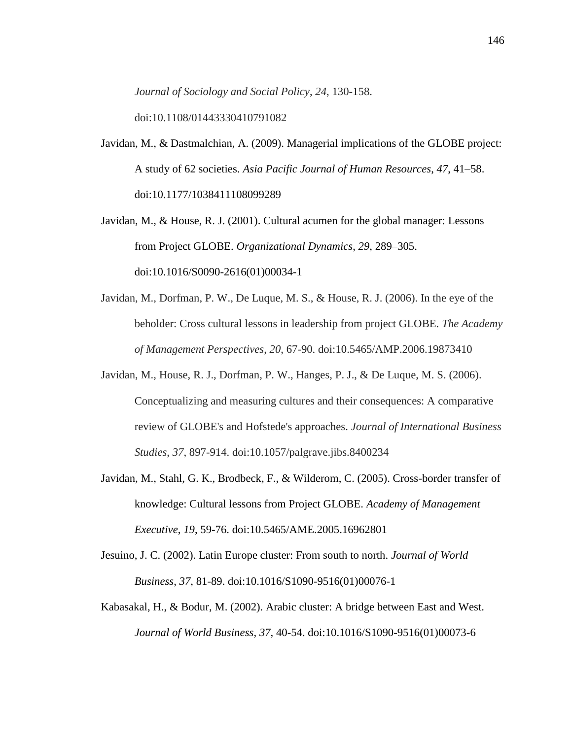*Journal of Sociology and Social Policy*, *24*, 130-158. doi:10.1108/01443330410791082

Javidan, M., & Dastmalchian, A. (2009). Managerial implications of the GLOBE project: A study of 62 societies. *Asia Pacific Journal of Human Resources*, *47*, 41–58. doi:10.1177/1038411108099289

Javidan, M., & House, R. J. (2001). Cultural acumen for the global manager: Lessons from Project GLOBE. *Organizational Dynamics*, *29*, 289–305. doi:10.1016/S0090-2616(01)00034-1

Javidan, M., Dorfman, P. W., De Luque, M. S., & House, R. J. (2006). In the eye of the beholder: Cross cultural lessons in leadership from project GLOBE. *The Academy of Management Perspectives*, *20*, 67-90. doi:10.5465/AMP.2006.19873410

Javidan, M., House, R. J., Dorfman, P. W., Hanges, P. J., & De Luque, M. S. (2006). Conceptualizing and measuring cultures and their consequences: A comparative review of GLOBE's and Hofstede's approaches. *Journal of International Business Studies*, *37*, 897-914. doi:10.1057/palgrave.jibs.8400234

Javidan, M., Stahl, G. K., Brodbeck, F., & Wilderom, C. (2005). Cross-border transfer of knowledge: Cultural lessons from Project GLOBE. *Academy of Management Executive*, *19*, 59-76. doi:10.5465/AME.2005.16962801

Jesuino, J. C. (2002). Latin Europe cluster: From south to north. *Journal of World Business*, *37*, 81-89. doi:10.1016/S1090-9516(01)00076-1

Kabasakal, H., & Bodur, M. (2002). Arabic cluster: A bridge between East and West. *Journal of World Business*, *37*, 40-54. doi:10.1016/S1090-9516(01)00073-6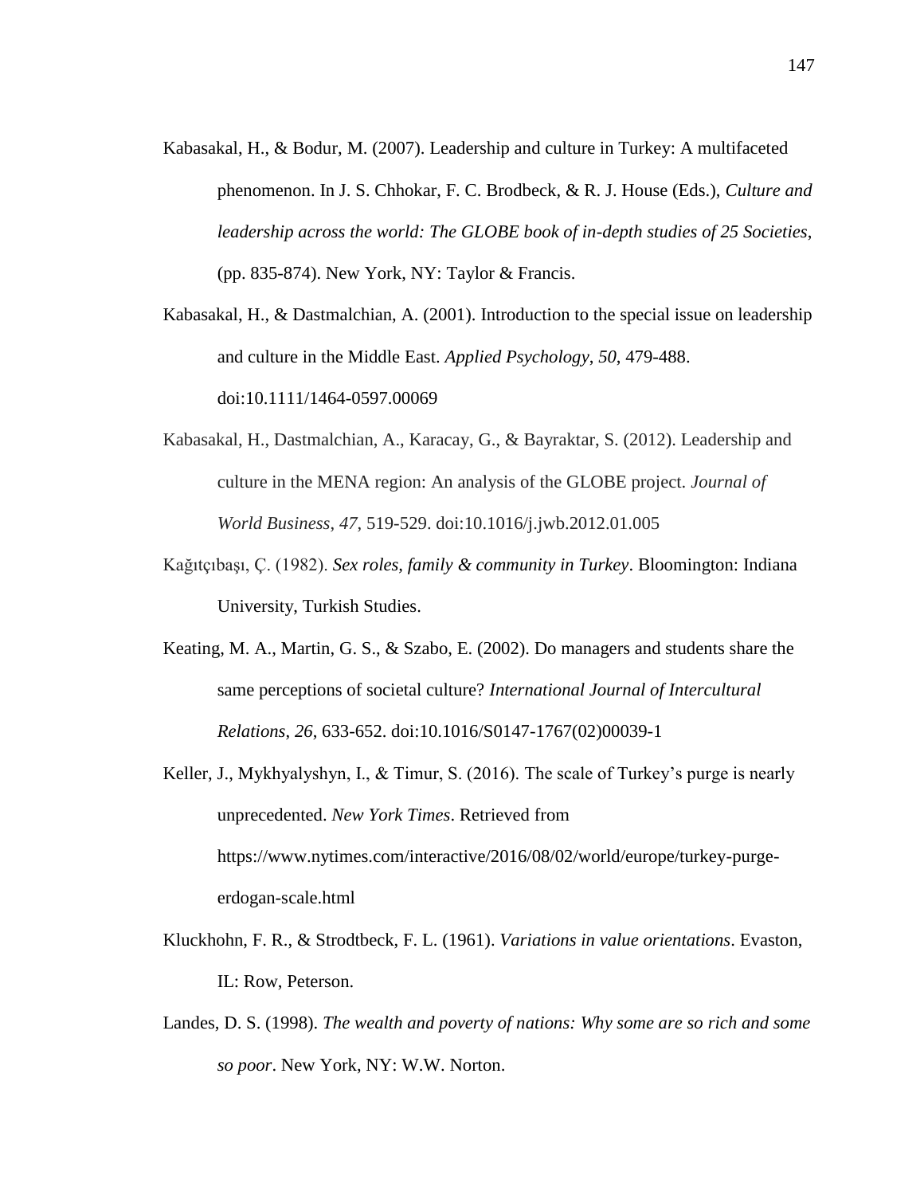Kabasakal, H., & Bodur, M. (2007). Leadership and culture in Turkey: A multifaceted phenomenon. In J. S. Chhokar, F. C. Brodbeck, & R. J. House (Eds.), *Culture and leadership across the world: The GLOBE book of in-depth studies of 25 Societies*, (pp. 835-874). New York, NY: Taylor & Francis.

Kabasakal, H., & Dastmalchian, A. (2001). Introduction to the special issue on leadership and culture in the Middle East. *Applied Psychology*, *50*, 479-488. doi:10.1111/1464-0597.00069

Kabasakal, H., Dastmalchian, A., Karacay, G., & Bayraktar, S. (2012). Leadership and culture in the MENA region: An analysis of the GLOBE project. *Journal of World Business*, *47*, 519-529. doi:10.1016/j.jwb.2012.01.005

Kağıtçıbaşı, Ç. (1982). *Sex roles, family & community in Turkey*. Bloomington: Indiana University, Turkish Studies.

Keating, M. A., Martin, G. S., & Szabo, E. (2002). Do managers and students share the same perceptions of societal culture? *International Journal of Intercultural Relations*, *26*, 633-652. doi:10.1016/S0147-1767(02)00039-1

Keller, J., Mykhyalyshyn, I., & Timur, S. (2016). The scale of Turkey's purge is nearly unprecedented. *New York Times*. Retrieved from https://www.nytimes.com/interactive/2016/08/02/world/europe/turkey-purge-erdogan-scale.html

Kluckhohn, F. R., & Strodtbeck, F. L. (1961). *Variations in value orientations*. Evaston, IL: Row, Peterson.

Landes, D. S. (1998). *The wealth and poverty of nations: Why some are so rich and some so poor*. New York, NY: W.W. Norton.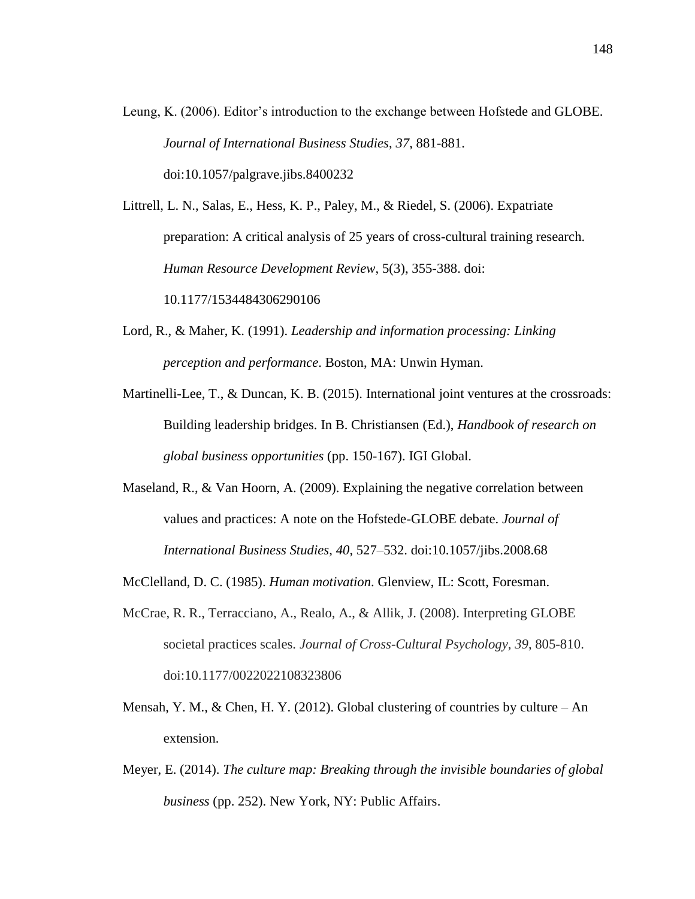Leung, K. (2006). Editor's introduction to the exchange between Hofstede and GLOBE. *Journal of International Business Studies*, *37*, 881-881. doi:10.1057/palgrave.jibs.8400232

Littrell, L. N., Salas, E., Hess, K. P., Paley, M., & Riedel, S. (2006). Expatriate preparation: A critical analysis of 25 years of cross-cultural training research. *Human Resource Development Review*, 5(3), 355-388. doi: 10.1177/1534484306290106

Lord, R., & Maher, K. (1991). *Leadership and information processing: Linking perception and performance*. Boston, MA: Unwin Hyman.

Martinelli-Lee, T., & Duncan, K. B. (2015). International joint ventures at the crossroads: Building leadership bridges. In B. Christiansen (Ed.), *Handbook of research on global business opportunities* (pp. 150-167). IGI Global.

Maseland, R., & Van Hoorn, A. (2009). Explaining the negative correlation between values and practices: A note on the Hofstede-GLOBE debate. *Journal of International Business Studies*, *40*, 527–532. doi:10.1057/jibs.2008.68

McClelland, D. C. (1985). *Human motivation*. Glenview, IL: Scott, Foresman.

McCrae, R. R., Terracciano, A., Realo, A., & Allik, J. (2008). Interpreting GLOBE societal practices scales. *Journal of Cross-Cultural Psychology*, *39*, 805-810. doi:10.1177/0022022108323806

Mensah, Y. M., & Chen, H. Y. (2012). Global clustering of countries by culture – An extension.

Meyer, E. (2014). *The culture map: Breaking through the invisible boundaries of global business* (pp. 252). New York, NY: Public Affairs.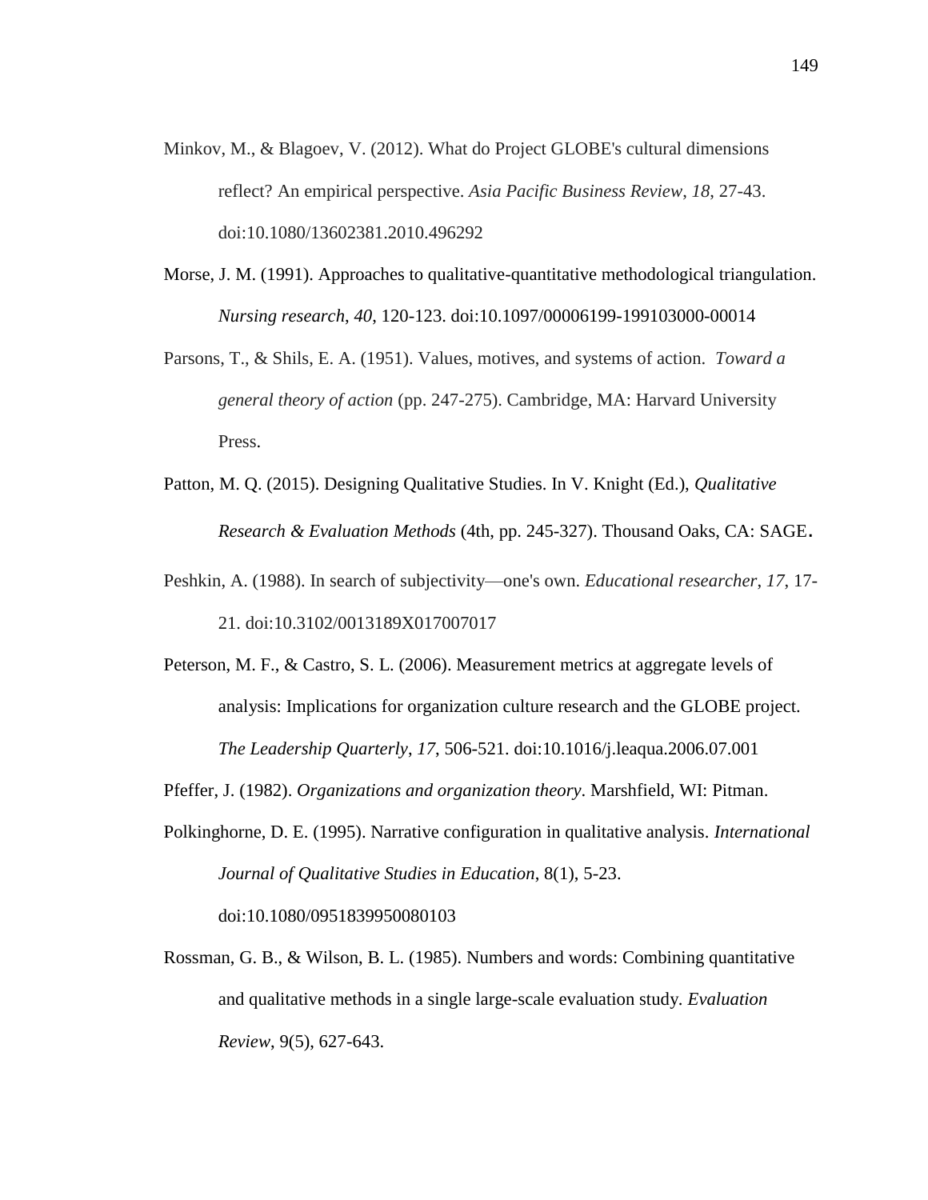Minkov, M., & Blagoev, V. (2012). What do Project GLOBE's cultural dimensions reflect? An empirical perspective. *Asia Pacific Business Review*, *18*, 27-43. doi:10.1080/13602381.2010.496292

Morse, J. M. (1991). Approaches to qualitative-quantitative methodological triangulation. *Nursing research*, *40*, 120-123. doi:10.1097/00006199-199103000-00014

Parsons, T., & Shils, E. A. (1951). Values, motives, and systems of action. *Toward a general theory of action* (pp. 247-275). Cambridge, MA: Harvard University Press.

Patton, M. Q. (2015). Designing Qualitative Studies. In V. Knight (Ed.), *Qualitative Research & Evaluation Methods* (4th, pp. 245-327). Thousand Oaks, CA: SAGE.

Peshkin, A. (1988). In search of subjectivity—one's own. *Educational researcher*, *17*, 17-21. doi:10.3102/0013189X017007017

Peterson, M. F., & Castro, S. L. (2006). Measurement metrics at aggregate levels of analysis: Implications for organization culture research and the GLOBE project. *The Leadership Quarterly*, *17*, 506-521. doi:10.1016/j.leaqua.2006.07.001

Pfeffer, J. (1982). *Organizations and organization theory*. Marshfield, WI: Pitman.

Polkinghorne, D. E. (1995). Narrative configuration in qualitative analysis. *International Journal of Qualitative Studies in Education*, 8(1), 5-23. doi:10.1080/0951839950080103

Rossman, G. B., & Wilson, B. L. (1985). Numbers and words: Combining quantitative and qualitative methods in a single large-scale evaluation study. *Evaluation Review*, 9(5), 627-643.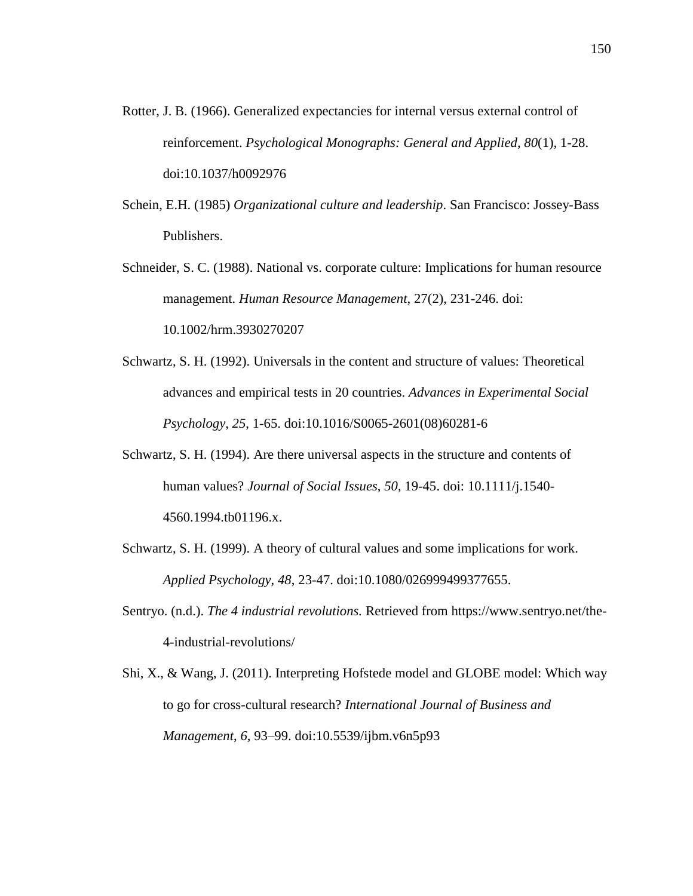Rotter, J. B. (1966). Generalized expectancies for internal versus external control of reinforcement. *Psychological Monographs: General and Applied*, *80*(1), 1-28. doi:10.1037/h0092976

Schein, E.H. (1985) *Organizational culture and leadership*. San Francisco: Jossey-Bass Publishers.

Schneider, S. C. (1988). National vs. corporate culture: Implications for human resource management. *Human Resource Management*, 27(2), 231-246. doi: 10.1002/hrm.3930270207

Schwartz, S. H. (1992). Universals in the content and structure of values: Theoretical advances and empirical tests in 20 countries. *Advances in Experimental Social Psychology*, *25*, 1-65. doi:10.1016/S0065-2601(08)60281-6

Schwartz, S. H. (1994). Are there universal aspects in the structure and contents of human values? *Journal of Social Issues*, *50*, 19-45. doi: 10.1111/j.1540-4560.1994.tb01196.x.

Schwartz, S. H. (1999). A theory of cultural values and some implications for work. *Applied Psychology*, *48*, 23-47. doi:10.1080/026999499377655.

Sentryo. (n.d.). *The 4 industrial revolutions.* Retrieved from https://www.sentryo.net/the-4-industrial-revolutions/

Shi, X., & Wang, J. (2011). Interpreting Hofstede model and GLOBE model: Which way to go for cross-cultural research? *International Journal of Business and Management*, *6*, 93–99. doi:10.5539/ijbm.v6n5p93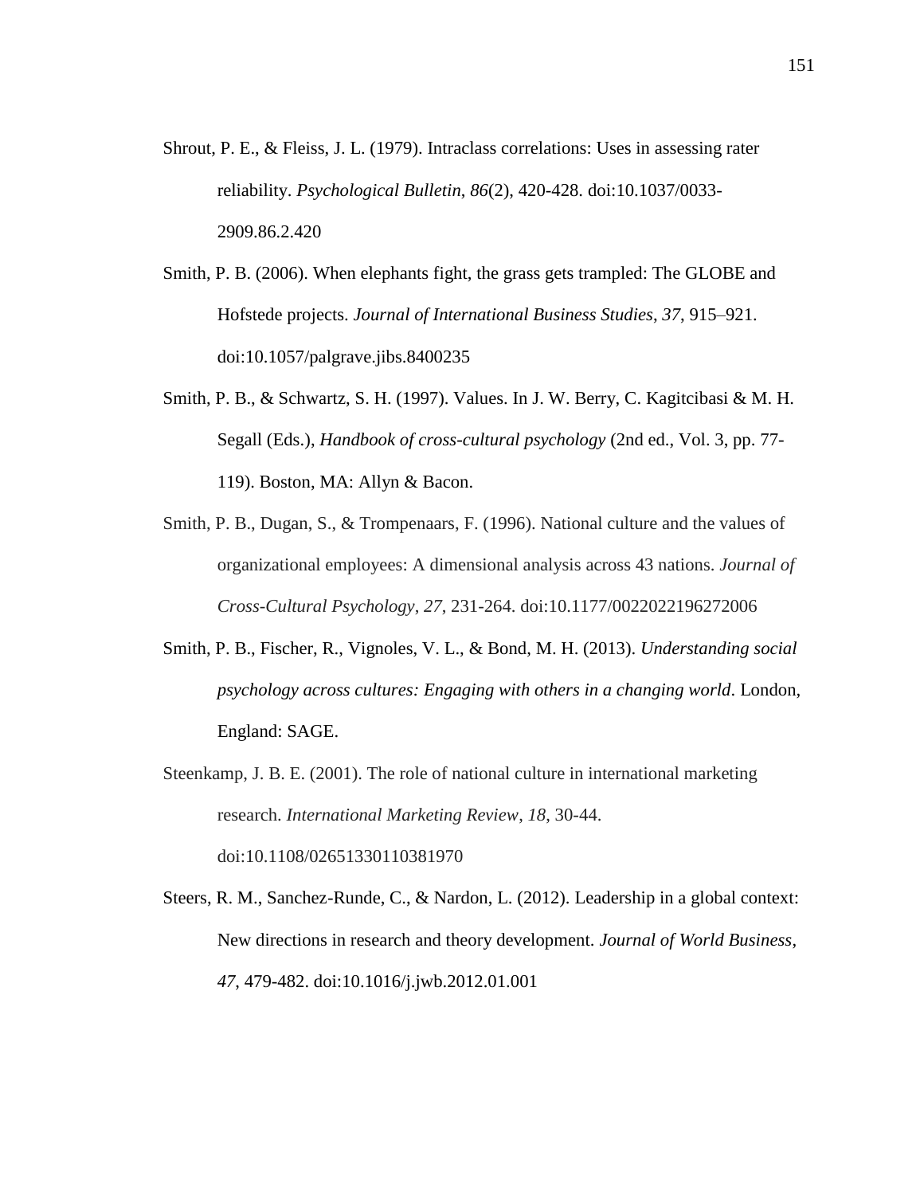Shrout, P. E., & Fleiss, J. L. (1979). Intraclass correlations: Uses in assessing rater reliability. *Psychological Bulletin*, *86*(2), 420-428. doi:10.1037/0033-2909.86.2.420

Smith, P. B. (2006). When elephants fight, the grass gets trampled: The GLOBE and Hofstede projects. *Journal of International Business Studies*, *37*, 915–921. doi:10.1057/palgrave.jibs.8400235

Smith, P. B., & Schwartz, S. H. (1997). Values. In J. W. Berry, C. Kagitcibasi & M. H. Segall (Eds.), *Handbook of cross-cultural psychology* (2nd ed., Vol. 3, pp. 77-119). Boston, MA: Allyn & Bacon.

Smith, P. B., Dugan, S., & Trompenaars, F. (1996). National culture and the values of organizational employees: A dimensional analysis across 43 nations. *Journal of Cross-Cultural Psychology*, *27*, 231-264. doi:10.1177/0022022196272006

Smith, P. B., Fischer, R., Vignoles, V. L., & Bond, M. H. (2013). *Understanding social psychology across cultures: Engaging with others in a changing world*. London, England: SAGE.

Steenkamp, J. B. E. (2001). The role of national culture in international marketing research. *International Marketing Review*, *18*, 30-44. doi:10.1108/02651330110381970

Steers, R. M., Sanchez-Runde, C., & Nardon, L. (2012). Leadership in a global context: New directions in research and theory development. *Journal of World Business*, *47*, 479-482. doi:10.1016/j.jwb.2012.01.001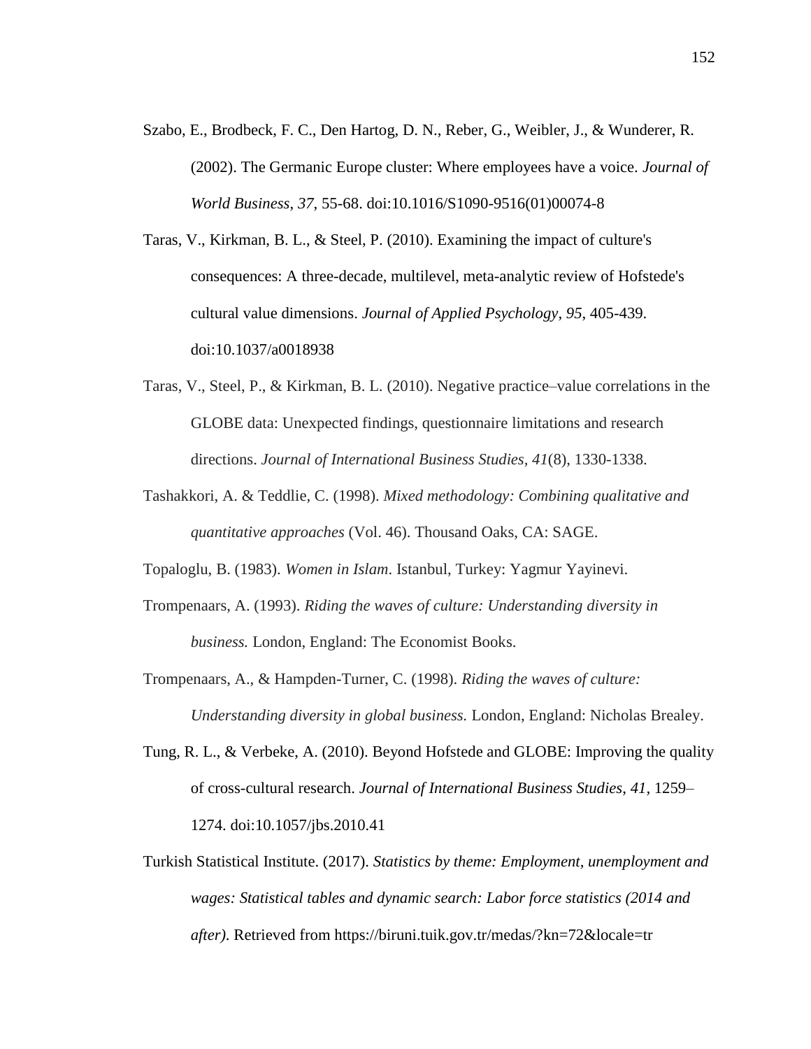Szabo, E., Brodbeck, F. C., Den Hartog, D. N., Reber, G., Weibler, J., & Wunderer, R. (2002). The Germanic Europe cluster: Where employees have a voice. *Journal of World Business*, *37*, 55-68. doi:10.1016/S1090-9516(01)00074-8

Taras, V., Kirkman, B. L., & Steel, P. (2010). Examining the impact of culture's consequences: A three-decade, multilevel, meta-analytic review of Hofstede's cultural value dimensions. *Journal of Applied Psychology*, *95*, 405-439. doi:10.1037/a0018938

Taras, V., Steel, P., & Kirkman, B. L. (2010). Negative practice–value correlations in the GLOBE data: Unexpected findings, questionnaire limitations and research directions. *Journal of International Business Studies, 41*(8), 1330-1338.

Tashakkori, A. & Teddlie, C. (1998). *Mixed methodology: Combining qualitative and quantitative approaches* (Vol. 46). Thousand Oaks, CA: SAGE.

Topaloglu, B. (1983). *Women in Islam*. Istanbul, Turkey: Yagmur Yayinevi.

Trompenaars, A. (1993). *Riding the waves of culture: Understanding diversity in business.* London, England: The Economist Books.

Trompenaars, A., & Hampden-Turner, C. (1998). *Riding the waves of culture: Understanding diversity in global business.* London, England: Nicholas Brealey.

Tung, R. L., & Verbeke, A. (2010). Beyond Hofstede and GLOBE: Improving the quality of cross-cultural research. *Journal of International Business Studies, 41,* 1259–1274. doi:10.1057/jbs.2010.41

Turkish Statistical Institute. (2017). *Statistics by theme: Employment, unemployment and wages: Statistical tables and dynamic search: Labor force statistics (2014 and after).* Retrieved from https://biruni.tuik.gov.tr/medas/?kn=72&locale=tr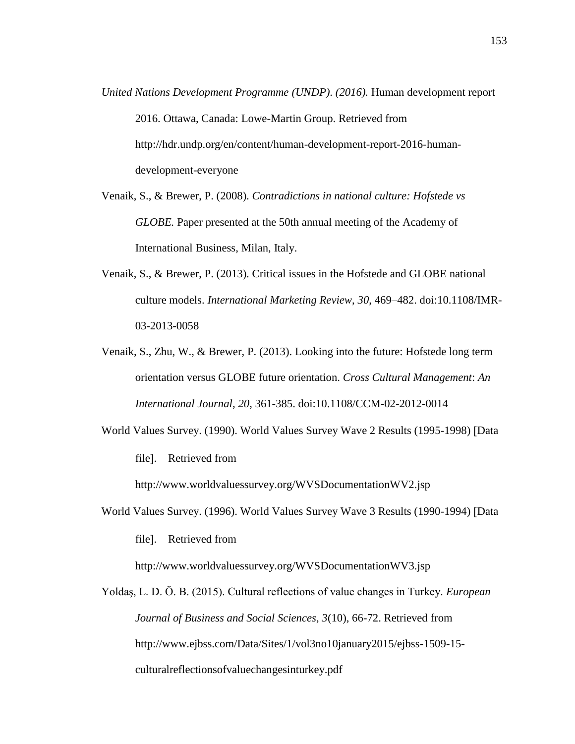*United Nations Development Programme (UNDP). (2016).* Human development report 2016. Ottawa, Canada: Lowe-Martin Group. Retrieved from http://hdr.undp.org/en/content/human-development-report-2016-human-development-everyone

Venaik, S., & Brewer, P. (2008). *Contradictions in national culture: Hofstede vs GLOBE.* Paper presented at the 50th annual meeting of the Academy of International Business, Milan, Italy.

Venaik, S., & Brewer, P. (2013). Critical issues in the Hofstede and GLOBE national culture models. *International Marketing Review*, *30*, 469–482. doi:10.1108/IMR-03-2013-0058

Venaik, S., Zhu, W., & Brewer, P. (2013). Looking into the future: Hofstede long term orientation versus GLOBE future orientation. *Cross Cultural Management*: *An International Journal*, *20*, 361-385. doi:10.1108/CCM-02-2012-0014

World Values Survey. (1990). World Values Survey Wave 2 Results (1995-1998) [Data file]. Retrieved from http://www.worldvaluessurvey.org/WVSDocumentationWV2.jsp

World Values Survey. (1996). World Values Survey Wave 3 Results (1990-1994) [Data file]. Retrieved from http://www.worldvaluessurvey.org/WVSDocumentationWV3.jsp

Yoldaş, L. D. Ö. B. (2015). Cultural reflections of value changes in Turkey. *European Journal of Business and Social Sciences*, *3*(10), 66-72. Retrieved from http://www.ejbss.com/Data/Sites/1/vol3no10january2015/ejbss-1509-15-culturalreflectionsofvaluechangesinturkey.pdf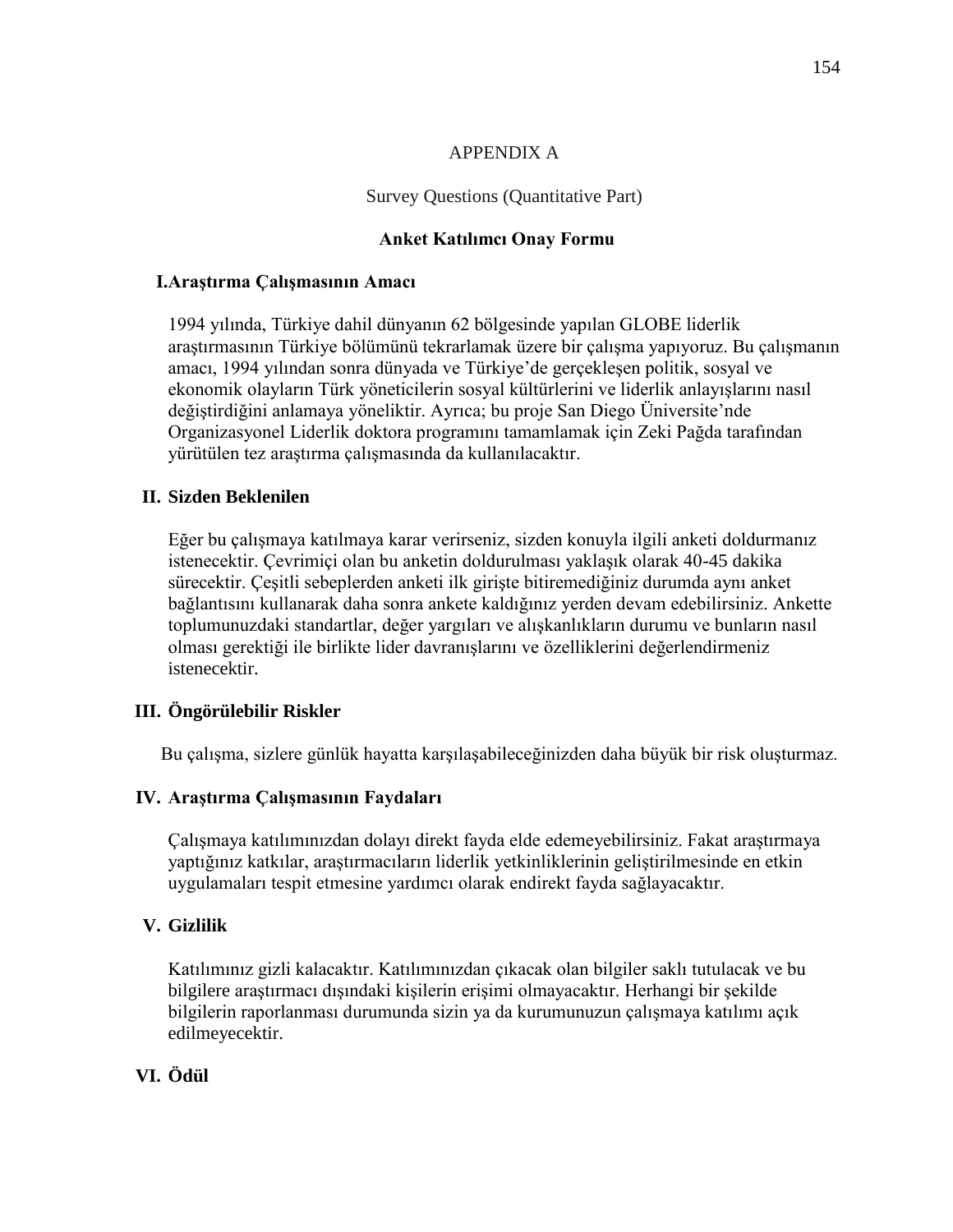# APPENDIX A

## Survey Questions (Quantitative Part)

### Anket Katılımcı Onay Formu

**I. Araştırma Çalışmasının Amacı**

1994 yılında, Türkiye dahil dünyanın 62 bölgesinde yapılan GLOBE liderlik araştırmasının Türkiye bölümünü tekrarlamak üzere bir çalışma yapıyoruz. Bu çalışmanın amacı, 1994 yılından sonra dünyada ve Türkiye'de gerçekleşen politik, sosyal ve ekonomik olayların Türk yöneticilerin sosyal kültürlerini ve liderlik anlayışlarını nasıl değiştirdiğini anlamaya yöneliktir. Ayrıca; bu proje San Diego Üniversite'nde Organizasyonel Liderlik doktora programını tamamlamak için Zeki Pağda tarafından yürütülen tez araştırma çalışmasında da kullanılacaktır.

**II. Sizden Beklenilen**

Eğer bu çalışmaya katılmaya karar verirseniz, sizden konuyla ilgili anketi doldurmanız istenecektir. Çevrimiçi olan bu anketin doldurulması yaklaşık olarak 40-45 dakika sürecektir. Çeşitli sebeplerden anketi ilk girişte bitiremediğiniz durumda aynı anket bağlantısını kullanarak daha sonra ankete kaldığınız yerden devam edebilirsiniz. Ankette toplumunuzdaki standartlar, değer yargıları ve alışkanlıkların durumu ve bunların nasıl olması gerektiği ile birlikte lider davranışlarını ve özelliklerini değerlendirmeniz istenecektir.

**III. Öngörülebilir Riskler**

Bu çalışma, sizlere günlük hayatta karşılaşabileceğinizden daha büyük bir risk oluşturmaz.

**IV. Araştırma Çalışmasının Faydaları**

Çalışmaya katılımınızdan dolayı direkt fayda elde edemeyebilirsiniz. Fakat araştırmaya yaptığınız katkılar, araştırmacıların liderlik yetkinliklerinin geliştirilmesinde en etkin uygulamaları tespit etmesine yardımcı olarak endirekt fayda sağlayacaktır.

**V. Gizlilik**

Katılımınız gizli kalacaktır. Katılımınızdan çıkacak olan bilgiler saklı tutulacak ve bu bilgilere araştırmacı dışındaki kişilerin erişimi olmayacaktır. Herhangi bir şekilde bilgilerin raporlanması durumunda sizin ya da kurumunuzun çalışmaya katılımı açık edilmeyecektir.

**VI. Ödül**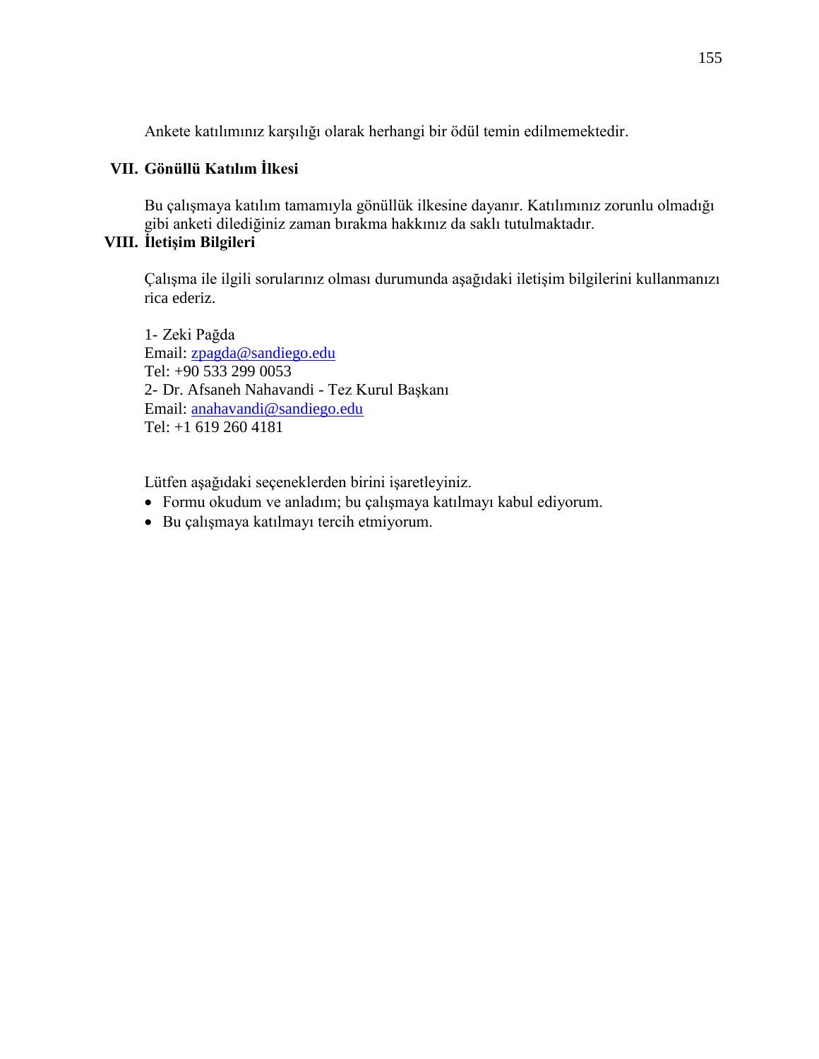Ankete katılımınız karşılığı olarak herhangi bir ödül temin edilmemektedir.

## VII. Gönüllü Katılım İlkesi

Bu çalışmaya katılım tamamıyla gönüllük ilkesine dayanır. Katılımınız zorunlu olmadığı gibi anketi dilediğiniz zaman bırakma hakkınız da saklı tutulmaktadır.

## VIII. İletişim Bilgileri

Çalışma ile ilgili sorularınız olması durumunda aşağıdaki iletişim bilgilerini kullanmanızı rica ederiz.

1- Zeki Pağda
Email: zpagda@sandiego.edu
Tel: +90 533 299 0053
2- Dr. Afsaneh Nahavandi - Tez Kurul Başkanı
Email: anahavandi@sandiego.edu
Tel: +1 619 260 4181

Lütfen aşağıdaki seçeneklerden birini işaretleyiniz.

- Formu okudum ve anladım; bu çalışmaya katılmayı kabul ediyorum.
- Bu çalışmaya katılmayı tercih etmiyorum.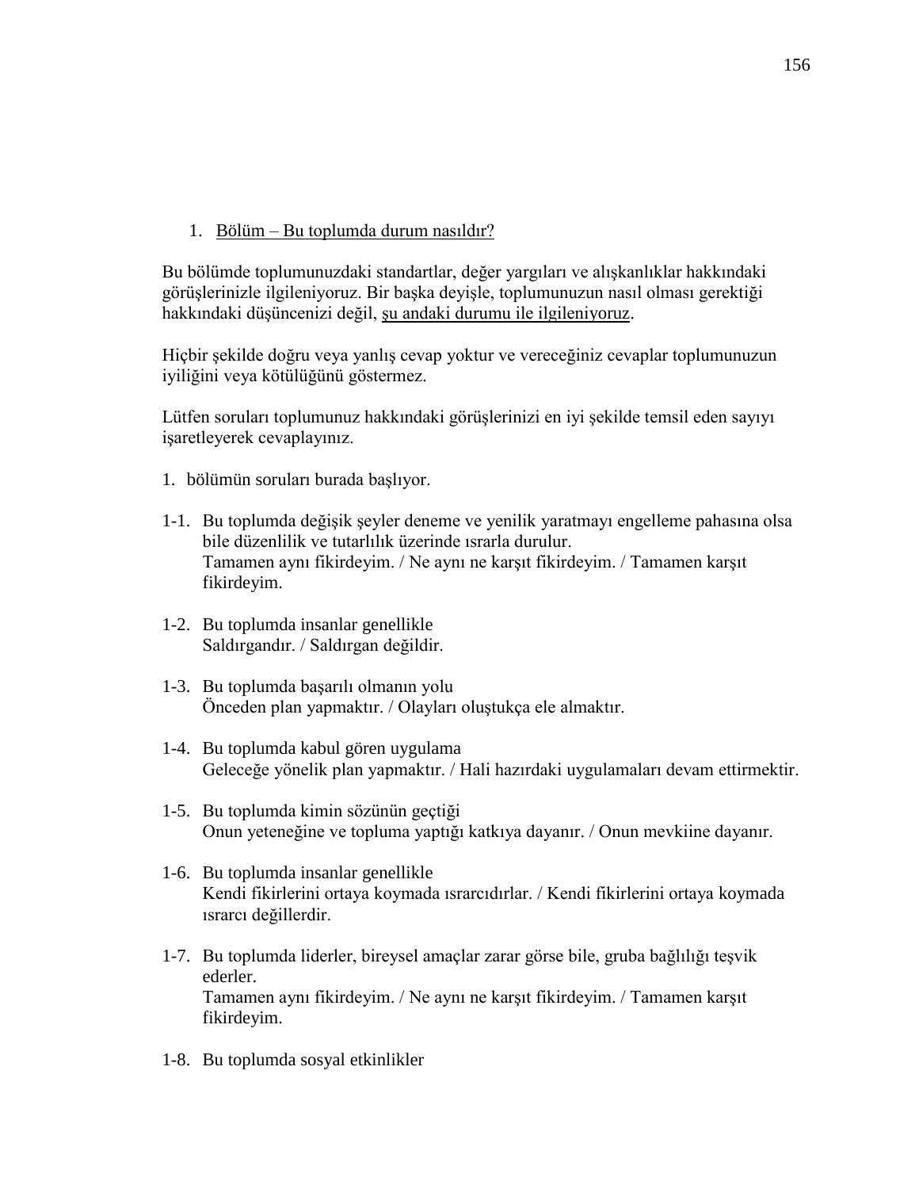1. <u>Bölüm – Bu toplumda durum nasıldır?</u>

Bu bölümde toplumunuzdaki standartlar, değer yargıları ve alışkanlıklar hakkındaki görüşlerinizle ilgileniyoruz. Bir başka deyişle, toplumunuzun nasıl olması gerektiği hakkındaki düşüncenizi değil, <u>şu andaki durumu ile ilgileniyoruz</u>.

Hiçbir şekilde doğru veya yanlış cevap yoktur ve vereceğiniz cevaplar toplumunuzun iyiliğini veya kötülüğünü göstermez.

Lütfen soruları toplumunuz hakkındaki görüşlerinizi en iyi şekilde temsil eden sayıyı işaretleyerek cevaplayınız.

1. bölümün soruları burada başlıyor.

1-1. Bu toplumda değişik şeyler deneme ve yenilik yaratmayı engelleme pahasına olsa bile düzenlilik ve tutarlılık üzerinde ısrarla durulur.
Tamamen aynı fikirdeyim. / Ne aynı ne karşıt fikirdeyim. / Tamamen karşıt fikirdeyim.

1-2. Bu toplumda insanlar genellikle
Saldırgandır. / Saldırgan değildir.

1-3. Bu toplumda başarılı olmanın yolu
Önceden plan yapmaktır. / Olayları oluştukça ele almaktır.

1-4. Bu toplumda kabul gören uygulama
Geleceğe yönelik plan yapmaktır. / Hali hazırdaki uygulamaları devam ettirmektir.

1-5. Bu toplumda kimin sözünün geçtiği
Onun yeteneğine ve topluma yaptığı katkıya dayanır. / Onun mevkiine dayanır.

1-6. Bu toplumda insanlar genellikle
Kendi fikirlerini ortaya koymada ısrarcıdırlar. / Kendi fikirlerini ortaya koymada ısrarcı değillerdir.

1-7. Bu toplumda liderler, bireysel amaçlar zarar görse bile, gruba bağlılığı teşvik ederler.
Tamamen aynı fikirdeyim. / Ne aynı ne karşıt fikirdeyim. / Tamamen karşıt fikirdeyim.

1-8. Bu toplumda sosyal etkinlikler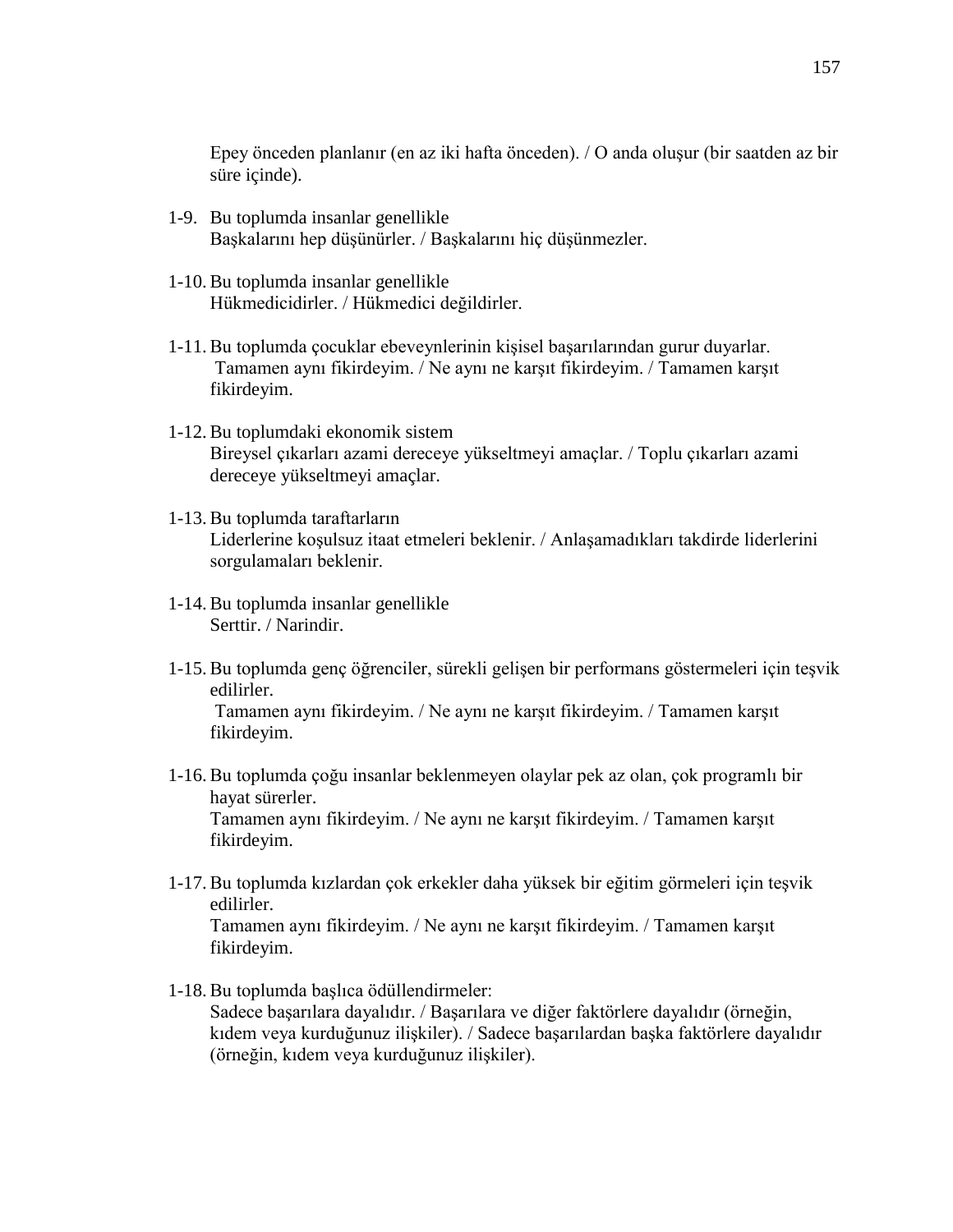Epey önceden planlanır (en az iki hafta önceden). / O anda oluşur (bir saatden az bir süre içinde).

1-9. Bu toplumda insanlar genellikle
Başkalarını hep düşünürler. / Başkalarını hiç düşünmezler.

1-10. Bu toplumda insanlar genellikle
Hükmedicidirler. / Hükmedici değildirler.

1-11. Bu toplumda çocuklar ebeveynlerinin kişisel başarılarından gurur duyarlar.
Tamamen aynı fikirdeyim. / Ne aynı ne karşıt fikirdeyim. / Tamamen karşıt fikirdeyim.

1-12. Bu toplumdaki ekonomik sistem
Bireysel çıkarları azami dereceye yükseltmeyi amaçlar. / Toplu çıkarları azami dereceye yükseltmeyi amaçlar.

1-13. Bu toplumda taraftarların
Liderlerine koşulsuz itaat etmeleri beklenir. / Anlaşamadıkları takdirde liderlerini sorgulamaları beklenir.

1-14. Bu toplumda insanlar genellikle
Serttir. / Narindir.

1-15. Bu toplumda genç öğrenciler, sürekli gelişen bir performans göstermeleri için teşvik edilirler.
Tamamen aynı fikirdeyim. / Ne aynı ne karşıt fikirdeyim. / Tamamen karşıt fikirdeyim.

1-16. Bu toplumda çoğu insanlar beklenmeyen olaylar pek az olan, çok programlı bir hayat sürerler.
Tamamen aynı fikirdeyim. / Ne aynı ne karşıt fikirdeyim. / Tamamen karşıt fikirdeyim.

1-17. Bu toplumda kızlardan çok erkekler daha yüksek bir eğitim görmeleri için teşvik edilirler.
Tamamen aynı fikirdeyim. / Ne aynı ne karşıt fikirdeyim. / Tamamen karşıt fikirdeyim.

1-18. Bu toplumda başlıca ödüllendirmeler:
Sadece başarılara dayalıdır. / Başarılara ve diğer faktörlere dayalıdır (örneğin, kıdem veya kurduğunuz ilişkiler). / Sadece başarılardan başka faktörlere dayalıdır (örneğin, kıdem veya kurduğunuz ilişkiler).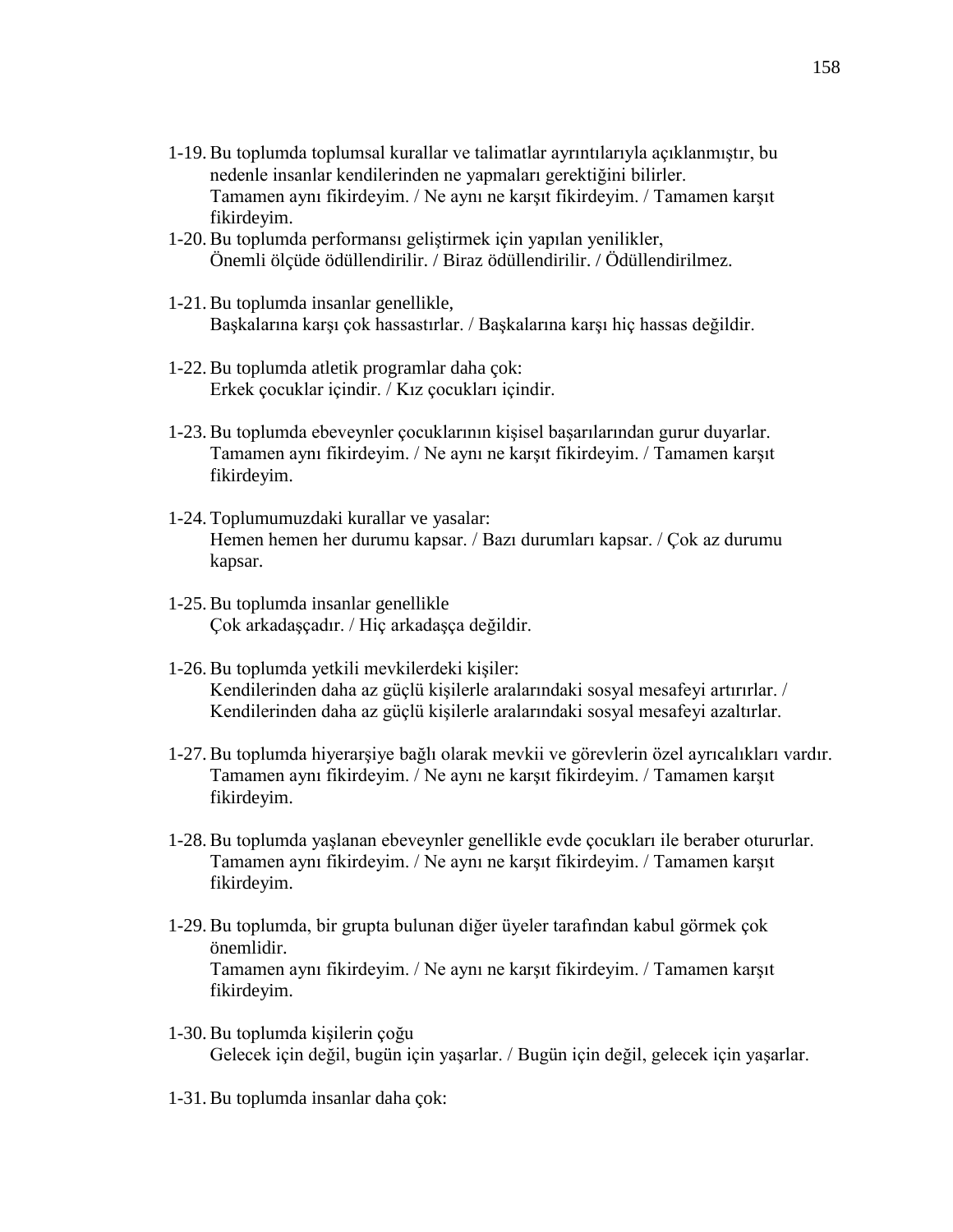1-19. Bu toplumda toplumsal kurallar ve talimatlar ayrıntılarıyla açıklanmıştır, bu nedenle insanlar kendilerinden ne yapmaları gerektiğini bilirler.
Tamamen aynı fikirdeyim. / Ne aynı ne karşıt fikirdeyim. / Tamamen karşıt fikirdeyim.

1-20. Bu toplumda performansı geliştirmek için yapılan yenilikler,
Önemli ölçüde ödüllendirilir. / Biraz ödüllendirilir. / Ödüllendirilmez.

1-21. Bu toplumda insanlar genellikle,
Başkalarına karşı çok hassastırlar. / Başkalarına karşı hiç hassas değildir.

1-22. Bu toplumda atletik programlar daha çok:
Erkek çocuklar içindir. / Kız çocukları içindir.

1-23. Bu toplumda ebeveynler çocuklarının kişisel başarılarından gurur duyarlar.
Tamamen aynı fikirdeyim. / Ne aynı ne karşıt fikirdeyim. / Tamamen karşıt fikirdeyim.

1-24. Toplumumuzdaki kurallar ve yasalar:
Hemen hemen her durumu kapsar. / Bazı durumları kapsar. / Çok az durumu kapsar.

1-25. Bu toplumda insanlar genellikle
Çok arkadaşçadır. / Hiç arkadaşça değildir.

1-26. Bu toplumda yetkili mevkilerdeki kişiler:
Kendilerinden daha az güçlü kişilerle aralarındaki sosyal mesafeyi artırırlar. / Kendilerinden daha az güçlü kişilerle aralarındaki sosyal mesafeyi azaltırlar.

1-27. Bu toplumda hiyerarşiye bağlı olarak mevkii ve görevlerin özel ayrıcalıkları vardır.
Tamamen aynı fikirdeyim. / Ne aynı ne karşıt fikirdeyim. / Tamamen karşıt fikirdeyim.

1-28. Bu toplumda yaşlanan ebeveynler genellikle evde çocukları ile beraber otururlar.
Tamamen aynı fikirdeyim. / Ne aynı ne karşıt fikirdeyim. / Tamamen karşıt fikirdeyim.

1-29. Bu toplumda, bir grupta bulunan diğer üyeler tarafından kabul görmek çok önemlidir.
Tamamen aynı fikirdeyim. / Ne aynı ne karşıt fikirdeyim. / Tamamen karşıt fikirdeyim.

1-30. Bu toplumda kişilerin çoğu
Gelecek için değil, bugün için yaşarlar. / Bugün için değil, gelecek için yaşarlar.

1-31. Bu toplumda insanlar daha çok: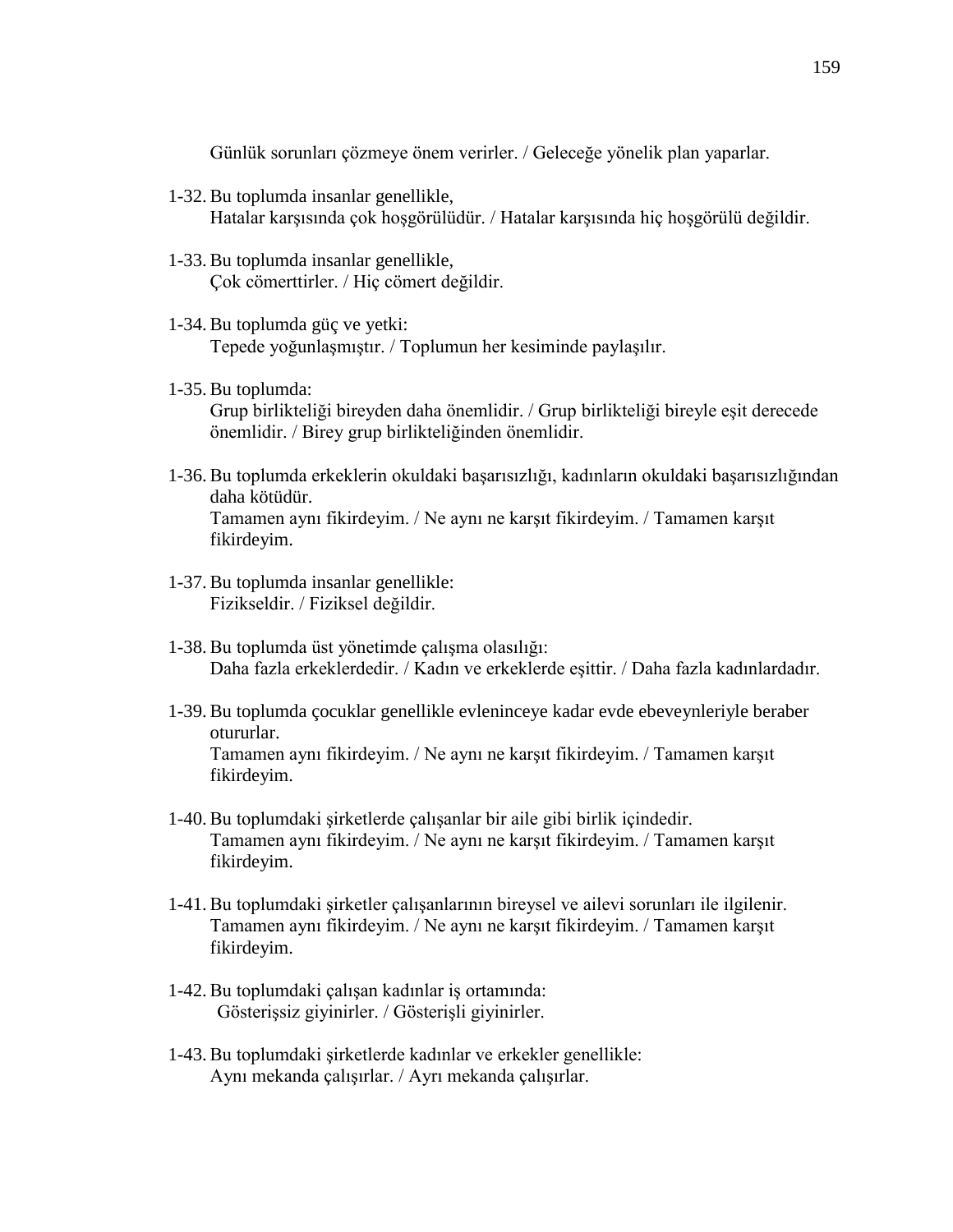Günlük sorunları çözmeye önem verirler. / Geleceğe yönelik plan yaparlar.

1-32. Bu toplumda insanlar genellikle,
Hatalar karşısında çok hoşgörülüdür. / Hatalar karşısında hiç hoşgörülü değildir.

1-33. Bu toplumda insanlar genellikle,
Çok cömerttirler. / Hiç cömert değildir.

1-34. Bu toplumda güç ve yetki:
Tepede yoğunlaşmıştır. / Toplumun her kesiminde paylaşılır.

1-35. Bu toplumda:
Grup birlikteliği bireyden daha önemlidir. / Grup birlikteliği bireyle eşit derecede önemlidir. / Birey grup birlikteliğinden önemlidir.

1-36. Bu toplumda erkeklerin okuldaki başarısızlığı, kadınların okuldaki başarısızlığından daha kötüdür.
Tamamen aynı fikirdeyim. / Ne aynı ne karşıt fikirdeyim. / Tamamen karşıt fikirdeyim.

1-37. Bu toplumda insanlar genellikle:
Fizikseldir. / Fiziksel değildir.

1-38. Bu toplumda üst yönetimde çalışma olasılığı:
Daha fazla erkeklerdedir. / Kadın ve erkeklerde eşittir. / Daha fazla kadınlardadır.

1-39. Bu toplumda çocuklar genellikle evleninceye kadar evde ebeveynleriyle beraber otururlar.
Tamamen aynı fikirdeyim. / Ne aynı ne karşıt fikirdeyim. / Tamamen karşıt fikirdeyim.

1-40. Bu toplumdaki şirketlerde çalışanlar bir aile gibi birlik içindedir.
Tamamen aynı fikirdeyim. / Ne aynı ne karşıt fikirdeyim. / Tamamen karşıt fikirdeyim.

1-41. Bu toplumdaki şirketler çalışanlarının bireysel ve ailevi sorunları ile ilgilenir.
Tamamen aynı fikirdeyim. / Ne aynı ne karşıt fikirdeyim. / Tamamen karşıt fikirdeyim.

1-42. Bu toplumdaki çalışan kadınlar iş ortamında:
Gösterişsiz giyinirler. / Gösterişli giyinirler.

1-43. Bu toplumdaki şirketlerde kadınlar ve erkekler genellikle:
Aynı mekanda çalışırlar. / Ayrı mekanda çalışırlar.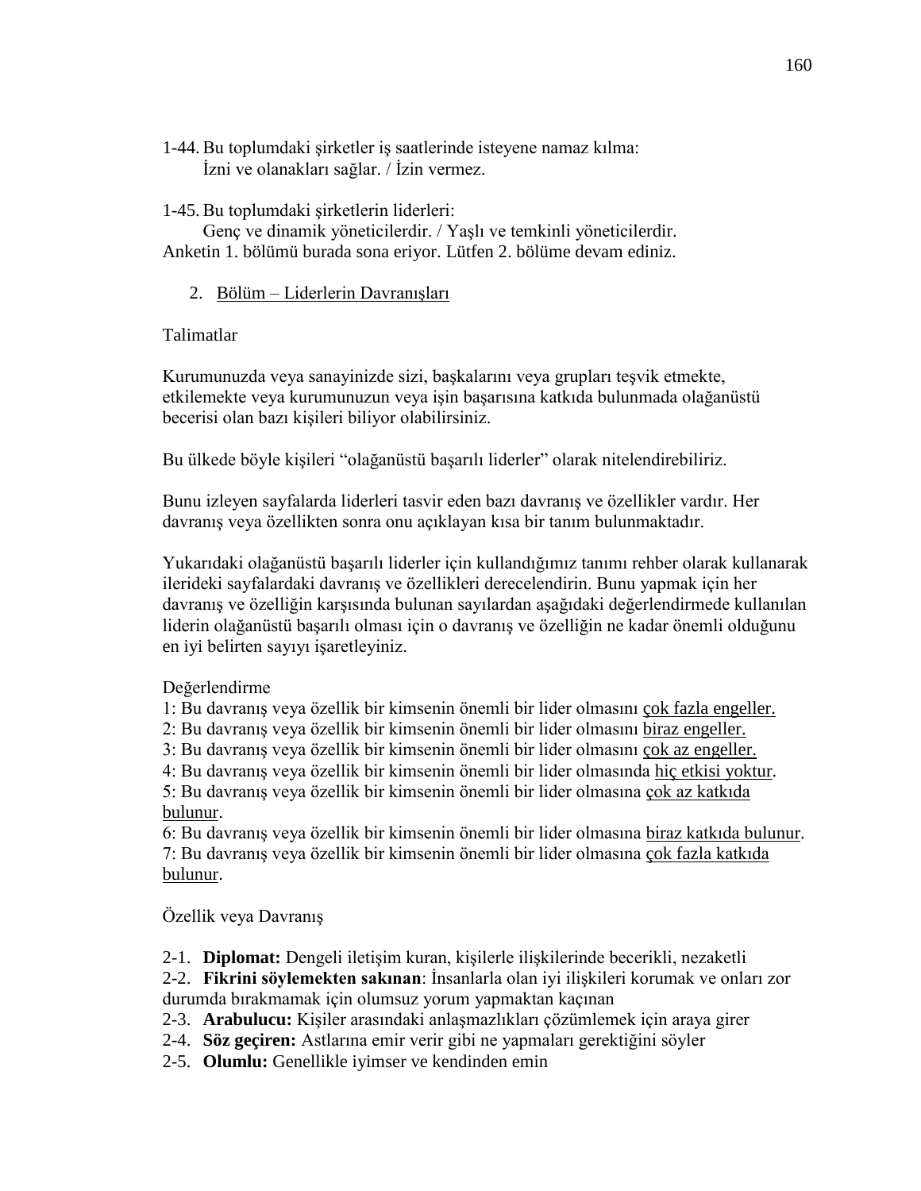1-44. Bu toplumdaki şirketler iş saatlerinde isteyene namaz kılma:
İzni ve olanakları sağlar. / İzin vermez.

1-45. Bu toplumdaki şirketlerin liderleri:
Genç ve dinamik yöneticilerdir. / Yaşlı ve temkinli yöneticilerdir.
Anketin 1. bölümü burada sona eriyor. Lütfen 2. bölüme devam ediniz.

2. Bölüm – Liderlerin Davranışları

Talimatlar

Kurumunuzda veya sanayinizde sizi, başkalarını veya grupları teşvik etmekte, etkilemekte veya kurumunuzun veya işin başarısına katkıda bulunmada olağanüstü becerisi olan bazı kişileri biliyor olabilirsiniz.

Bu ülkede böyle kişileri "olağanüstü başarılı liderler" olarak nitelendirebiliriz.

Bunu izleyen sayfalarda liderleri tasvir eden bazı davranış ve özellikler vardır. Her davranış veya özellikten sonra onu açıklayan kısa bir tanım bulunmaktadır.

Yukarıdaki olağanüstü başarılı liderler için kullandığımız tanımı rehber olarak kullanarak ilerideki sayfalardaki davranış ve özellikleri derecelendirin. Bunu yapmak için her davranış ve özelliğin karşısında bulunan sayılardan aşağıdaki değerlendirmede kullanılan liderin olağanüstü başarılı olması için o davranış ve özelliğin ne kadar önemli olduğunu en iyi belirten sayıyı işaretleyiniz.

Değerlendirme
1: Bu davranış veya özellik bir kimsenin önemli bir lider olmasını çok fazla engeller.
2: Bu davranış veya özellik bir kimsenin önemli bir lider olmasını biraz engeller.
3: Bu davranış veya özellik bir kimsenin önemli bir lider olmasını çok az engeller.
4: Bu davranış veya özellik bir kimsenin önemli bir lider olmasında hiç etkisi yoktur.
5: Bu davranış veya özellik bir kimsenin önemli bir lider olmasına çok az katkıda bulunur.
6: Bu davranış veya özellik bir kimsenin önemli bir lider olmasına biraz katkıda bulunur.
7: Bu davranış veya özellik bir kimsenin önemli bir lider olmasına çok fazla katkıda bulunur.

Özellik veya Davranış

2-1. **Diplomat:** Dengeli iletişim kuran, kişilerle ilişkilerinde becerikli, nezaketli
2-2. **Fikrini söylemekten sakınan**: İnsanlarla olan iyi ilişkileri korumak ve onları zor durumda bırakmamak için olumsuz yorum yapmaktan kaçınan
2-3. **Arabulucu:** Kişiler arasındaki anlaşmazlıkları çözümlemek için araya girer
2-4. **Söz geçiren:** Astlarına emir verir gibi ne yapmaları gerektiğini söyler
2-5. **Olumlu:** Genellikle iyimser ve kendinden emin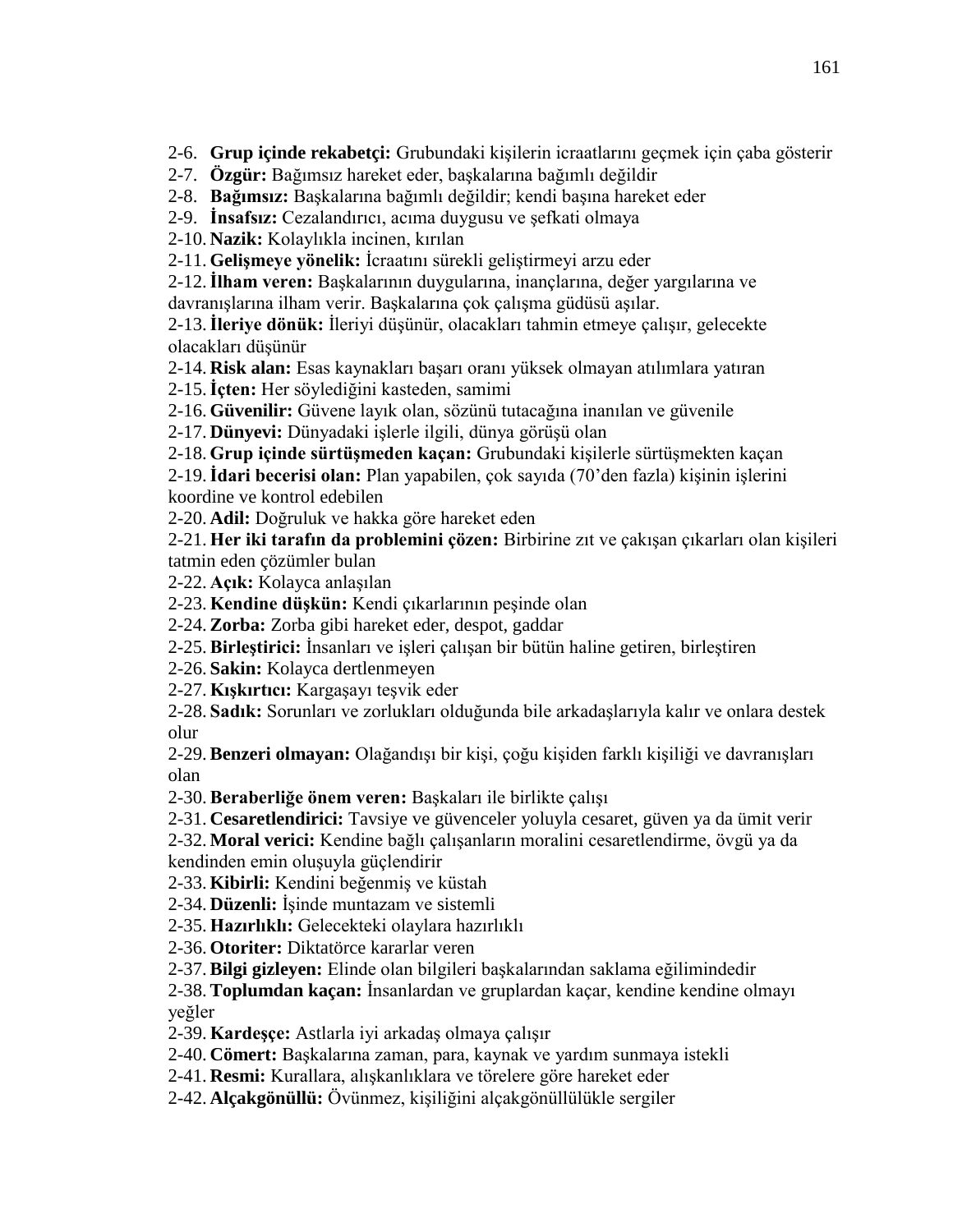2-6. **Grup içinde rekabetçi:** Grubundaki kişilerin icraatlarını geçmek için çaba gösterir
2-7. **Özgür:** Bağımsız hareket eder, başkalarına bağımlı değildir
2-8. **Bağımsız:** Başkalarına bağımlı değildir; kendi başına hareket eder
2-9. **İnsafsız:** Cezalandırıcı, acıma duygusu ve şefkati olmaya
2-10. **Nazik:** Kolaylıkla incinen, kırılan
2-11. **Gelişmeye yönelik:** İcraatını sürekli geliştirmeyi arzu eder
2-12. **İlham veren:** Başkalarının duygularına, inançlarına, değer yargılarına ve davranışlarına ilham verir. Başkalarına çok çalışma güdüsü aşılar.
2-13. **İleriye dönük:** İleriyi düşünür, olacakları tahmin etmeye çalışır, gelecekte olacakları düşünür
2-14. **Risk alan:** Esas kaynakları başarı oranı yüksek olmayan atılımlara yatıran
2-15. **İçten:** Her söylediğini kasteden, samimi
2-16. **Güvenilir:** Güvene layık olan, sözünü tutacağına inanılan ve güvenile
2-17. **Dünyevi:** Dünyadaki işlerle ilgili, dünya görüşü olan
2-18. **Grup içinde sürtüşmeden kaçan:** Grubundaki kişilerle sürtüşmekten kaçan
2-19. **İdari becerisi olan:** Plan yapabilen, çok sayıda (70'den fazla) kişinin işlerini koordine ve kontrol edebilen
2-20. **Adil:** Doğruluk ve hakka göre hareket eden
2-21. **Her iki tarafın da problemini çözen:** Birbirine zıt ve çakışan çıkarları olan kişileri tatmin eden çözümler bulan
2-22. **Açık:** Kolayca anlaşılan
2-23. **Kendine düşkün:** Kendi çıkarlarının peşinde olan
2-24. **Zorba:** Zorba gibi hareket eder, despot, gaddar
2-25. **Birleştirici:** İnsanları ve işleri çalışan bir bütün haline getiren, birleştiren
2-26. **Sakin:** Kolayca dertlenmeyen
2-27. **Kışkırtıcı:** Kargaşayı teşvik eder
2-28. **Sadık:** Sorunları ve zorlukları olduğunda bile arkadaşlarıyla kalır ve onlara destek olur
2-29. **Benzeri olmayan:** Olağandışı bir kişi, çoğu kişiden farklı kişiliği ve davranışları olan
2-30. **Beraberliğe önem veren:** Başkaları ile birlikte çalışı
2-31. **Cesaretlendirici:** Tavsiye ve güvenceler yoluyla cesaret, güven ya da ümit verir
2-32. **Moral verici:** Kendine bağlı çalışanların moralini cesaretlendirme, övgü ya da kendinden emin oluşuyla güçlendirir
2-33. **Kibirli:** Kendini beğenmiş ve küstah
2-34. **Düzenli:** İşinde muntazam ve sistemli
2-35. **Hazırlıklı:** Gelecekteki olaylara hazırlıklı
2-36. **Otoriter:** Diktatörce kararlar veren
2-37. **Bilgi gizleyen:** Elinde olan bilgileri başkalarından saklama eğilimindedir
2-38. **Toplumdan kaçan:** İnsanlardan ve gruplardan kaçar, kendine kendine olmayı yeğler
2-39. **Kardeşçe:** Astlarla iyi arkadaş olmaya çalışır
2-40. **Cömert:** Başkalarına zaman, para, kaynak ve yardım sunmaya istekli
2-41. **Resmi:** Kurallara, alışkanlıklara ve törelere göre hareket eder
2-42. **Alçakgönüllü:** Övünmez, kişiliğini alçakgönüllülükle sergiler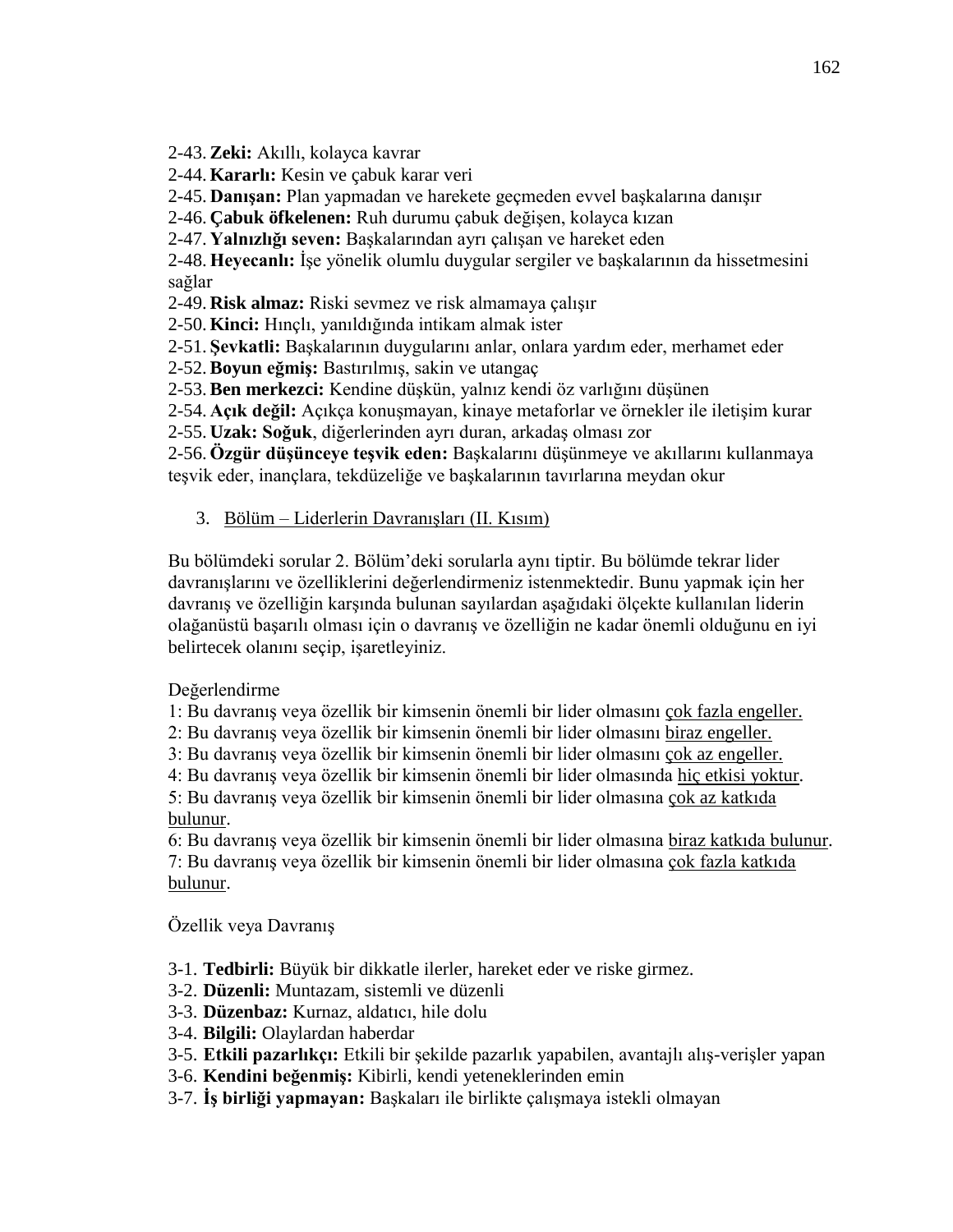2-43. **Zeki:** Akıllı, kolayca kavrar
2-44. **Kararlı:** Kesin ve çabuk karar veri
2-45. **Danışan:** Plan yapmadan ve harekete geçmeden evvel başkalarına danışır
2-46. **Çabuk öfkelenen:** Ruh durumu çabuk değişen, kolayca kızan
2-47. **Yalnızlığı seven:** Başkalarından ayrı çalışan ve hareket eden
2-48. **Heyecanlı:** İşe yönelik olumlu duygular sergiler ve başkalarının da hissetmesini sağlar
2-49. **Risk almaz:** Riski sevmez ve risk almamaya çalışır
2-50. **Kinci:** Hınçlı, yanıldığında intikam almak ister
2-51. **Şevkatli:** Başkalarının duygularını anlar, onlara yardım eder, merhamet eder
2-52. **Boyun eğmiş:** Bastırılmış, sakin ve utangaç
2-53. **Ben merkezci:** Kendine düşkün, yalnız kendi öz varlığını düşünen
2-54. **Açık değil:** Açıkça konuşmayan, kinaye metaforlar ve örnekler ile iletişim kurar
2-55. **Uzak: Soğuk**, diğerlerinden ayrı duran, arkadaş olması zor
2-56. **Özgür düşünceye teşvik eden:** Başkalarını düşünmeye ve akıllarını kullanmaya teşvik eder, inançlara, tekdüzeliğe ve başkalarının tavırlarına meydan okur

3. Bölüm – Liderlerin Davranışları (II. Kısım)

Bu bölümdeki sorular 2. Bölüm'deki sorularla aynı tiptir. Bu bölümde tekrar lider davranışlarını ve özelliklerini değerlendirmeniz istenmektedir. Bunu yapmak için her davranış ve özelliğin karşında bulunan sayılardan aşağıdaki ölçekte kullanılan liderin olağanüstü başarılı olması için o davranış ve özelliğin ne kadar önemli olduğunu en iyi belirtecek olanını seçip, işaretleyiniz.

Değerlendirme

1: Bu davranış veya özellik bir kimsenin önemli bir lider olmasını çok fazla engeller.
2: Bu davranış veya özellik bir kimsenin önemli bir lider olmasını biraz engeller.
3: Bu davranış veya özellik bir kimsenin önemli bir lider olmasını çok az engeller.
4: Bu davranış veya özellik bir kimsenin önemli bir lider olmasında hiç etkisi yoktur.
5: Bu davranış veya özellik bir kimsenin önemli bir lider olmasına çok az katkıda bulunur.
6: Bu davranış veya özellik bir kimsenin önemli bir lider olmasına biraz katkıda bulunur.
7: Bu davranış veya özellik bir kimsenin önemli bir lider olmasına çok fazla katkıda bulunur.

Özellik veya Davranış

3-1. **Tedbirli:** Büyük bir dikkatle ilerler, hareket eder ve riske girmez.
3-2. **Düzenli:** Muntazam, sistemli ve düzenli
3-3. **Düzenbaz:** Kurnaz, aldatıcı, hile dolu
3-4. **Bilgili:** Olaylardan haberdar
3-5. **Etkili pazarlıkçı:** Etkili bir şekilde pazarlık yapabilen, avantajlı alış-verişler yapan
3-6. **Kendini beğenmiş:** Kibirli, kendi yeteneklerinden emin
3-7. **İş birliği yapmayan:** Başkaları ile birlikte çalışmaya istekli olmayan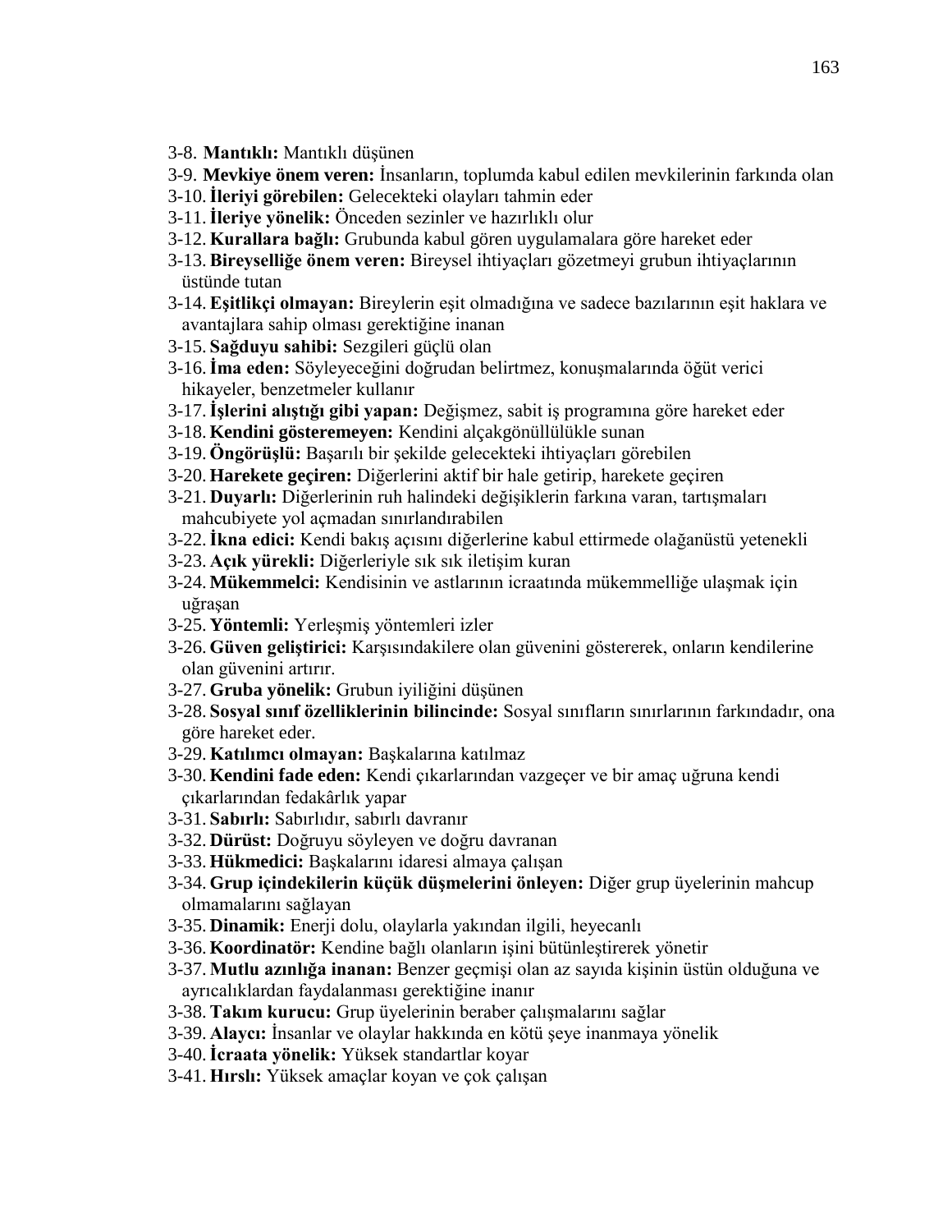3-8. **Mantıklı:** Mantıklı düşünen
3-9. **Mevkiye önem veren:** İnsanların, toplumda kabul edilen mevkilerinin farkında olan
3-10. **İleriyi görebilen:** Gelecekteki olayları tahmin eder
3-11. **İleriye yönelik:** Önceden sezinler ve hazırlıklı olur
3-12. **Kurallara bağlı:** Grubunda kabul gören uygulamalara göre hareket eder
3-13. **Bireyselliğe önem veren:** Bireysel ihtiyaçları gözetmeyi grubun ihtiyaçlarının üstünde tutan
3-14. **Eşitlikçi olmayan:** Bireylerin eşit olmadığına ve sadece bazılarının eşit haklara ve avantajlara sahip olması gerektiğine inanan
3-15. **Sağduyu sahibi:** Sezgileri güçlü olan
3-16. **İma eden:** Söyleyeceğini doğrudan belirtmez, konuşmalarında öğüt verici hikayeler, benzetmeler kullanır
3-17. **İşlerini alıştığı gibi yapan:** Değişmez, sabit iş programına göre hareket eder
3-18. **Kendini gösteremeyen:** Kendini alçakgönüllülükle sunan
3-19. **Öngörüşlü:** Başarılı bir şekilde gelecekteki ihtiyaçları görebilen
3-20. **Harekete geçiren:** Diğerlerini aktif bir hale getirip, harekete geçiren
3-21. **Duyarlı:** Diğerlerinin ruh halindeki değişiklerin farkına varan, tartışmaları mahcubiyete yol açmadan sınırlandırabilen
3-22. **İkna edici:** Kendi bakış açısını diğerlerine kabul ettirmede olağanüstü yetenekli
3-23. **Açık yürekli:** Diğerleriyle sık sık iletişim kuran
3-24. **Mükemmelci:** Kendisinin ve astlarının icraatında mükemmelliğe ulaşmak için uğraşan
3-25. **Yöntemli:** Yerleşmiş yöntemleri izler
3-26. **Güven geliştirici:** Karşısındakilere olan güvenini göstererek, onların kendilerine olan güvenini artırır.
3-27. **Gruba yönelik:** Grubun iyiliğini düşünen
3-28. **Sosyal sınıf özelliklerinin bilincinde:** Sosyal sınıfların sınırlarının farkındadır, ona göre hareket eder.
3-29. **Katılımcı olmayan:** Başkalarına katılmaz
3-30. **Kendini fade eden:** Kendi çıkarlarından vazgeçer ve bir amaç uğruna kendi çıkarlarından fedakârlık yapar
3-31. **Sabırlı:** Sabırlıdır, sabırlı davranır
3-32. **Dürüst:** Doğruyu söyleyen ve doğru davranan
3-33. **Hükmedici:** Başkalarını idaresi almaya çalışan
3-34. **Grup içindekilerin küçük düşmelerini önleyen:** Diğer grup üyelerinin mahcup olmamalarını sağlayan
3-35. **Dinamik:** Enerji dolu, olaylarla yakından ilgili, heyecanlı
3-36. **Koordinatör:** Kendine bağlı olanların işini bütünleştirerek yönetir
3-37. **Mutlu azınlığa inanan:** Benzer geçmişi olan az sayıda kişinin üstün olduğuna ve ayrıcalıklardan faydalanması gerektiğine inanır
3-38. **Takım kurucu:** Grup üyelerinin beraber çalışmalarını sağlar
3-39. **Alaycı:** İnsanlar ve olaylar hakkında en kötü şeye inanmaya yönelik
3-40. **İcraata yönelik:** Yüksek standartlar koyar
3-41. **Hırslı:** Yüksek amaçlar koyan ve çok çalışan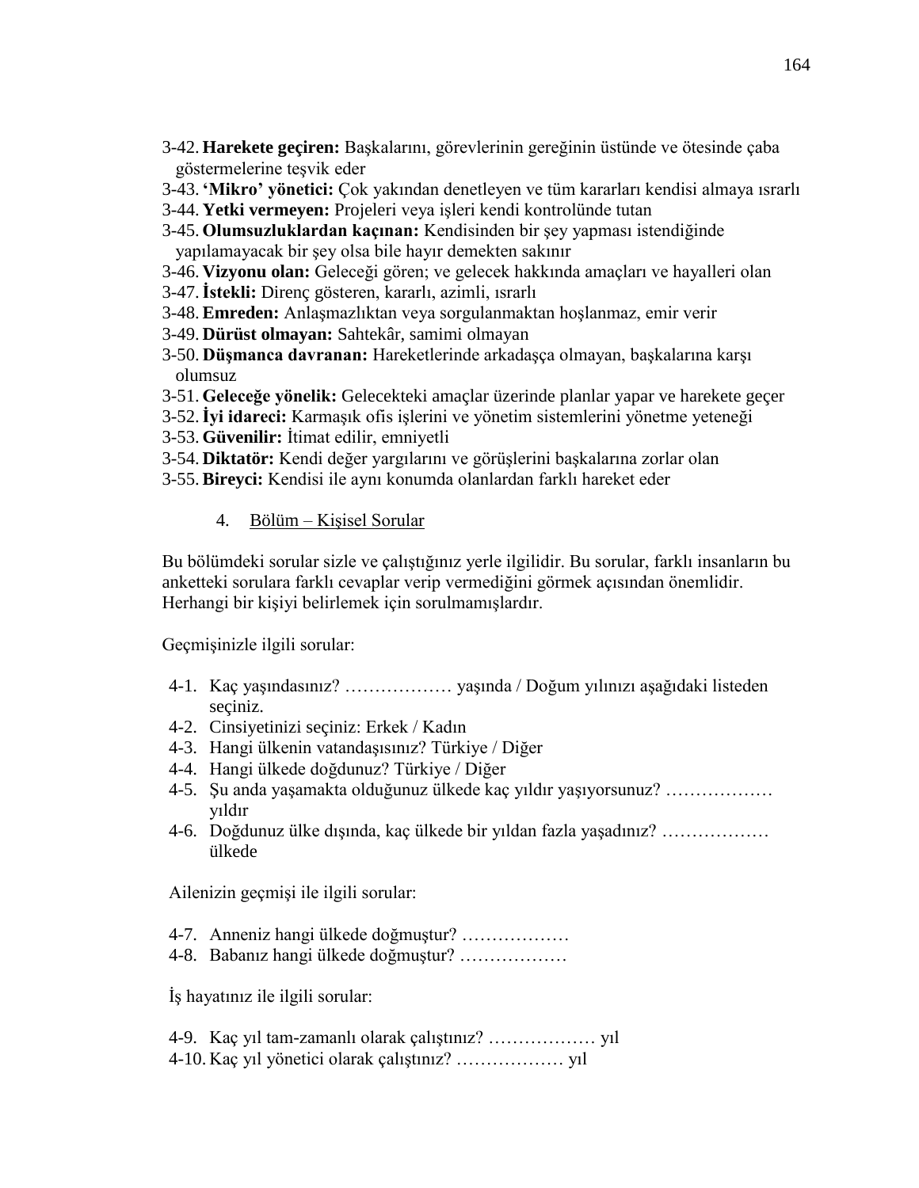3-42. **Harekete geçiren:** Başkalarını, görevlerinin gereğinin üstünde ve ötesinde çaba göstermelerine teşvik eder
3-43. **'Mikro' yönetici:** Çok yakından denetleyen ve tüm kararları kendisi almaya ısrarlı
3-44. **Yetki vermeyen:** Projeleri veya işleri kendi kontrolünde tutan
3-45. **Olumsuzluklardan kaçınan:** Kendisinden bir şey yapması istendiğinde yapılamayacak bir şey olsa bile hayır demekten sakınır
3-46. **Vizyonu olan:** Geleceği gören; ve gelecek hakkında amaçları ve hayalleri olan
3-47. **İstekli:** Direnç gösteren, kararlı, azimli, ısrarlı
3-48. **Emreden:** Anlaşmazlıktan veya sorgulanmaktan hoşlanmaz, emir verir
3-49. **Dürüst olmayan:** Sahtekâr, samimi olmayan
3-50. **Düşmanca davranan:** Hareketlerinde arkadaşça olmayan, başkalarına karşı olumsuz
3-51. **Geleceğe yönelik:** Gelecekteki amaçlar üzerinde planlar yapar ve harekete geçer
3-52. **İyi idareci:** Karmaşık ofis işlerini ve yönetim sistemlerini yönetme yeteneği
3-53. **Güvenilir:** İtimat edilir, emniyetli
3-54. **Diktatör:** Kendi değer yargılarını ve görüşlerini başkalarına zorlar olan
3-55. **Bireyci:** Kendisi ile aynı konumda olanlardan farklı hareket eder

4. Bölüm – Kişisel Sorular

Bu bölümdeki sorular sizle ve çalıştığınız yerle ilgilidir. Bu sorular, farklı insanların bu anketteki sorulara farklı cevaplar verip vermediğini görmek açısından önemlidir. Herhangi bir kişiyi belirlemek için sorulmamışlardır.

Geçmişinizle ilgili sorular:

4-1. Kaç yaşındasınız? ……………… yaşında / Doğum yılınızı aşağıdaki listeden seçiniz.
4-2. Cinsiyetinizi seçiniz: Erkek / Kadın
4-3. Hangi ülkenin vatandaşısınız? Türkiye / Diğer
4-4. Hangi ülkede doğdunuz? Türkiye / Diğer
4-5. Şu anda yaşamakta olduğunuz ülkede kaç yıldır yaşıyorsunuz? ……………… yıldır
4-6. Doğdunuz ülke dışında, kaç ülkede bir yıldan fazla yaşadınız? ……………… ülkede

Ailenizin geçmişi ile ilgili sorular:

4-7. Anneniz hangi ülkede doğmuştur? ………………
4-8. Babanız hangi ülkede doğmuştur? ………………

İş hayatınız ile ilgili sorular:

4-9. Kaç yıl tam-zamanlı olarak çalıştınız? ……………… yıl
4-10. Kaç yıl yönetici olarak çalıştınız? ……………… yıl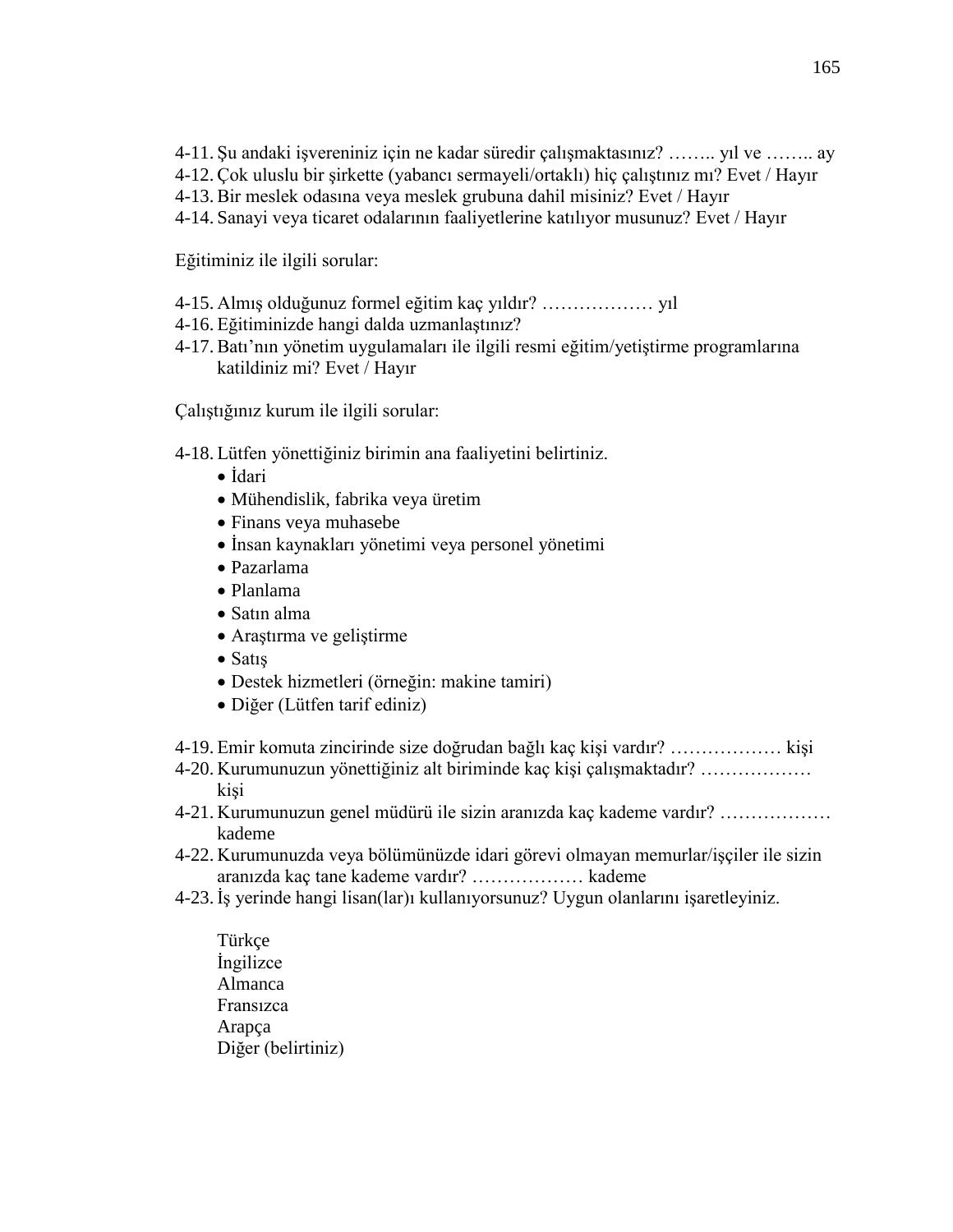4-11. Şu andaki işvereniniz için ne kadar süredir çalışmaktasınız? …….. yıl ve …….. ay
4-12. Çok uluslu bir şirkette (yabancı sermayeli/ortaklı) hiç çalıştınız mı? Evet / Hayır
4-13. Bir meslek odasına veya meslek grubuna dahil misiniz? Evet / Hayır
4-14. Sanayi veya ticaret odalarının faaliyetlerine katılıyor musunuz? Evet / Hayır

Eğitiminiz ile ilgili sorular:

4-15. Almış olduğunuz formel eğitim kaç yıldır? ……………… yıl
4-16. Eğitiminizde hangi dalda uzmanlaştınız?
4-17. Batı'nın yönetim uygulamaları ile ilgili resmi eğitim/yetiştirme programlarına katildiniz mi? Evet / Hayır

Çalıştığınız kurum ile ilgili sorular:

4-18. Lütfen yönettiğiniz birimin ana faaliyetini belirtiniz.
- İdari
- Mühendislik, fabrika veya üretim
- Finans veya muhasebe
- İnsan kaynakları yönetimi veya personel yönetimi
- Pazarlama
- Planlama
- Satın alma
- Araştırma ve geliştirme
- Satış
- Destek hizmetleri (örneğin: makine tamiri)
- Diğer (Lütfen tarif ediniz)

4-19. Emir komuta zincirinde size doğrudan bağlı kaç kişi vardır? ……………… kişi
4-20. Kurumunuzun yönettiğiniz alt biriminde kaç kişi çalışmaktadır? ……………… kişi
4-21. Kurumunuzun genel müdürü ile sizin aranızda kaç kademe vardır? ……………… kademe
4-22. Kurumunuzda veya bölümünüzde idari görevi olmayan memurlar/işçiler ile sizin aranızda kaç tane kademe vardır? ……………… kademe
4-23. İş yerinde hangi lisan(lar)ı kullanıyorsunuz? Uygun olanlarını işaretleyiniz.

Türkçe
İngilizce
Almanca
Fransızca
Arapça
Diğer (belirtiniz)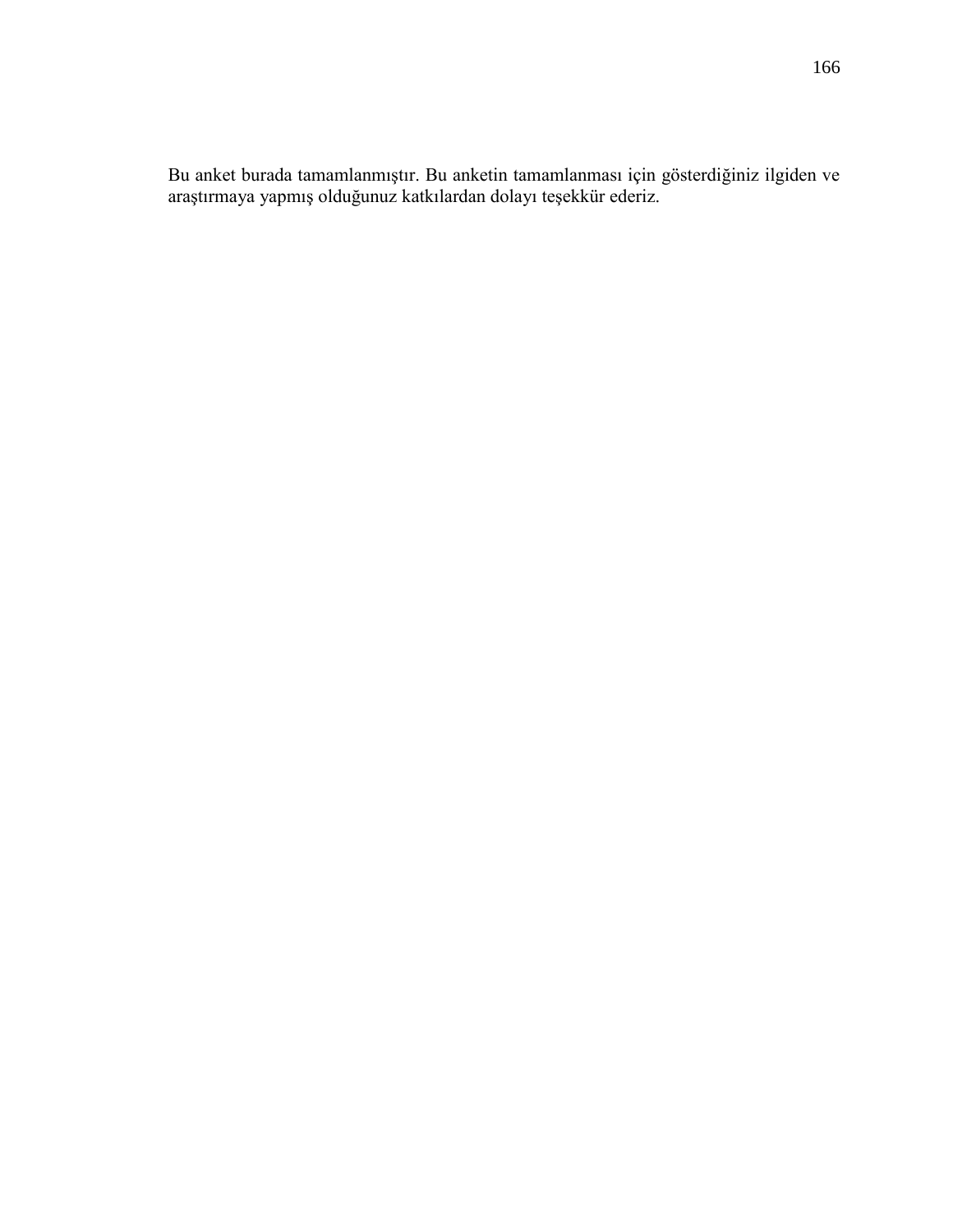Bu anket burada tamamlanmıştır. Bu anketin tamamlanması için gösterdiğiniz ilgiden ve araştırmaya yapmış olduğunuz katkılardan dolayı teşekkür ederiz.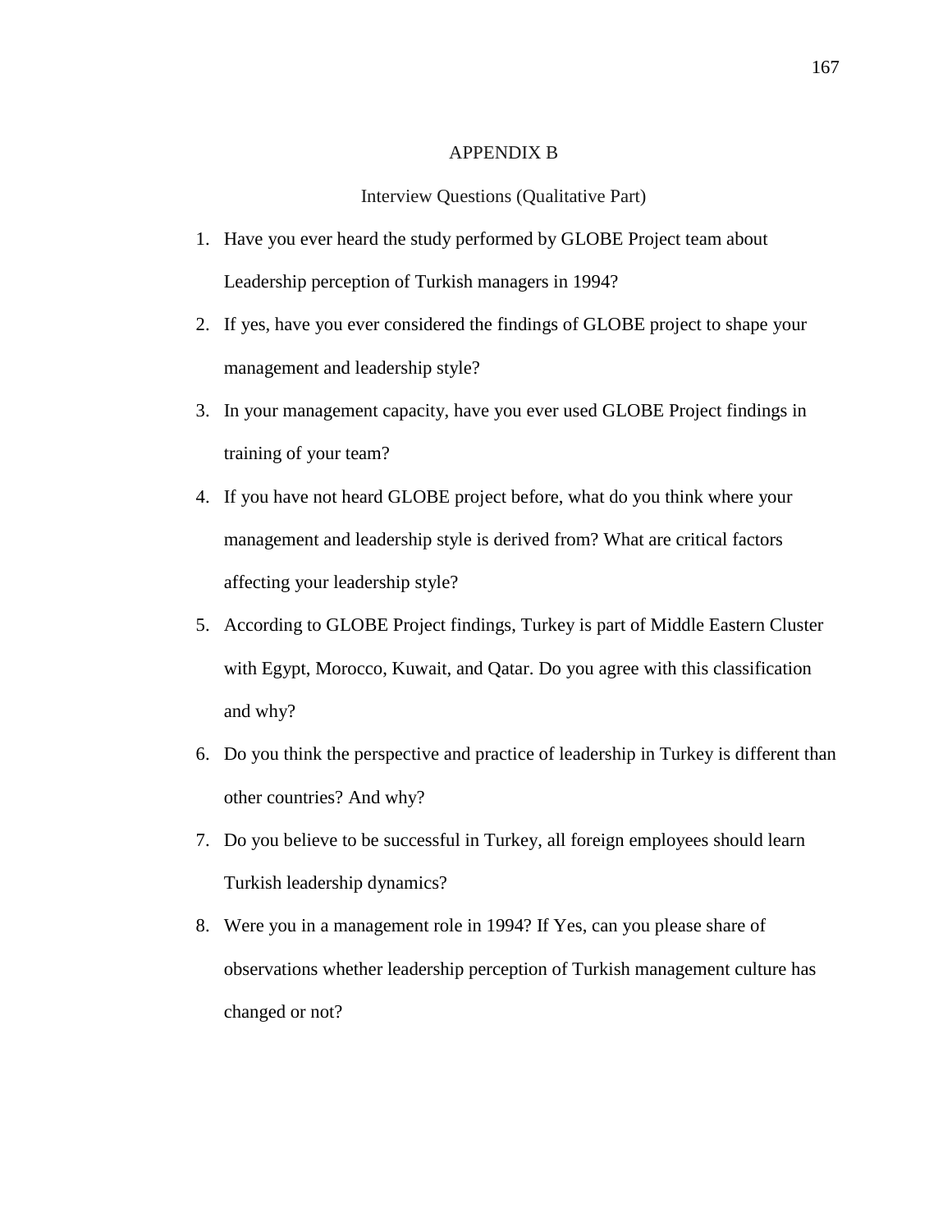# APPENDIX B

## Interview Questions (Qualitative Part)

1. Have you ever heard the study performed by GLOBE Project team about Leadership perception of Turkish managers in 1994?
2. If yes, have you ever considered the findings of GLOBE project to shape your management and leadership style?
3. In your management capacity, have you ever used GLOBE Project findings in training of your team?
4. If you have not heard GLOBE project before, what do you think where your management and leadership style is derived from? What are critical factors affecting your leadership style?
5. According to GLOBE Project findings, Turkey is part of Middle Eastern Cluster with Egypt, Morocco, Kuwait, and Qatar. Do you agree with this classification and why?
6. Do you think the perspective and practice of leadership in Turkey is different than other countries? And why?
7. Do you believe to be successful in Turkey, all foreign employees should learn Turkish leadership dynamics?
8. Were you in a management role in 1994? If Yes, can you please share of observations whether leadership perception of Turkish management culture has changed or not?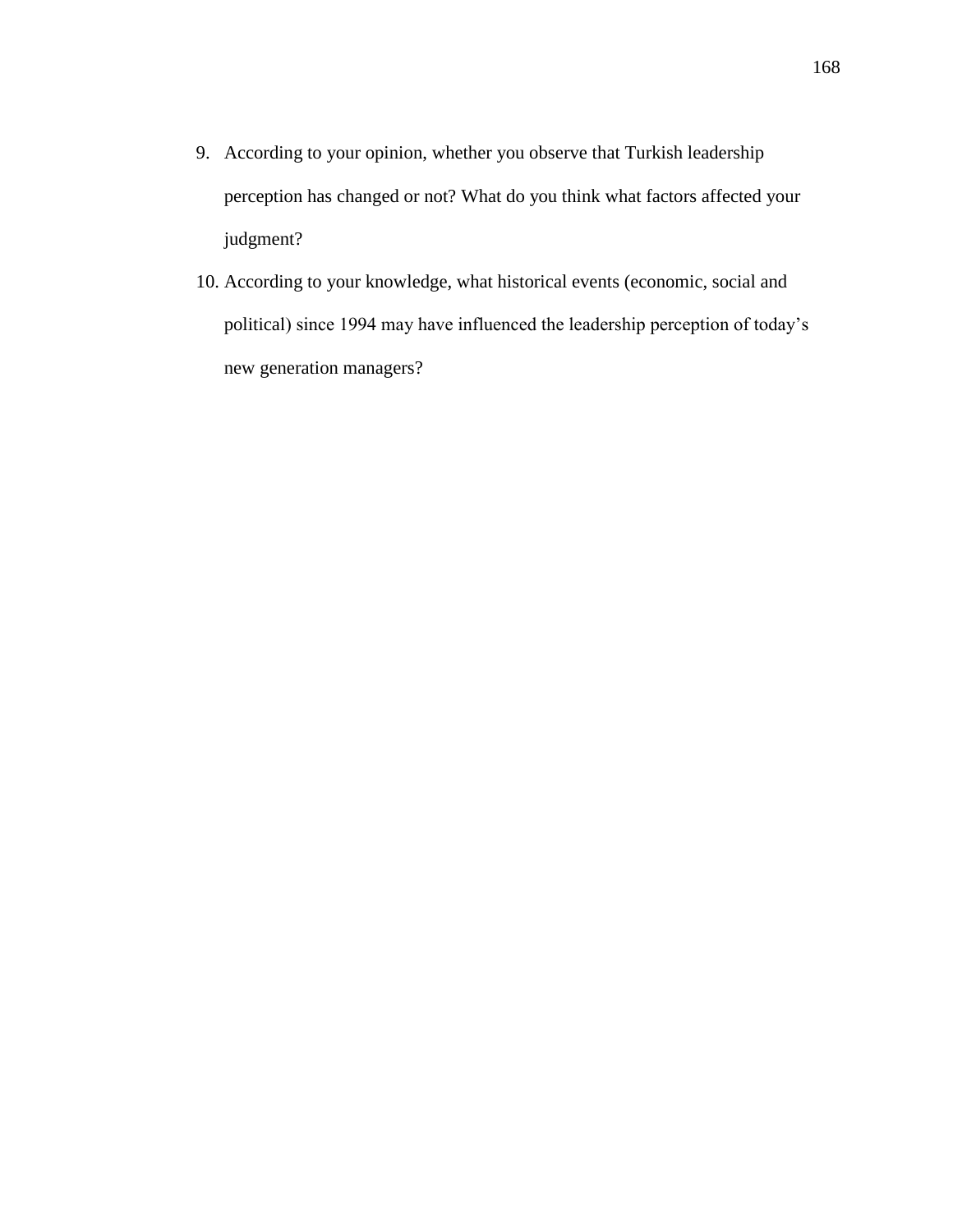9. According to your opinion, whether you observe that Turkish leadership perception has changed or not? What do you think what factors affected your judgment?
10. According to your knowledge, what historical events (economic, social and political) since 1994 may have influenced the leadership perception of today's new generation managers?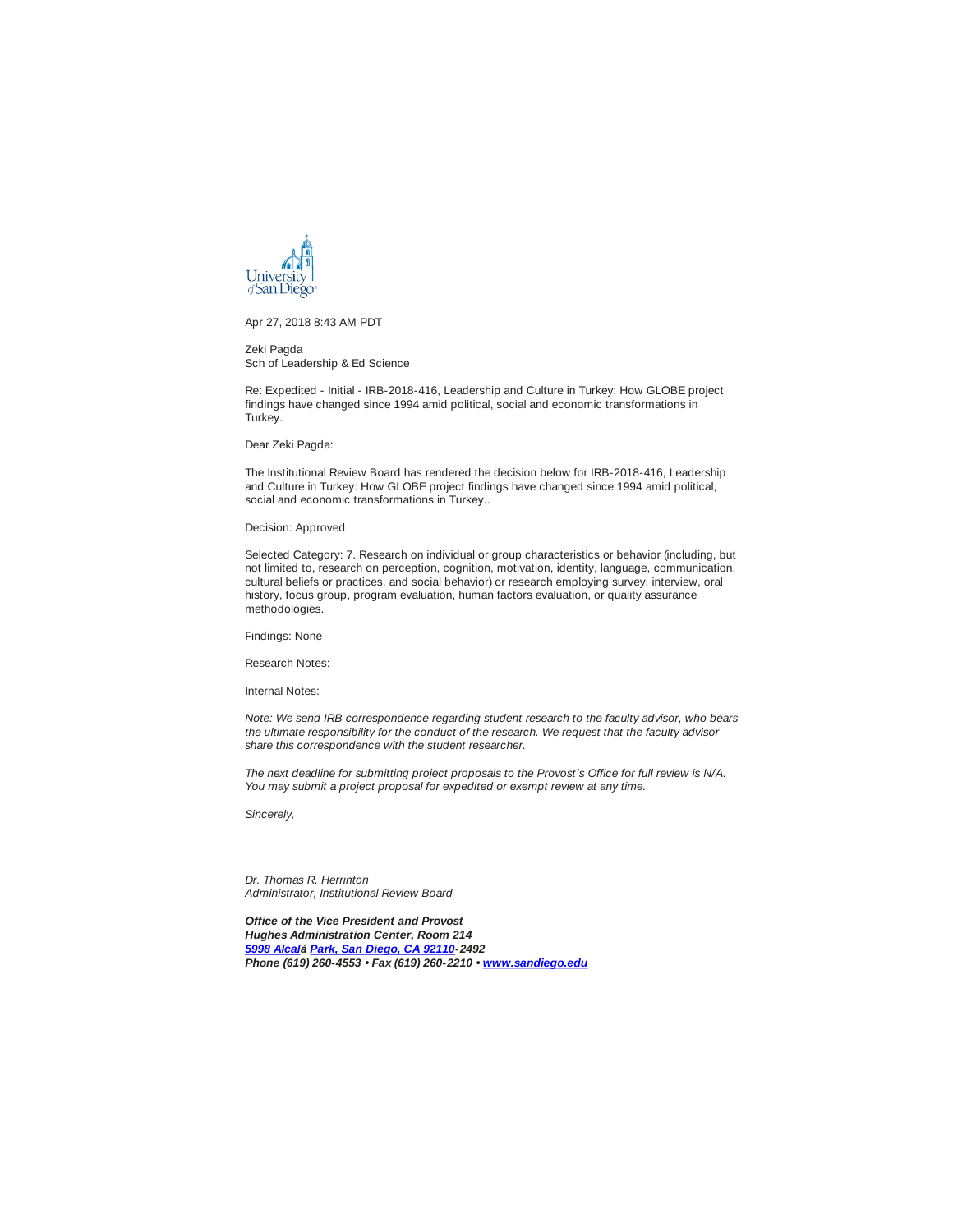Apr 27, 2018 8:43 AM PDT

Zeki Pagda
Sch of Leadership & Ed Science

Re: Expedited - Initial - IRB-2018-416, Leadership and Culture in Turkey: How GLOBE project findings have changed since 1994 amid political, social and economic transformations in Turkey.

Dear Zeki Pagda:

The Institutional Review Board has rendered the decision below for IRB-2018-416, Leadership and Culture in Turkey: How GLOBE project findings have changed since 1994 amid political, social and economic transformations in Turkey..

Decision: Approved

Selected Category: 7. Research on individual or group characteristics or behavior (including, but not limited to, research on perception, cognition, motivation, identity, language, communication, cultural beliefs or practices, and social behavior) or research employing survey, interview, oral history, focus group, program evaluation, human factors evaluation, or quality assurance methodologies.

Findings: None

Research Notes:

Internal Notes:

*Note: We send IRB correspondence regarding student research to the faculty advisor, who bears the ultimate responsibility for the conduct of the research. We request that the faculty advisor share this correspondence with the student researcher.*

*The next deadline for submitting project proposals to the Provost's Office for full review is N/A. You may submit a project proposal for expedited or exempt review at any time.*

*Sincerely,*

*Dr. Thomas R. Herrinton*
*Administrator, Institutional Review Board*

***Office of the Vice President and Provost***
***Hughes Administration Center, Room 214***
***5998 Alcalá Park, San Diego, CA 92110-2492***
***Phone (619) 260-4553 • Fax (619) 260-2210 • www.sandiego.edu***